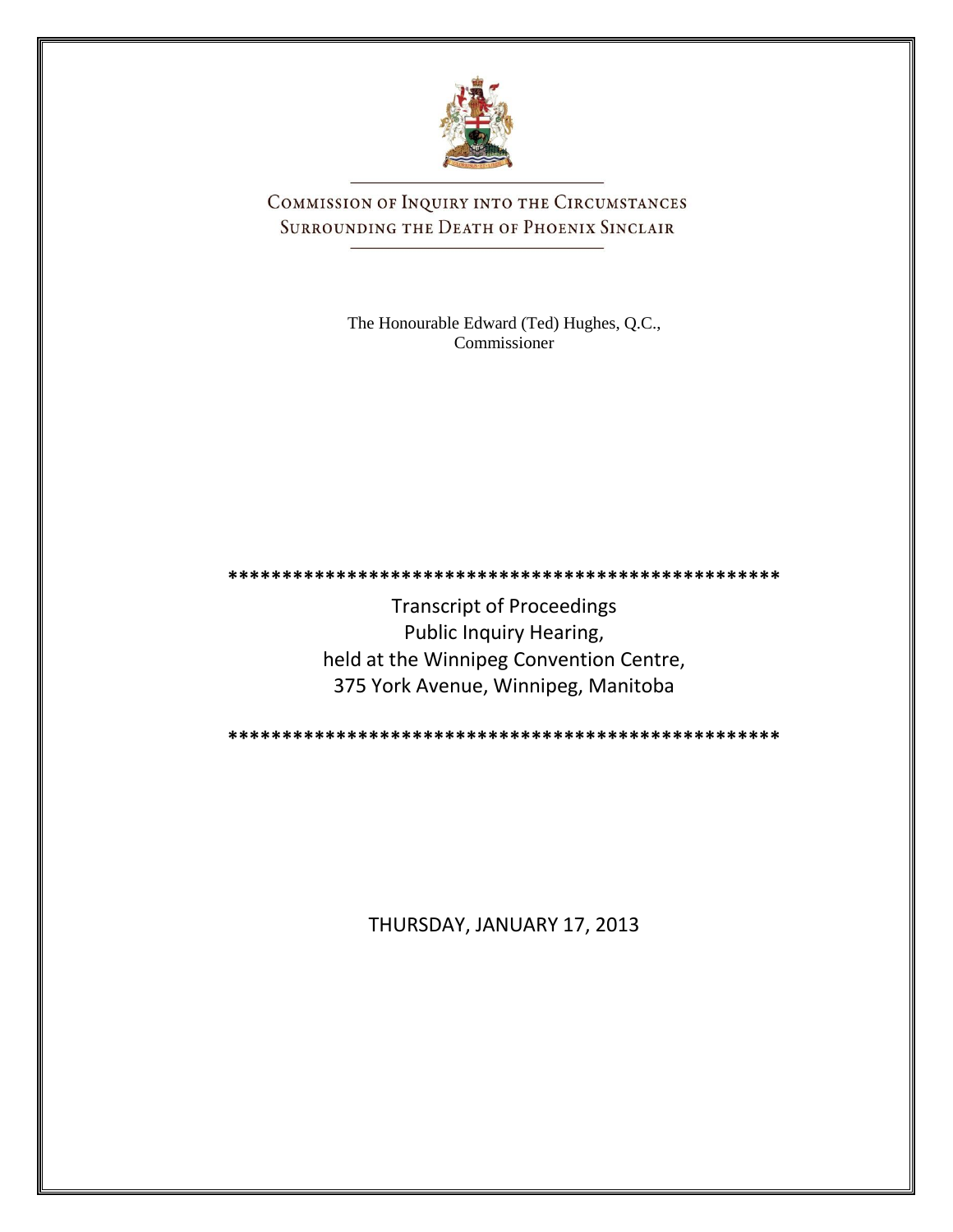# COMMISSION OF INQUIRY INTO THE CIRCUMSTANCES SURROUNDING THE DEATH OF PHOENIX SINCLAIR

The Honourable Edward (Ted) Hughes, Q.C.,
Commissioner

**************************************************

Transcript of Proceedings
Public Inquiry Hearing,
held at the Winnipeg Convention Centre,
375 York Avenue, Winnipeg, Manitoba

**************************************************

THURSDAY, JANUARY 17, 2013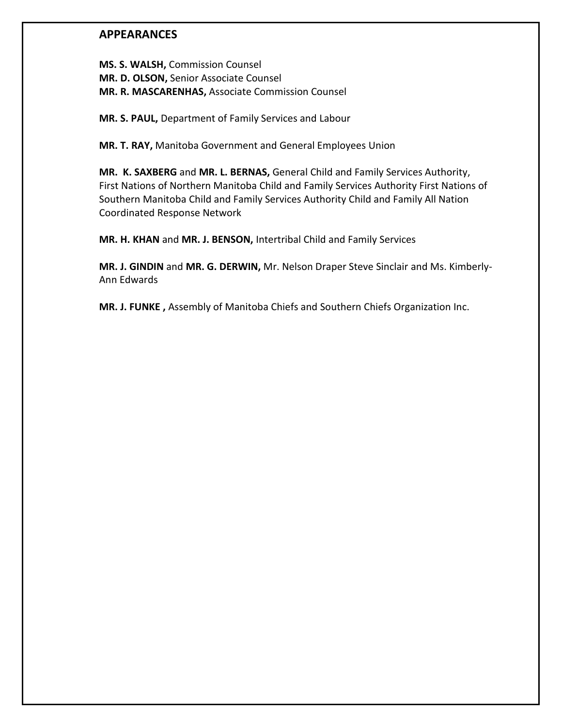## APPEARANCES

**MS. S. WALSH,** Commission Counsel
**MR. D. OLSON,** Senior Associate Counsel
**MR. R. MASCARENHAS,** Associate Commission Counsel

**MR. S. PAUL,** Department of Family Services and Labour

**MR. T. RAY,** Manitoba Government and General Employees Union

**MR. K. SAXBERG** and **MR. L. BERNAS,** General Child and Family Services Authority, First Nations of Northern Manitoba Child and Family Services Authority First Nations of Southern Manitoba Child and Family Services Authority Child and Family All Nation Coordinated Response Network

**MR. H. KHAN** and **MR. J. BENSON,** Intertribal Child and Family Services

**MR. J. GINDIN** and **MR. G. DERWIN,** Mr. Nelson Draper Steve Sinclair and Ms. Kimberly-Ann Edwards

**MR. J. FUNKE ,** Assembly of Manitoba Chiefs and Southern Chiefs Organization Inc.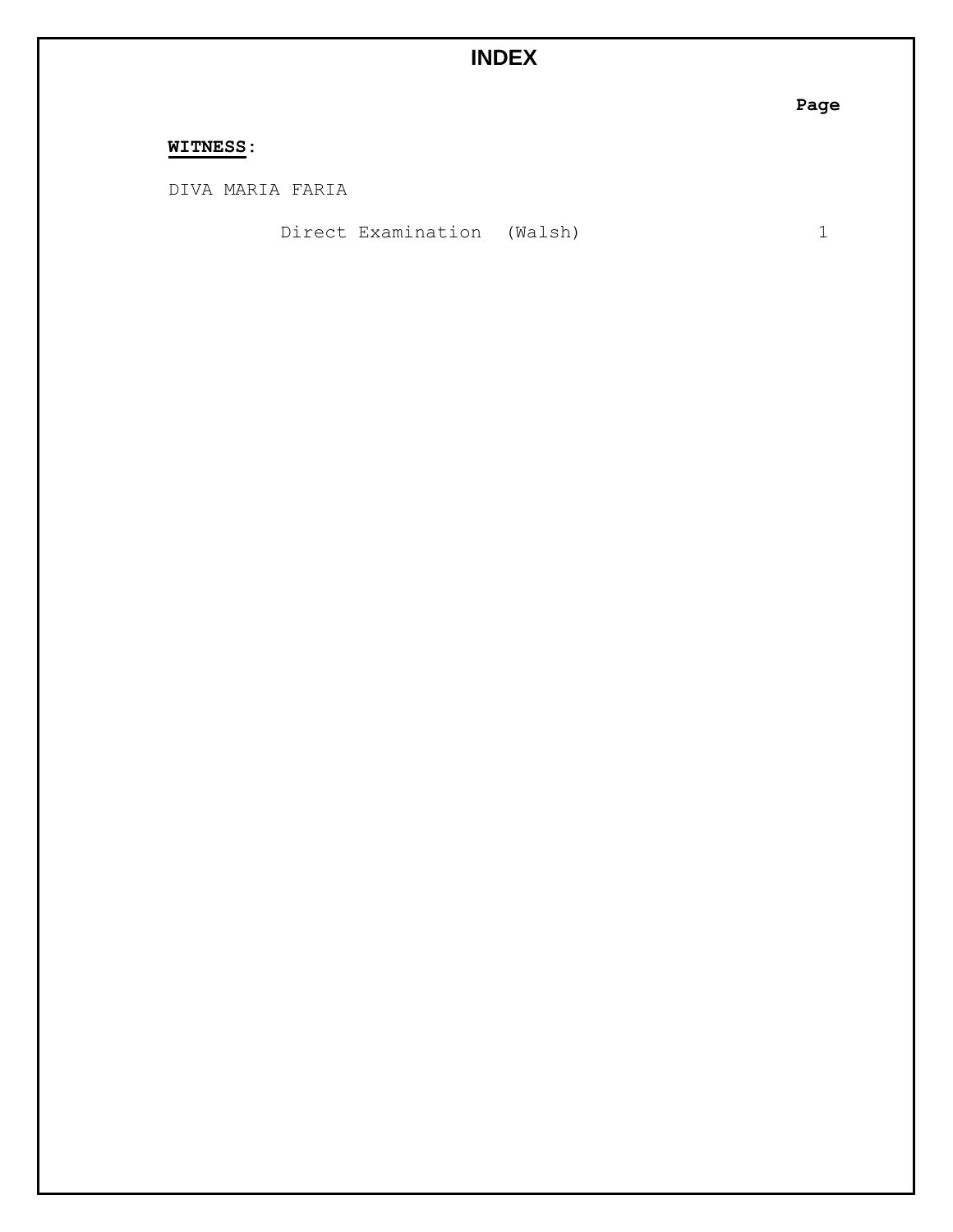# INDEX

| | Page |
|---|---|
| **WITNESS**: | |
| DIVA MARIA FARIA | |
| Direct Examination (Walsh) | 1 |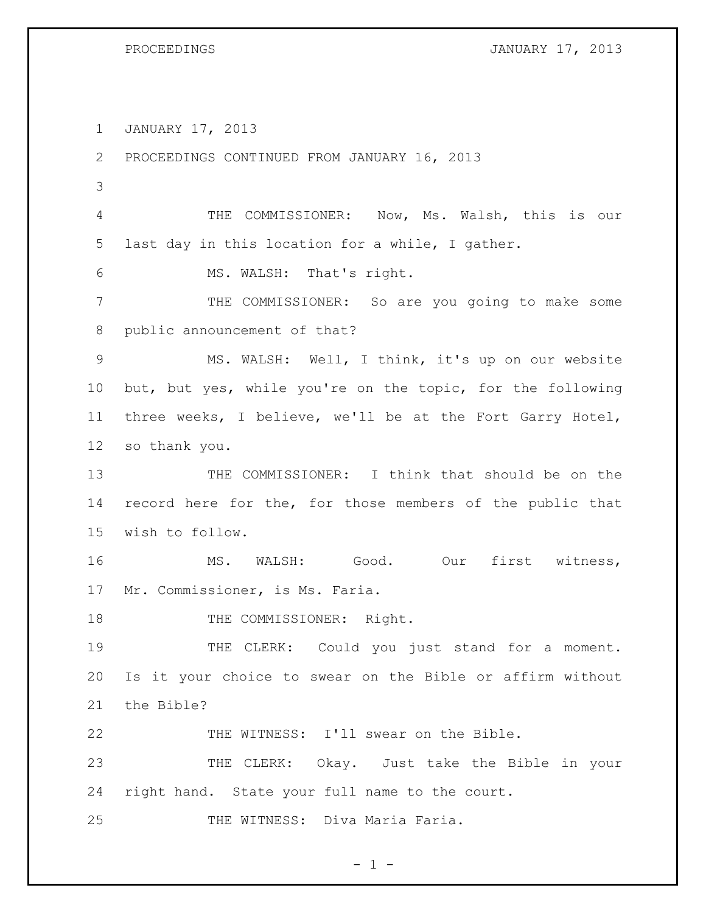JANUARY 17, 2013

PROCEEDINGS CONTINUED FROM JANUARY 16, 2013

THE COMMISSIONER: Now, Ms. Walsh, this is our last day in this location for a while, I gather.

MS. WALSH: That's right.

THE COMMISSIONER: So are you going to make some public announcement of that?

MS. WALSH: Well, I think, it's up on our website but, but yes, while you're on the topic, for the following three weeks, I believe, we'll be at the Fort Garry Hotel, so thank you.

THE COMMISSIONER: I think that should be on the record here for the, for those members of the public that wish to follow.

MS. WALSH: Good. Our first witness, Mr. Commissioner, is Ms. Faria.

THE COMMISSIONER: Right.

THE CLERK: Could you just stand for a moment. Is it your choice to swear on the Bible or affirm without the Bible?

THE WITNESS: I'll swear on the Bible.

THE CLERK: Okay. Just take the Bible in your right hand. State your full name to the court.

THE WITNESS: Diva Maria Faria.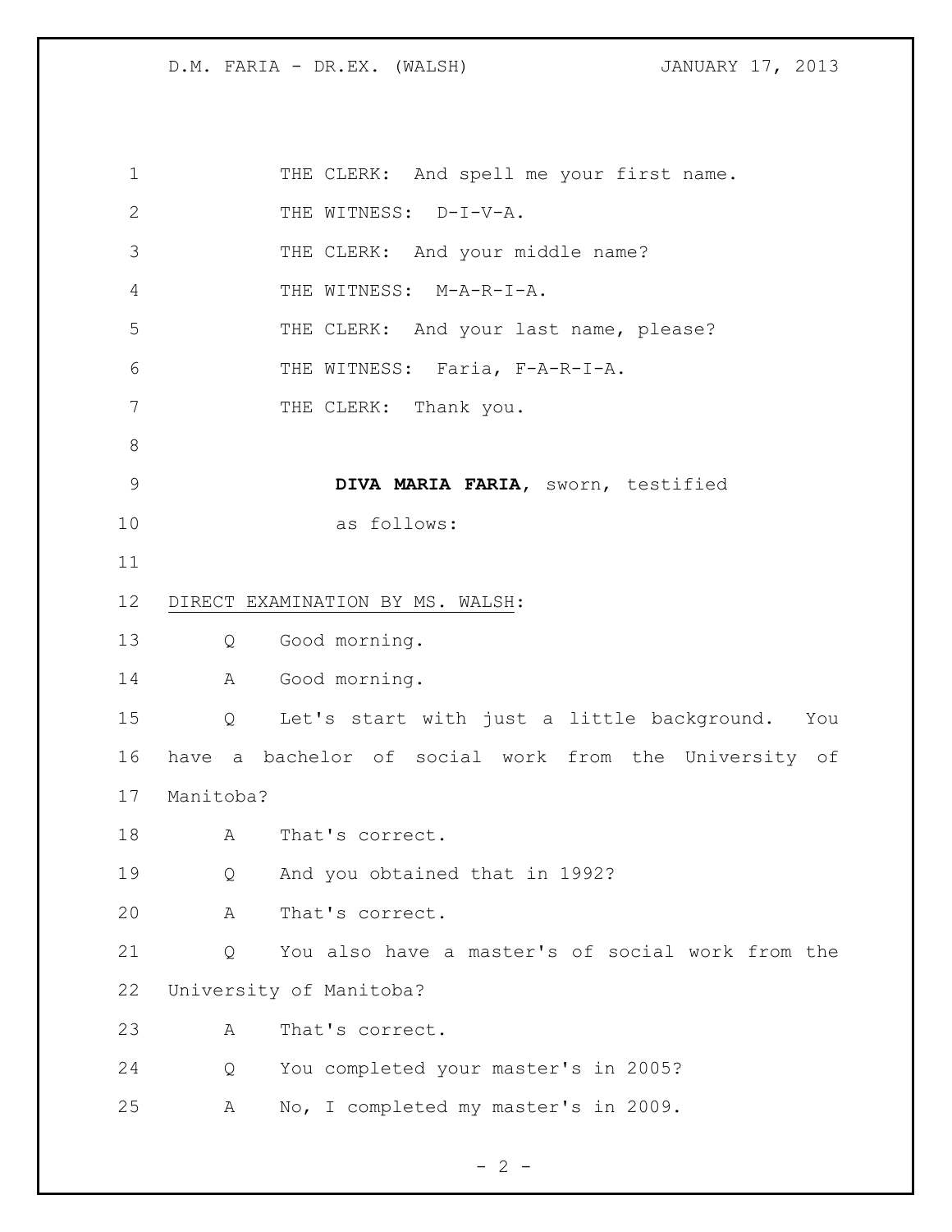THE CLERK: And spell me your first name.

THE WITNESS: D-I-V-A.

THE CLERK: And your middle name?

THE WITNESS: M-A-R-I-A.

THE CLERK: And your last name, please?

THE WITNESS: Faria, F-A-R-I-A.

THE CLERK: Thank you.

**DIVA MARIA FARIA**, sworn, testified as follows:

DIRECT EXAMINATION BY MS. WALSH:

Q Good morning.

A Good morning.

Q Let's start with just a little background. You have a bachelor of social work from the University of Manitoba?

A That's correct.

Q And you obtained that in 1992?

A That's correct.

Q You also have a master's of social work from the University of Manitoba?

A That's correct.

Q You completed your master's in 2005?

A No, I completed my master's in 2009.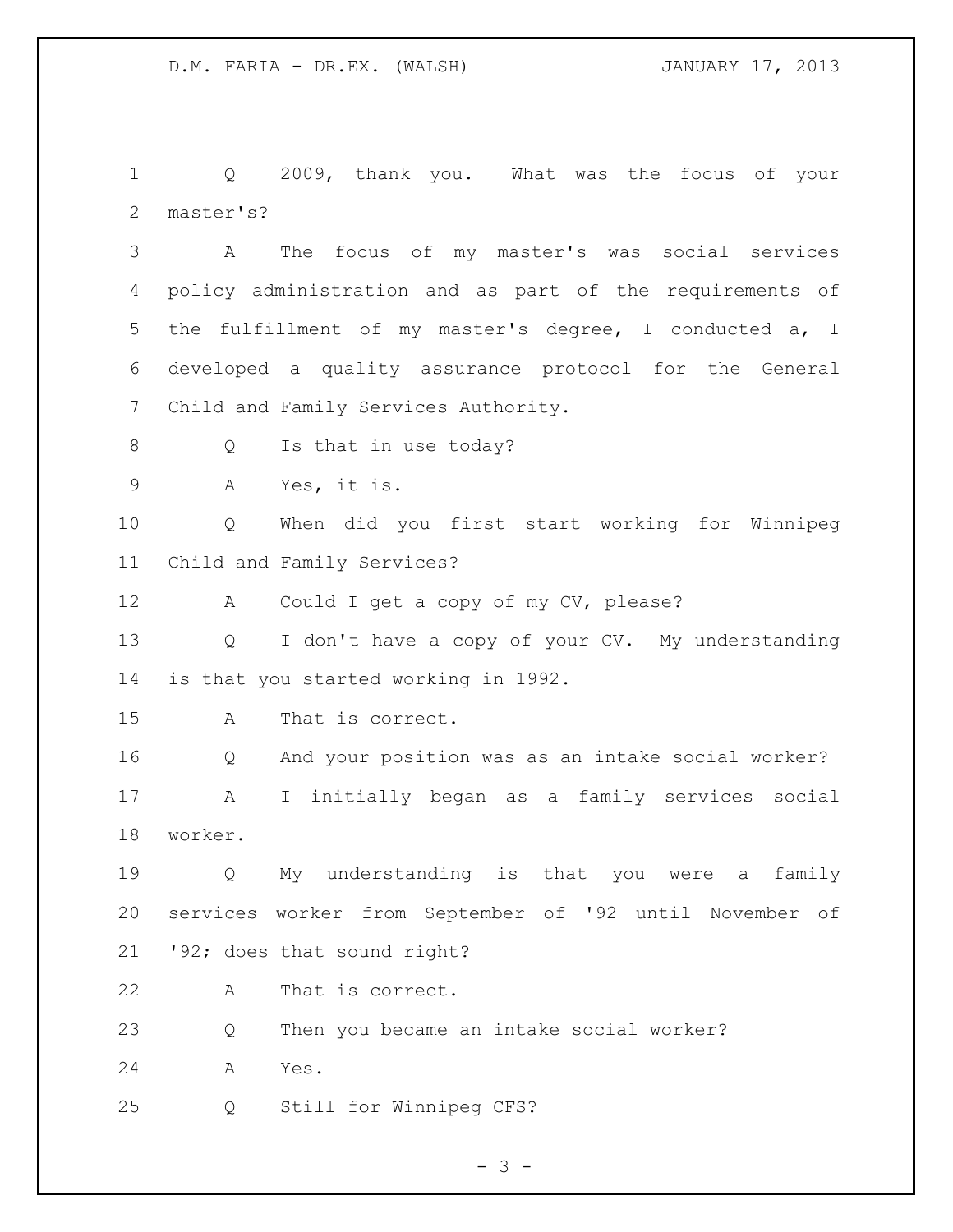Q 2009, thank you. What was the focus of your master's?

A The focus of my master's was social services policy administration and as part of the requirements of the fulfillment of my master's degree, I conducted a, I developed a quality assurance protocol for the General Child and Family Services Authority.

Q Is that in use today?

A Yes, it is.

Q When did you first start working for Winnipeg Child and Family Services?

A Could I get a copy of my CV, please?

Q I don't have a copy of your CV. My understanding is that you started working in 1992.

A That is correct.

Q And your position was as an intake social worker?

A I initially began as a family services social worker.

Q My understanding is that you were a family services worker from September of '92 until November of '92; does that sound right?

A That is correct.

Q Then you became an intake social worker?

A Yes.

Q Still for Winnipeg CFS?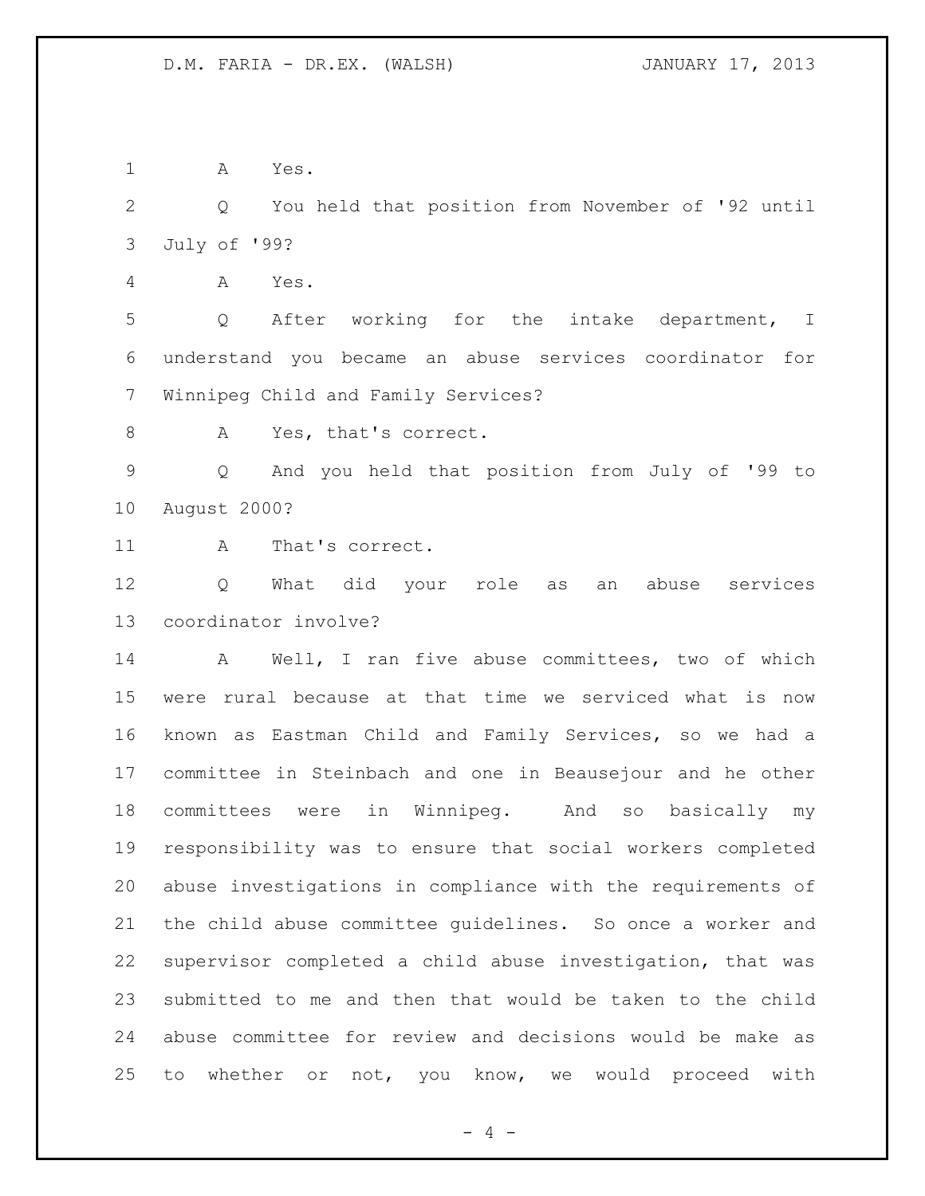A Yes.

Q You held that position from November of '92 until July of '99?

A Yes.

Q After working for the intake department, I understand you became an abuse services coordinator for Winnipeg Child and Family Services?

A Yes, that's correct.

Q And you held that position from July of '99 to August 2000?

A That's correct.

Q What did your role as an abuse services coordinator involve?

A Well, I ran five abuse committees, two of which were rural because at that time we serviced what is now known as Eastman Child and Family Services, so we had a committee in Steinbach and one in Beausejour and he other committees were in Winnipeg. And so basically my responsibility was to ensure that social workers completed abuse investigations in compliance with the requirements of the child abuse committee guidelines. So once a worker and supervisor completed a child abuse investigation, that was submitted to me and then that would be taken to the child abuse committee for review and decisions would be make as to whether or not, you know, we would proceed with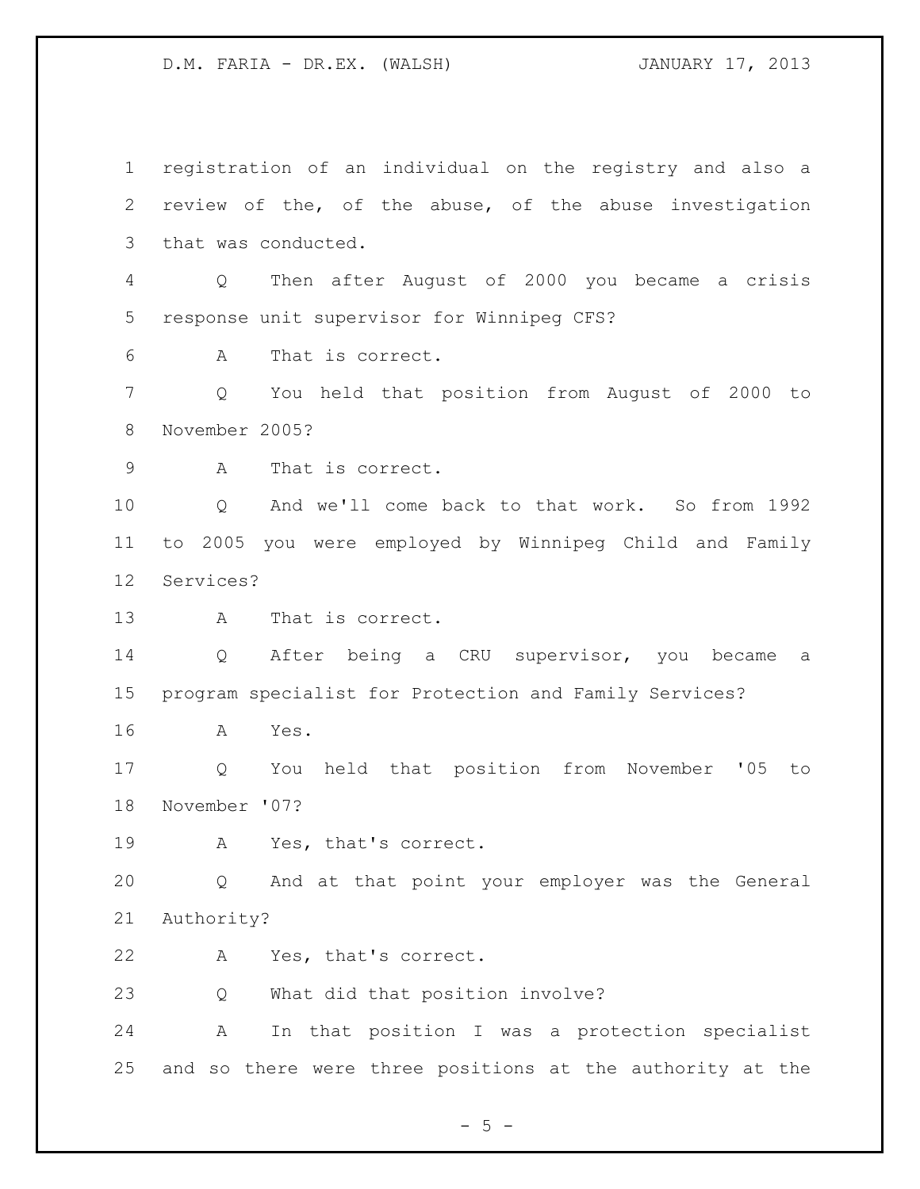registration of an individual on the registry and also a review of the, of the abuse, of the abuse investigation that was conducted.

Q Then after August of 2000 you became a crisis response unit supervisor for Winnipeg CFS?

A That is correct.

Q You held that position from August of 2000 to November 2005?

A That is correct.

Q And we'll come back to that work. So from 1992 to 2005 you were employed by Winnipeg Child and Family Services?

A That is correct.

Q After being a CRU supervisor, you became a program specialist for Protection and Family Services?

A Yes.

Q You held that position from November '05 to November '07?

A Yes, that's correct.

Q And at that point your employer was the General Authority?

A Yes, that's correct.

Q What did that position involve?

A In that position I was a protection specialist and so there were three positions at the authority at the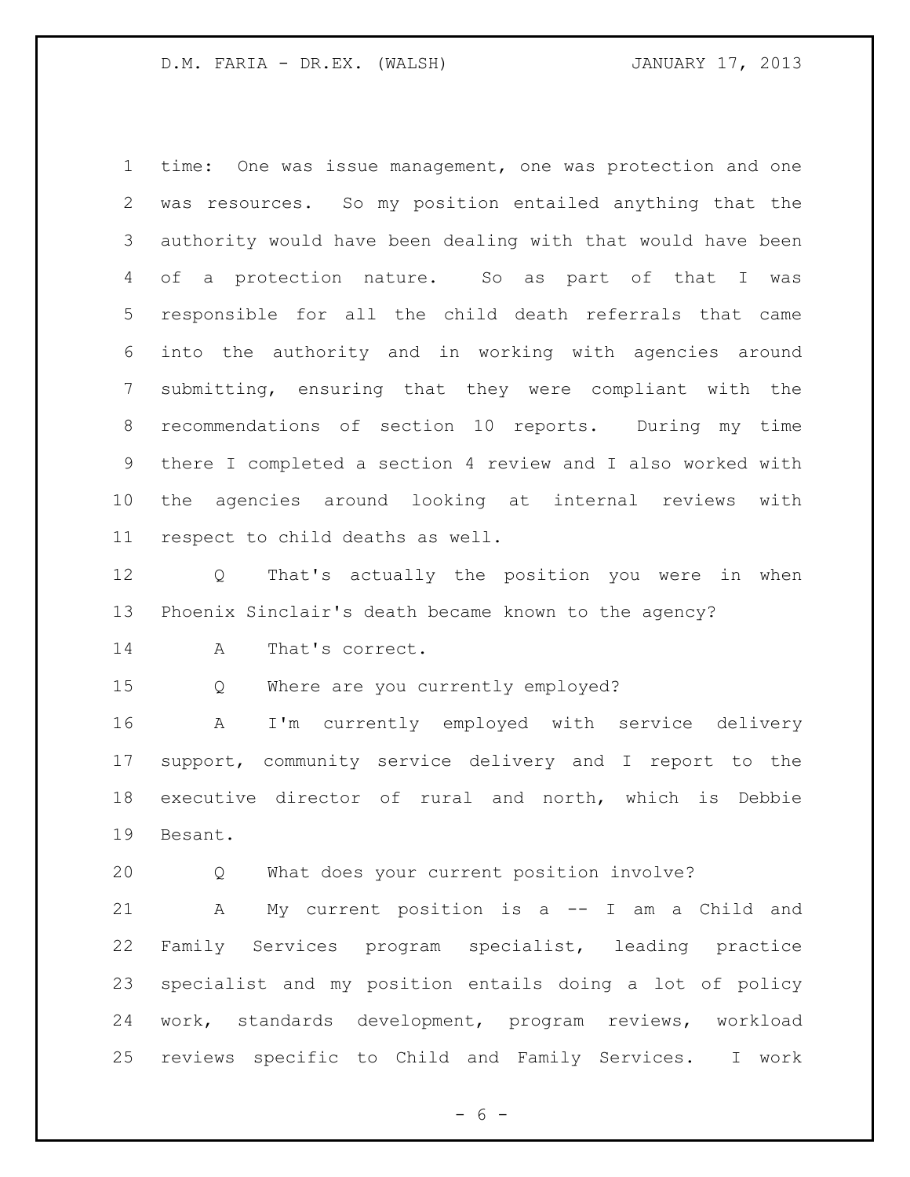time: One was issue management, one was protection and one was resources. So my position entailed anything that the authority would have been dealing with that would have been of a protection nature. So as part of that I was responsible for all the child death referrals that came into the authority and in working with agencies around submitting, ensuring that they were compliant with the recommendations of section 10 reports. During my time there I completed a section 4 review and I also worked with the agencies around looking at internal reviews with respect to child deaths as well.

Q That's actually the position you were in when Phoenix Sinclair's death became known to the agency?

A That's correct.

Q Where are you currently employed?

A I'm currently employed with service delivery support, community service delivery and I report to the executive director of rural and north, which is Debbie Besant.

Q What does your current position involve?

A My current position is a -- I am a Child and Family Services program specialist, leading practice specialist and my position entails doing a lot of policy work, standards development, program reviews, workload reviews specific to Child and Family Services. I work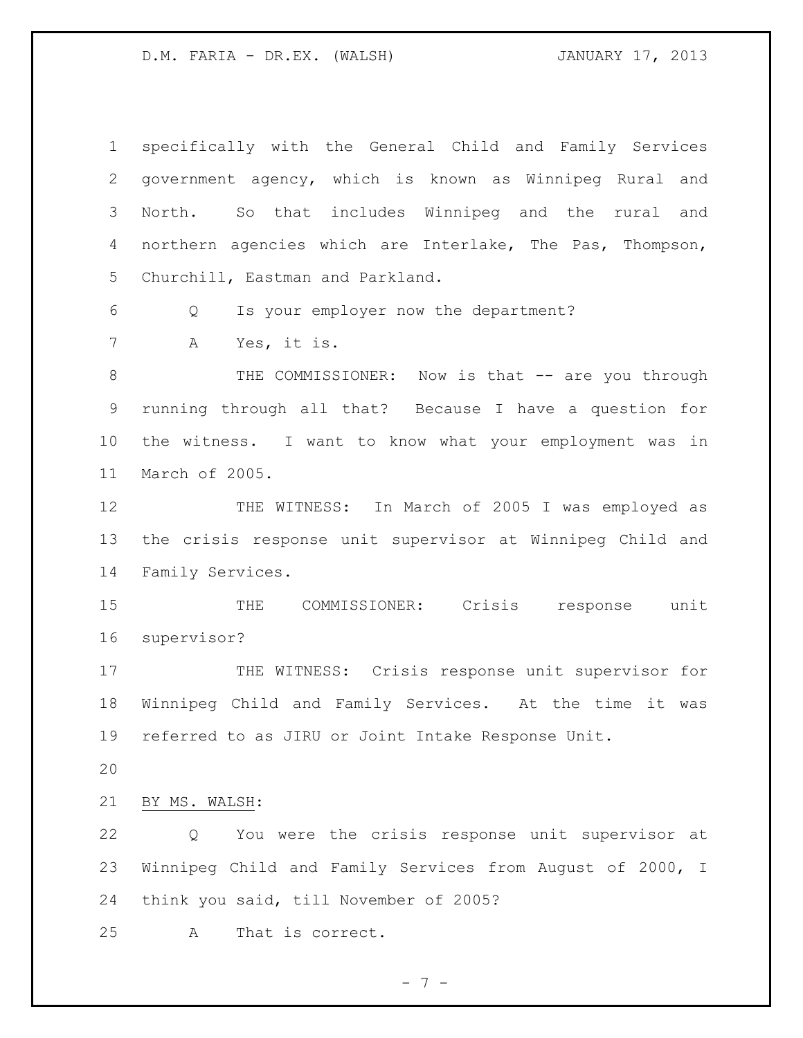specifically with the General Child and Family Services government agency, which is known as Winnipeg Rural and North. So that includes Winnipeg and the rural and northern agencies which are Interlake, The Pas, Thompson, Churchill, Eastman and Parkland.

Q Is your employer now the department?

A Yes, it is.

THE COMMISSIONER: Now is that -- are you through running through all that? Because I have a question for the witness. I want to know what your employment was in March of 2005.

THE WITNESS: In March of 2005 I was employed as the crisis response unit supervisor at Winnipeg Child and Family Services.

THE COMMISSIONER: Crisis response unit supervisor?

THE WITNESS: Crisis response unit supervisor for Winnipeg Child and Family Services. At the time it was referred to as JIRU or Joint Intake Response Unit.

BY MS. WALSH:

Q You were the crisis response unit supervisor at Winnipeg Child and Family Services from August of 2000, I think you said, till November of 2005?

A That is correct.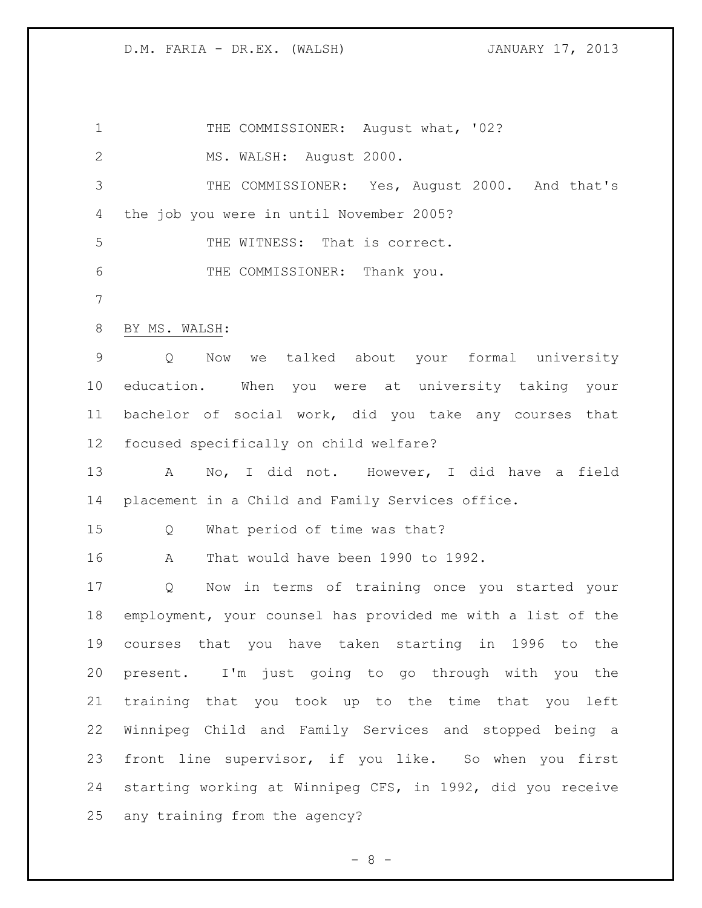THE COMMISSIONER: August what, '02?

MS. WALSH: August 2000.

THE COMMISSIONER: Yes, August 2000. And that's the job you were in until November 2005?

THE WITNESS: That is correct.

THE COMMISSIONER: Thank you.

BY MS. WALSH:

Q Now we talked about your formal university education. When you were at university taking your bachelor of social work, did you take any courses that focused specifically on child welfare?

A No, I did not. However, I did have a field placement in a Child and Family Services office.

Q What period of time was that?

A That would have been 1990 to 1992.

Q Now in terms of training once you started your employment, your counsel has provided me with a list of the courses that you have taken starting in 1996 to the present. I'm just going to go through with you the training that you took up to the time that you left Winnipeg Child and Family Services and stopped being a front line supervisor, if you like. So when you first starting working at Winnipeg CFS, in 1992, did you receive any training from the agency?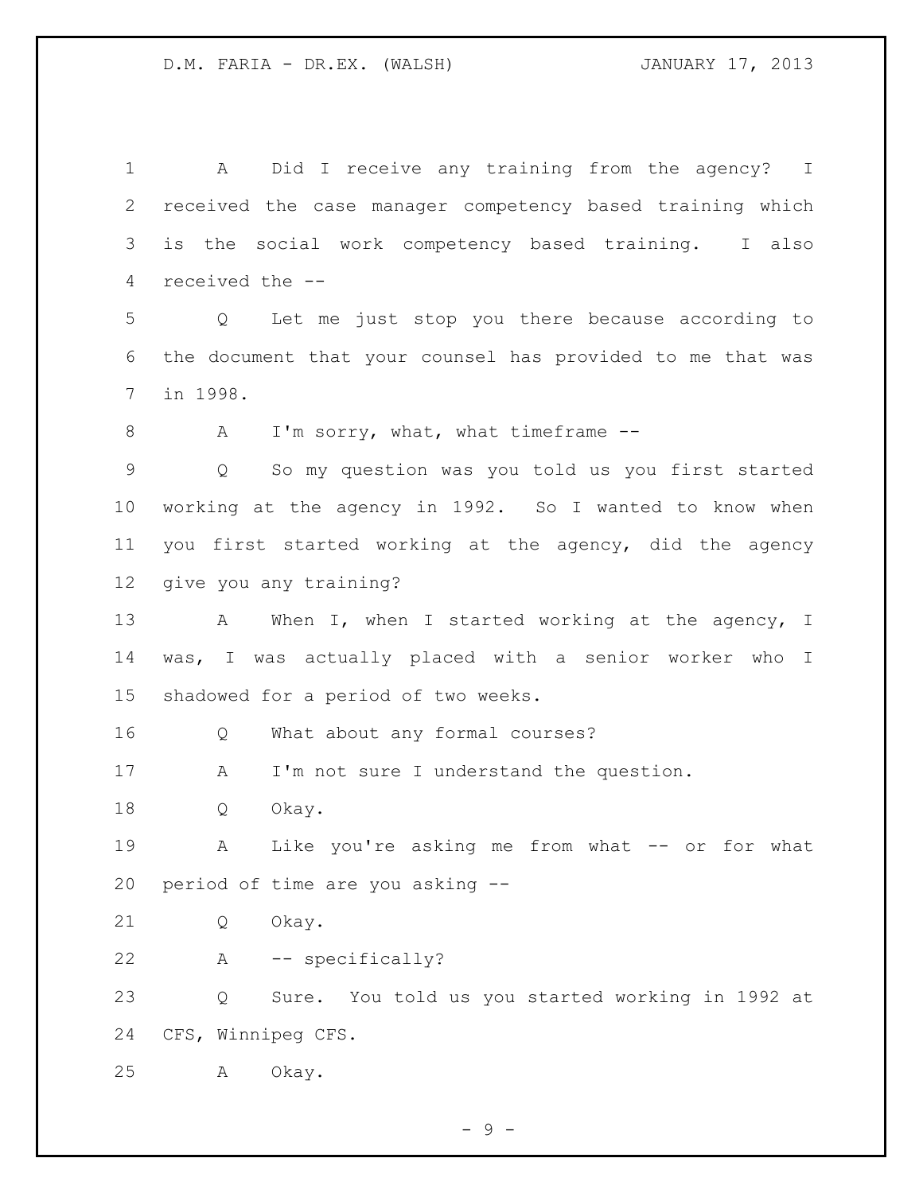A Did I receive any training from the agency? I received the case manager competency based training which is the social work competency based training. I also received the --

Q Let me just stop you there because according to the document that your counsel has provided to me that was in 1998.

A I'm sorry, what, what timeframe --

Q So my question was you told us you first started working at the agency in 1992. So I wanted to know when you first started working at the agency, did the agency give you any training?

A When I, when I started working at the agency, I was, I was actually placed with a senior worker who I shadowed for a period of two weeks.

Q What about any formal courses?

A I'm not sure I understand the question.

Q Okay.

A Like you're asking me from what -- or for what period of time are you asking --

Q Okay.

A -- specifically?

Q Sure. You told us you started working in 1992 at CFS, Winnipeg CFS.

A Okay.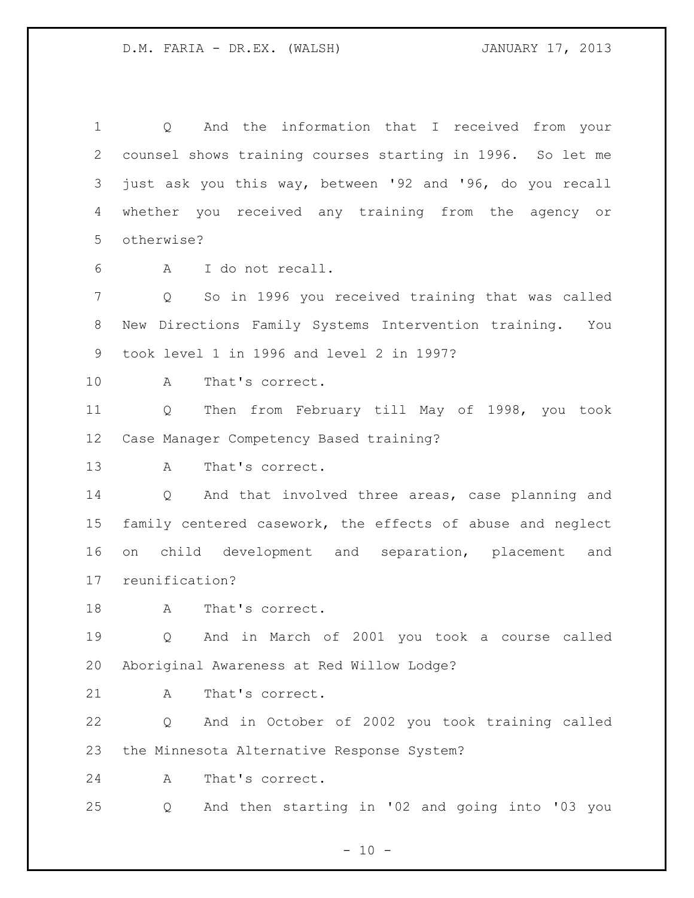Q And the information that I received from your counsel shows training courses starting in 1996. So let me just ask you this way, between '92 and '96, do you recall whether you received any training from the agency or otherwise?

A I do not recall.

Q So in 1996 you received training that was called New Directions Family Systems Intervention training. You took level 1 in 1996 and level 2 in 1997?

A That's correct.

Q Then from February till May of 1998, you took Case Manager Competency Based training?

A That's correct.

Q And that involved three areas, case planning and family centered casework, the effects of abuse and neglect on child development and separation, placement and reunification?

A That's correct.

Q And in March of 2001 you took a course called Aboriginal Awareness at Red Willow Lodge?

A That's correct.

Q And in October of 2002 you took training called the Minnesota Alternative Response System?

A That's correct.

Q And then starting in '02 and going into '03 you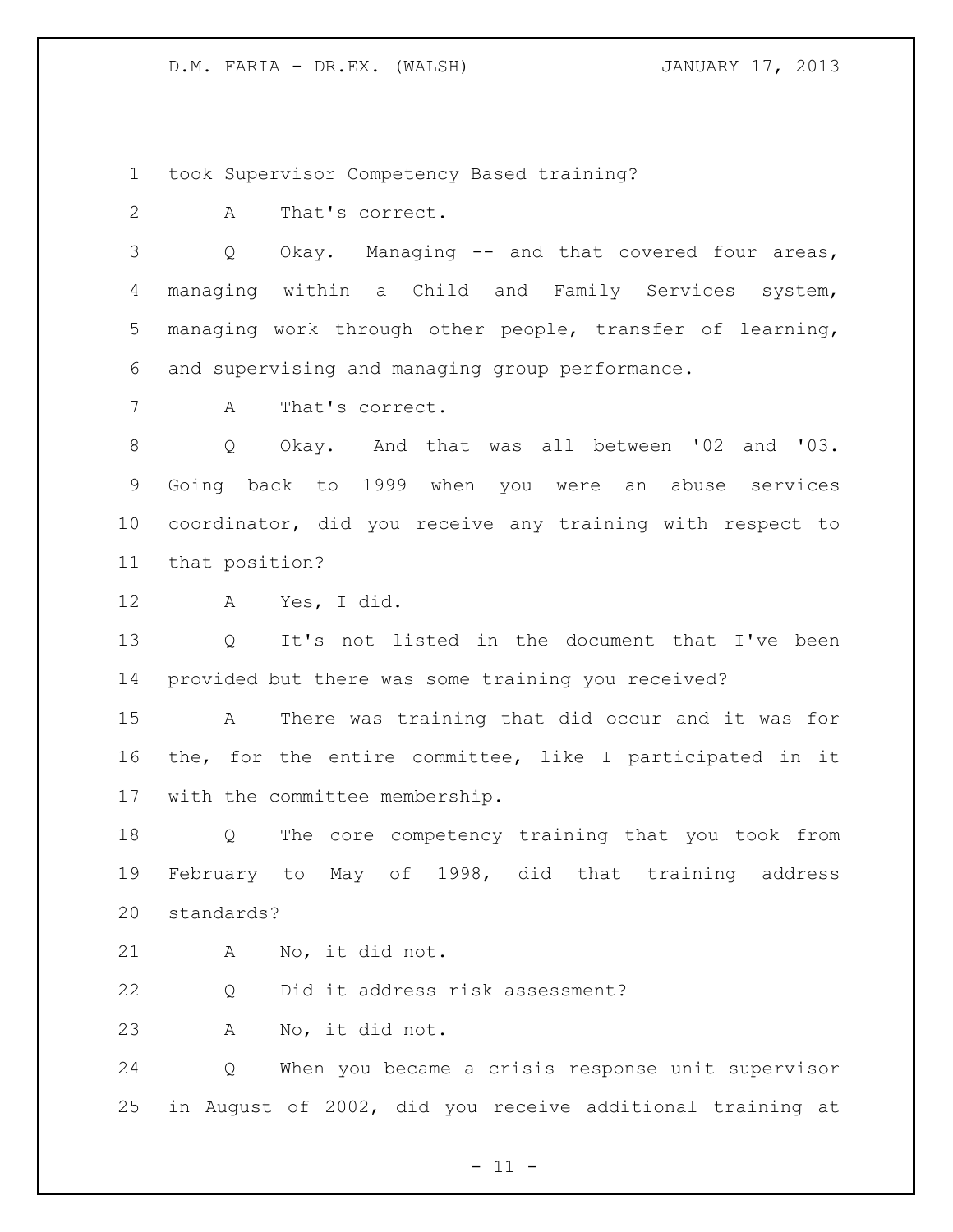took Supervisor Competency Based training?

A That's correct.

Q Okay. Managing -- and that covered four areas, managing within a Child and Family Services system, managing work through other people, transfer of learning, and supervising and managing group performance.

A That's correct.

Q Okay. And that was all between '02 and '03. Going back to 1999 when you were an abuse services coordinator, did you receive any training with respect to that position?

A Yes, I did.

Q It's not listed in the document that I've been provided but there was some training you received?

A There was training that did occur and it was for the, for the entire committee, like I participated in it with the committee membership.

Q The core competency training that you took from February to May of 1998, did that training address standards?

A No, it did not.

Q Did it address risk assessment?

A No, it did not.

Q When you became a crisis response unit supervisor in August of 2002, did you receive additional training at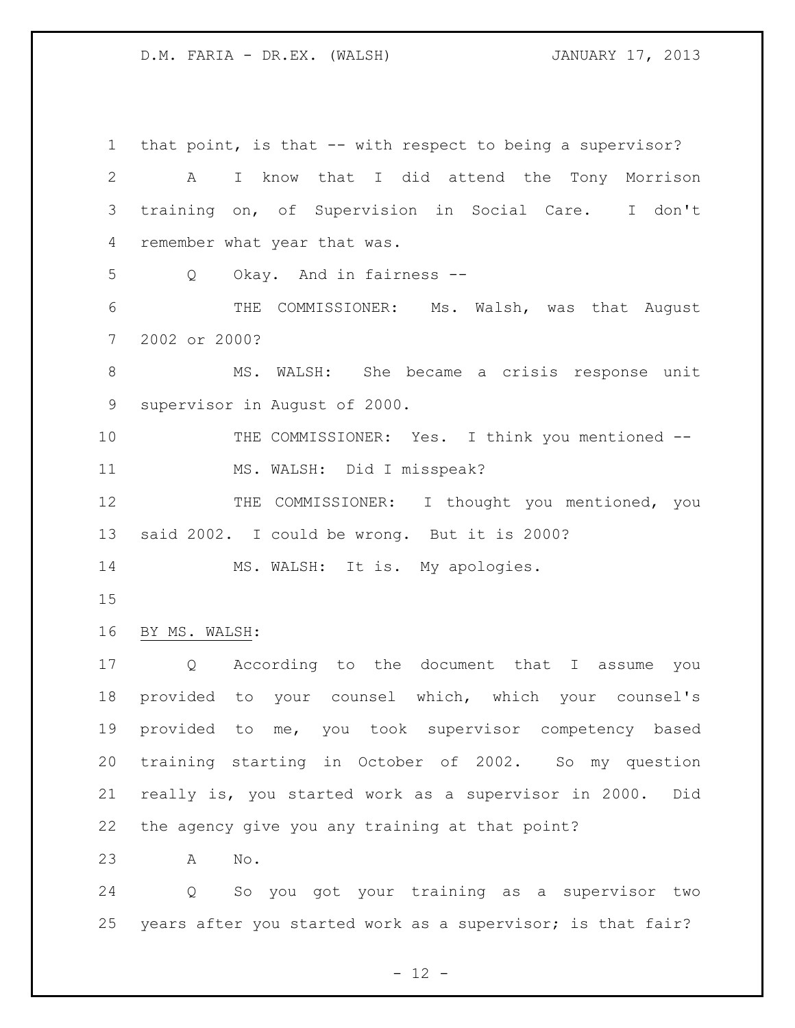that point, is that -- with respect to being a supervisor?

A I know that I did attend the Tony Morrison training on, of Supervision in Social Care. I don't remember what year that was.

Q Okay. And in fairness --

THE COMMISSIONER: Ms. Walsh, was that August 2002 or 2000?

MS. WALSH: She became a crisis response unit supervisor in August of 2000.

THE COMMISSIONER: Yes. I think you mentioned --

MS. WALSH: Did I misspeak?

THE COMMISSIONER: I thought you mentioned, you said 2002. I could be wrong. But it is 2000?

MS. WALSH: It is. My apologies.

BY MS. WALSH:

Q According to the document that I assume you provided to your counsel which, which your counsel's provided to me, you took supervisor competency based training starting in October of 2002. So my question really is, you started work as a supervisor in 2000. Did the agency give you any training at that point?

A No.

Q So you got your training as a supervisor two years after you started work as a supervisor; is that fair?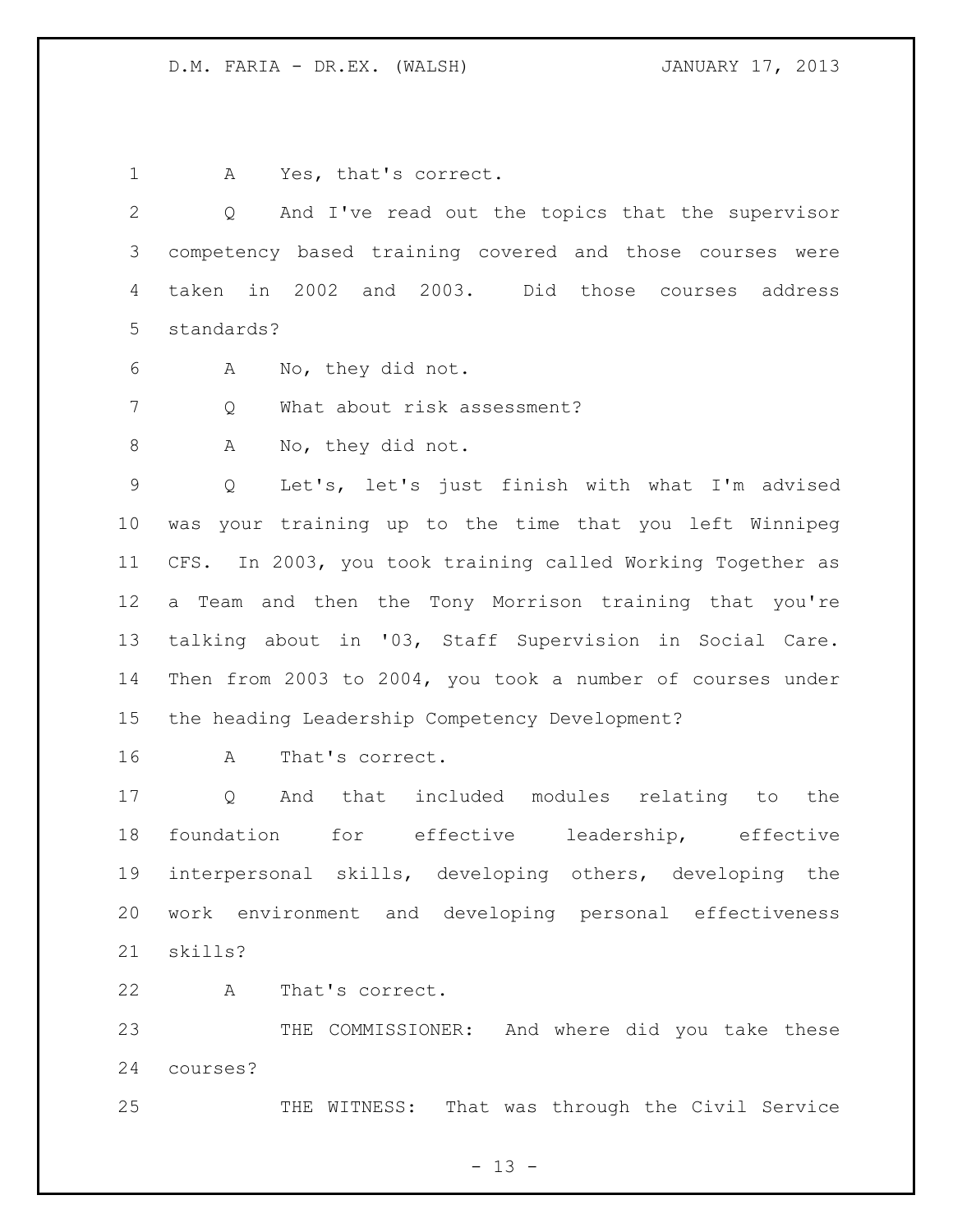A Yes, that's correct.

Q And I've read out the topics that the supervisor competency based training covered and those courses were taken in 2002 and 2003. Did those courses address standards?

A No, they did not.

Q What about risk assessment?

A No, they did not.

Q Let's, let's just finish with what I'm advised was your training up to the time that you left Winnipeg CFS. In 2003, you took training called Working Together as a Team and then the Tony Morrison training that you're talking about in '03, Staff Supervision in Social Care. Then from 2003 to 2004, you took a number of courses under the heading Leadership Competency Development?

A That's correct.

Q And that included modules relating to the foundation for effective leadership, effective interpersonal skills, developing others, developing the work environment and developing personal effectiveness skills?

A That's correct.

THE COMMISSIONER: And where did you take these courses?

THE WITNESS: That was through the Civil Service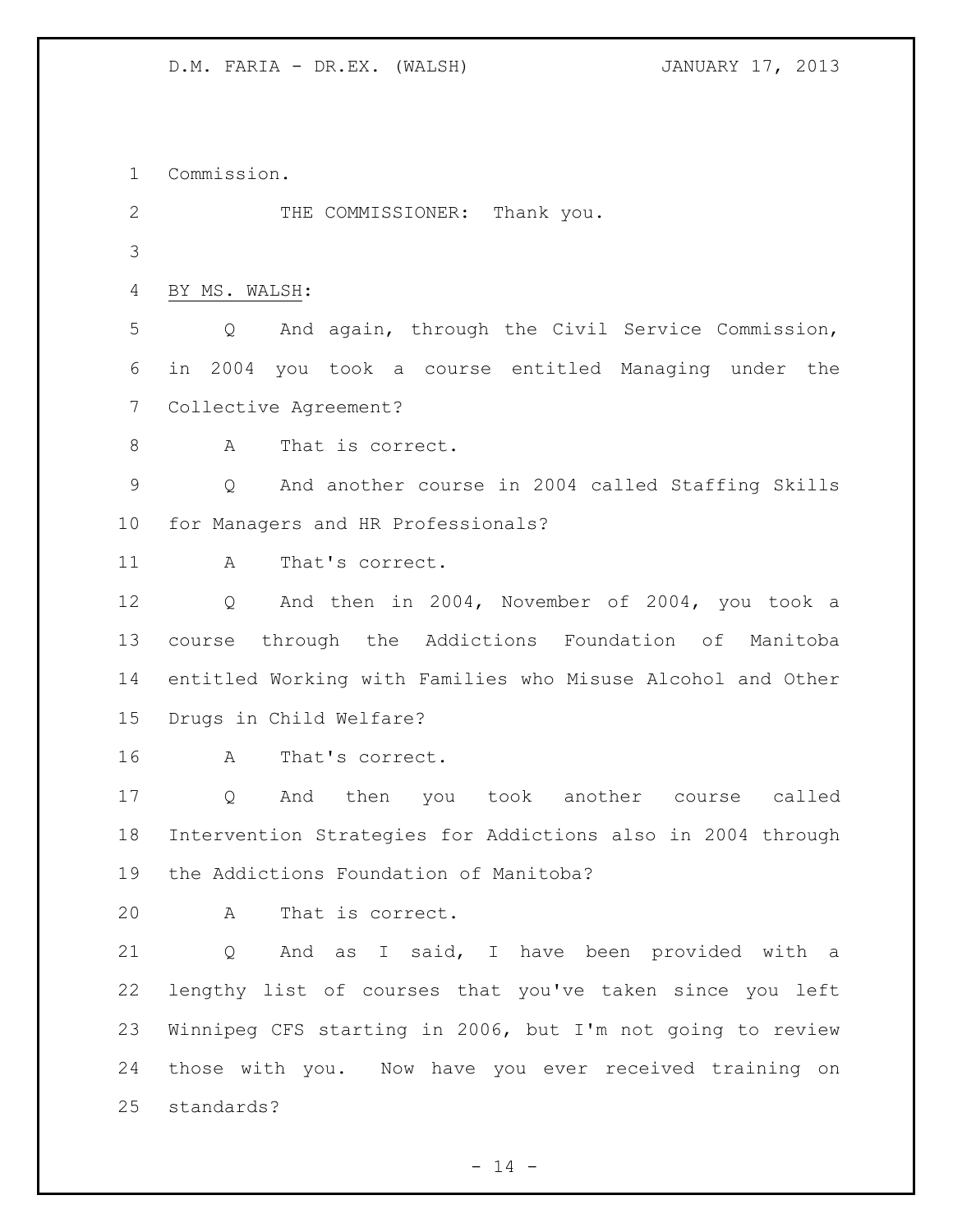Commission.

THE COMMISSIONER: Thank you.

BY MS. WALSH:

Q And again, through the Civil Service Commission, in 2004 you took a course entitled Managing under the Collective Agreement?

A That is correct.

Q And another course in 2004 called Staffing Skills for Managers and HR Professionals?

A That's correct.

Q And then in 2004, November of 2004, you took a course through the Addictions Foundation of Manitoba entitled Working with Families who Misuse Alcohol and Other Drugs in Child Welfare?

A That's correct.

Q And then you took another course called Intervention Strategies for Addictions also in 2004 through the Addictions Foundation of Manitoba?

A That is correct.

Q And as I said, I have been provided with a lengthy list of courses that you've taken since you left Winnipeg CFS starting in 2006, but I'm not going to review those with you. Now have you ever received training on standards?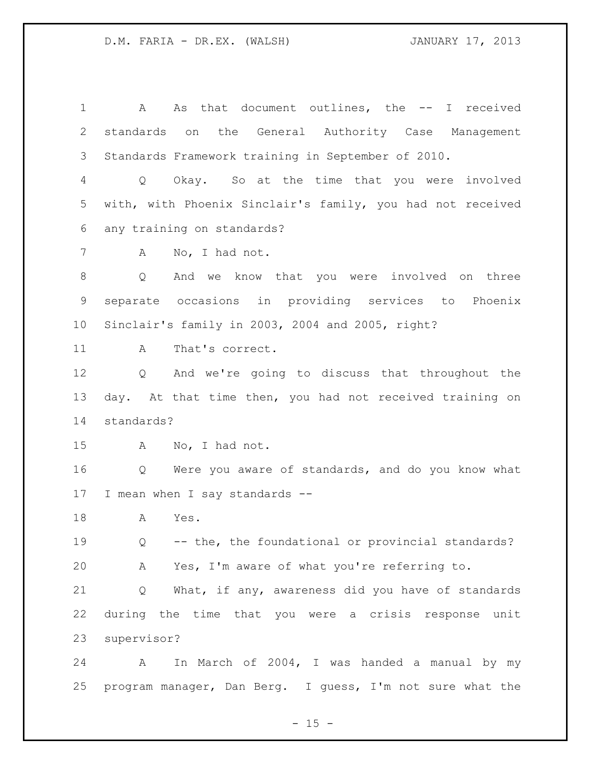A As that document outlines, the -- I received standards on the General Authority Case Management Standards Framework training in September of 2010.

Q Okay. So at the time that you were involved with, with Phoenix Sinclair's family, you had not received any training on standards?

A No, I had not.

Q And we know that you were involved on three separate occasions in providing services to Phoenix Sinclair's family in 2003, 2004 and 2005, right?

A That's correct.

Q And we're going to discuss that throughout the day. At that time then, you had not received training on standards?

A No, I had not.

Q Were you aware of standards, and do you know what I mean when I say standards --

A Yes.

Q -- the, the foundational or provincial standards?

A Yes, I'm aware of what you're referring to.

Q What, if any, awareness did you have of standards during the time that you were a crisis response unit supervisor?

A In March of 2004, I was handed a manual by my program manager, Dan Berg. I guess, I'm not sure what the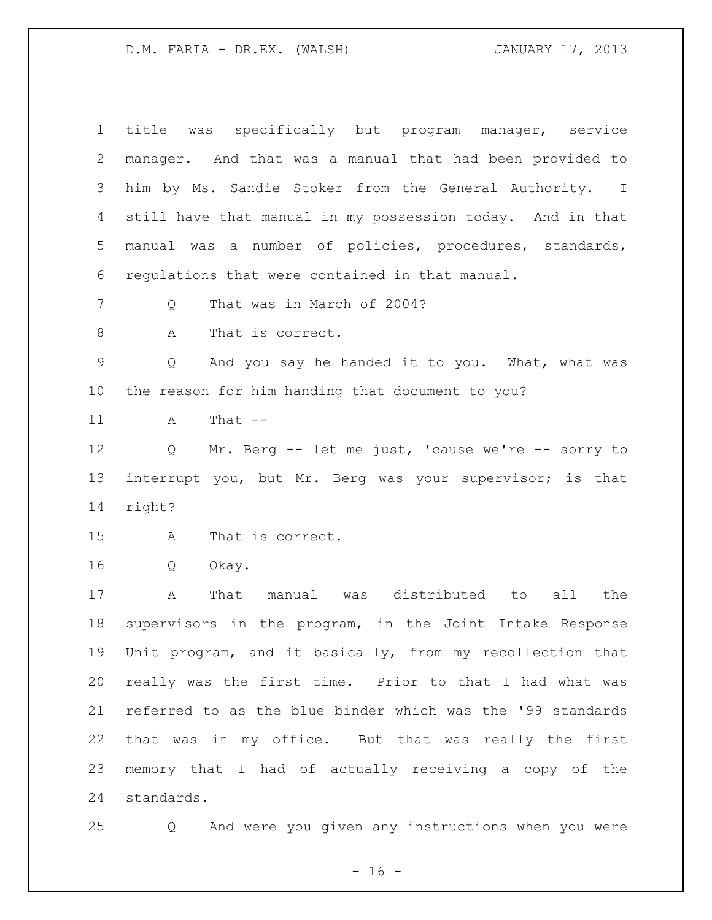title was specifically but program manager, service manager. And that was a manual that had been provided to him by Ms. Sandie Stoker from the General Authority. I still have that manual in my possession today. And in that manual was a number of policies, procedures, standards, regulations that were contained in that manual.

Q That was in March of 2004?

A That is correct.

Q And you say he handed it to you. What, what was the reason for him handing that document to you?

A That --

Q Mr. Berg -- let me just, 'cause we're -- sorry to interrupt you, but Mr. Berg was your supervisor; is that right?

A That is correct.

Q Okay.

A That manual was distributed to all the supervisors in the program, in the Joint Intake Response Unit program, and it basically, from my recollection that really was the first time. Prior to that I had what was referred to as the blue binder which was the '99 standards that was in my office. But that was really the first memory that I had of actually receiving a copy of the standards.

Q And were you given any instructions when you were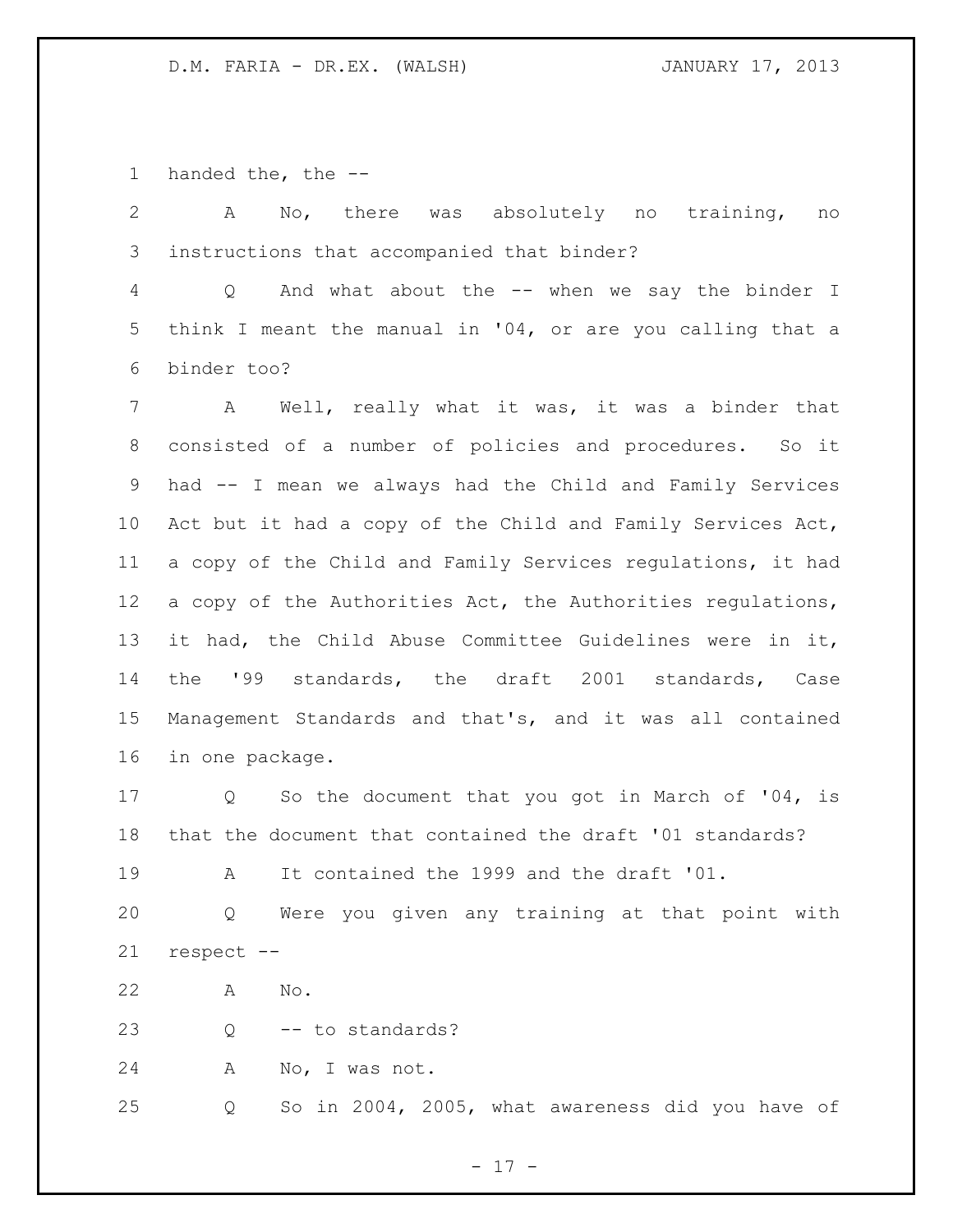handed the, the --

A No, there was absolutely no training, no instructions that accompanied that binder?

Q And what about the -- when we say the binder I think I meant the manual in '04, or are you calling that a binder too?

A Well, really what it was, it was a binder that consisted of a number of policies and procedures. So it had -- I mean we always had the Child and Family Services Act but it had a copy of the Child and Family Services Act, a copy of the Child and Family Services regulations, it had a copy of the Authorities Act, the Authorities regulations, it had, the Child Abuse Committee Guidelines were in it, the '99 standards, the draft 2001 standards, Case Management Standards and that's, and it was all contained in one package.

Q So the document that you got in March of '04, is that the document that contained the draft '01 standards?

A It contained the 1999 and the draft '01.

Q Were you given any training at that point with respect --

A No.

Q -- to standards?

A No, I was not.

Q So in 2004, 2005, what awareness did you have of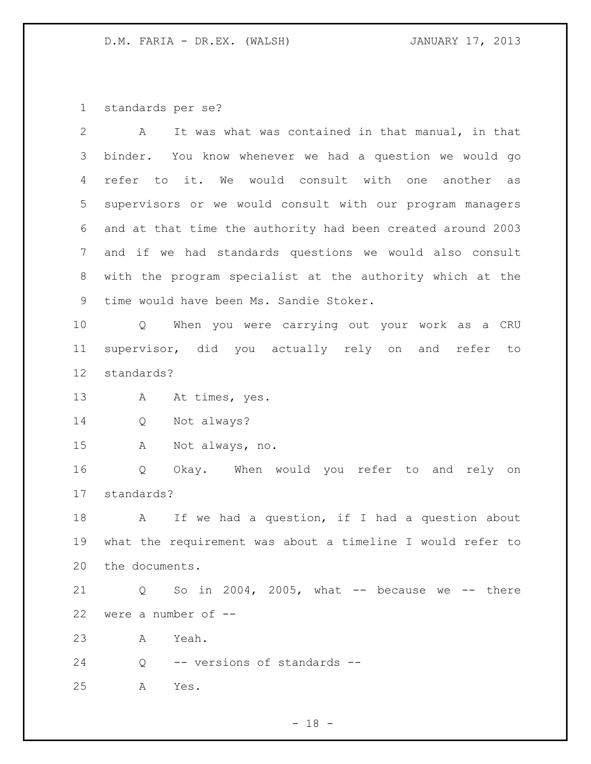standards per se?

A It was what was contained in that manual, in that binder. You know whenever we had a question we would go refer to it. We would consult with one another as supervisors or we would consult with our program managers and at that time the authority had been created around 2003 and if we had standards questions we would also consult with the program specialist at the authority which at the time would have been Ms. Sandie Stoker.

Q When you were carrying out your work as a CRU supervisor, did you actually rely on and refer to standards?

A At times, yes.

Q Not always?

A Not always, no.

Q Okay. When would you refer to and rely on standards?

A If we had a question, if I had a question about what the requirement was about a timeline I would refer to the documents.

Q So in 2004, 2005, what -- because we -- there were a number of --

A Yeah.

Q -- versions of standards --

A Yes.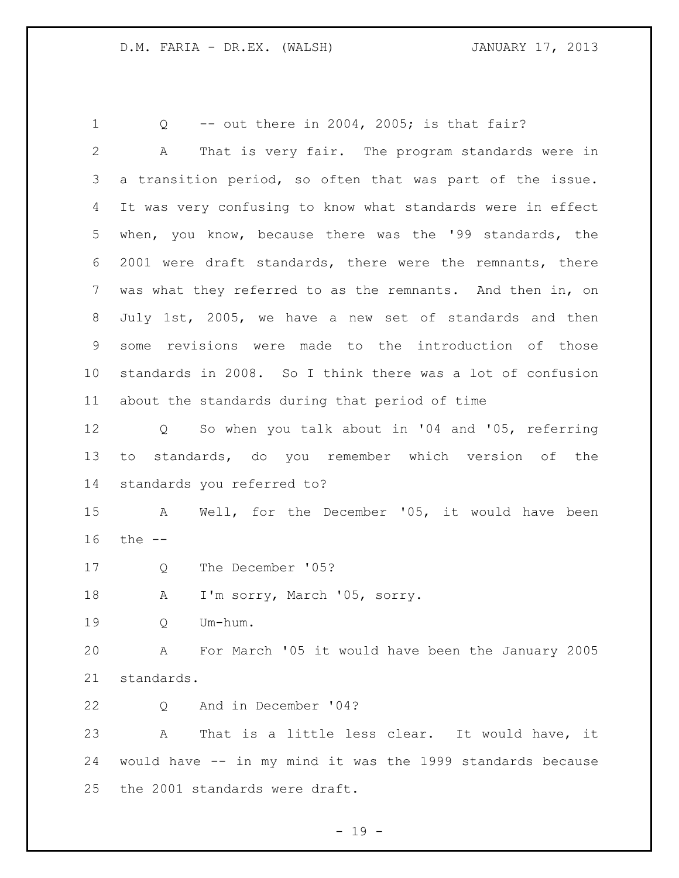Q -- out there in 2004, 2005; is that fair?

A That is very fair. The program standards were in a transition period, so often that was part of the issue. It was very confusing to know what standards were in effect when, you know, because there was the '99 standards, the 2001 were draft standards, there were the remnants, there was what they referred to as the remnants. And then in, on July 1st, 2005, we have a new set of standards and then some revisions were made to the introduction of those standards in 2008. So I think there was a lot of confusion about the standards during that period of time

Q So when you talk about in '04 and '05, referring to standards, do you remember which version of the standards you referred to?

A Well, for the December '05, it would have been the --

Q The December '05?

A I'm sorry, March '05, sorry.

Q Um-hum.

A For March '05 it would have been the January 2005 standards.

Q And in December '04?

A That is a little less clear. It would have, it would have -- in my mind it was the 1999 standards because the 2001 standards were draft.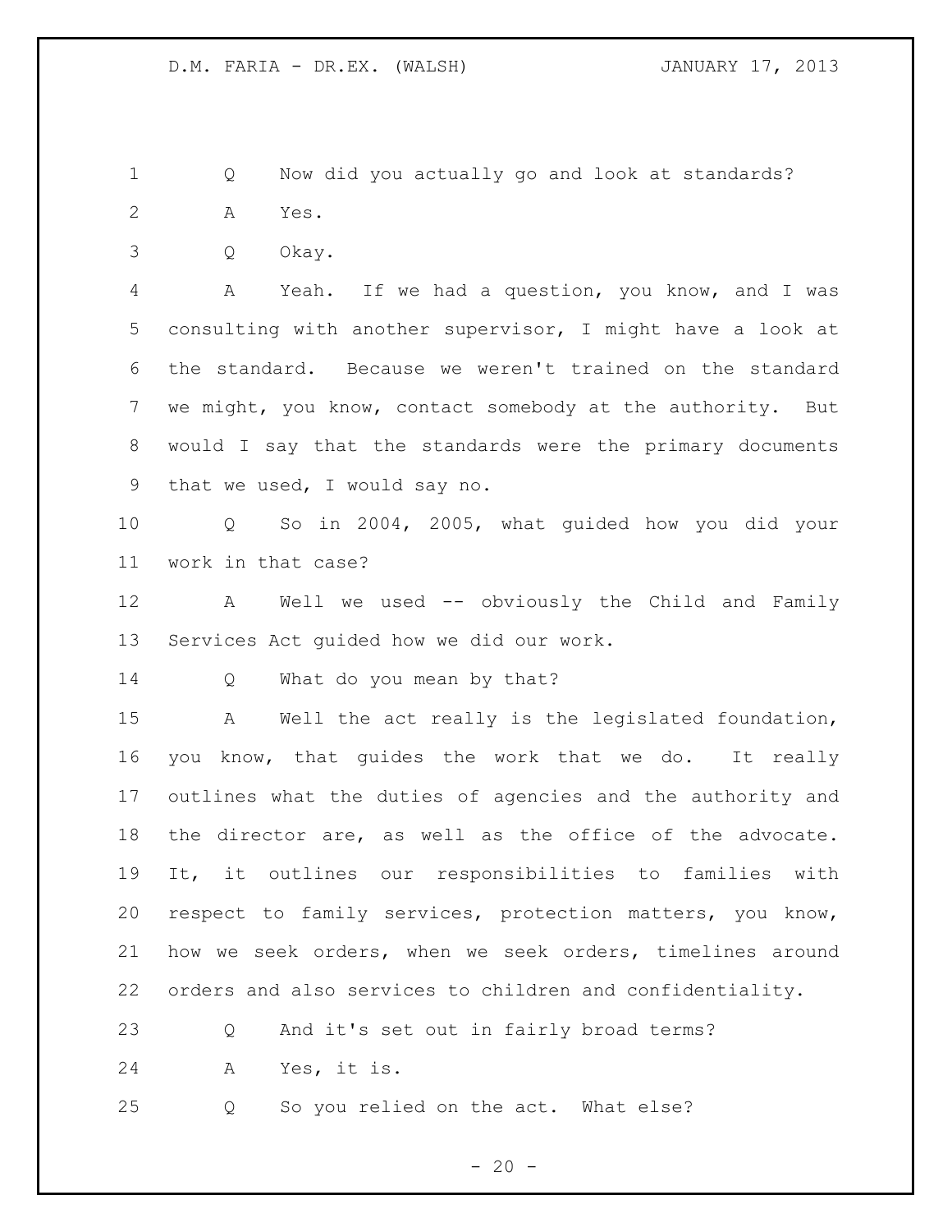Q Now did you actually go and look at standards?

A Yes.

Q Okay.

A Yeah. If we had a question, you know, and I was consulting with another supervisor, I might have a look at the standard. Because we weren't trained on the standard we might, you know, contact somebody at the authority. But would I say that the standards were the primary documents that we used, I would say no.

Q So in 2004, 2005, what guided how you did your work in that case?

A Well we used -- obviously the Child and Family Services Act guided how we did our work.

Q What do you mean by that?

A Well the act really is the legislated foundation, you know, that guides the work that we do. It really outlines what the duties of agencies and the authority and the director are, as well as the office of the advocate. It, it outlines our responsibilities to families with respect to family services, protection matters, you know, how we seek orders, when we seek orders, timelines around orders and also services to children and confidentiality.

Q And it's set out in fairly broad terms?

A Yes, it is.

Q So you relied on the act. What else?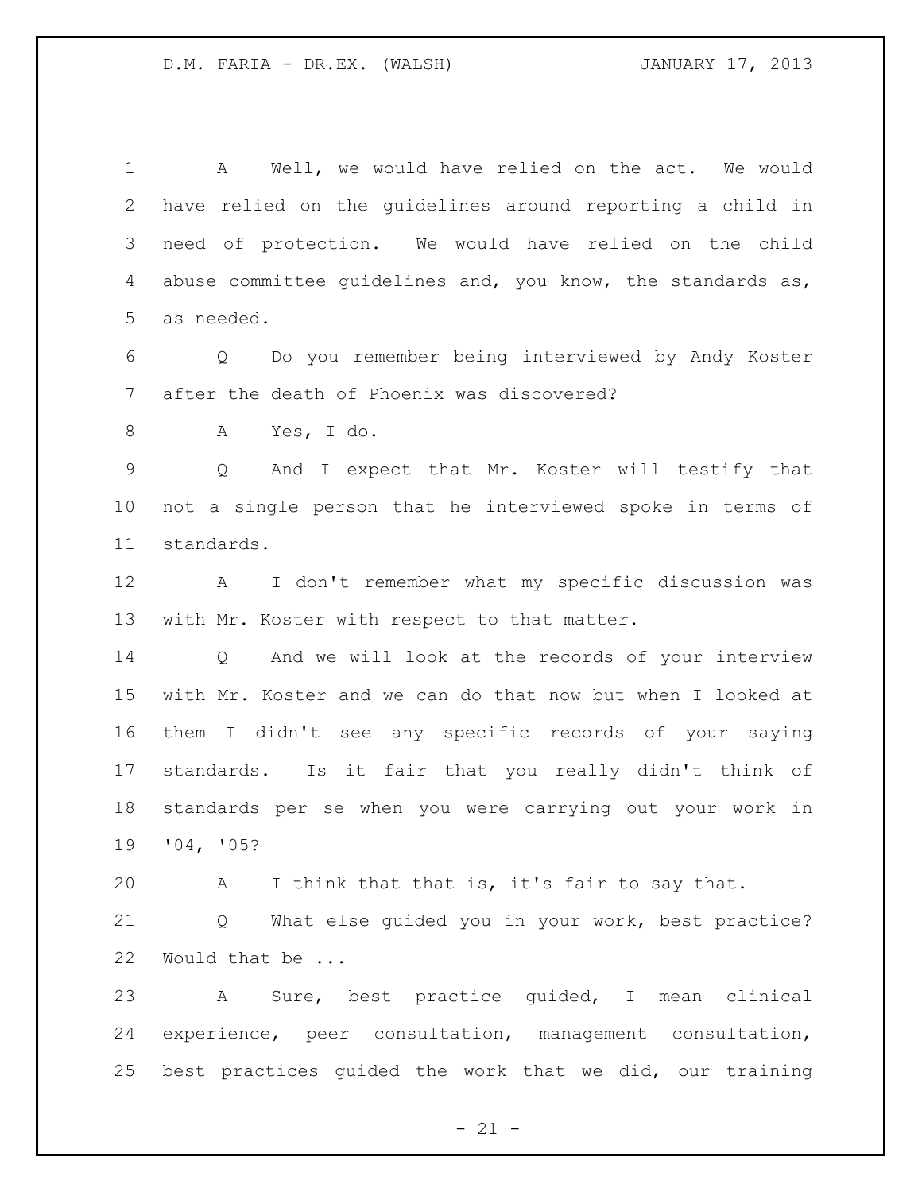A Well, we would have relied on the act. We would have relied on the guidelines around reporting a child in need of protection. We would have relied on the child abuse committee guidelines and, you know, the standards as, as needed.

Q Do you remember being interviewed by Andy Koster after the death of Phoenix was discovered?

A Yes, I do.

Q And I expect that Mr. Koster will testify that not a single person that he interviewed spoke in terms of standards.

A I don't remember what my specific discussion was with Mr. Koster with respect to that matter.

Q And we will look at the records of your interview with Mr. Koster and we can do that now but when I looked at them I didn't see any specific records of your saying standards. Is it fair that you really didn't think of standards per se when you were carrying out your work in '04, '05?

A I think that that is, it's fair to say that.

Q What else guided you in your work, best practice? Would that be ...

A Sure, best practice guided, I mean clinical experience, peer consultation, management consultation, best practices guided the work that we did, our training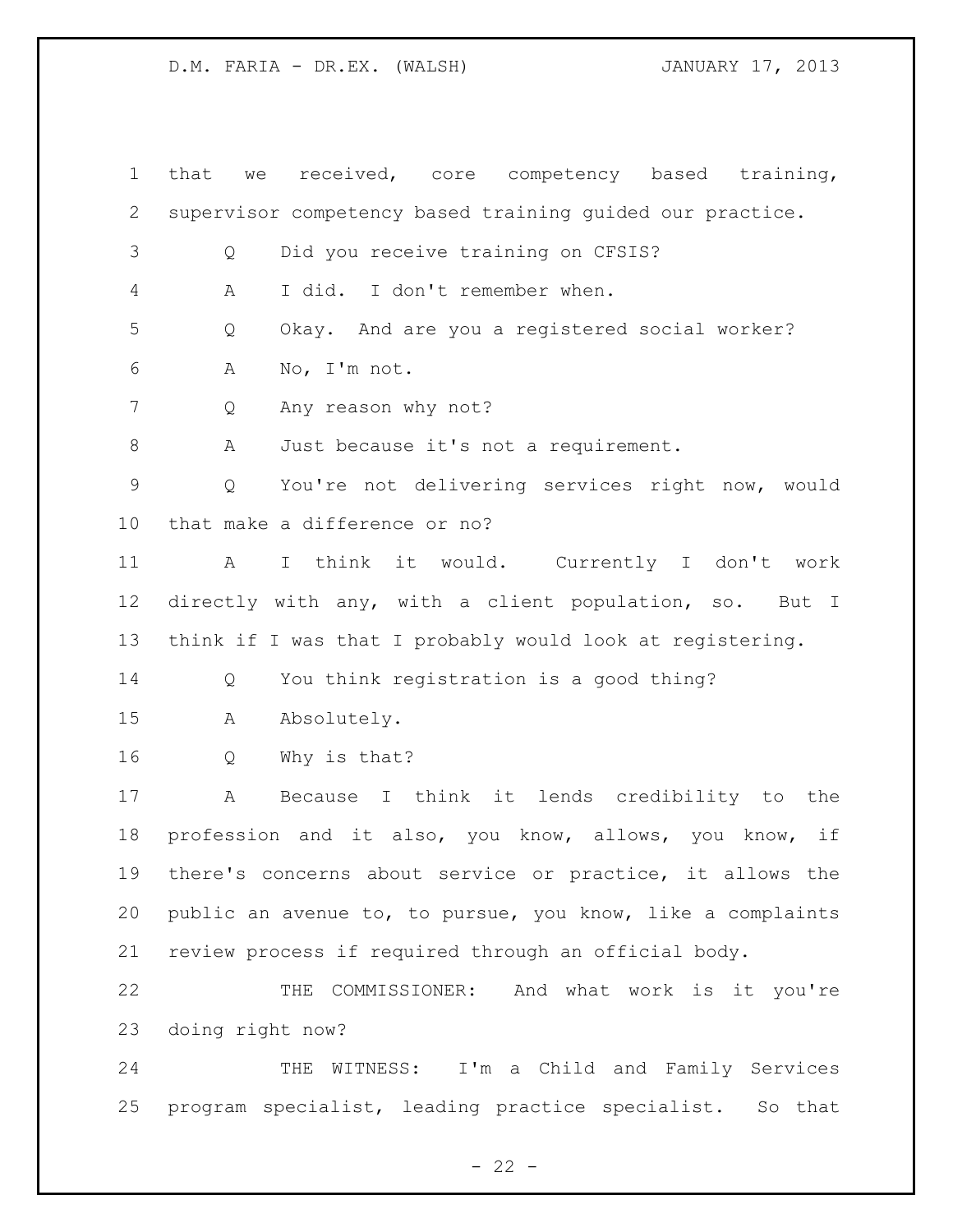that we received, core competency based training, supervisor competency based training guided our practice.

Q Did you receive training on CFSIS?

A I did. I don't remember when.

Q Okay. And are you a registered social worker?

A No, I'm not.

Q Any reason why not?

A Just because it's not a requirement.

Q You're not delivering services right now, would that make a difference or no?

A I think it would. Currently I don't work directly with any, with a client population, so. But I think if I was that I probably would look at registering.

Q You think registration is a good thing?

A Absolutely.

Q Why is that?

A Because I think it lends credibility to the profession and it also, you know, allows, you know, if there's concerns about service or practice, it allows the public an avenue to, to pursue, you know, like a complaints review process if required through an official body.

THE COMMISSIONER: And what work is it you're doing right now?

THE WITNESS: I'm a Child and Family Services program specialist, leading practice specialist. So that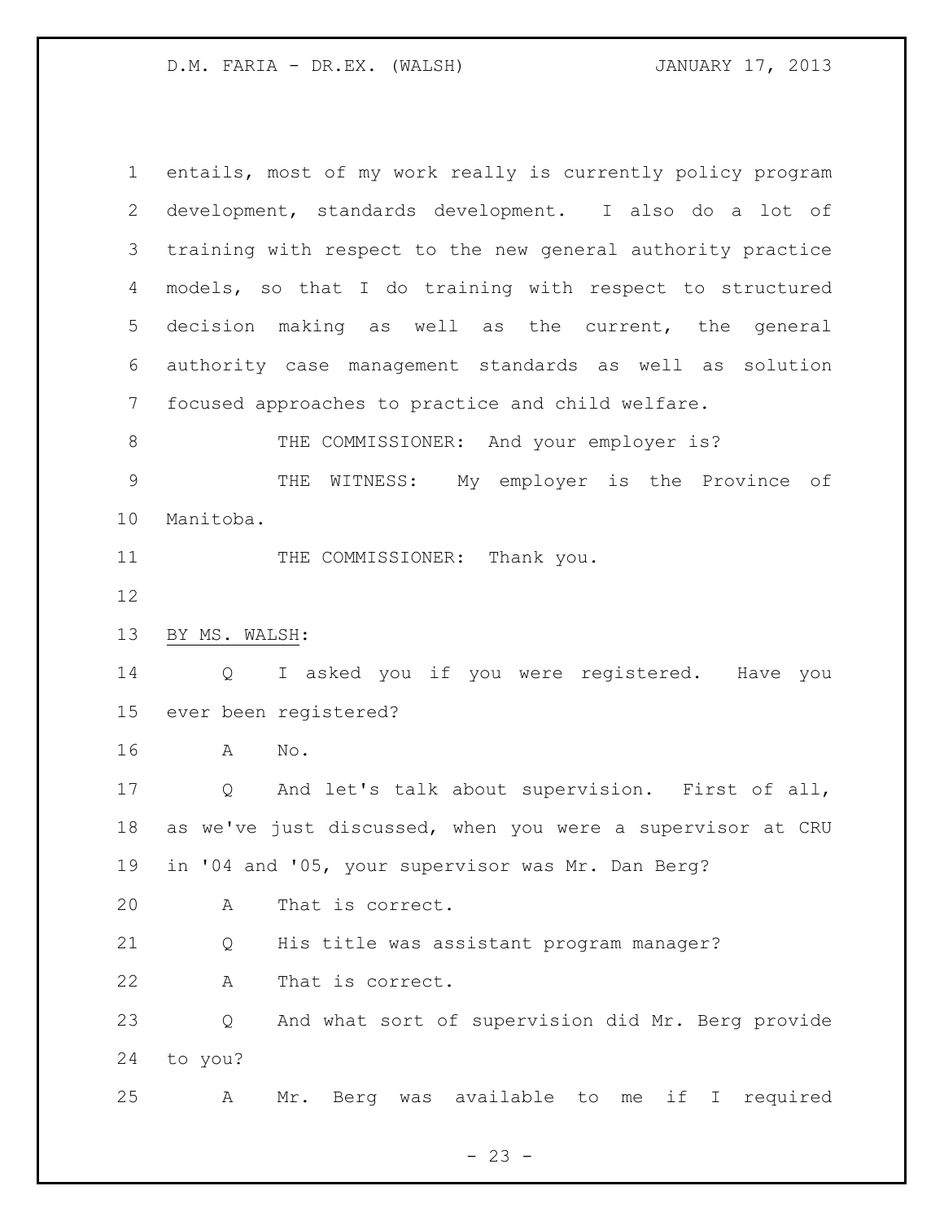entails, most of my work really is currently policy program development, standards development. I also do a lot of training with respect to the new general authority practice models, so that I do training with respect to structured decision making as well as the current, the general authority case management standards as well as solution focused approaches to practice and child welfare.

THE COMMISSIONER: And your employer is?

THE WITNESS: My employer is the Province of Manitoba.

THE COMMISSIONER: Thank you.

BY MS. WALSH:

Q I asked you if you were registered. Have you ever been registered?

A No.

Q And let's talk about supervision. First of all, as we've just discussed, when you were a supervisor at CRU in '04 and '05, your supervisor was Mr. Dan Berg?

A That is correct.

Q His title was assistant program manager?

A That is correct.

Q And what sort of supervision did Mr. Berg provide to you?

A Mr. Berg was available to me if I required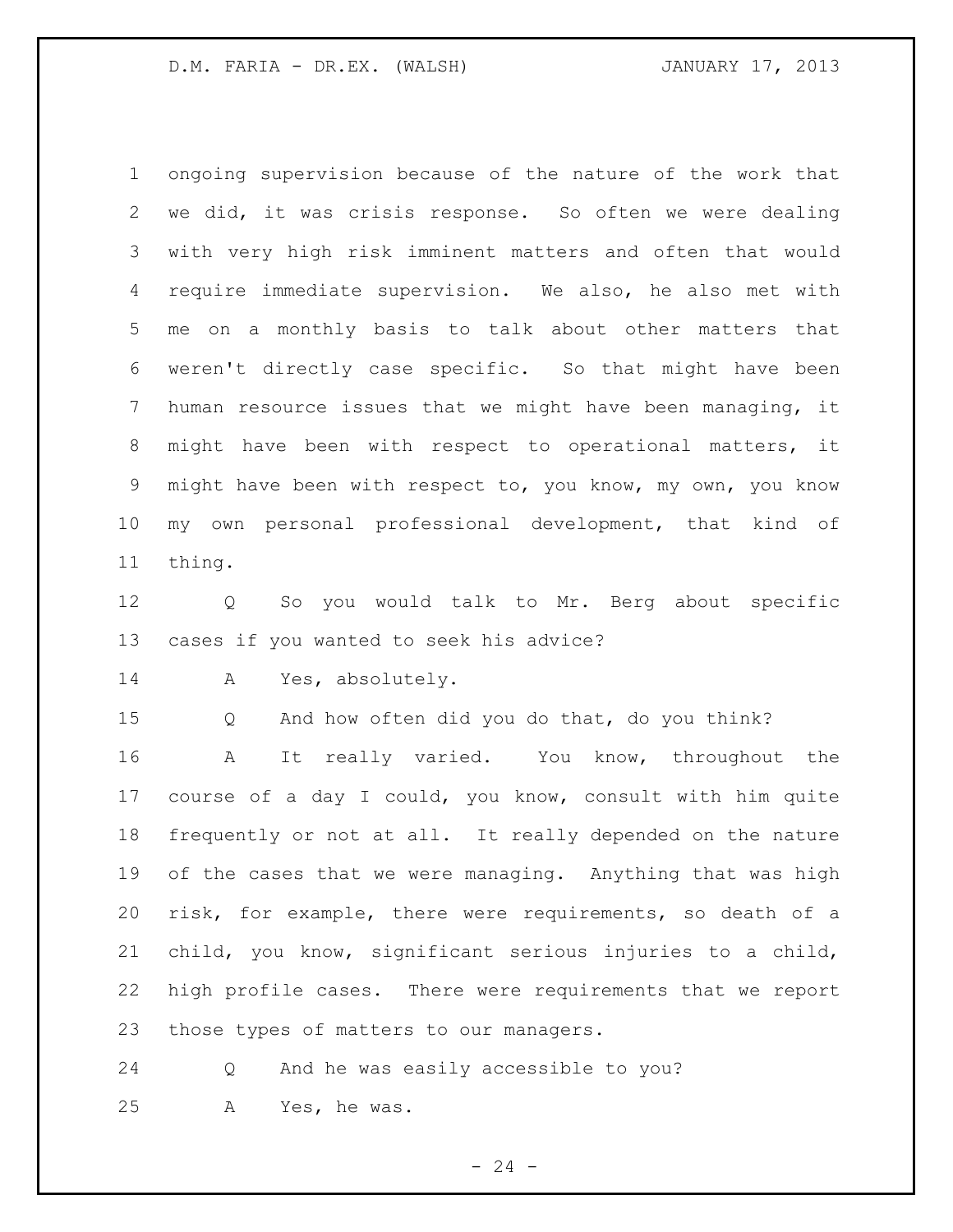ongoing supervision because of the nature of the work that we did, it was crisis response. So often we were dealing with very high risk imminent matters and often that would require immediate supervision. We also, he also met with me on a monthly basis to talk about other matters that weren't directly case specific. So that might have been human resource issues that we might have been managing, it might have been with respect to operational matters, it might have been with respect to, you know, my own, you know my own personal professional development, that kind of thing.

Q So you would talk to Mr. Berg about specific cases if you wanted to seek his advice?

A Yes, absolutely.

Q And how often did you do that, do you think?

A It really varied. You know, throughout the course of a day I could, you know, consult with him quite frequently or not at all. It really depended on the nature of the cases that we were managing. Anything that was high risk, for example, there were requirements, so death of a child, you know, significant serious injuries to a child, high profile cases. There were requirements that we report those types of matters to our managers.

Q And he was easily accessible to you?

A Yes, he was.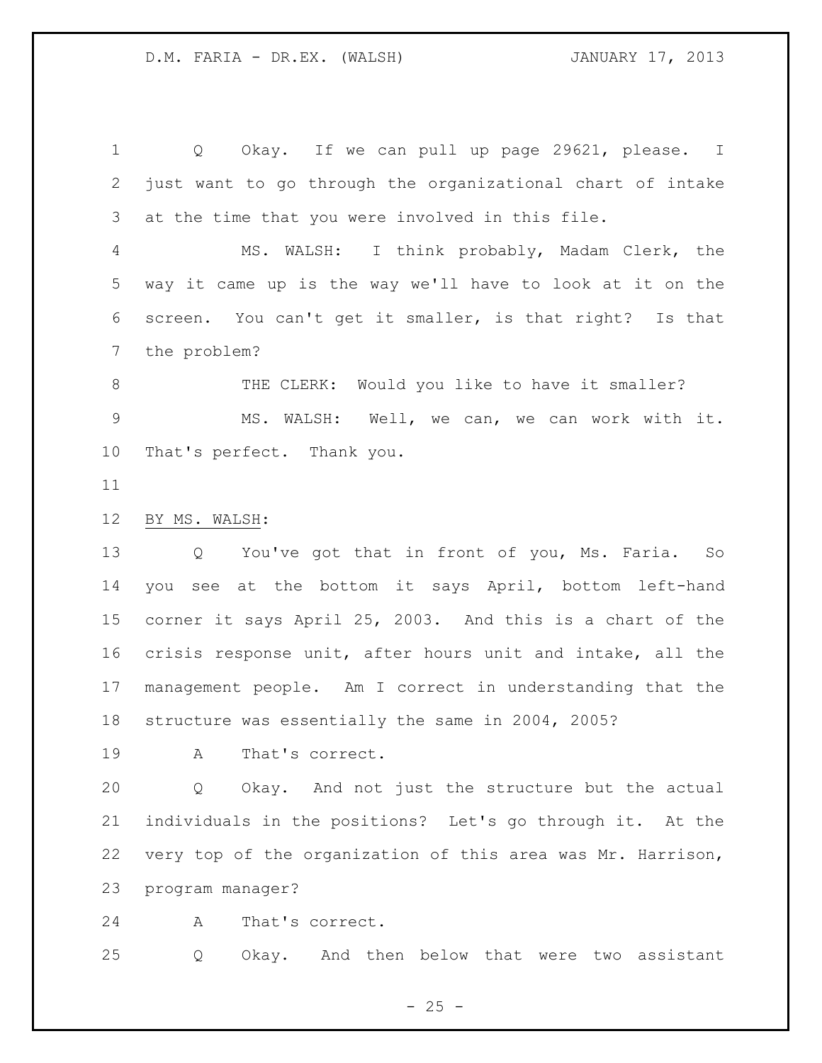Q Okay. If we can pull up page 29621, please. I just want to go through the organizational chart of intake at the time that you were involved in this file.

MS. WALSH: I think probably, Madam Clerk, the way it came up is the way we'll have to look at it on the screen. You can't get it smaller, is that right? Is that the problem?

THE CLERK: Would you like to have it smaller?

MS. WALSH: Well, we can, we can work with it. That's perfect. Thank you.

BY MS. WALSH:

Q You've got that in front of you, Ms. Faria. So you see at the bottom it says April, bottom left-hand corner it says April 25, 2003. And this is a chart of the crisis response unit, after hours unit and intake, all the management people. Am I correct in understanding that the structure was essentially the same in 2004, 2005?

A That's correct.

Q Okay. And not just the structure but the actual individuals in the positions? Let's go through it. At the very top of the organization of this area was Mr. Harrison, program manager?

A That's correct.

Q Okay. And then below that were two assistant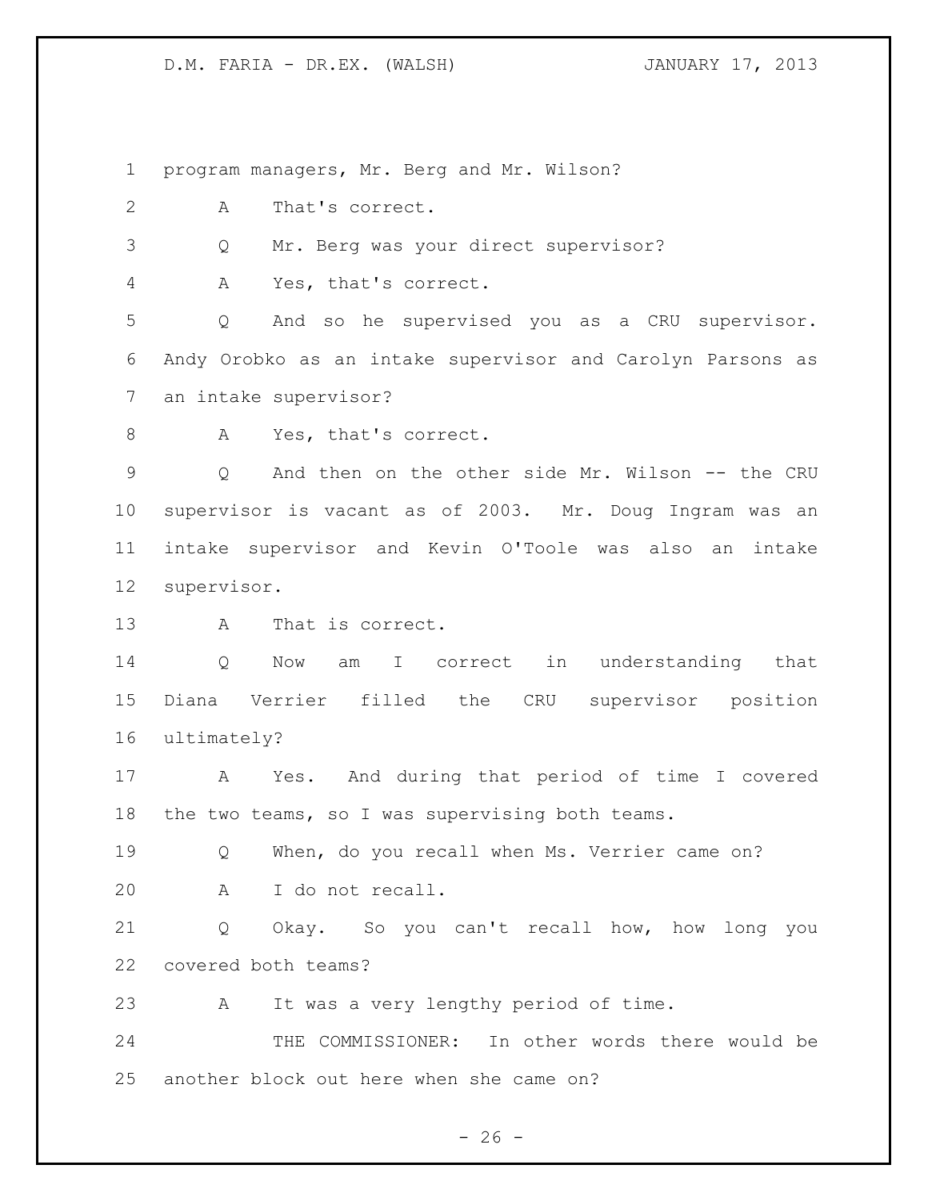program managers, Mr. Berg and Mr. Wilson?

A That's correct.

Q Mr. Berg was your direct supervisor?

A Yes, that's correct.

Q And so he supervised you as a CRU supervisor. Andy Orobko as an intake supervisor and Carolyn Parsons as an intake supervisor?

A Yes, that's correct.

Q And then on the other side Mr. Wilson -- the CRU supervisor is vacant as of 2003. Mr. Doug Ingram was an intake supervisor and Kevin O'Toole was also an intake supervisor.

A That is correct.

Q Now am I correct in understanding that Diana Verrier filled the CRU supervisor position ultimately?

A Yes. And during that period of time I covered the two teams, so I was supervising both teams.

Q When, do you recall when Ms. Verrier came on?

A I do not recall.

Q Okay. So you can't recall how, how long you covered both teams?

A It was a very lengthy period of time.

THE COMMISSIONER: In other words there would be another block out here when she came on?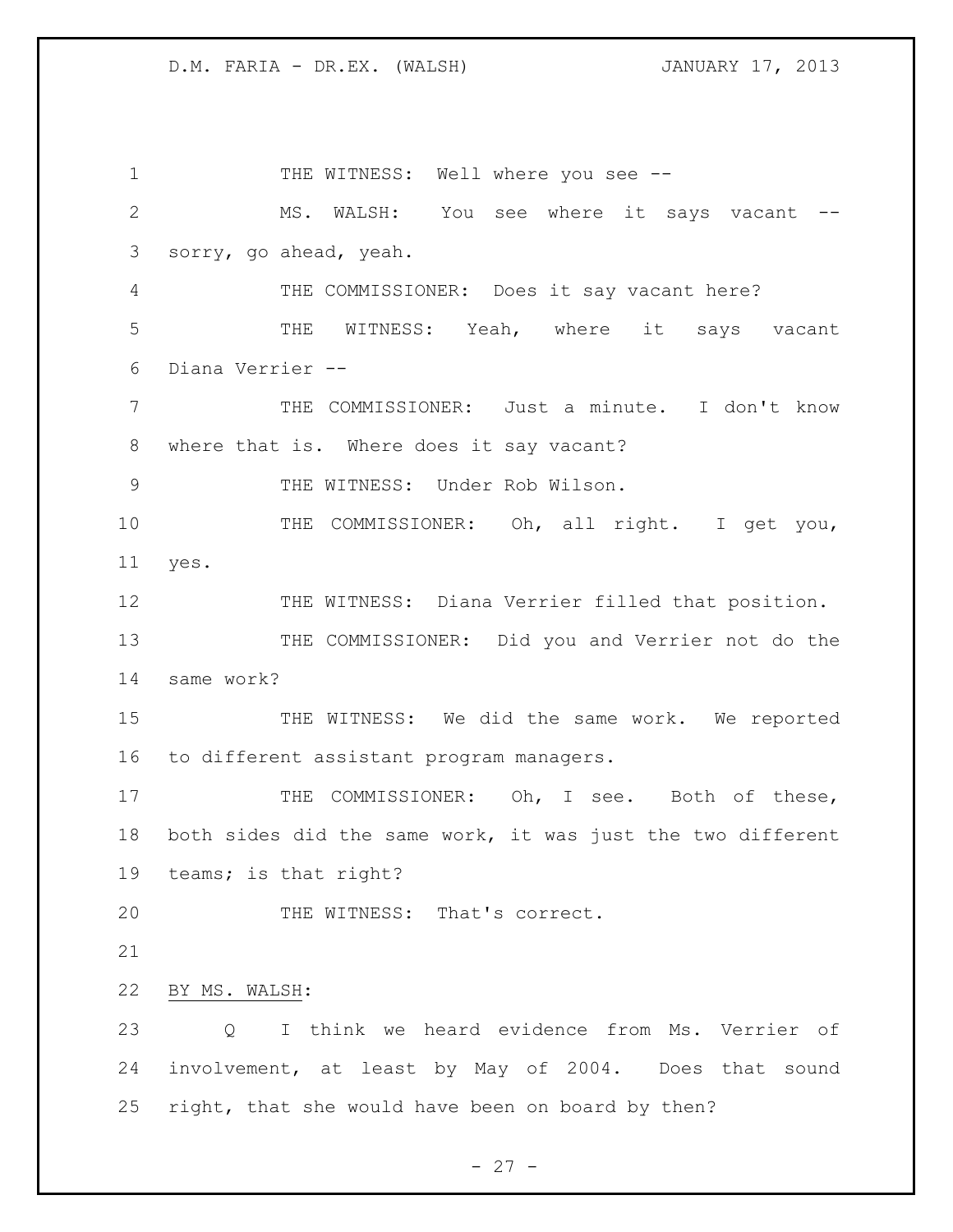THE WITNESS: Well where you see --

MS. WALSH: You see where it says vacant -- sorry, go ahead, yeah.

THE COMMISSIONER: Does it say vacant here?

THE WITNESS: Yeah, where it says vacant Diana Verrier --

THE COMMISSIONER: Just a minute. I don't know where that is. Where does it say vacant?

THE WITNESS: Under Rob Wilson.

THE COMMISSIONER: Oh, all right. I get you, yes.

THE WITNESS: Diana Verrier filled that position.

THE COMMISSIONER: Did you and Verrier not do the same work?

THE WITNESS: We did the same work. We reported to different assistant program managers.

THE COMMISSIONER: Oh, I see. Both of these, both sides did the same work, it was just the two different teams; is that right?

THE WITNESS: That's correct.

BY MS. WALSH:

Q I think we heard evidence from Ms. Verrier of involvement, at least by May of 2004. Does that sound right, that she would have been on board by then?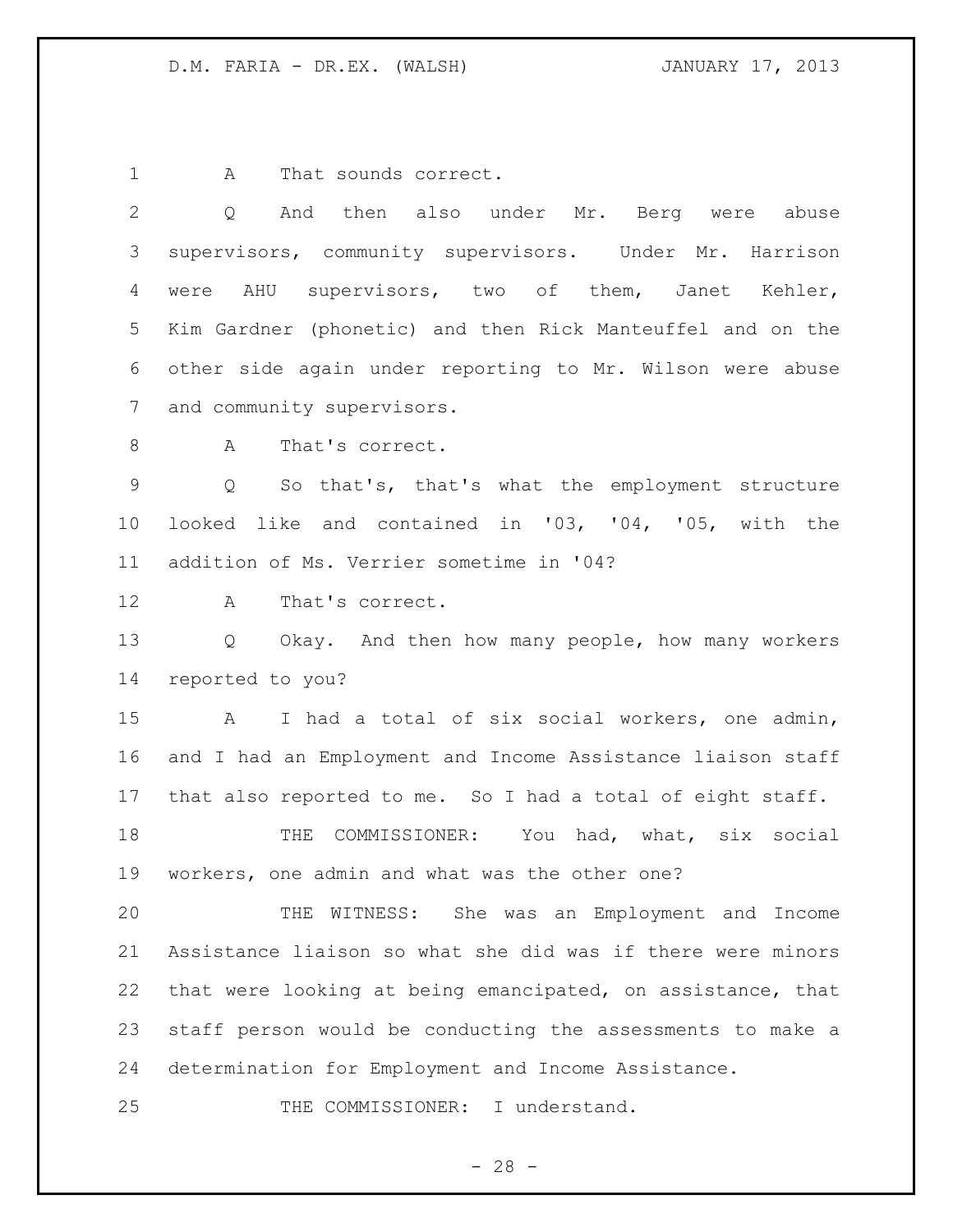A That sounds correct.

Q And then also under Mr. Berg were abuse supervisors, community supervisors. Under Mr. Harrison were AHU supervisors, two of them, Janet Kehler, Kim Gardner (phonetic) and then Rick Manteuffel and on the other side again under reporting to Mr. Wilson were abuse and community supervisors.

A That's correct.

Q So that's, that's what the employment structure looked like and contained in '03, '04, '05, with the addition of Ms. Verrier sometime in '04?

A That's correct.

Q Okay. And then how many people, how many workers reported to you?

A I had a total of six social workers, one admin, and I had an Employment and Income Assistance liaison staff that also reported to me. So I had a total of eight staff.

THE COMMISSIONER: You had, what, six social workers, one admin and what was the other one?

THE WITNESS: She was an Employment and Income Assistance liaison so what she did was if there were minors that were looking at being emancipated, on assistance, that staff person would be conducting the assessments to make a determination for Employment and Income Assistance.

THE COMMISSIONER: I understand.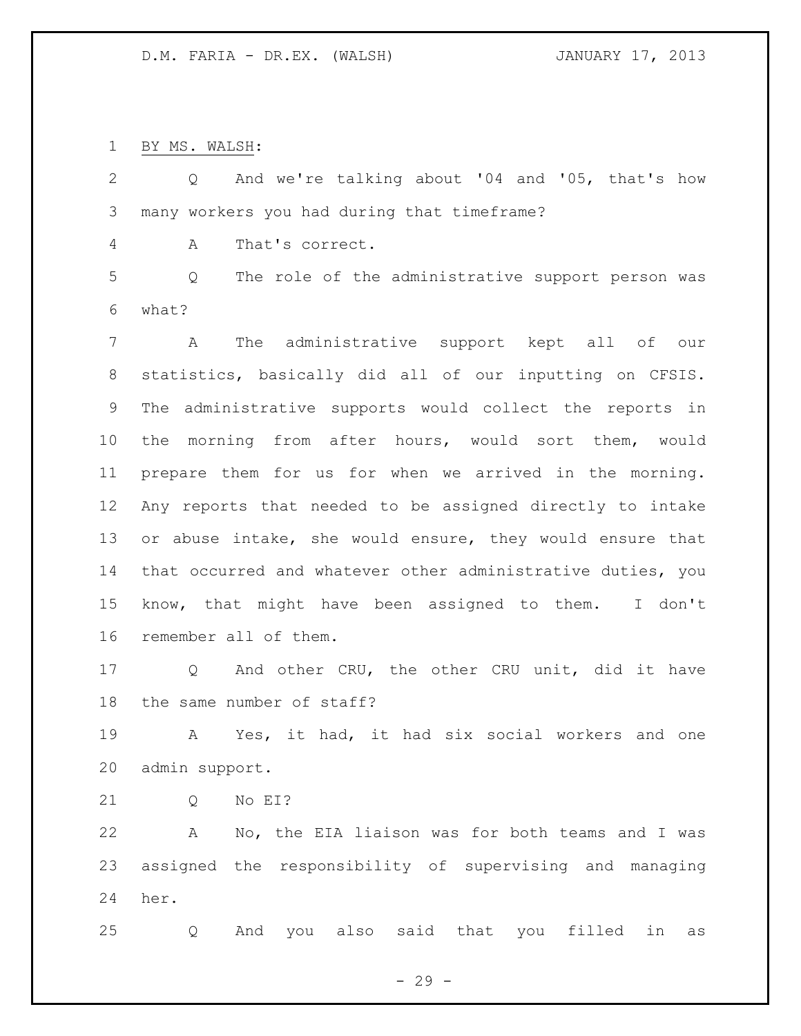BY MS. WALSH:

Q And we're talking about '04 and '05, that's how many workers you had during that timeframe?

A That's correct.

Q The role of the administrative support person was what?

A The administrative support kept all of our statistics, basically did all of our inputting on CFSIS. The administrative supports would collect the reports in the morning from after hours, would sort them, would prepare them for us for when we arrived in the morning. Any reports that needed to be assigned directly to intake or abuse intake, she would ensure, they would ensure that that occurred and whatever other administrative duties, you know, that might have been assigned to them. I don't remember all of them.

Q And other CRU, the other CRU unit, did it have the same number of staff?

A Yes, it had, it had six social workers and one admin support.

Q No EI?

A No, the EIA liaison was for both teams and I was assigned the responsibility of supervising and managing her.

Q And you also said that you filled in as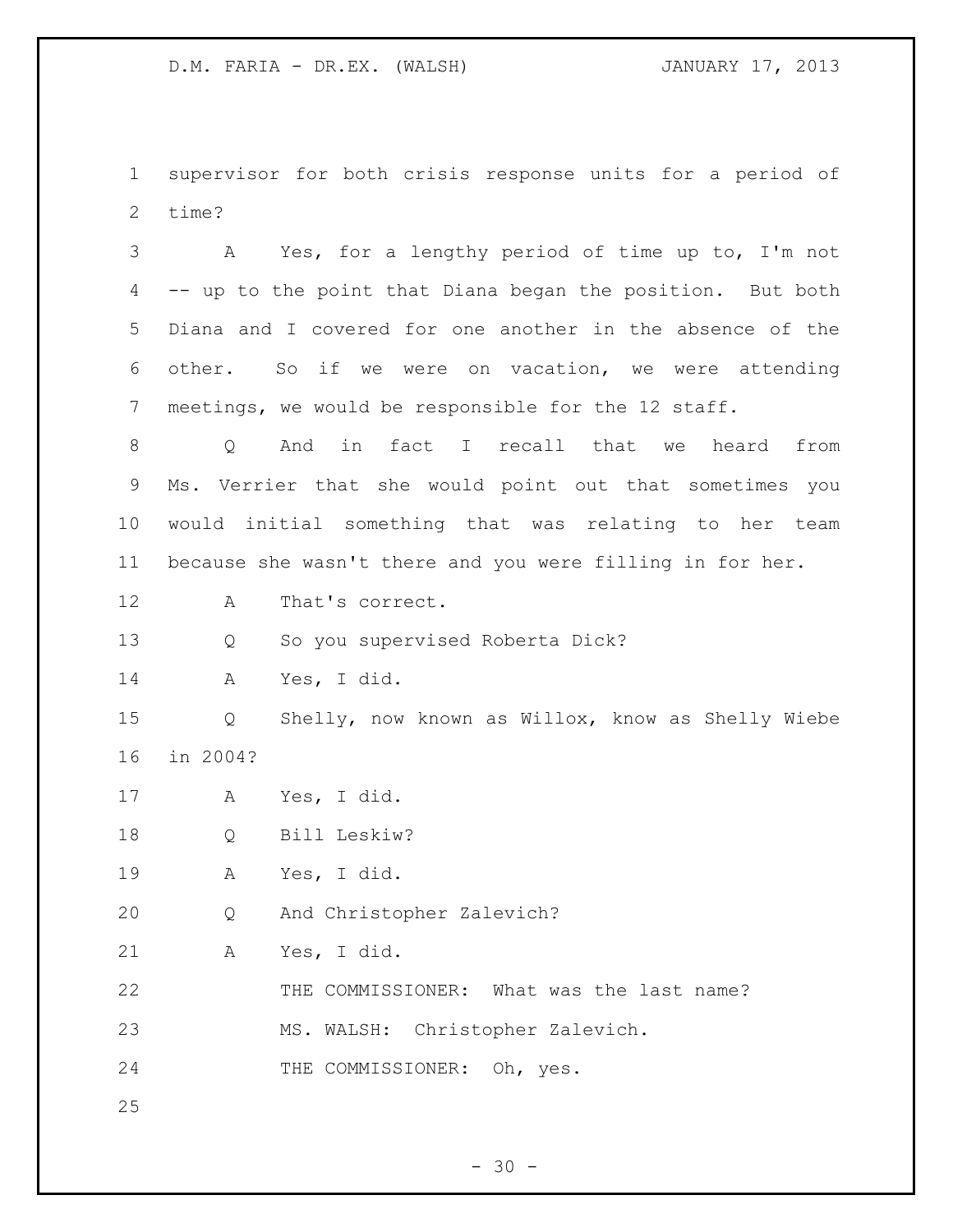supervisor for both crisis response units for a period of time?

A Yes, for a lengthy period of time up to, I'm not -- up to the point that Diana began the position. But both Diana and I covered for one another in the absence of the other. So if we were on vacation, we were attending meetings, we would be responsible for the 12 staff.

Q And in fact I recall that we heard from Ms. Verrier that she would point out that sometimes you would initial something that was relating to her team because she wasn't there and you were filling in for her.

A That's correct.

Q So you supervised Roberta Dick?

A Yes, I did.

Q Shelly, now known as Willox, know as Shelly Wiebe in 2004?

A Yes, I did.

Q Bill Leskiw?

A Yes, I did.

Q And Christopher Zalevich?

A Yes, I did.

THE COMMISSIONER: What was the last name?

MS. WALSH: Christopher Zalevich.

THE COMMISSIONER: Oh, yes.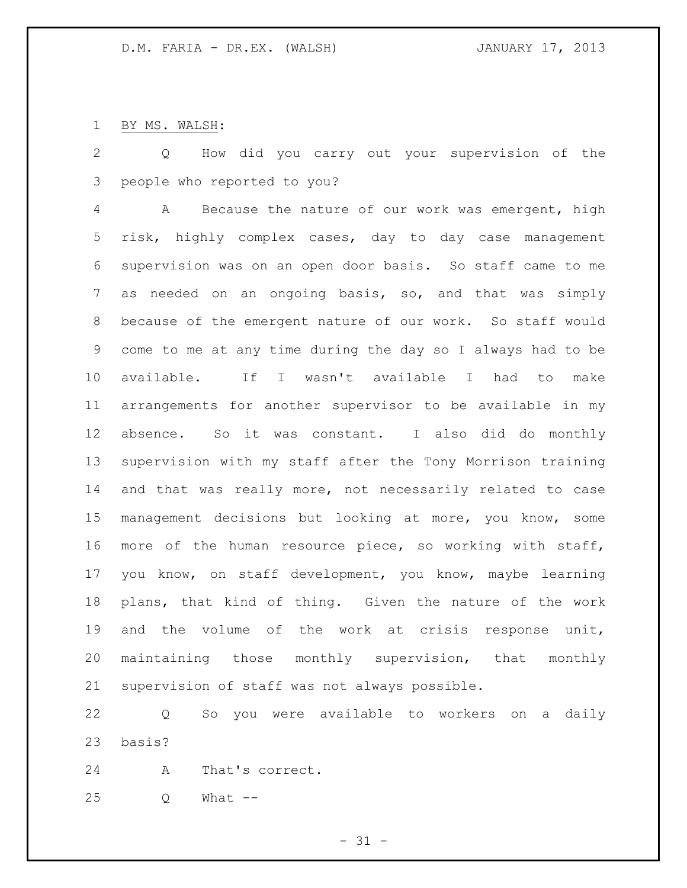BY MS. WALSH:

Q How did you carry out your supervision of the people who reported to you?

A Because the nature of our work was emergent, high risk, highly complex cases, day to day case management supervision was on an open door basis. So staff came to me as needed on an ongoing basis, so, and that was simply because of the emergent nature of our work. So staff would come to me at any time during the day so I always had to be available. If I wasn't available I had to make arrangements for another supervisor to be available in my absence. So it was constant. I also did do monthly supervision with my staff after the Tony Morrison training and that was really more, not necessarily related to case management decisions but looking at more, you know, some more of the human resource piece, so working with staff, you know, on staff development, you know, maybe learning plans, that kind of thing. Given the nature of the work and the volume of the work at crisis response unit, maintaining those monthly supervision, that monthly supervision of staff was not always possible.

Q So you were available to workers on a daily basis?

A That's correct.

Q What --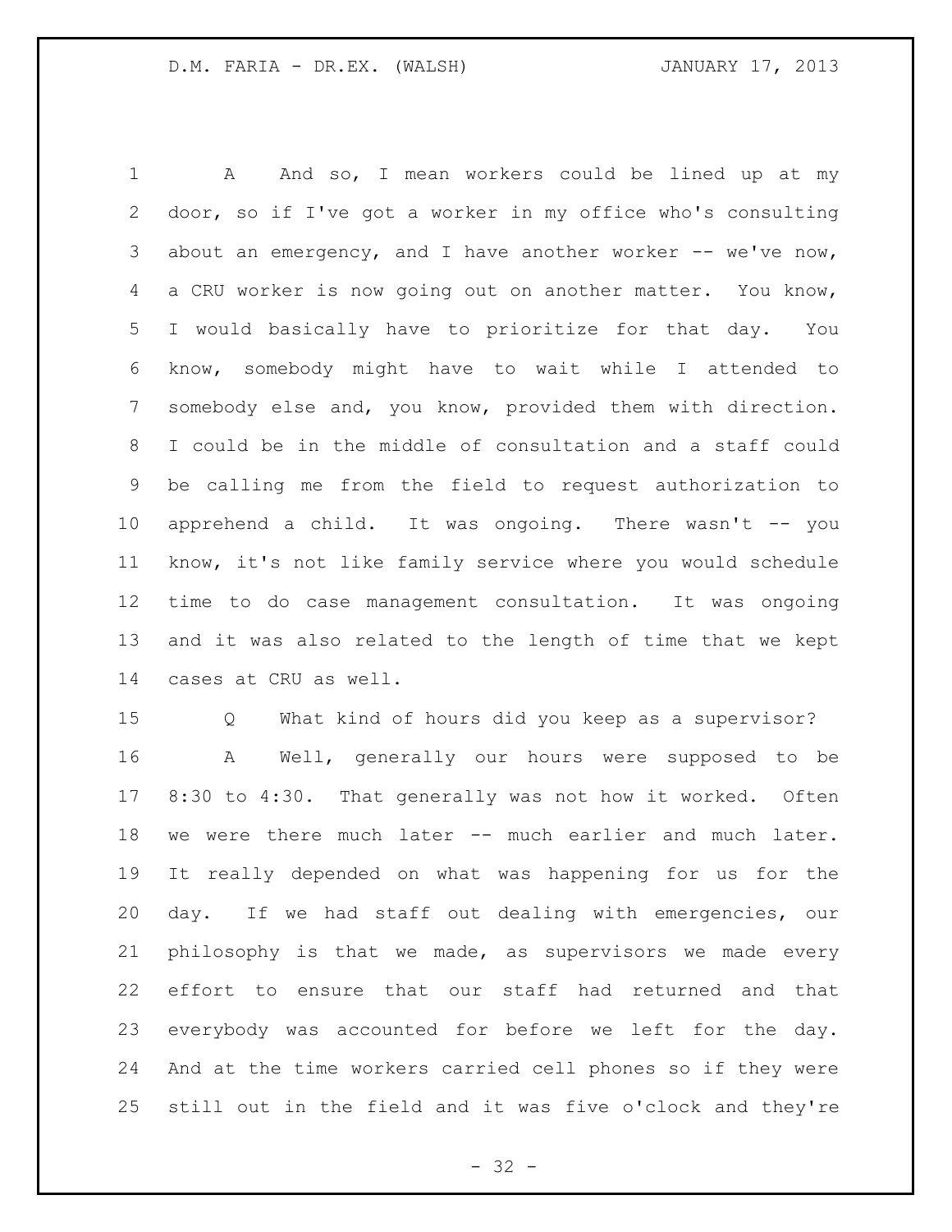A And so, I mean workers could be lined up at my door, so if I've got a worker in my office who's consulting about an emergency, and I have another worker -- we've now, a CRU worker is now going out on another matter. You know, I would basically have to prioritize for that day. You know, somebody might have to wait while I attended to somebody else and, you know, provided them with direction. I could be in the middle of consultation and a staff could be calling me from the field to request authorization to apprehend a child. It was ongoing. There wasn't -- you know, it's not like family service where you would schedule time to do case management consultation. It was ongoing and it was also related to the length of time that we kept cases at CRU as well.

Q What kind of hours did you keep as a supervisor?

A Well, generally our hours were supposed to be 8:30 to 4:30. That generally was not how it worked. Often we were there much later -- much earlier and much later. It really depended on what was happening for us for the day. If we had staff out dealing with emergencies, our philosophy is that we made, as supervisors we made every effort to ensure that our staff had returned and that everybody was accounted for before we left for the day. And at the time workers carried cell phones so if they were still out in the field and it was five o'clock and they're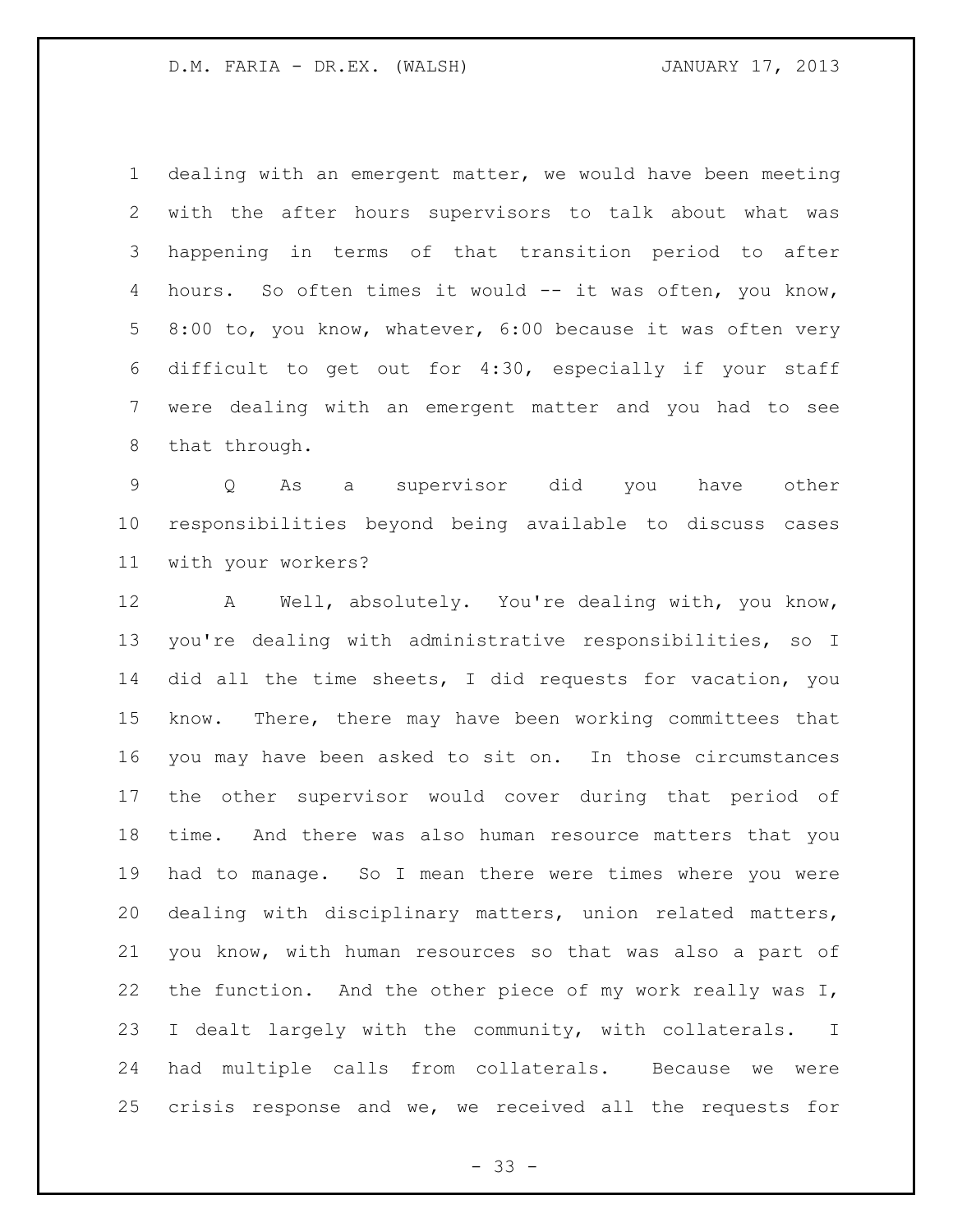dealing with an emergent matter, we would have been meeting with the after hours supervisors to talk about what was happening in terms of that transition period to after hours. So often times it would -- it was often, you know, 8:00 to, you know, whatever, 6:00 because it was often very difficult to get out for 4:30, especially if your staff were dealing with an emergent matter and you had to see that through.

Q As a supervisor did you have other responsibilities beyond being available to discuss cases with your workers?

A Well, absolutely. You're dealing with, you know, you're dealing with administrative responsibilities, so I did all the time sheets, I did requests for vacation, you know. There, there may have been working committees that you may have been asked to sit on. In those circumstances the other supervisor would cover during that period of time. And there was also human resource matters that you had to manage. So I mean there were times where you were dealing with disciplinary matters, union related matters, you know, with human resources so that was also a part of the function. And the other piece of my work really was I, I dealt largely with the community, with collaterals. I had multiple calls from collaterals. Because we were crisis response and we, we received all the requests for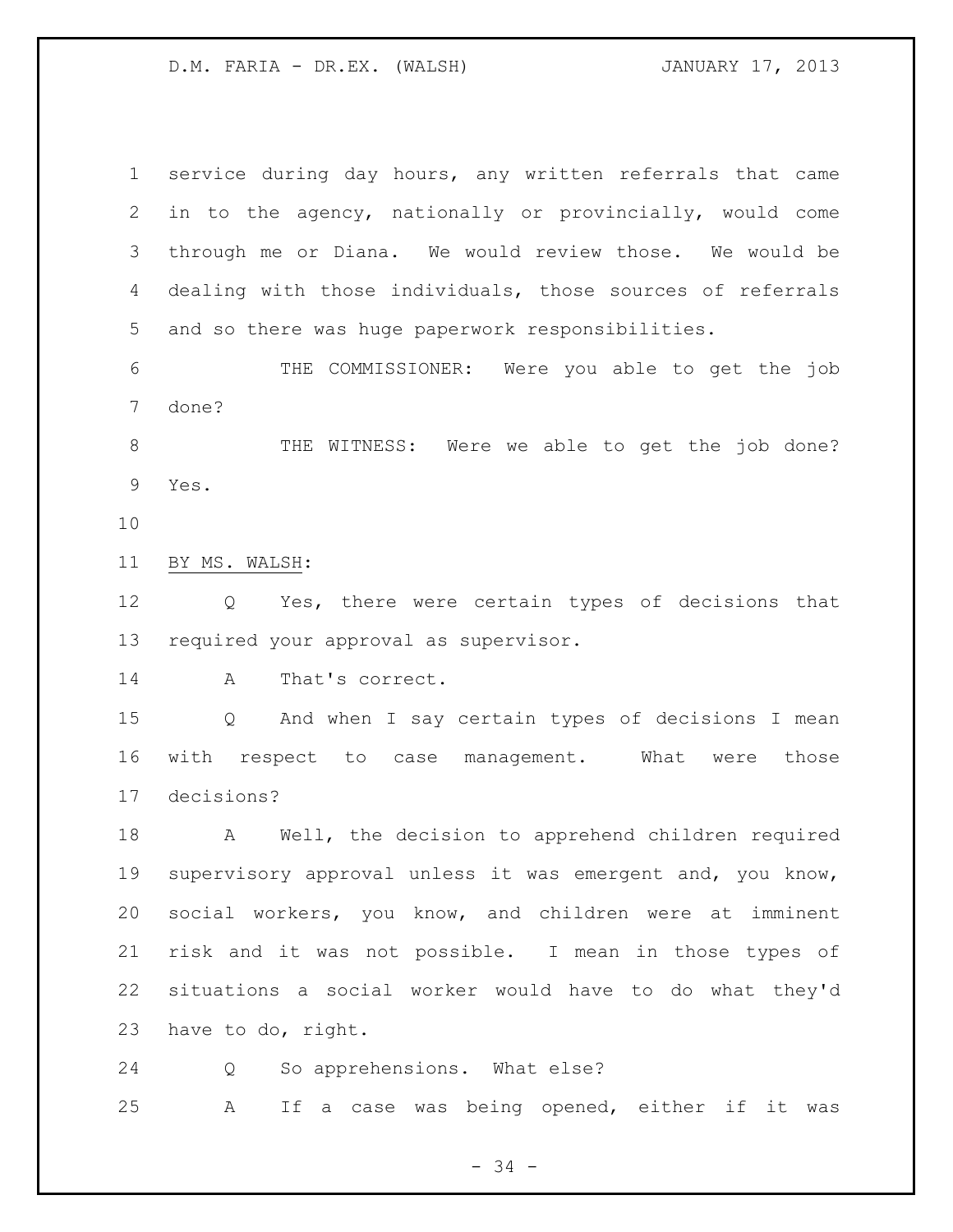service during day hours, any written referrals that came in to the agency, nationally or provincially, would come through me or Diana. We would review those. We would be dealing with those individuals, those sources of referrals and so there was huge paperwork responsibilities.

THE COMMISSIONER: Were you able to get the job done?

THE WITNESS: Were we able to get the job done? Yes.

BY MS. WALSH:

Q Yes, there were certain types of decisions that required your approval as supervisor.

A That's correct.

Q And when I say certain types of decisions I mean with respect to case management. What were those decisions?

A Well, the decision to apprehend children required supervisory approval unless it was emergent and, you know, social workers, you know, and children were at imminent risk and it was not possible. I mean in those types of situations a social worker would have to do what they'd have to do, right.

Q So apprehensions. What else?

A If a case was being opened, either if it was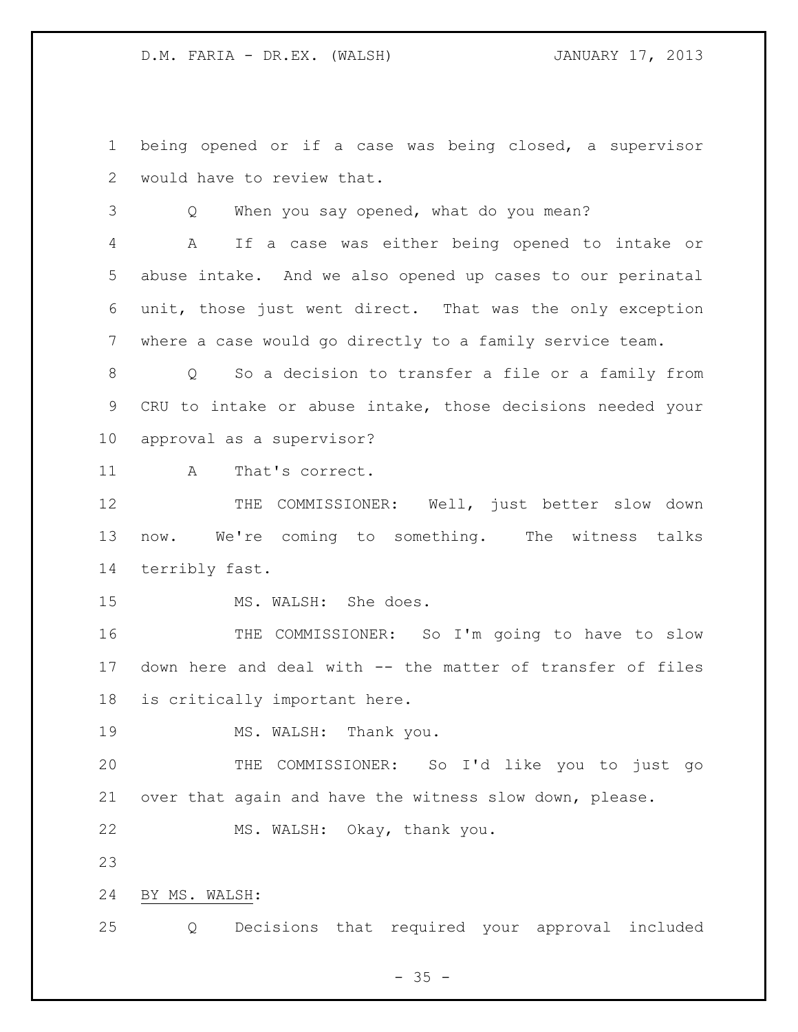being opened or if a case was being closed, a supervisor would have to review that.

Q When you say opened, what do you mean?

A If a case was either being opened to intake or abuse intake. And we also opened up cases to our perinatal unit, those just went direct. That was the only exception where a case would go directly to a family service team.

Q So a decision to transfer a file or a family from CRU to intake or abuse intake, those decisions needed your approval as a supervisor?

A That's correct.

THE COMMISSIONER: Well, just better slow down now. We're coming to something. The witness talks terribly fast.

MS. WALSH: She does.

THE COMMISSIONER: So I'm going to have to slow down here and deal with -- the matter of transfer of files is critically important here.

MS. WALSH: Thank you.

THE COMMISSIONER: So I'd like you to just go over that again and have the witness slow down, please.

MS. WALSH: Okay, thank you.

BY MS. WALSH:

Q Decisions that required your approval included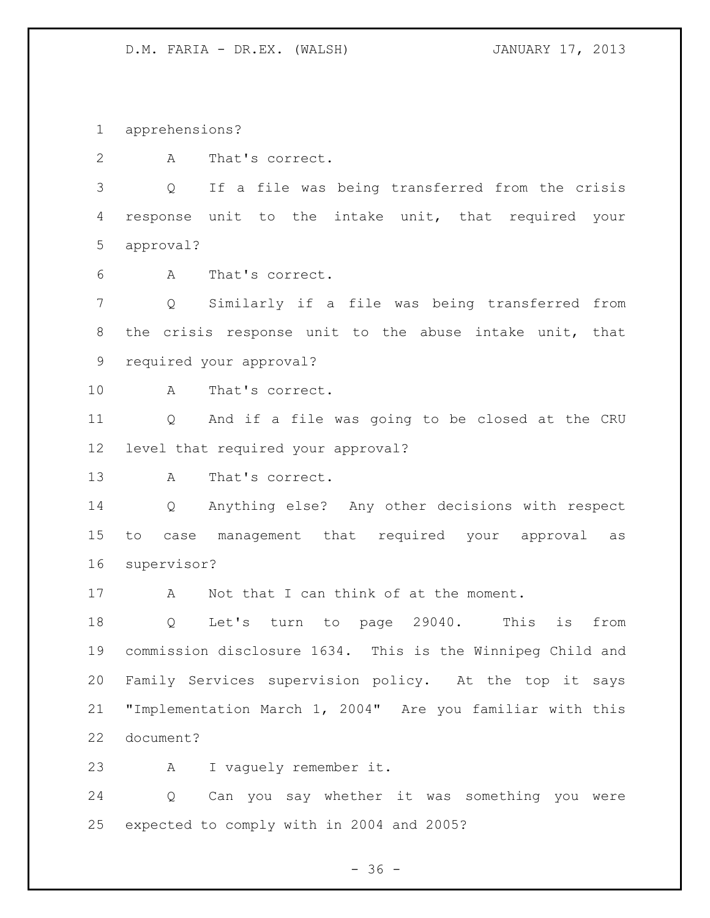apprehensions?

A That's correct.

Q If a file was being transferred from the crisis response unit to the intake unit, that required your approval?

A That's correct.

Q Similarly if a file was being transferred from the crisis response unit to the abuse intake unit, that required your approval?

A That's correct.

Q And if a file was going to be closed at the CRU level that required your approval?

A That's correct.

Q Anything else? Any other decisions with respect to case management that required your approval as supervisor?

A Not that I can think of at the moment.

Q Let's turn to page 29040. This is from commission disclosure 1634. This is the Winnipeg Child and Family Services supervision policy. At the top it says "Implementation March 1, 2004" Are you familiar with this document?

A I vaguely remember it.

Q Can you say whether it was something you were expected to comply with in 2004 and 2005?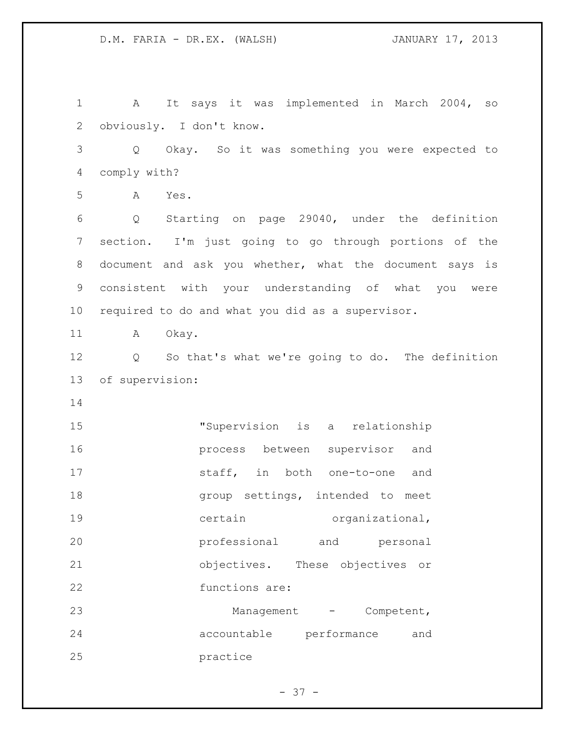A It says it was implemented in March 2004, so obviously. I don't know.

Q Okay. So it was something you were expected to comply with?

A Yes.

Q Starting on page 29040, under the definition section. I'm just going to go through portions of the document and ask you whether, what the document says is consistent with your understanding of what you were required to do and what you did as a supervisor.

A Okay.

Q So that's what we're going to do. The definition of supervision:

> "Supervision is a relationship process between supervisor and staff, in both one-to-one and group settings, intended to meet certain organizational, professional and personal objectives. These objectives or functions are:
>
> Management - Competent, accountable performance and practice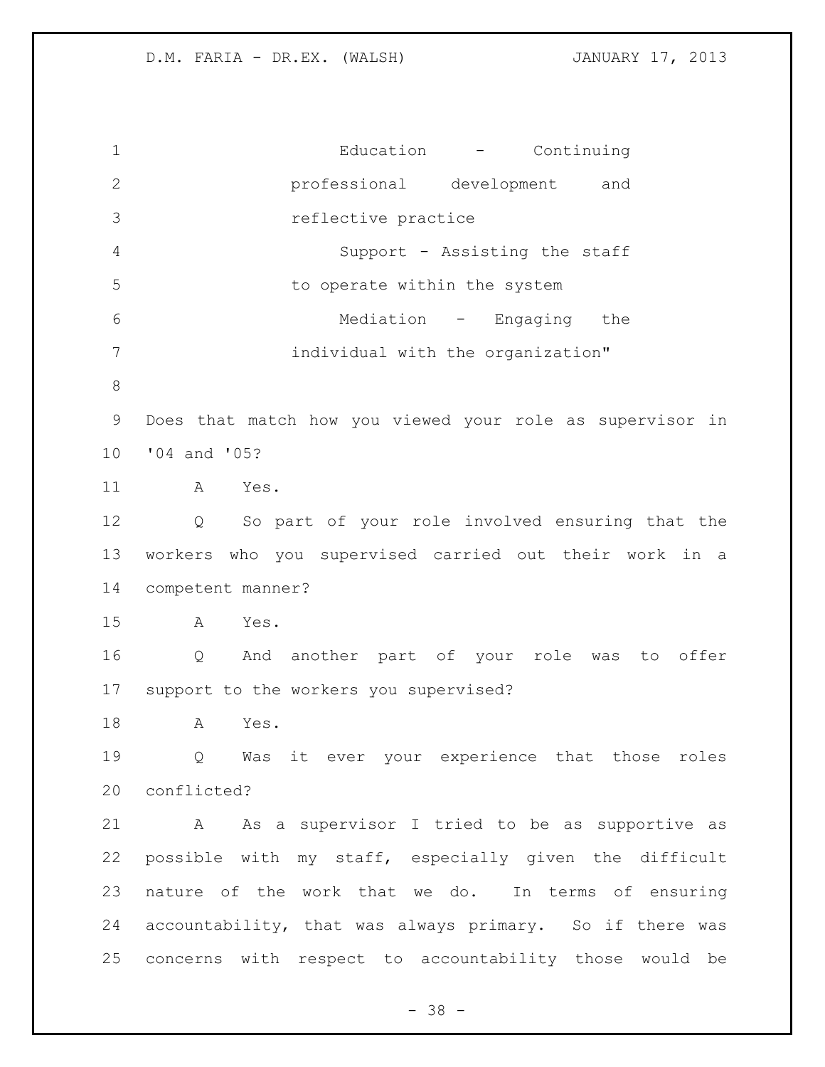> Education - Continuing professional development and reflective practice
>
> Support - Assisting the staff to operate within the system
>
> Mediation - Engaging the individual with the organization"

Does that match how you viewed your role as supervisor in '04 and '05?

A Yes.

Q So part of your role involved ensuring that the workers who you supervised carried out their work in a competent manner?

A Yes.

Q And another part of your role was to offer support to the workers you supervised?

A Yes.

Q Was it ever your experience that those roles conflicted?

A As a supervisor I tried to be as supportive as possible with my staff, especially given the difficult nature of the work that we do. In terms of ensuring accountability, that was always primary. So if there was concerns with respect to accountability those would be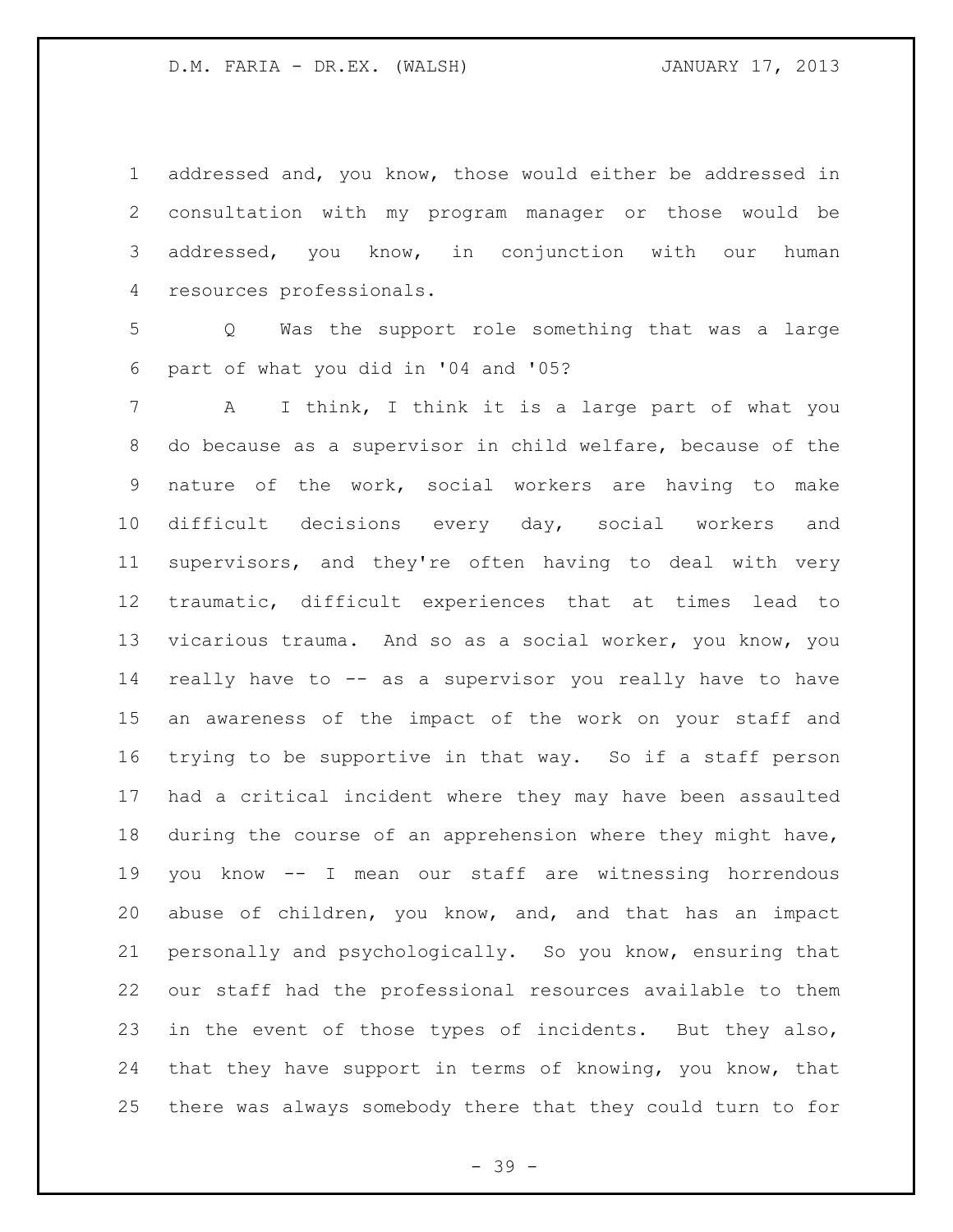addressed and, you know, those would either be addressed in consultation with my program manager or those would be addressed, you know, in conjunction with our human resources professionals.

Q Was the support role something that was a large part of what you did in '04 and '05?

A I think, I think it is a large part of what you do because as a supervisor in child welfare, because of the nature of the work, social workers are having to make difficult decisions every day, social workers and supervisors, and they're often having to deal with very traumatic, difficult experiences that at times lead to vicarious trauma. And so as a social worker, you know, you really have to -- as a supervisor you really have to have an awareness of the impact of the work on your staff and trying to be supportive in that way. So if a staff person had a critical incident where they may have been assaulted during the course of an apprehension where they might have, you know -- I mean our staff are witnessing horrendous abuse of children, you know, and, and that has an impact personally and psychologically. So you know, ensuring that our staff had the professional resources available to them in the event of those types of incidents. But they also, that they have support in terms of knowing, you know, that there was always somebody there that they could turn to for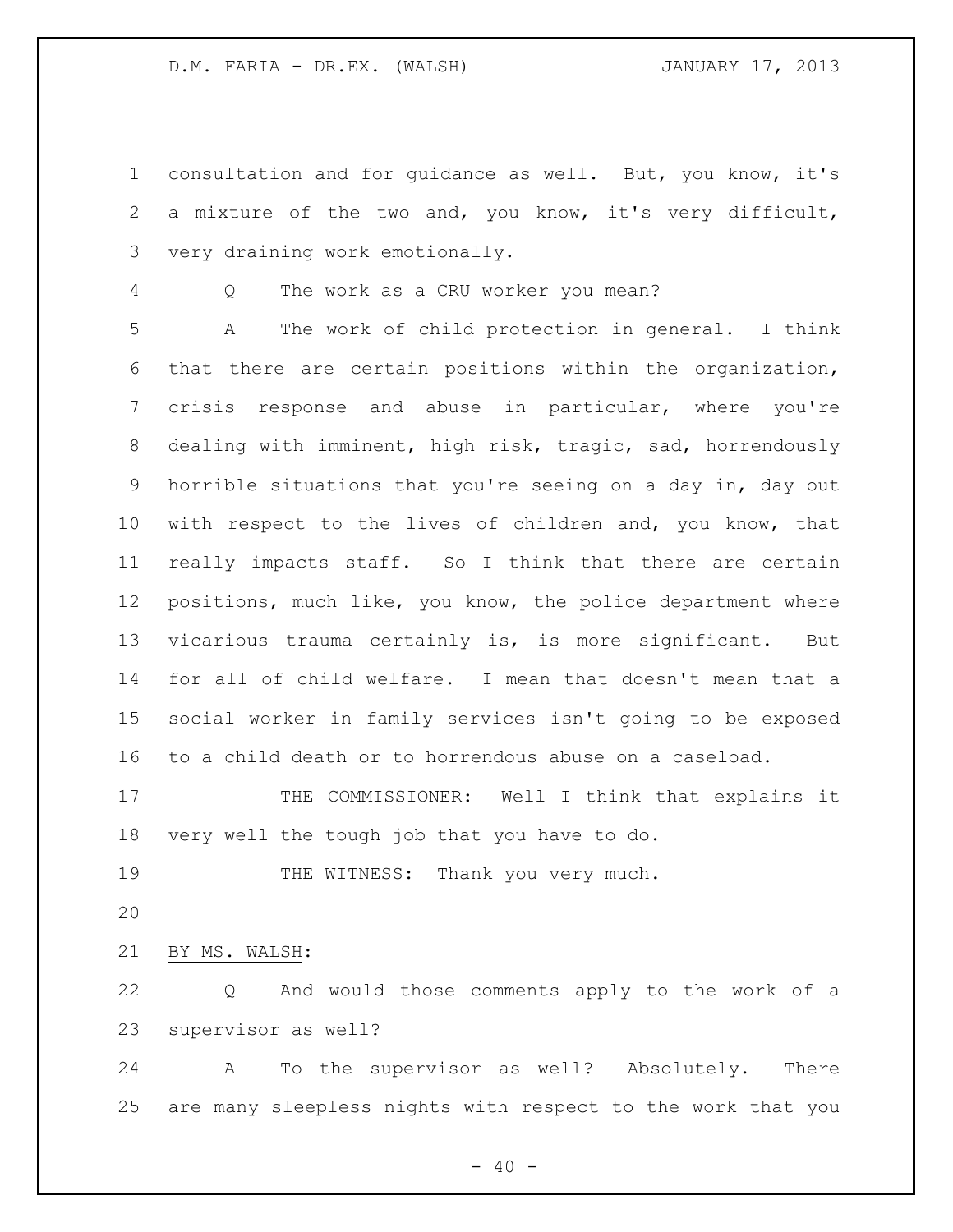consultation and for guidance as well. But, you know, it's a mixture of the two and, you know, it's very difficult, very draining work emotionally.

Q The work as a CRU worker you mean?

A The work of child protection in general. I think that there are certain positions within the organization, crisis response and abuse in particular, where you're dealing with imminent, high risk, tragic, sad, horrendously horrible situations that you're seeing on a day in, day out with respect to the lives of children and, you know, that really impacts staff. So I think that there are certain positions, much like, you know, the police department where vicarious trauma certainly is, is more significant. But for all of child welfare. I mean that doesn't mean that a social worker in family services isn't going to be exposed to a child death or to horrendous abuse on a caseload.

THE COMMISSIONER: Well I think that explains it very well the tough job that you have to do.

THE WITNESS: Thank you very much.

BY MS. WALSH:

Q And would those comments apply to the work of a supervisor as well?

A To the supervisor as well? Absolutely. There are many sleepless nights with respect to the work that you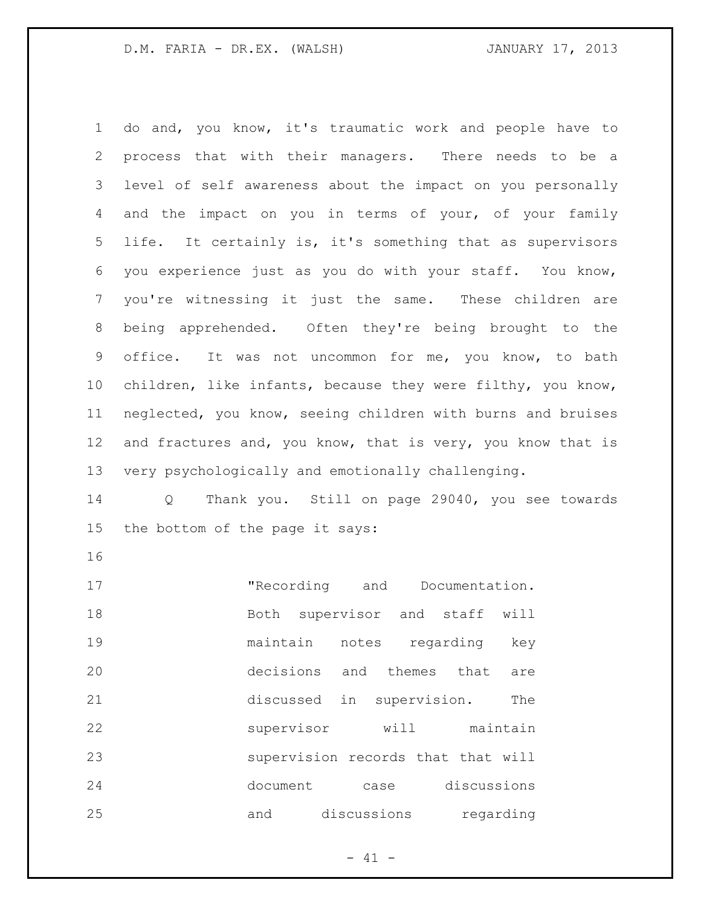do and, you know, it's traumatic work and people have to process that with their managers. There needs to be a level of self awareness about the impact on you personally and the impact on you in terms of your, of your family life. It certainly is, it's something that as supervisors you experience just as you do with your staff. You know, you're witnessing it just the same. These children are being apprehended. Often they're being brought to the office. It was not uncommon for me, you know, to bath children, like infants, because they were filthy, you know, neglected, you know, seeing children with burns and bruises and fractures and, you know, that is very, you know that is very psychologically and emotionally challenging.

Q Thank you. Still on page 29040, you see towards the bottom of the page it says:

> "Recording and Documentation. Both supervisor and staff will maintain notes regarding key decisions and themes that are discussed in supervision. The supervisor will maintain supervision records that that will document case discussions and discussions regarding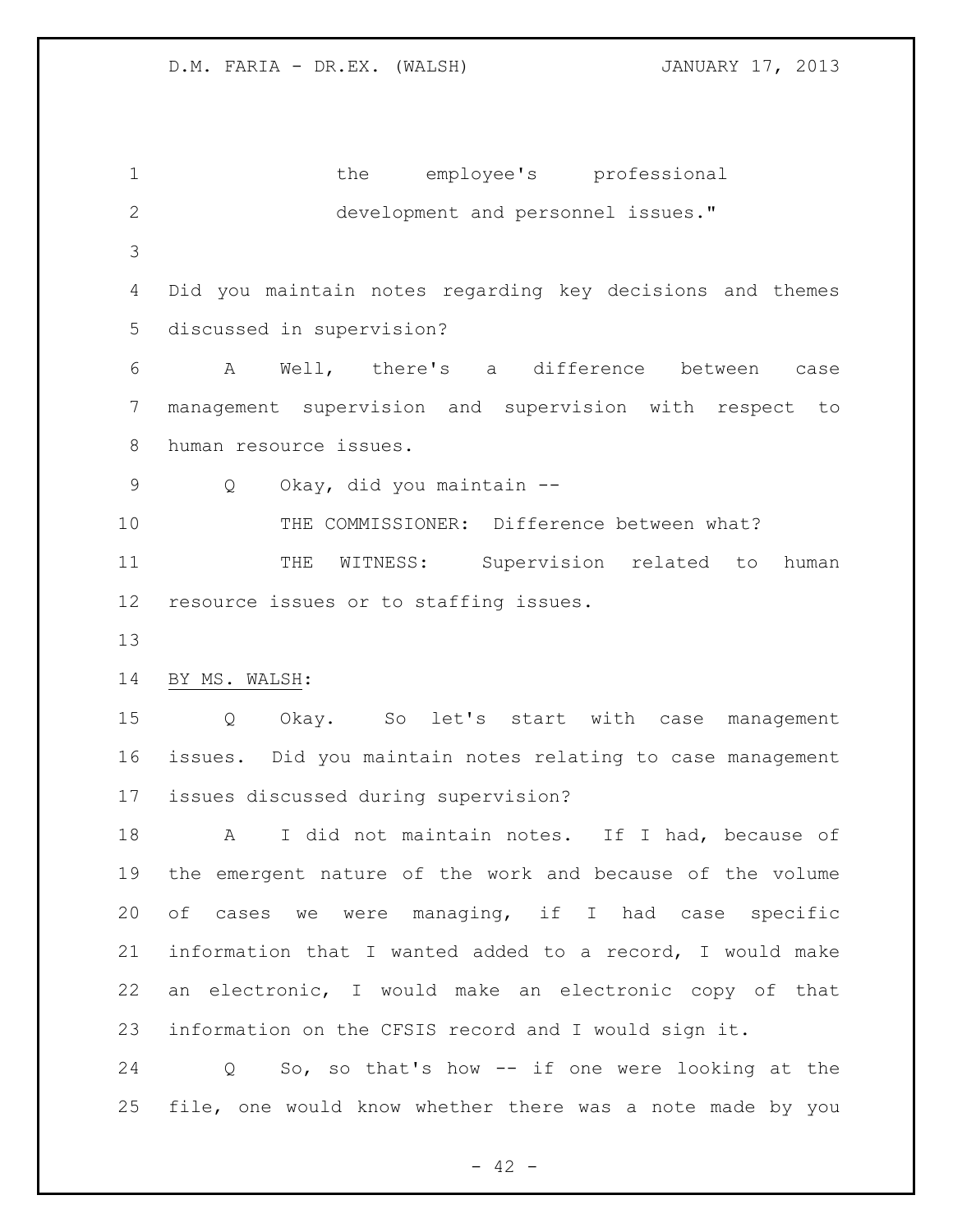the employee's professional development and personnel issues."

Did you maintain notes regarding key decisions and themes discussed in supervision?

A Well, there's a difference between case management supervision and supervision with respect to human resource issues.

Q Okay, did you maintain --

THE COMMISSIONER: Difference between what?

THE WITNESS: Supervision related to human resource issues or to staffing issues.

BY MS. WALSH:

Q Okay. So let's start with case management issues. Did you maintain notes relating to case management issues discussed during supervision?

A I did not maintain notes. If I had, because of the emergent nature of the work and because of the volume of cases we were managing, if I had case specific information that I wanted added to a record, I would make an electronic, I would make an electronic copy of that information on the CFSIS record and I would sign it.

Q So, so that's how -- if one were looking at the file, one would know whether there was a note made by you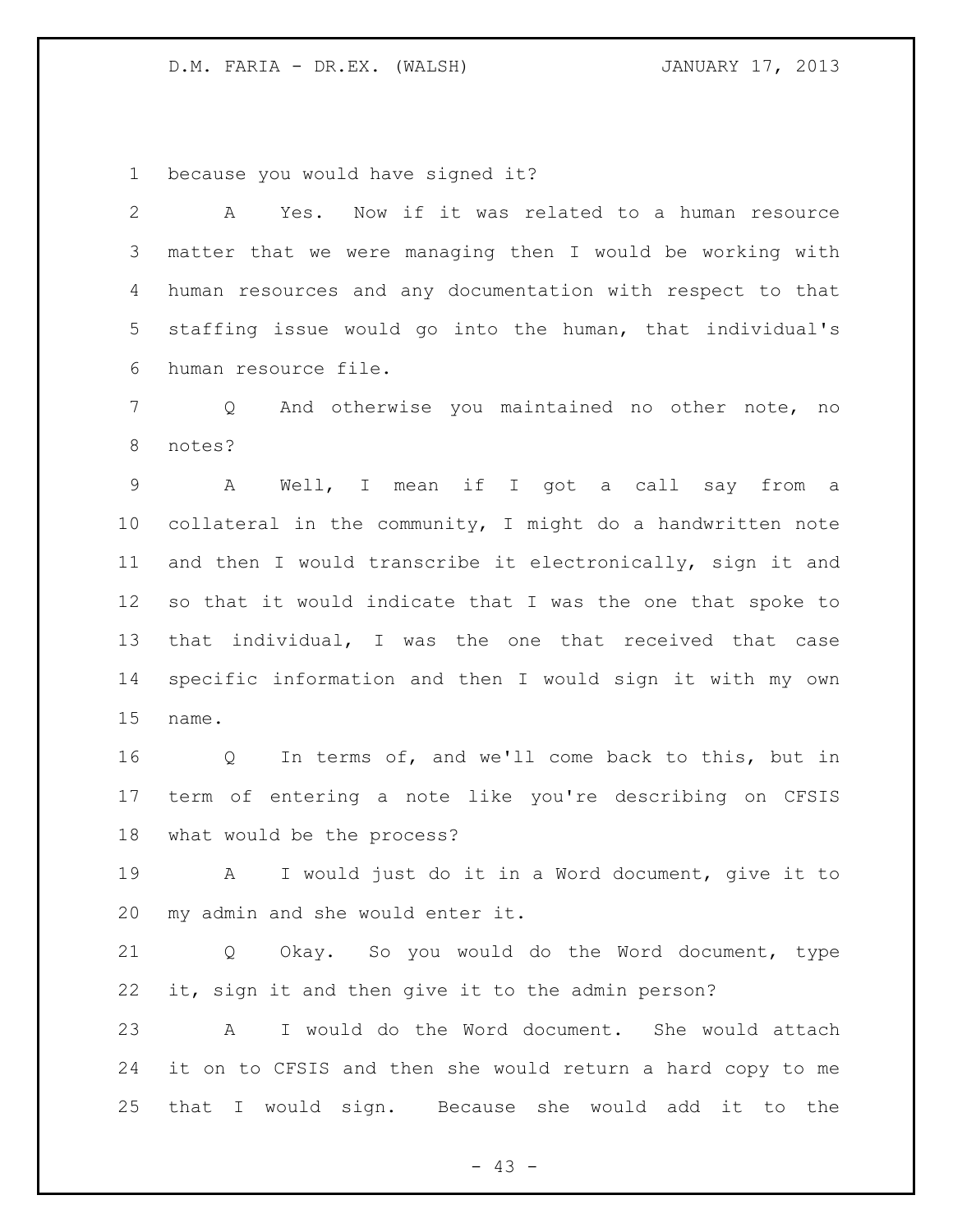because you would have signed it?

A Yes. Now if it was related to a human resource matter that we were managing then I would be working with human resources and any documentation with respect to that staffing issue would go into the human, that individual's human resource file.

Q And otherwise you maintained no other note, no notes?

A Well, I mean if I got a call say from a collateral in the community, I might do a handwritten note and then I would transcribe it electronically, sign it and so that it would indicate that I was the one that spoke to that individual, I was the one that received that case specific information and then I would sign it with my own name.

Q In terms of, and we'll come back to this, but in term of entering a note like you're describing on CFSIS what would be the process?

A I would just do it in a Word document, give it to my admin and she would enter it.

Q Okay. So you would do the Word document, type it, sign it and then give it to the admin person?

A I would do the Word document. She would attach it on to CFSIS and then she would return a hard copy to me that I would sign. Because she would add it to the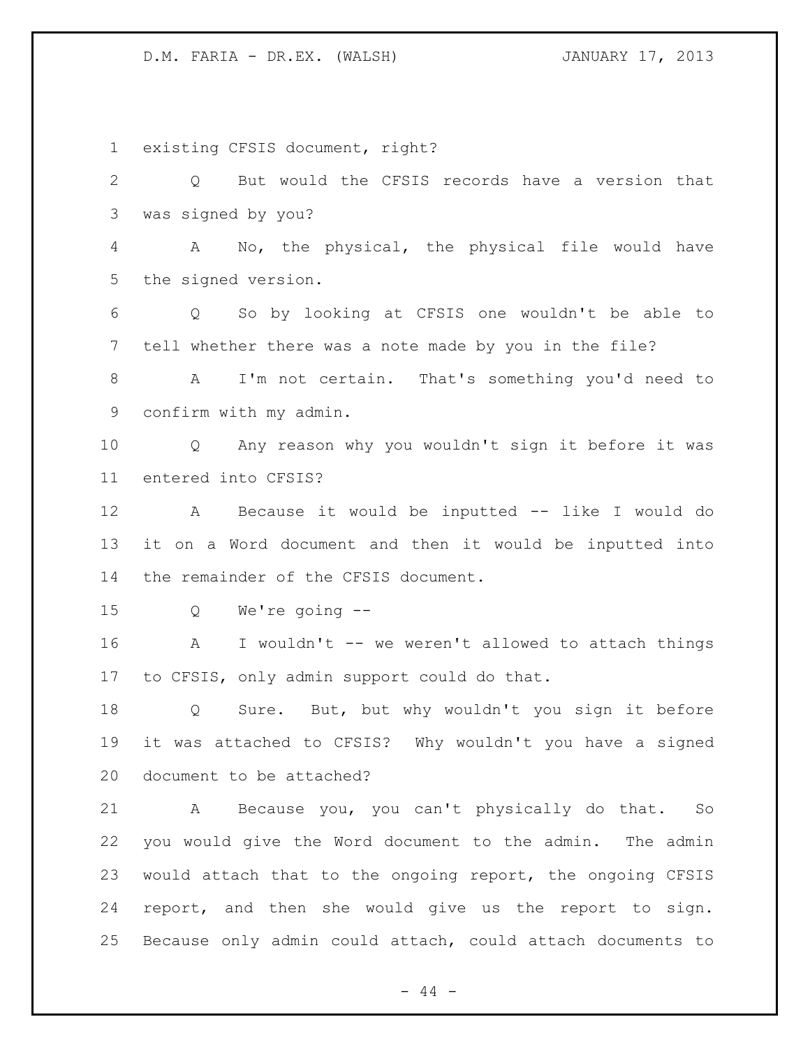existing CFSIS document, right?

Q But would the CFSIS records have a version that was signed by you?

A No, the physical, the physical file would have the signed version.

Q So by looking at CFSIS one wouldn't be able to tell whether there was a note made by you in the file?

A I'm not certain. That's something you'd need to confirm with my admin.

Q Any reason why you wouldn't sign it before it was entered into CFSIS?

A Because it would be inputted -- like I would do it on a Word document and then it would be inputted into the remainder of the CFSIS document.

Q We're going --

A I wouldn't -- we weren't allowed to attach things to CFSIS, only admin support could do that.

Q Sure. But, but why wouldn't you sign it before it was attached to CFSIS? Why wouldn't you have a signed document to be attached?

A Because you, you can't physically do that. So you would give the Word document to the admin. The admin would attach that to the ongoing report, the ongoing CFSIS report, and then she would give us the report to sign. Because only admin could attach, could attach documents to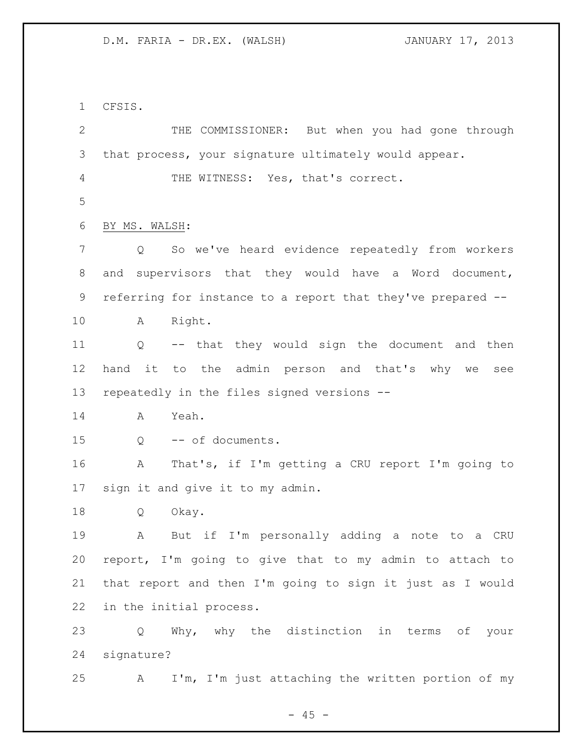CFSIS.

THE COMMISSIONER: But when you had gone through that process, your signature ultimately would appear.

THE WITNESS: Yes, that's correct.

BY MS. WALSH:

Q So we've heard evidence repeatedly from workers and supervisors that they would have a Word document, referring for instance to a report that they've prepared --

A Right.

Q -- that they would sign the document and then hand it to the admin person and that's why we see repeatedly in the files signed versions --

A Yeah.

Q -- of documents.

A That's, if I'm getting a CRU report I'm going to sign it and give it to my admin.

Q Okay.

A But if I'm personally adding a note to a CRU report, I'm going to give that to my admin to attach to that report and then I'm going to sign it just as I would in the initial process.

Q Why, why the distinction in terms of your signature?

A I'm, I'm just attaching the written portion of my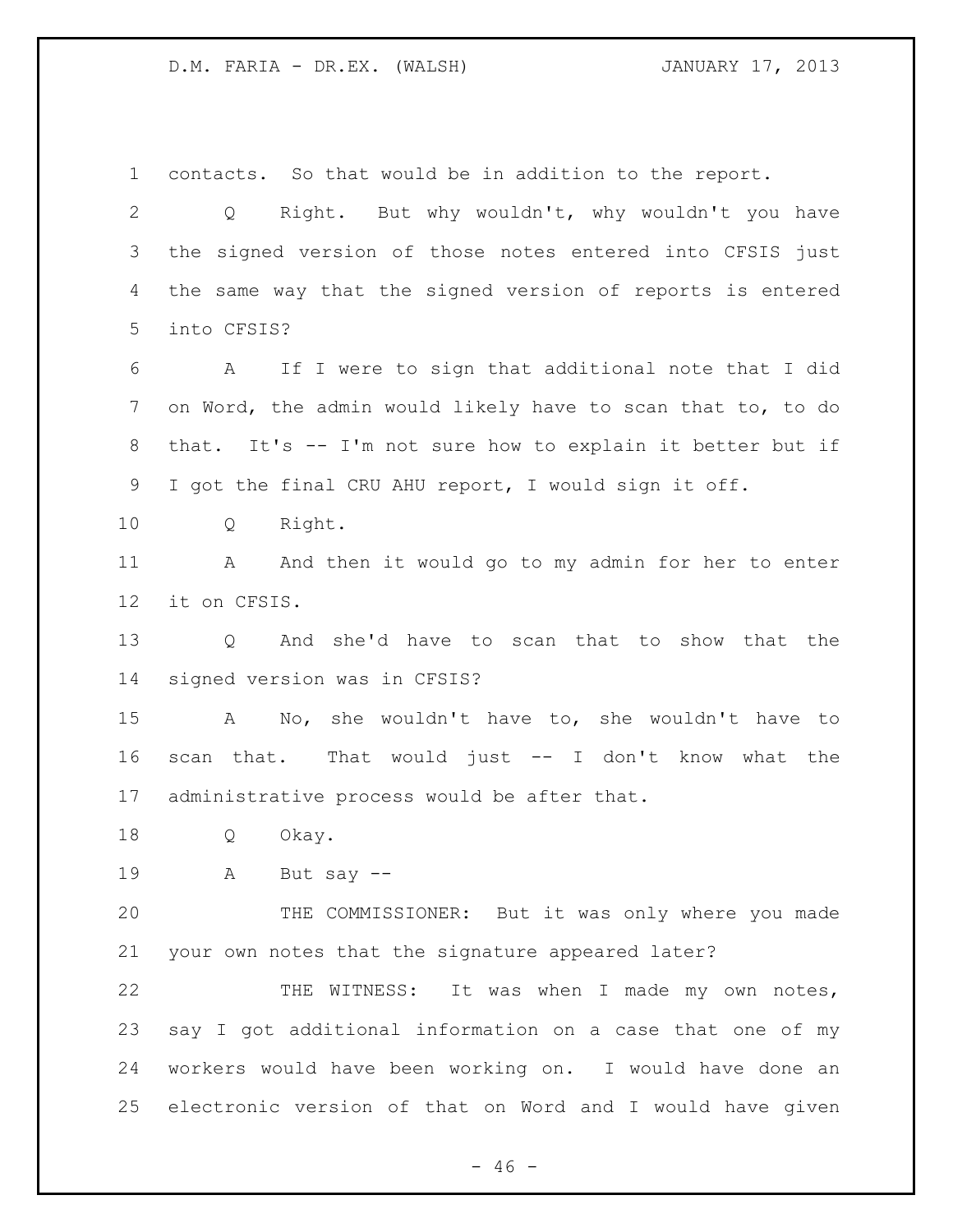contacts. So that would be in addition to the report.

Q Right. But why wouldn't, why wouldn't you have the signed version of those notes entered into CFSIS just the same way that the signed version of reports is entered into CFSIS?

A If I were to sign that additional note that I did on Word, the admin would likely have to scan that to, to do that. It's -- I'm not sure how to explain it better but if I got the final CRU AHU report, I would sign it off.

Q Right.

A And then it would go to my admin for her to enter it on CFSIS.

Q And she'd have to scan that to show that the signed version was in CFSIS?

A No, she wouldn't have to, she wouldn't have to scan that. That would just -- I don't know what the administrative process would be after that.

Q Okay.

A But say --

THE COMMISSIONER: But it was only where you made your own notes that the signature appeared later?

THE WITNESS: It was when I made my own notes, say I got additional information on a case that one of my workers would have been working on. I would have done an electronic version of that on Word and I would have given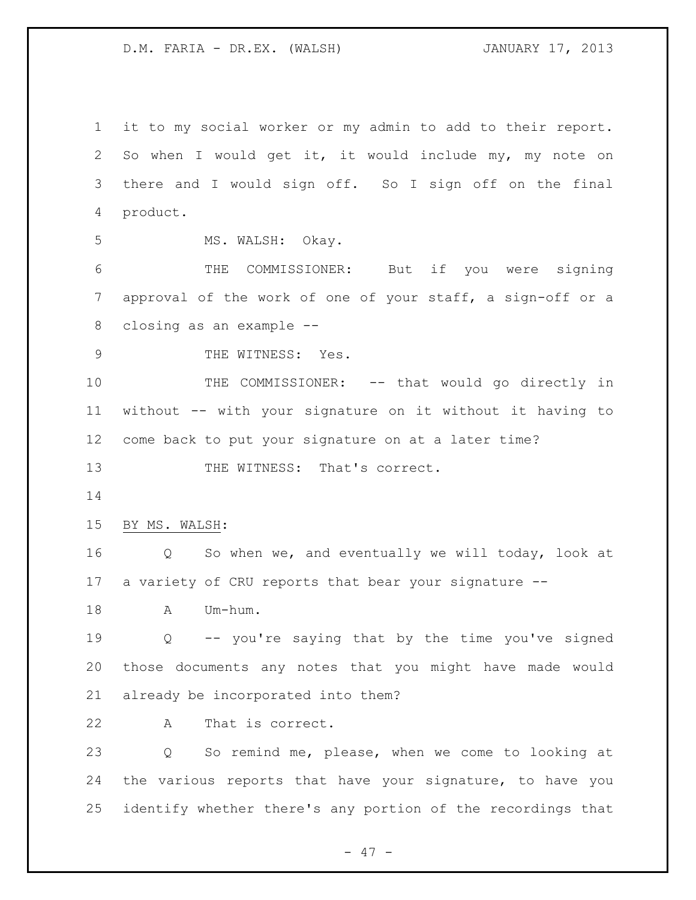it to my social worker or my admin to add to their report. So when I would get it, it would include my, my note on there and I would sign off. So I sign off on the final product.

MS. WALSH: Okay.

THE COMMISSIONER: But if you were signing approval of the work of one of your staff, a sign-off or a closing as an example --

THE WITNESS: Yes.

THE COMMISSIONER: -- that would go directly in without -- with your signature on it without it having to come back to put your signature on at a later time?

THE WITNESS: That's correct.

BY MS. WALSH:

Q So when we, and eventually we will today, look at a variety of CRU reports that bear your signature --

A Um-hum.

Q -- you're saying that by the time you've signed those documents any notes that you might have made would already be incorporated into them?

A That is correct.

Q So remind me, please, when we come to looking at the various reports that have your signature, to have you identify whether there's any portion of the recordings that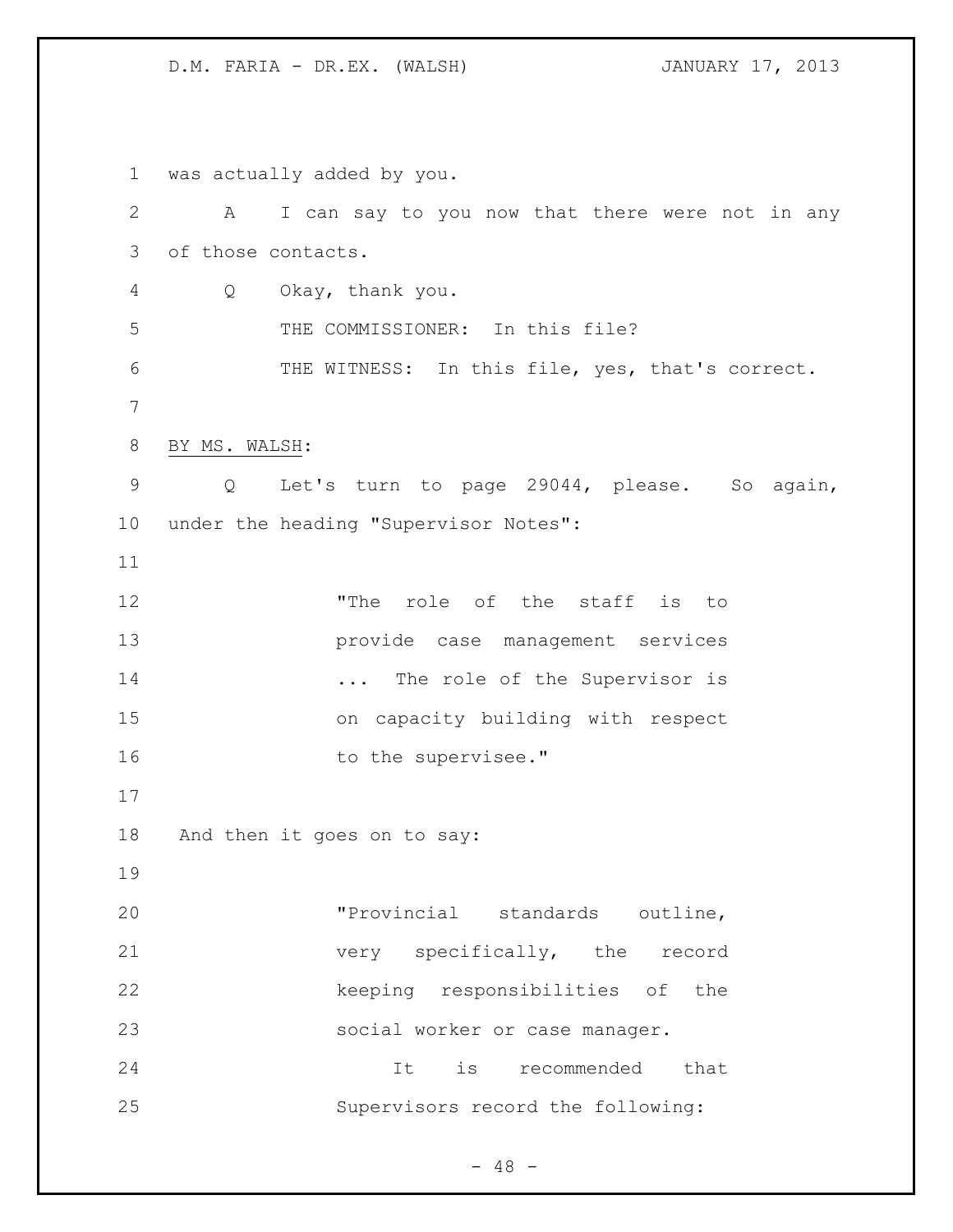was actually added by you.

A I can say to you now that there were not in any of those contacts.

Q Okay, thank you.

THE COMMISSIONER: In this file?

THE WITNESS: In this file, yes, that's correct.

BY MS. WALSH:

Q Let's turn to page 29044, please. So again, under the heading "Supervisor Notes":

> "The role of the staff is to provide case management services ... The role of the Supervisor is on capacity building with respect to the supervisee."

And then it goes on to say:

> "Provincial standards outline, very specifically, the record keeping responsibilities of the social worker or case manager.
>
> It is recommended that Supervisors record the following: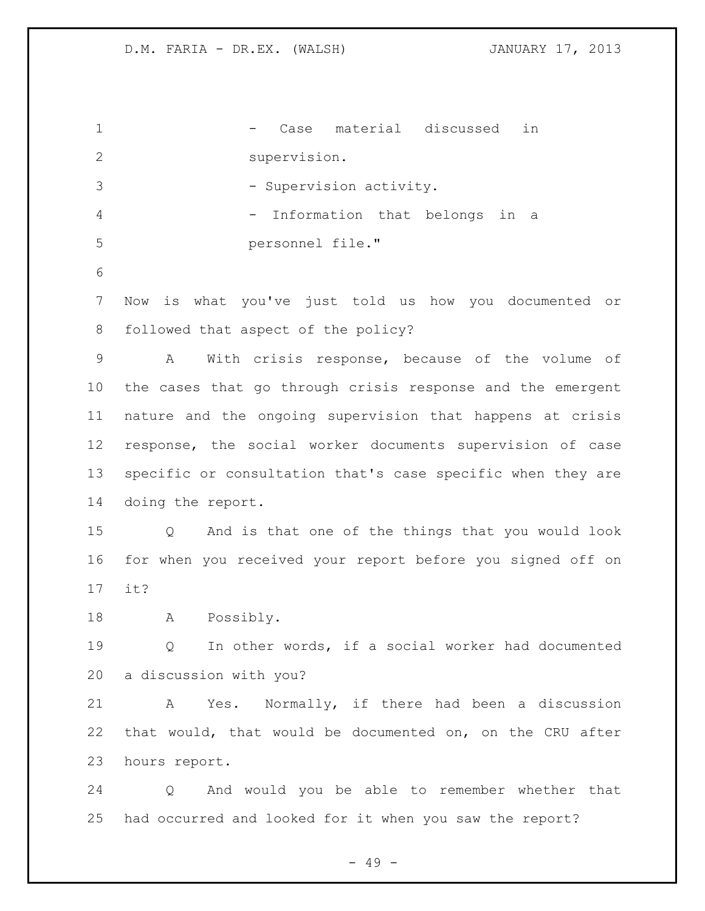- Case material discussed in supervision.
- Supervision activity.
- Information that belongs in a personnel file."

Now is what you've just told us how you documented or followed that aspect of the policy?

A With crisis response, because of the volume of the cases that go through crisis response and the emergent nature and the ongoing supervision that happens at crisis response, the social worker documents supervision of case specific or consultation that's case specific when they are doing the report.

Q And is that one of the things that you would look for when you received your report before you signed off on it?

A Possibly.

Q In other words, if a social worker had documented a discussion with you?

A Yes. Normally, if there had been a discussion that would, that would be documented on, on the CRU after hours report.

Q And would you be able to remember whether that had occurred and looked for it when you saw the report?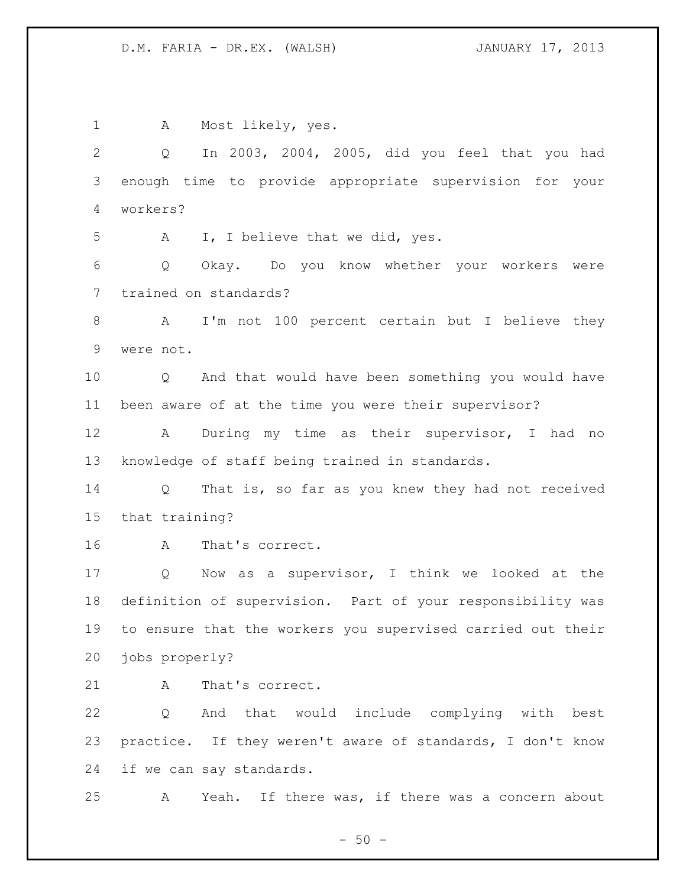A Most likely, yes.

Q In 2003, 2004, 2005, did you feel that you had enough time to provide appropriate supervision for your workers?

A I, I believe that we did, yes.

Q Okay. Do you know whether your workers were trained on standards?

A I'm not 100 percent certain but I believe they were not.

Q And that would have been something you would have been aware of at the time you were their supervisor?

A During my time as their supervisor, I had no knowledge of staff being trained in standards.

Q That is, so far as you knew they had not received that training?

A That's correct.

Q Now as a supervisor, I think we looked at the definition of supervision. Part of your responsibility was to ensure that the workers you supervised carried out their jobs properly?

A That's correct.

Q And that would include complying with best practice. If they weren't aware of standards, I don't know if we can say standards.

A Yeah. If there was, if there was a concern about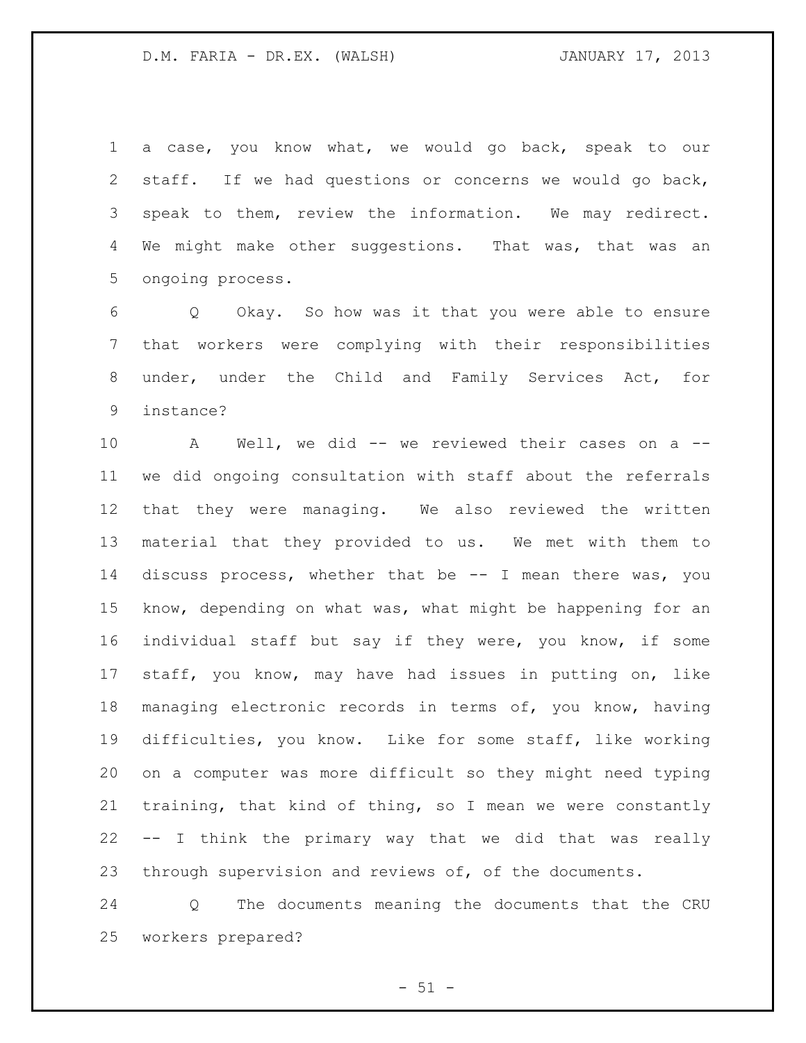a case, you know what, we would go back, speak to our staff. If we had questions or concerns we would go back, speak to them, review the information. We may redirect. We might make other suggestions. That was, that was an ongoing process.

Q Okay. So how was it that you were able to ensure that workers were complying with their responsibilities under, under the Child and Family Services Act, for instance?

A Well, we did -- we reviewed their cases on a -- we did ongoing consultation with staff about the referrals that they were managing. We also reviewed the written material that they provided to us. We met with them to discuss process, whether that be -- I mean there was, you know, depending on what was, what might be happening for an individual staff but say if they were, you know, if some staff, you know, may have had issues in putting on, like managing electronic records in terms of, you know, having difficulties, you know. Like for some staff, like working on a computer was more difficult so they might need typing training, that kind of thing, so I mean we were constantly -- I think the primary way that we did that was really through supervision and reviews of, of the documents.

Q The documents meaning the documents that the CRU workers prepared?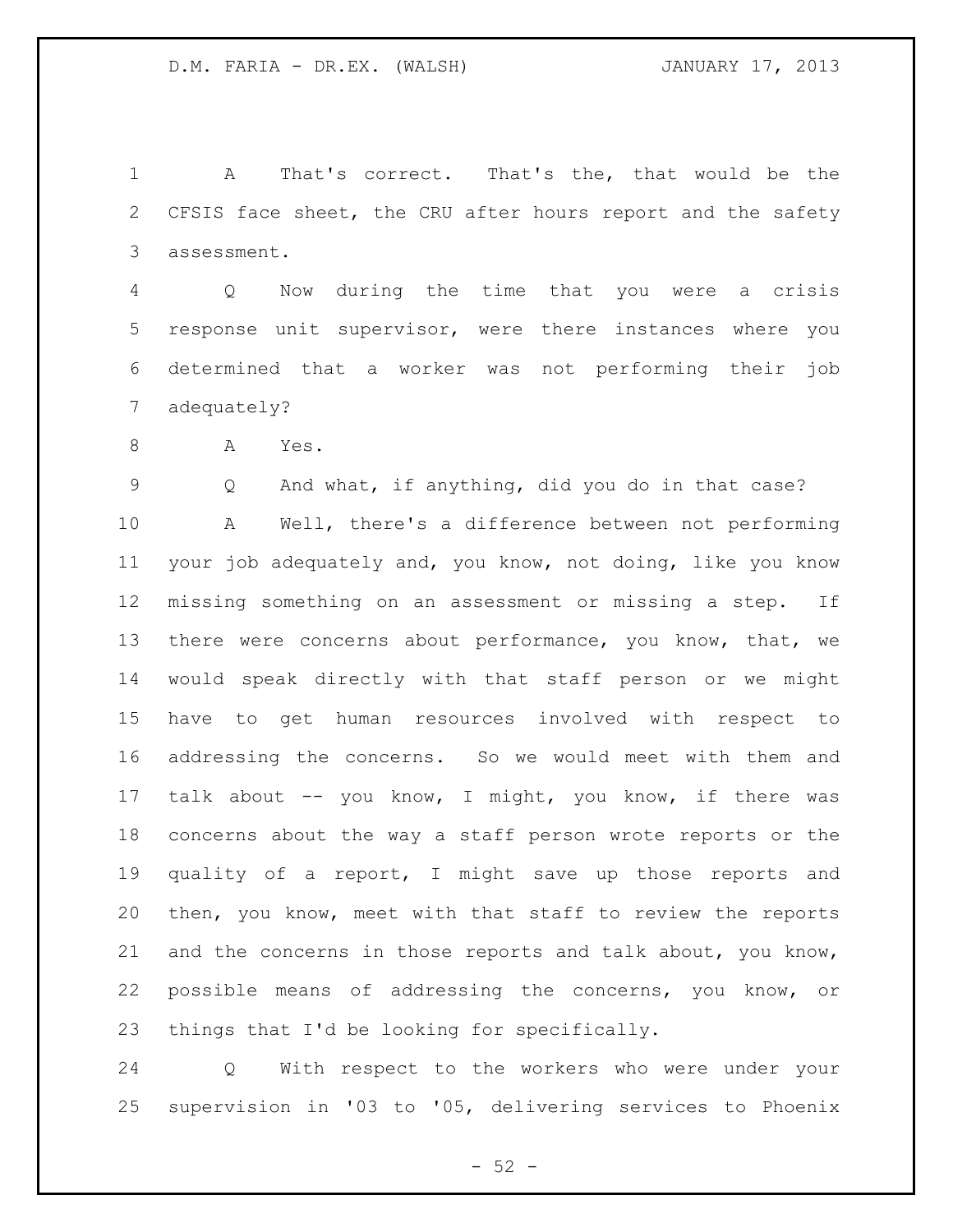A That's correct. That's the, that would be the CFSIS face sheet, the CRU after hours report and the safety assessment.

Q Now during the time that you were a crisis response unit supervisor, were there instances where you determined that a worker was not performing their job adequately?

A Yes.

Q And what, if anything, did you do in that case?

A Well, there's a difference between not performing your job adequately and, you know, not doing, like you know missing something on an assessment or missing a step. If there were concerns about performance, you know, that, we would speak directly with that staff person or we might have to get human resources involved with respect to addressing the concerns. So we would meet with them and talk about -- you know, I might, you know, if there was concerns about the way a staff person wrote reports or the quality of a report, I might save up those reports and then, you know, meet with that staff to review the reports and the concerns in those reports and talk about, you know, possible means of addressing the concerns, you know, or things that I'd be looking for specifically.

Q With respect to the workers who were under your supervision in '03 to '05, delivering services to Phoenix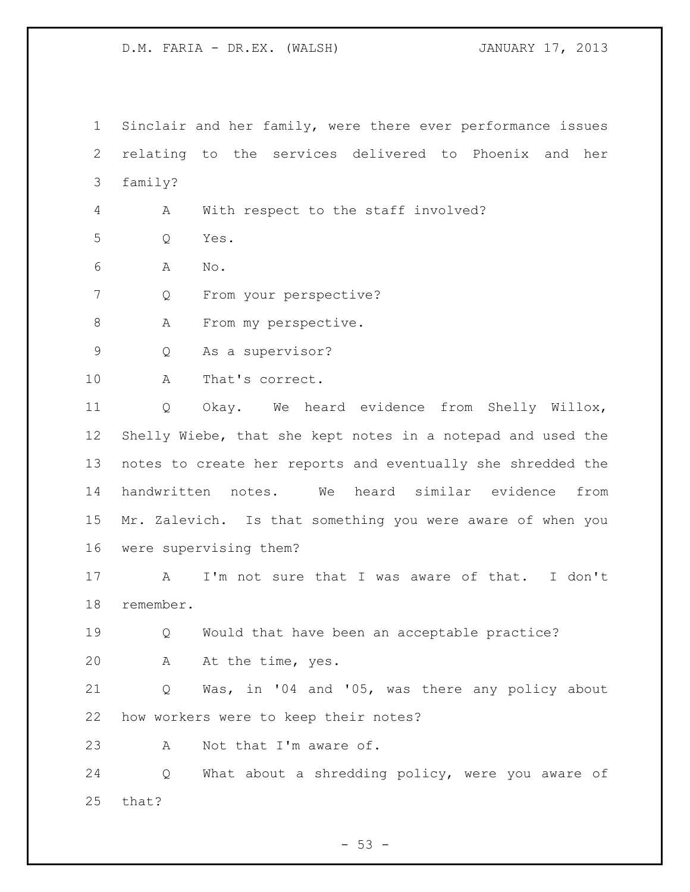Sinclair and her family, were there ever performance issues relating to the services delivered to Phoenix and her family?

A With respect to the staff involved?

Q Yes.

A No.

Q From your perspective?

A From my perspective.

Q As a supervisor?

A That's correct.

Q Okay. We heard evidence from Shelly Willox, Shelly Wiebe, that she kept notes in a notepad and used the notes to create her reports and eventually she shredded the handwritten notes. We heard similar evidence from Mr. Zalevich. Is that something you were aware of when you were supervising them?

A I'm not sure that I was aware of that. I don't remember.

Q Would that have been an acceptable practice?

A At the time, yes.

Q Was, in '04 and '05, was there any policy about how workers were to keep their notes?

A Not that I'm aware of.

Q What about a shredding policy, were you aware of that?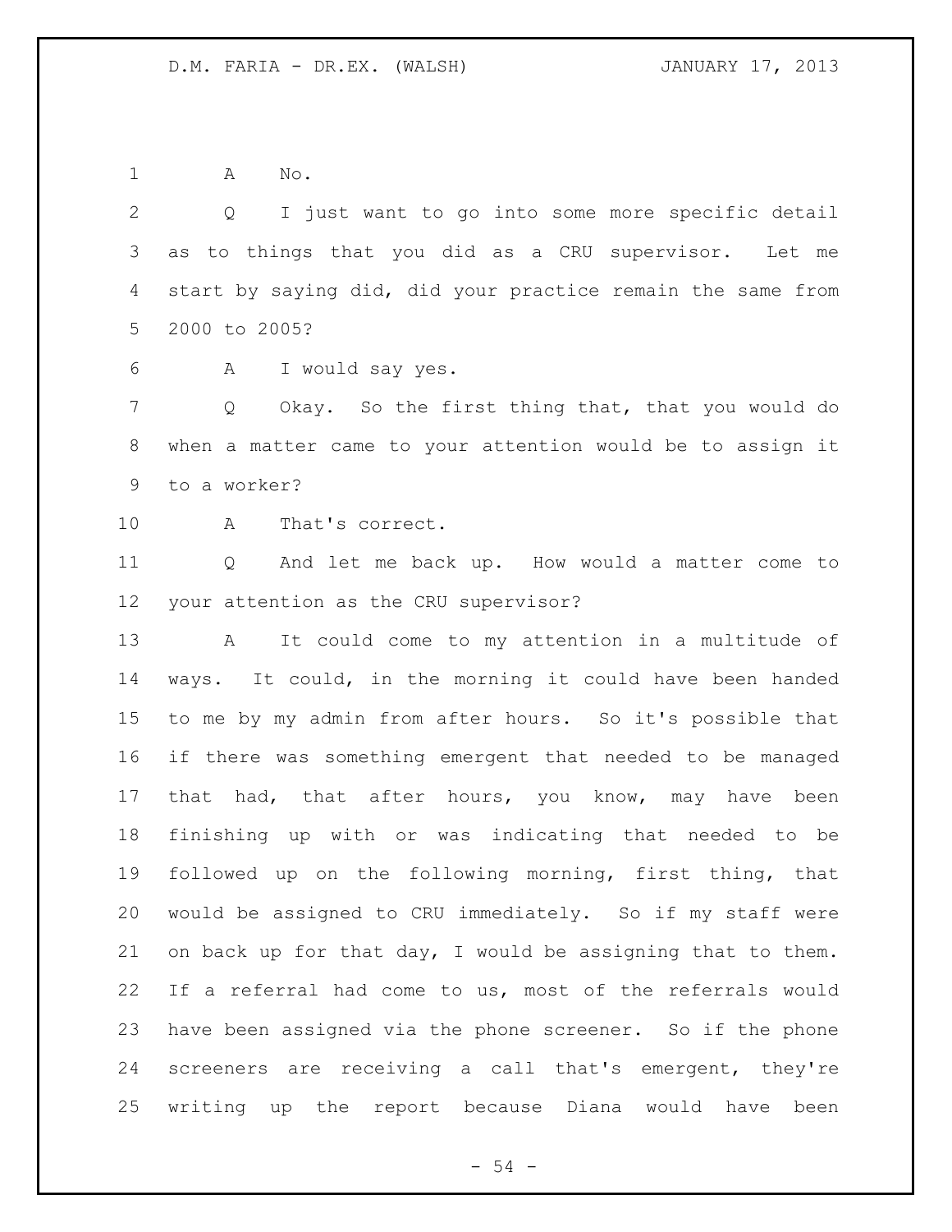A No.

Q I just want to go into some more specific detail as to things that you did as a CRU supervisor. Let me start by saying did, did your practice remain the same from 2000 to 2005?

A I would say yes.

Q Okay. So the first thing that, that you would do when a matter came to your attention would be to assign it to a worker?

A That's correct.

Q And let me back up. How would a matter come to your attention as the CRU supervisor?

A It could come to my attention in a multitude of ways. It could, in the morning it could have been handed to me by my admin from after hours. So it's possible that if there was something emergent that needed to be managed that had, that after hours, you know, may have been finishing up with or was indicating that needed to be followed up on the following morning, first thing, that would be assigned to CRU immediately. So if my staff were on back up for that day, I would be assigning that to them. If a referral had come to us, most of the referrals would have been assigned via the phone screener. So if the phone screeners are receiving a call that's emergent, they're writing up the report because Diana would have been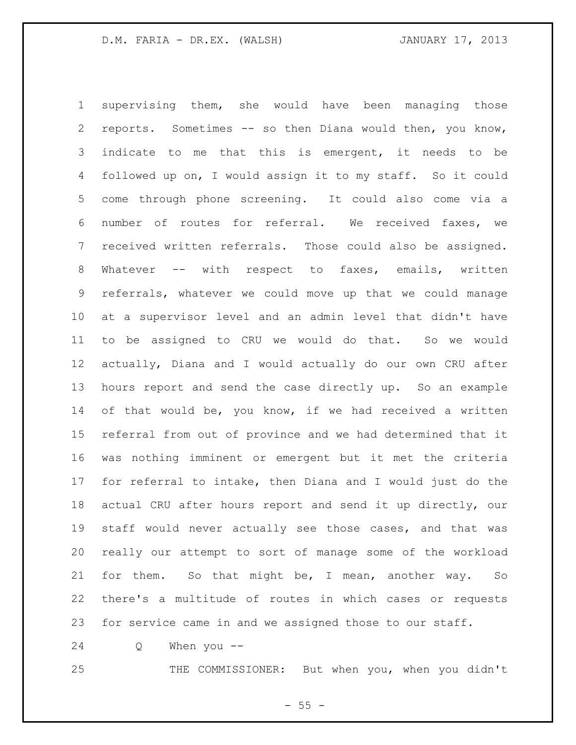supervising them, she would have been managing those reports. Sometimes -- so then Diana would then, you know, indicate to me that this is emergent, it needs to be followed up on, I would assign it to my staff. So it could come through phone screening. It could also come via a number of routes for referral. We received faxes, we received written referrals. Those could also be assigned. Whatever -- with respect to faxes, emails, written referrals, whatever we could move up that we could manage at a supervisor level and an admin level that didn't have to be assigned to CRU we would do that. So we would actually, Diana and I would actually do our own CRU after hours report and send the case directly up. So an example of that would be, you know, if we had received a written referral from out of province and we had determined that it was nothing imminent or emergent but it met the criteria for referral to intake, then Diana and I would just do the actual CRU after hours report and send it up directly, our staff would never actually see those cases, and that was really our attempt to sort of manage some of the workload for them. So that might be, I mean, another way. So there's a multitude of routes in which cases or requests for service came in and we assigned those to our staff.

Q When you --

THE COMMISSIONER: But when you, when you didn't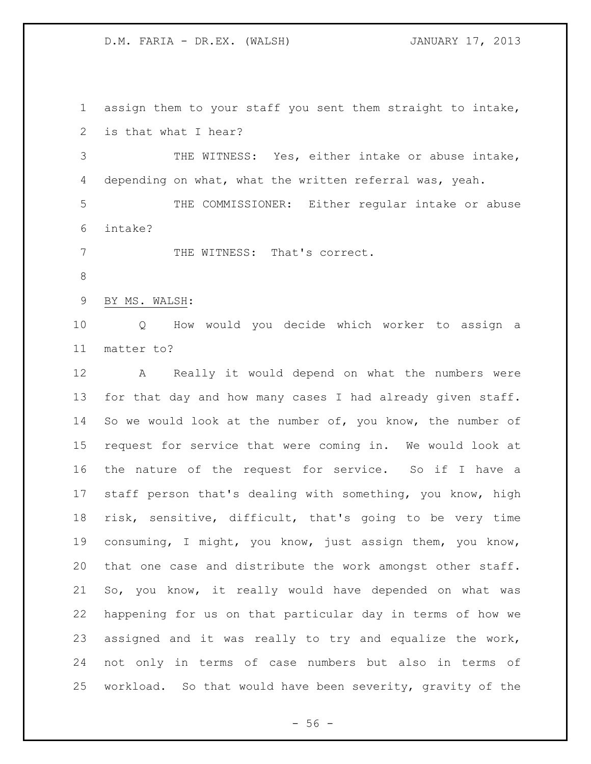assign them to your staff you sent them straight to intake, is that what I hear?

THE WITNESS: Yes, either intake or abuse intake, depending on what, what the written referral was, yeah.

THE COMMISSIONER: Either regular intake or abuse intake?

THE WITNESS: That's correct.

BY MS. WALSH:

Q How would you decide which worker to assign a matter to?

A Really it would depend on what the numbers were for that day and how many cases I had already given staff. So we would look at the number of, you know, the number of request for service that were coming in. We would look at the nature of the request for service. So if I have a staff person that's dealing with something, you know, high risk, sensitive, difficult, that's going to be very time consuming, I might, you know, just assign them, you know, that one case and distribute the work amongst other staff. So, you know, it really would have depended on what was happening for us on that particular day in terms of how we assigned and it was really to try and equalize the work, not only in terms of case numbers but also in terms of workload. So that would have been severity, gravity of the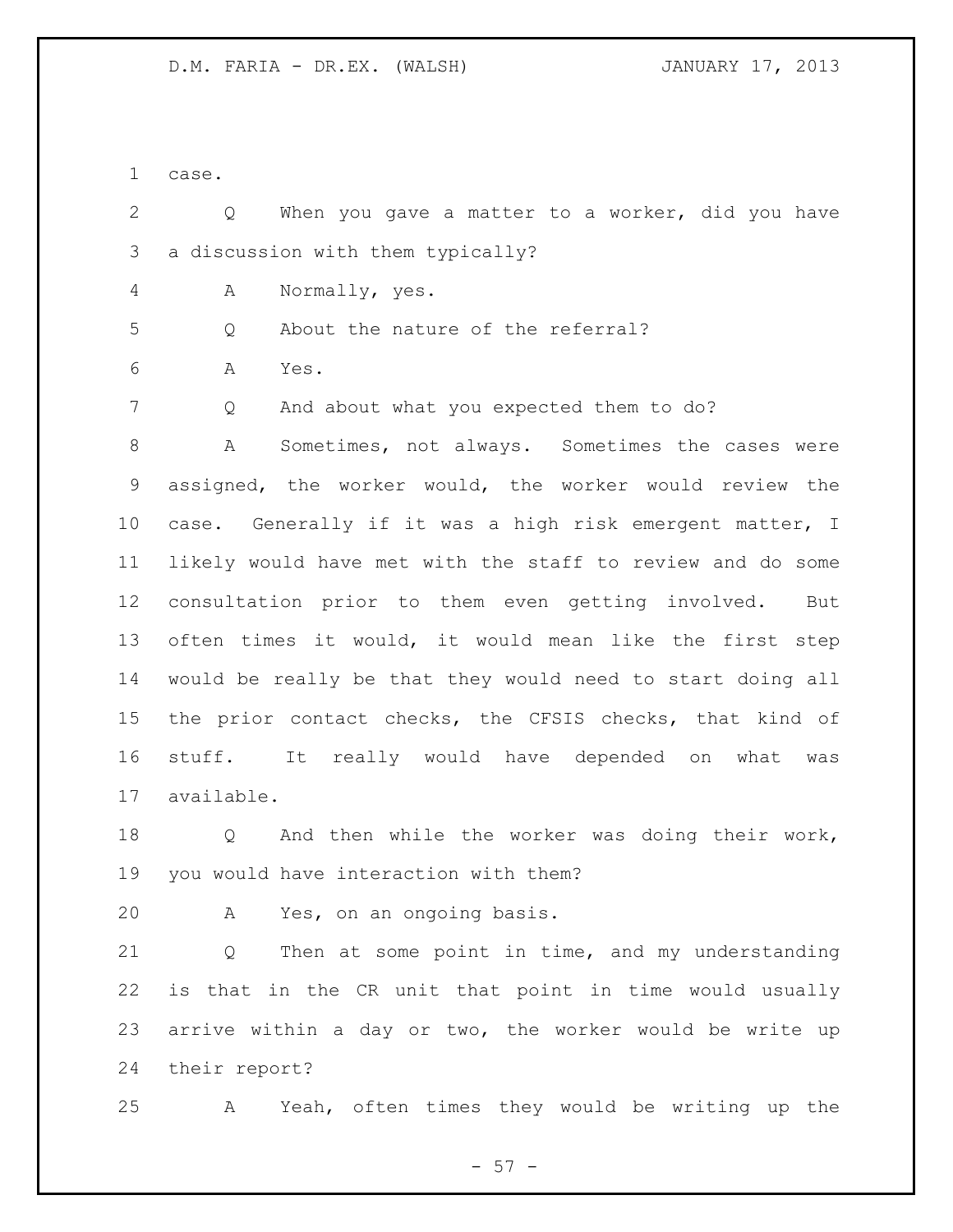case.

Q When you gave a matter to a worker, did you have a discussion with them typically?

A Normally, yes.

Q About the nature of the referral?

A Yes.

Q And about what you expected them to do?

A Sometimes, not always. Sometimes the cases were assigned, the worker would, the worker would review the case. Generally if it was a high risk emergent matter, I likely would have met with the staff to review and do some consultation prior to them even getting involved. But often times it would, it would mean like the first step would be really be that they would need to start doing all the prior contact checks, the CFSIS checks, that kind of stuff. It really would have depended on what was available.

Q And then while the worker was doing their work, you would have interaction with them?

A Yes, on an ongoing basis.

Q Then at some point in time, and my understanding is that in the CR unit that point in time would usually arrive within a day or two, the worker would be write up their report?

A Yeah, often times they would be writing up the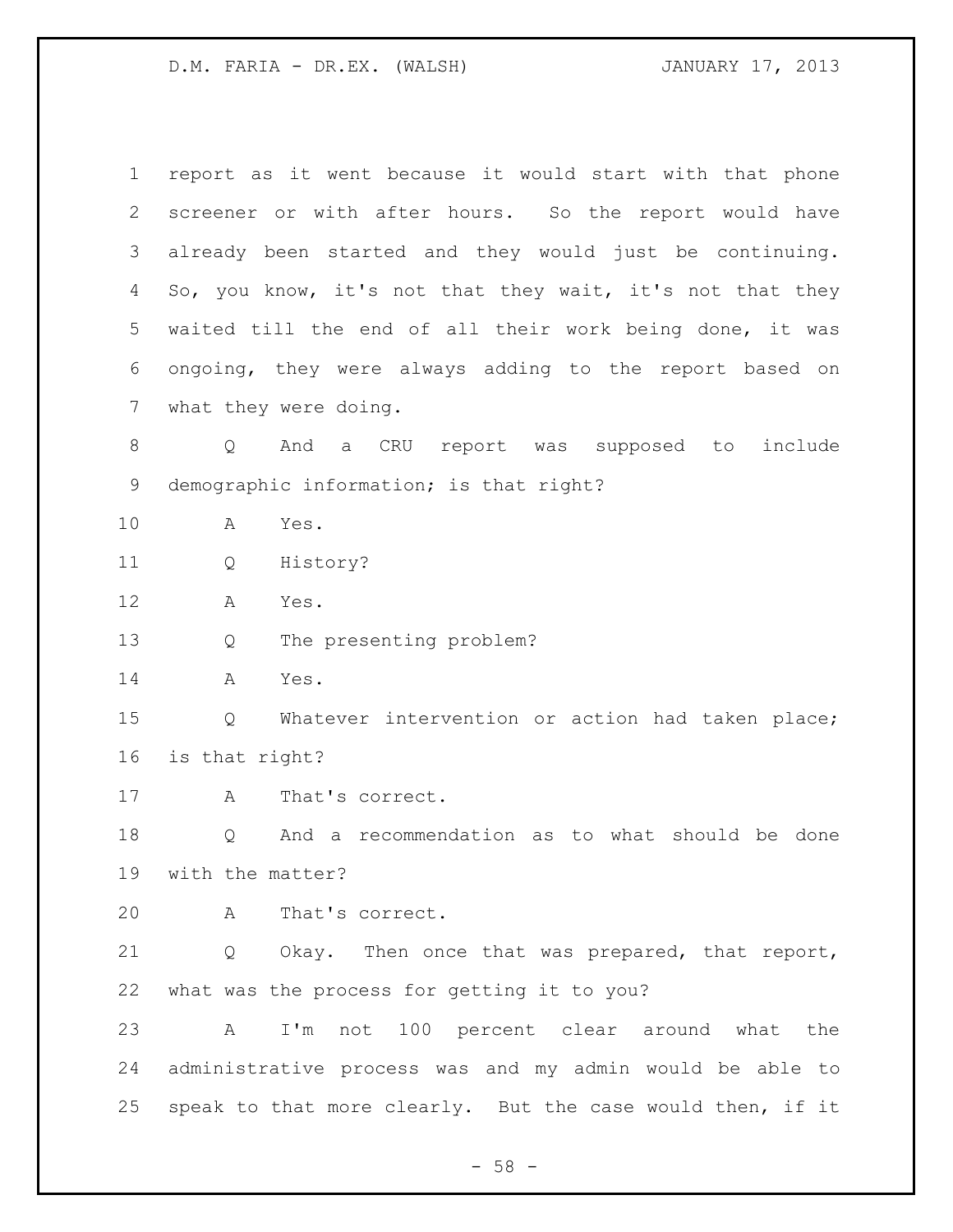report as it went because it would start with that phone screener or with after hours. So the report would have already been started and they would just be continuing. So, you know, it's not that they wait, it's not that they waited till the end of all their work being done, it was ongoing, they were always adding to the report based on what they were doing.

Q And a CRU report was supposed to include demographic information; is that right?

A Yes.

Q History?

A Yes.

Q The presenting problem?

A Yes.

Q Whatever intervention or action had taken place; is that right?

A That's correct.

Q And a recommendation as to what should be done with the matter?

A That's correct.

Q Okay. Then once that was prepared, that report, what was the process for getting it to you?

A I'm not 100 percent clear around what the administrative process was and my admin would be able to speak to that more clearly. But the case would then, if it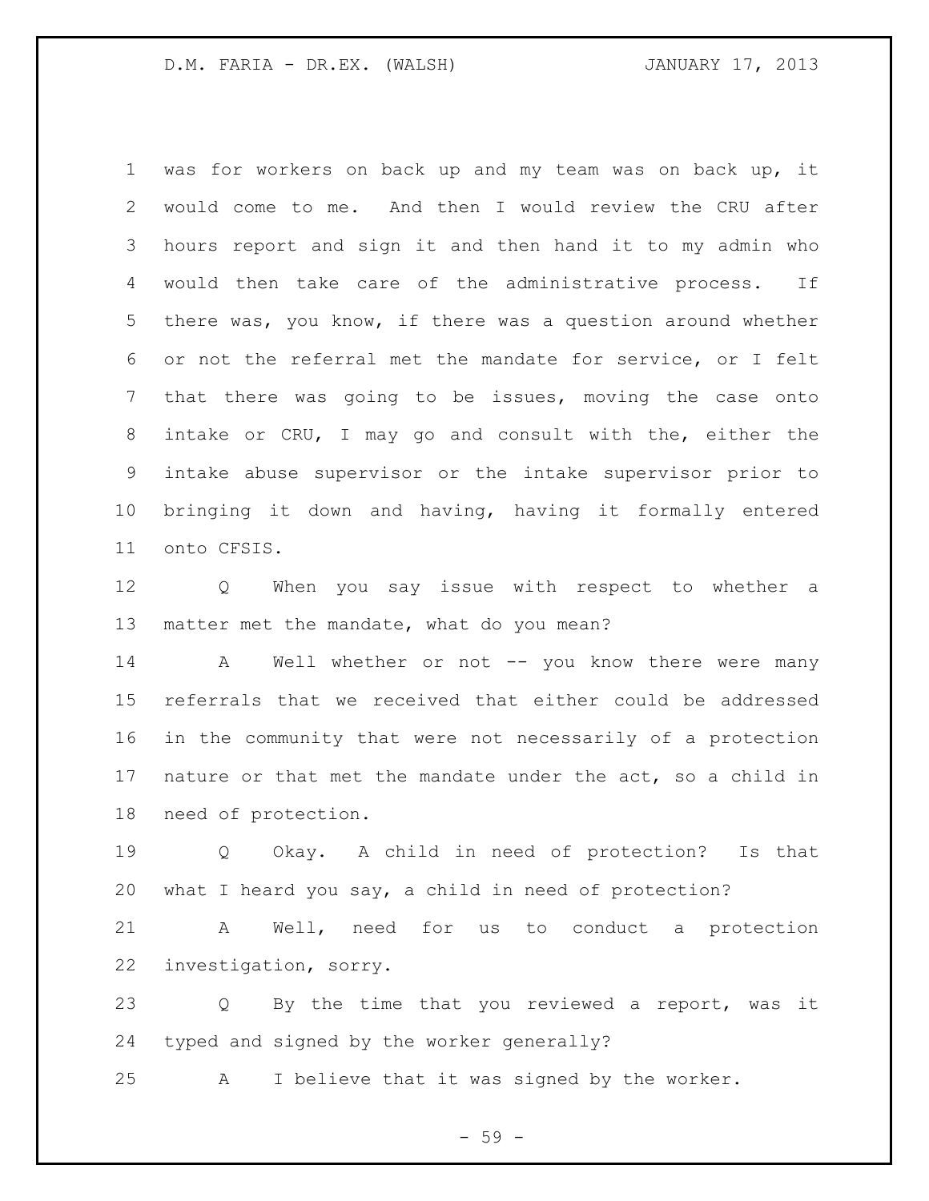was for workers on back up and my team was on back up, it would come to me. And then I would review the CRU after hours report and sign it and then hand it to my admin who would then take care of the administrative process. If there was, you know, if there was a question around whether or not the referral met the mandate for service, or I felt that there was going to be issues, moving the case onto intake or CRU, I may go and consult with the, either the intake abuse supervisor or the intake supervisor prior to bringing it down and having, having it formally entered onto CFSIS.

Q When you say issue with respect to whether a matter met the mandate, what do you mean?

A Well whether or not -- you know there were many referrals that we received that either could be addressed in the community that were not necessarily of a protection nature or that met the mandate under the act, so a child in need of protection.

Q Okay. A child in need of protection? Is that what I heard you say, a child in need of protection?

A Well, need for us to conduct a protection investigation, sorry.

Q By the time that you reviewed a report, was it typed and signed by the worker generally?

A I believe that it was signed by the worker.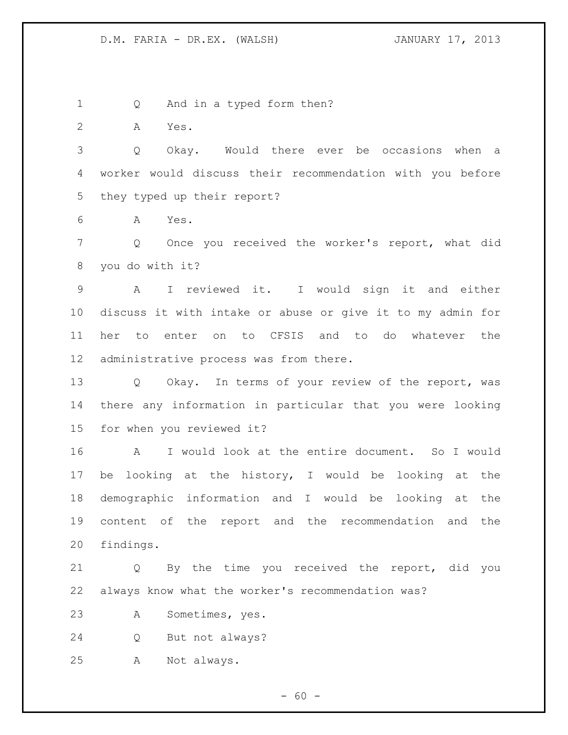Q And in a typed form then?

A Yes.

Q Okay. Would there ever be occasions when a worker would discuss their recommendation with you before they typed up their report?

A Yes.

Q Once you received the worker's report, what did you do with it?

A I reviewed it. I would sign it and either discuss it with intake or abuse or give it to my admin for her to enter on to CFSIS and to do whatever the administrative process was from there.

Q Okay. In terms of your review of the report, was there any information in particular that you were looking for when you reviewed it?

A I would look at the entire document. So I would be looking at the history, I would be looking at the demographic information and I would be looking at the content of the report and the recommendation and the findings.

Q By the time you received the report, did you always know what the worker's recommendation was?

A Sometimes, yes.

Q But not always?

A Not always.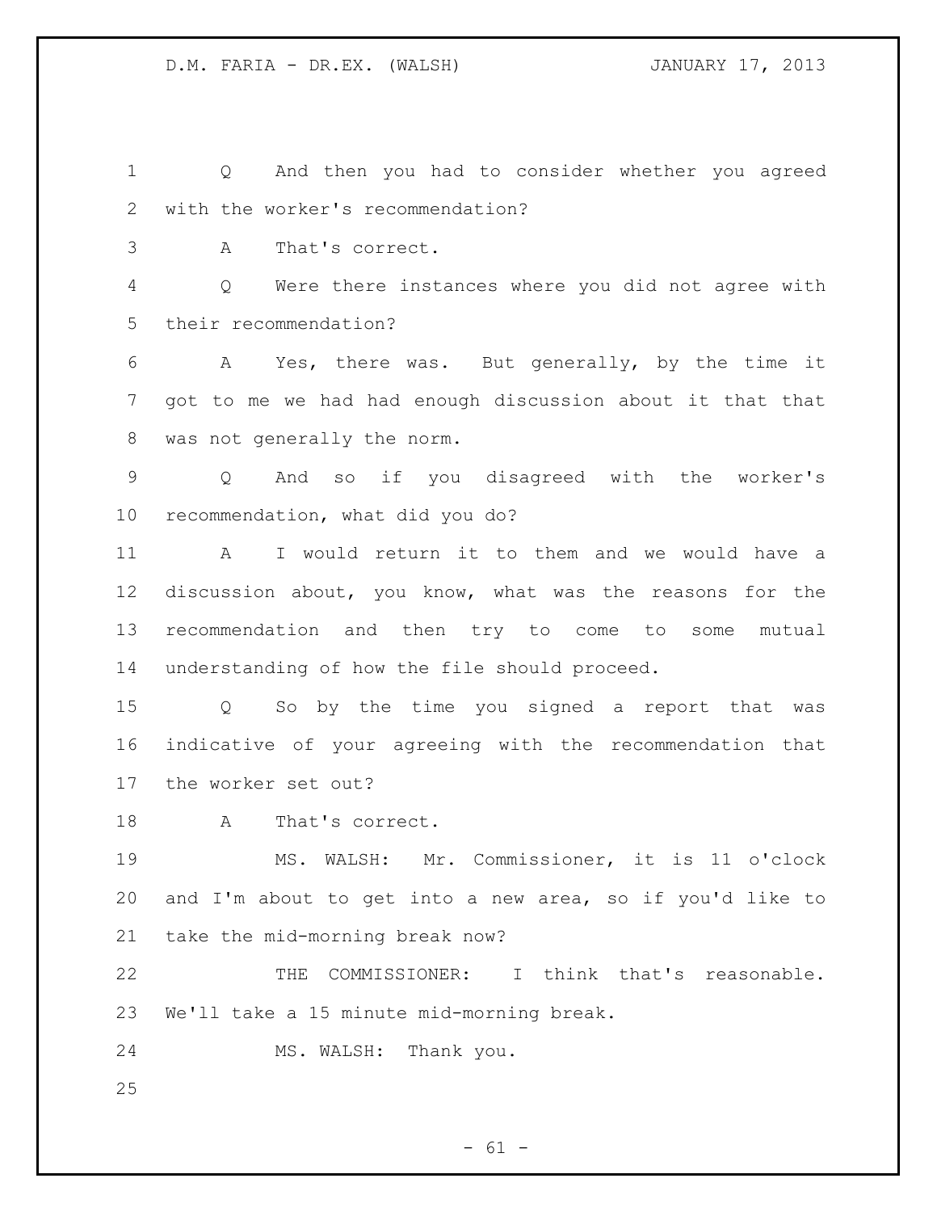Q And then you had to consider whether you agreed with the worker's recommendation?

A That's correct.

Q Were there instances where you did not agree with their recommendation?

A Yes, there was. But generally, by the time it got to me we had had enough discussion about it that that was not generally the norm.

Q And so if you disagreed with the worker's recommendation, what did you do?

A I would return it to them and we would have a discussion about, you know, what was the reasons for the recommendation and then try to come to some mutual understanding of how the file should proceed.

Q So by the time you signed a report that was indicative of your agreeing with the recommendation that the worker set out?

A That's correct.

MS. WALSH: Mr. Commissioner, it is 11 o'clock and I'm about to get into a new area, so if you'd like to take the mid-morning break now?

THE COMMISSIONER: I think that's reasonable. We'll take a 15 minute mid-morning break.

MS. WALSH: Thank you.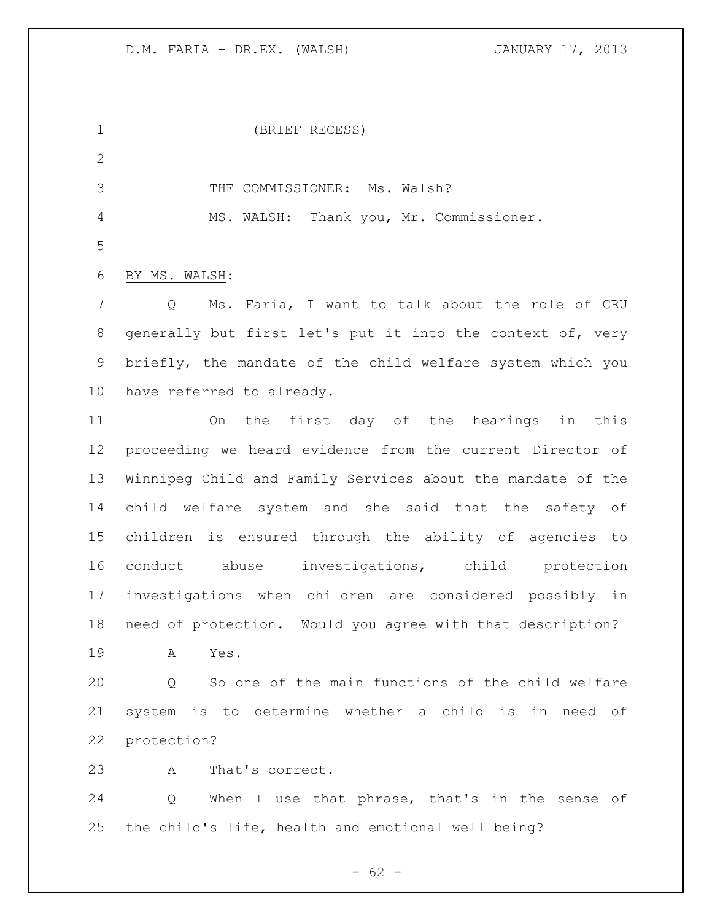(BRIEF RECESS)

THE COMMISSIONER: Ms. Walsh?

MS. WALSH: Thank you, Mr. Commissioner.

BY MS. WALSH:

Q Ms. Faria, I want to talk about the role of CRU generally but first let's put it into the context of, very briefly, the mandate of the child welfare system which you have referred to already.

On the first day of the hearings in this proceeding we heard evidence from the current Director of Winnipeg Child and Family Services about the mandate of the child welfare system and she said that the safety of children is ensured through the ability of agencies to conduct abuse investigations, child protection investigations when children are considered possibly in need of protection. Would you agree with that description?

A Yes.

Q So one of the main functions of the child welfare system is to determine whether a child is in need of protection?

A That's correct.

Q When I use that phrase, that's in the sense of the child's life, health and emotional well being?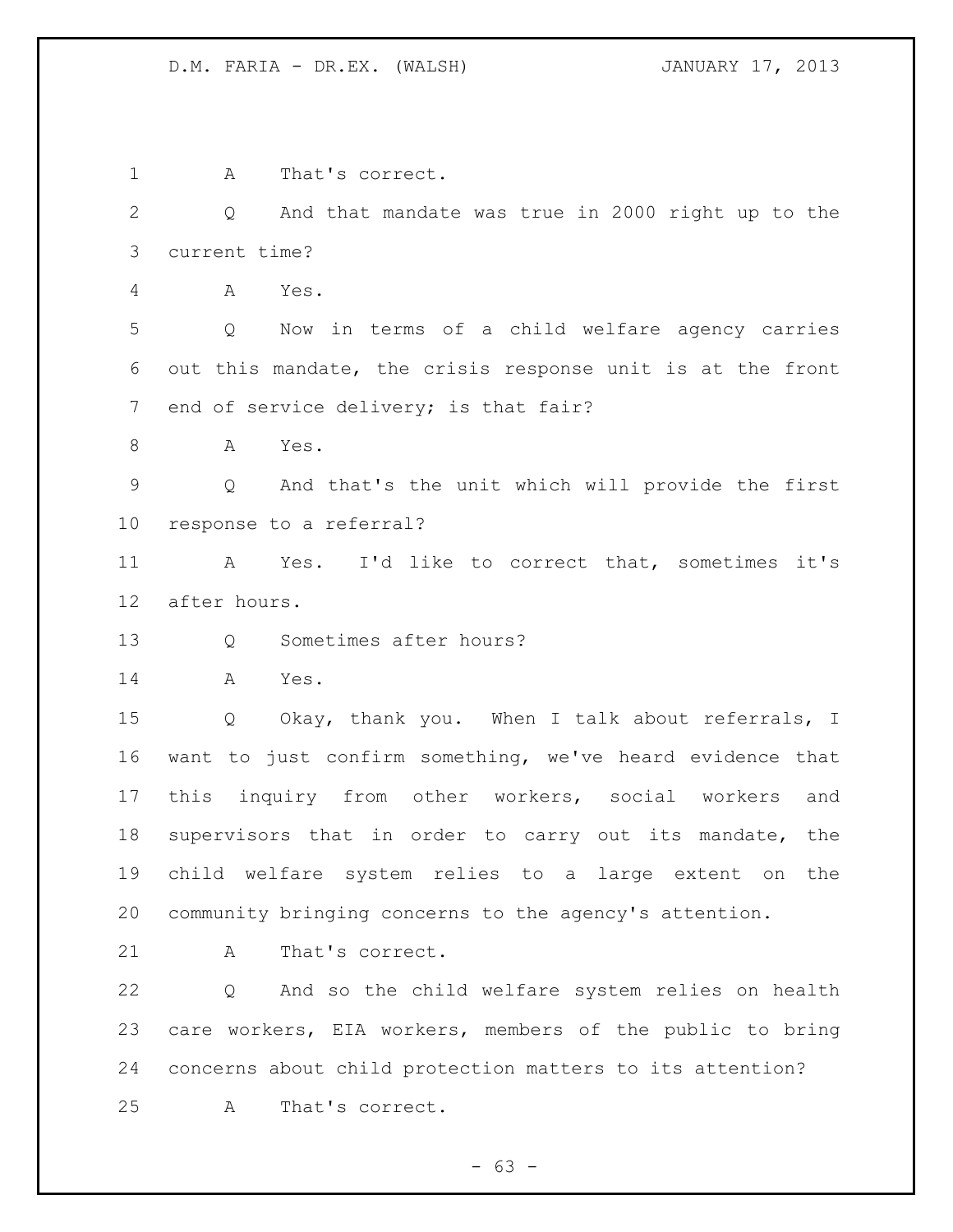A That's correct.

Q And that mandate was true in 2000 right up to the current time?

A Yes.

Q Now in terms of a child welfare agency carries out this mandate, the crisis response unit is at the front end of service delivery; is that fair?

A Yes.

Q And that's the unit which will provide the first response to a referral?

A Yes. I'd like to correct that, sometimes it's after hours.

Q Sometimes after hours?

A Yes.

Q Okay, thank you. When I talk about referrals, I want to just confirm something, we've heard evidence that this inquiry from other workers, social workers and supervisors that in order to carry out its mandate, the child welfare system relies to a large extent on the community bringing concerns to the agency's attention.

A That's correct.

Q And so the child welfare system relies on health care workers, EIA workers, members of the public to bring concerns about child protection matters to its attention?

A That's correct.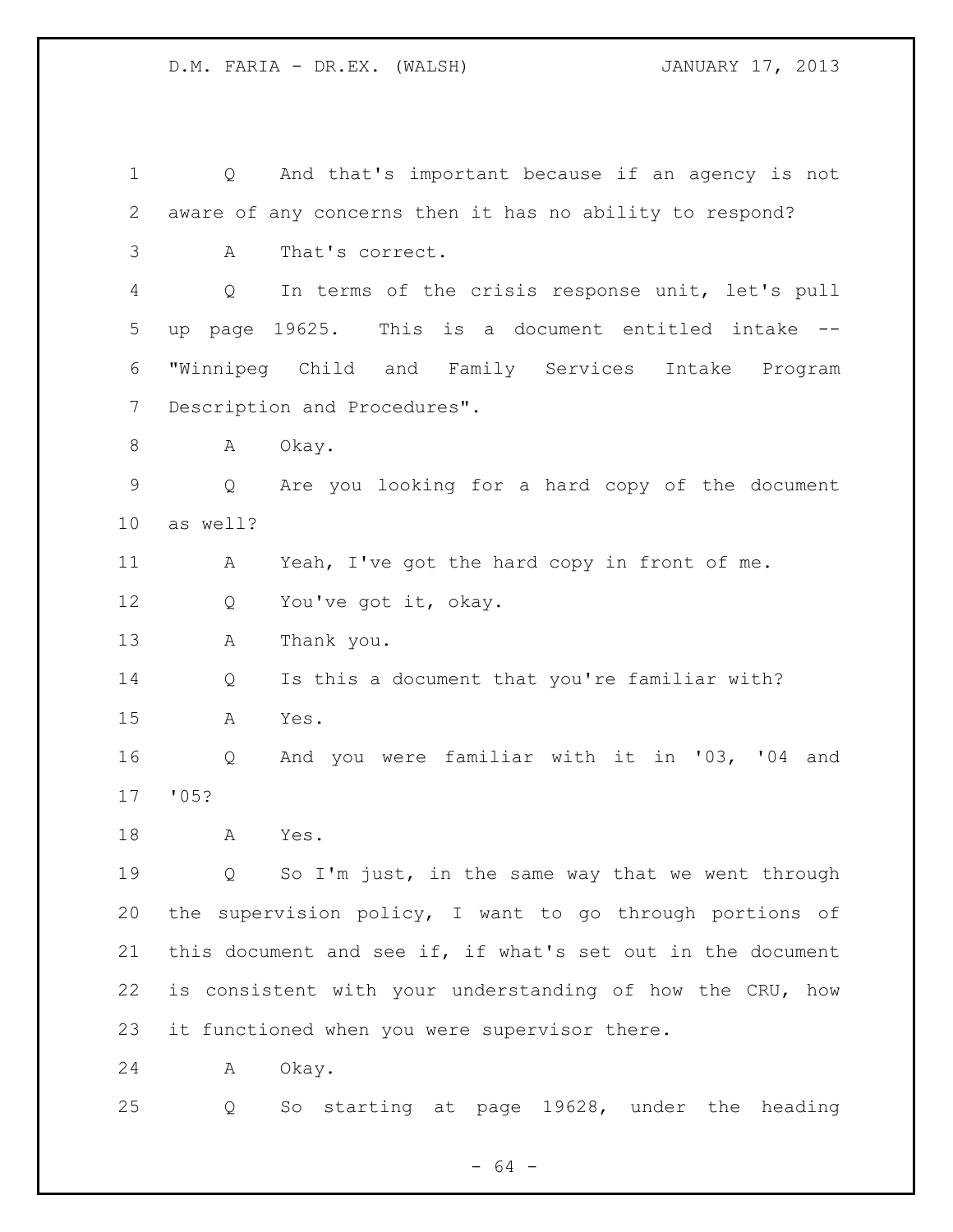Q And that's important because if an agency is not aware of any concerns then it has no ability to respond?

A That's correct.

Q In terms of the crisis response unit, let's pull up page 19625. This is a document entitled intake -- "Winnipeg Child and Family Services Intake Program Description and Procedures".

A Okay.

Q Are you looking for a hard copy of the document as well?

A Yeah, I've got the hard copy in front of me.

Q You've got it, okay.

A Thank you.

Q Is this a document that you're familiar with?

A Yes.

Q And you were familiar with it in '03, '04 and '05?

A Yes.

Q So I'm just, in the same way that we went through the supervision policy, I want to go through portions of this document and see if, if what's set out in the document is consistent with your understanding of how the CRU, how it functioned when you were supervisor there.

A Okay.

Q So starting at page 19628, under the heading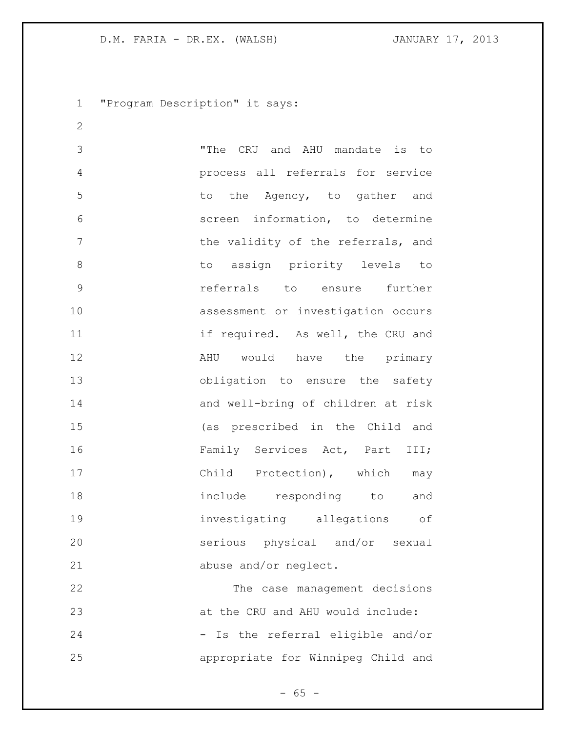"Program Description" it says:

> "The CRU and AHU mandate is to process all referrals for service to the Agency, to gather and screen information, to determine the validity of the referrals, and to assign priority levels to referrals to ensure further assessment or investigation occurs if required. As well, the CRU and AHU would have the primary obligation to ensure the safety and well-bring of children at risk (as prescribed in the Child and Family Services Act, Part III; Child Protection), which may include responding to and investigating allegations of serious physical and/or sexual abuse and/or neglect.
>
> The case management decisions at the CRU and AHU would include:
>
> - Is the referral eligible and/or appropriate for Winnipeg Child and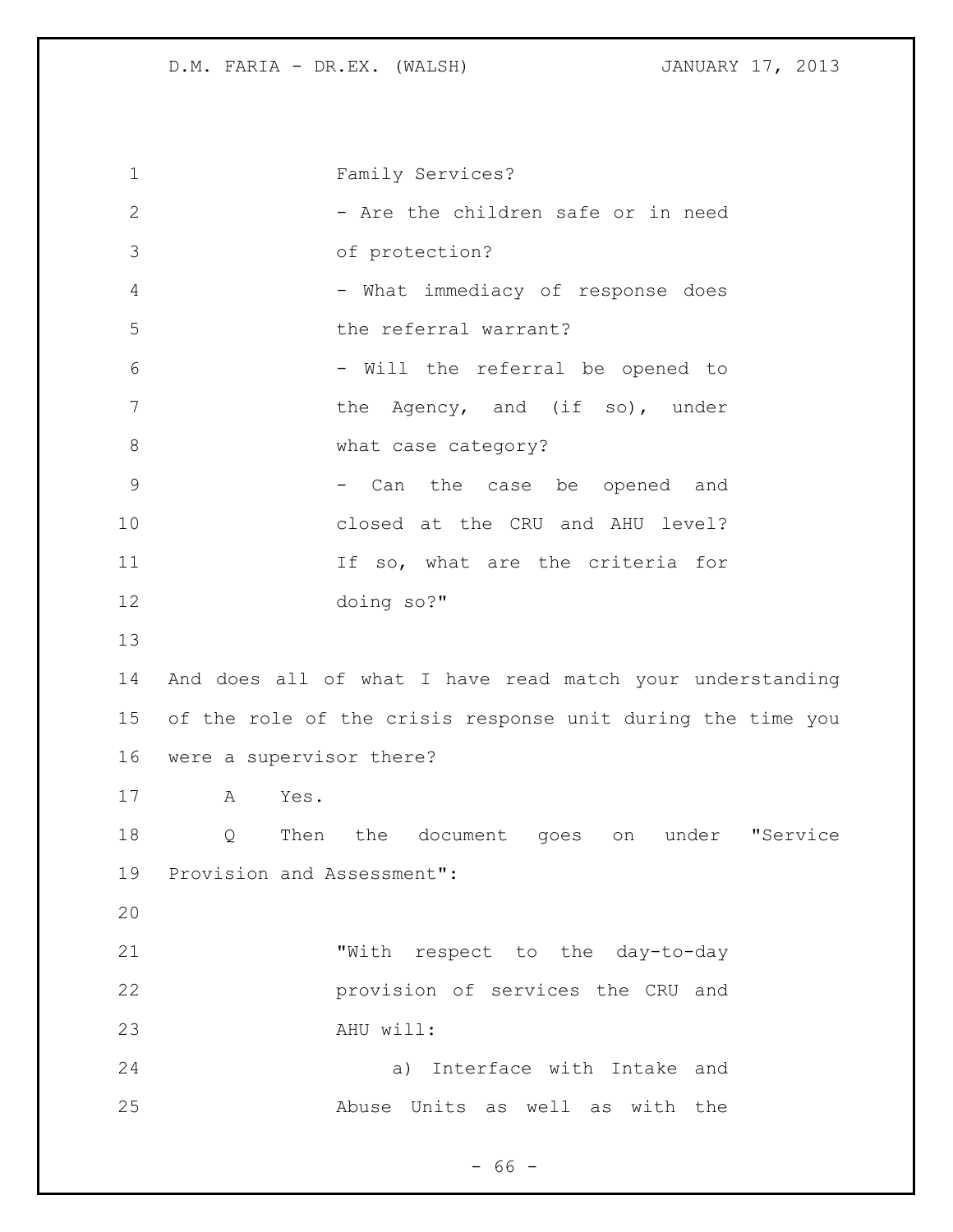Family Services?

- Are the children safe or in need of protection?
- What immediacy of response does the referral warrant?
- Will the referral be opened to the Agency, and (if so), under what case category?
- Can the case be opened and closed at the CRU and AHU level? If so, what are the criteria for doing so?"

And does all of what I have read match your understanding of the role of the crisis response unit during the time you were a supervisor there?

A Yes.

Q Then the document goes on under "Service Provision and Assessment":

"With respect to the day-to-day provision of services the CRU and AHU will:

a) Interface with Intake and Abuse Units as well as with the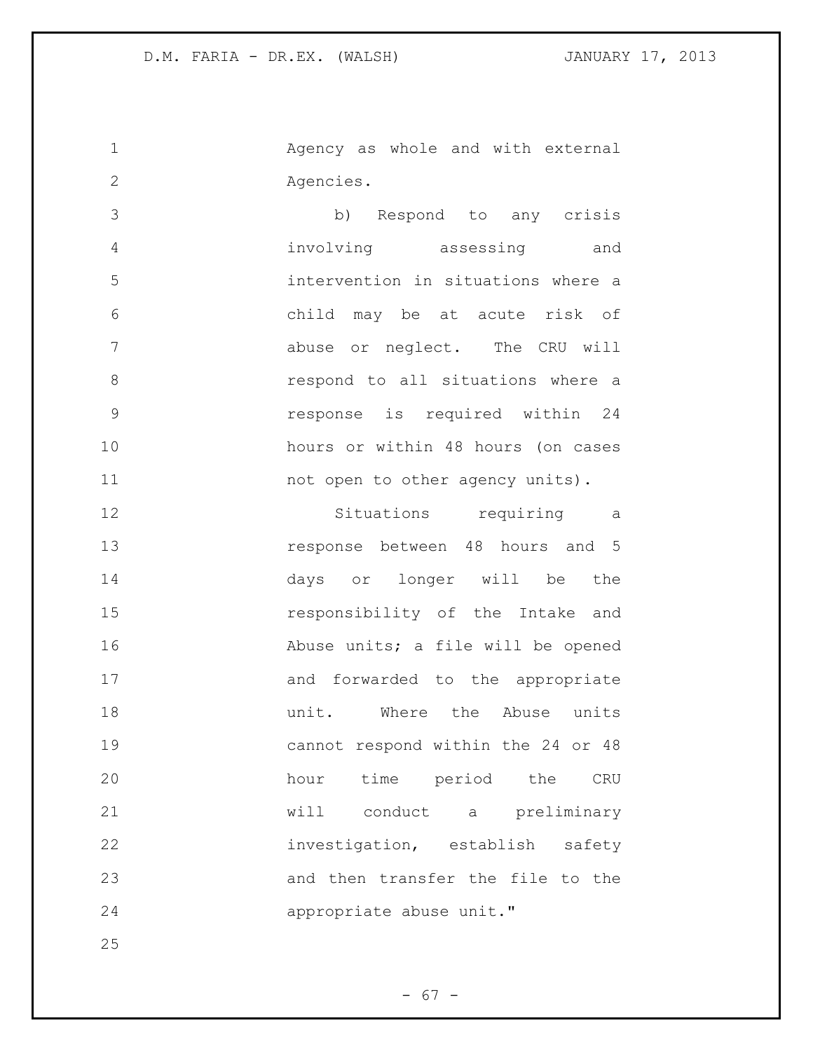Agency as whole and with external Agencies.

b) Respond to any crisis involving assessing and intervention in situations where a child may be at acute risk of abuse or neglect. The CRU will respond to all situations where a response is required within 24 hours or within 48 hours (on cases not open to other agency units).

Situations requiring a response between 48 hours and 5 days or longer will be the responsibility of the Intake and Abuse units; a file will be opened and forwarded to the appropriate unit. Where the Abuse units cannot respond within the 24 or 48 hour time period the CRU will conduct a preliminary investigation, establish safety and then transfer the file to the appropriate abuse unit."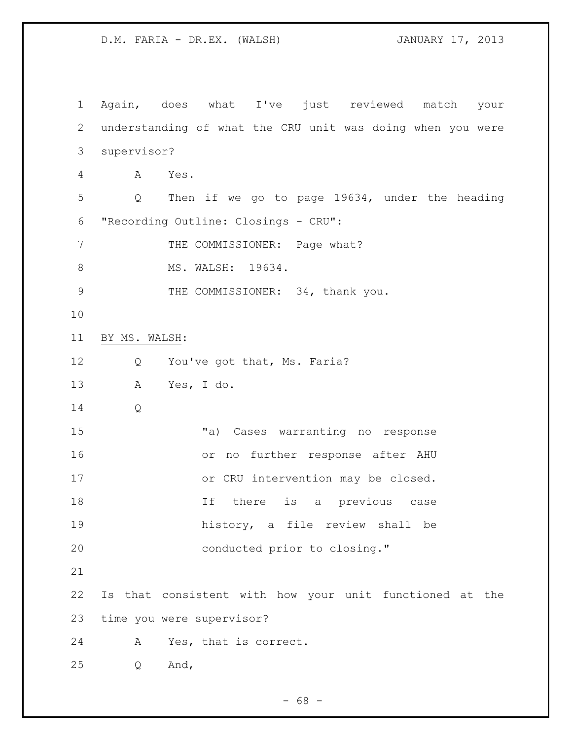Again, does what I've just reviewed match your understanding of what the CRU unit was doing when you were supervisor?

A Yes.

Q Then if we go to page 19634, under the heading "Recording Outline: Closings - CRU":

THE COMMISSIONER: Page what?

MS. WALSH: 19634.

THE COMMISSIONER: 34, thank you.

BY MS. WALSH:

Q You've got that, Ms. Faria?

A Yes, I do.

Q

> "a) Cases warranting no response or no further response after AHU or CRU intervention may be closed. If there is a previous case history, a file review shall be conducted prior to closing."

Is that consistent with how your unit functioned at the time you were supervisor?

A Yes, that is correct.

Q And,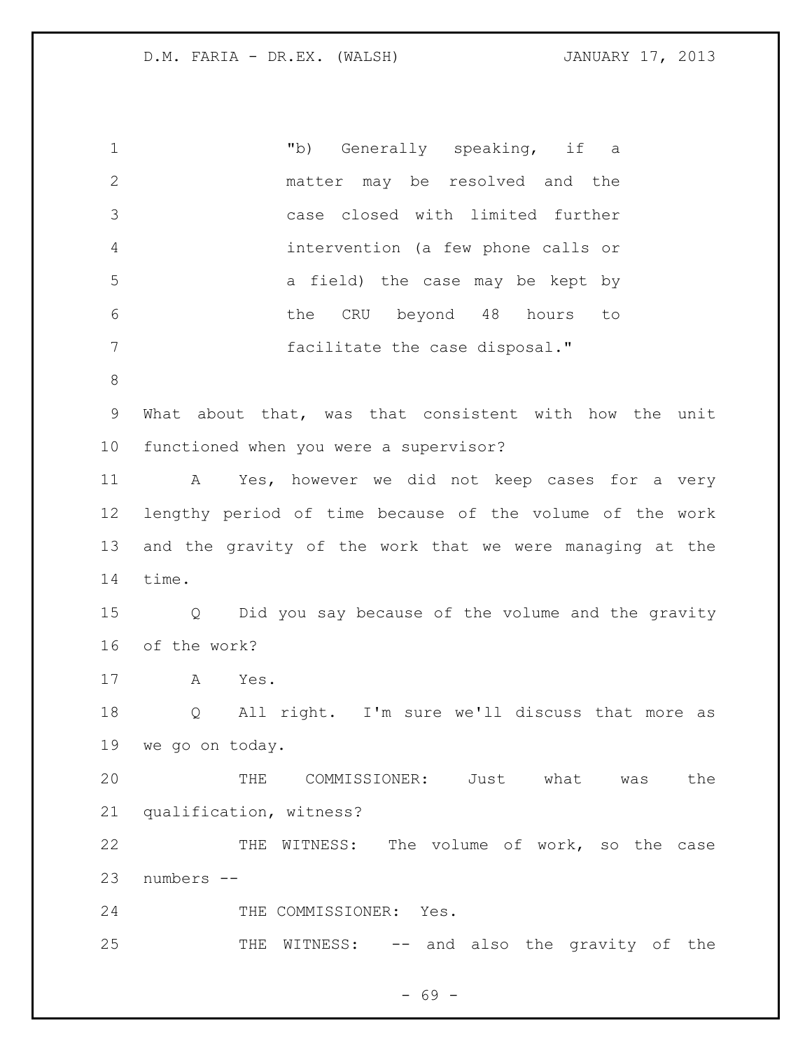"b) Generally speaking, if a matter may be resolved and the case closed with limited further intervention (a few phone calls or a field) the case may be kept by the CRU beyond 48 hours to facilitate the case disposal."

What about that, was that consistent with how the unit functioned when you were a supervisor?

A Yes, however we did not keep cases for a very lengthy period of time because of the volume of the work and the gravity of the work that we were managing at the time.

Q Did you say because of the volume and the gravity of the work?

A Yes.

Q All right. I'm sure we'll discuss that more as we go on today.

THE COMMISSIONER: Just what was the qualification, witness?

THE WITNESS: The volume of work, so the case numbers --

THE COMMISSIONER: Yes.

THE WITNESS: -- and also the gravity of the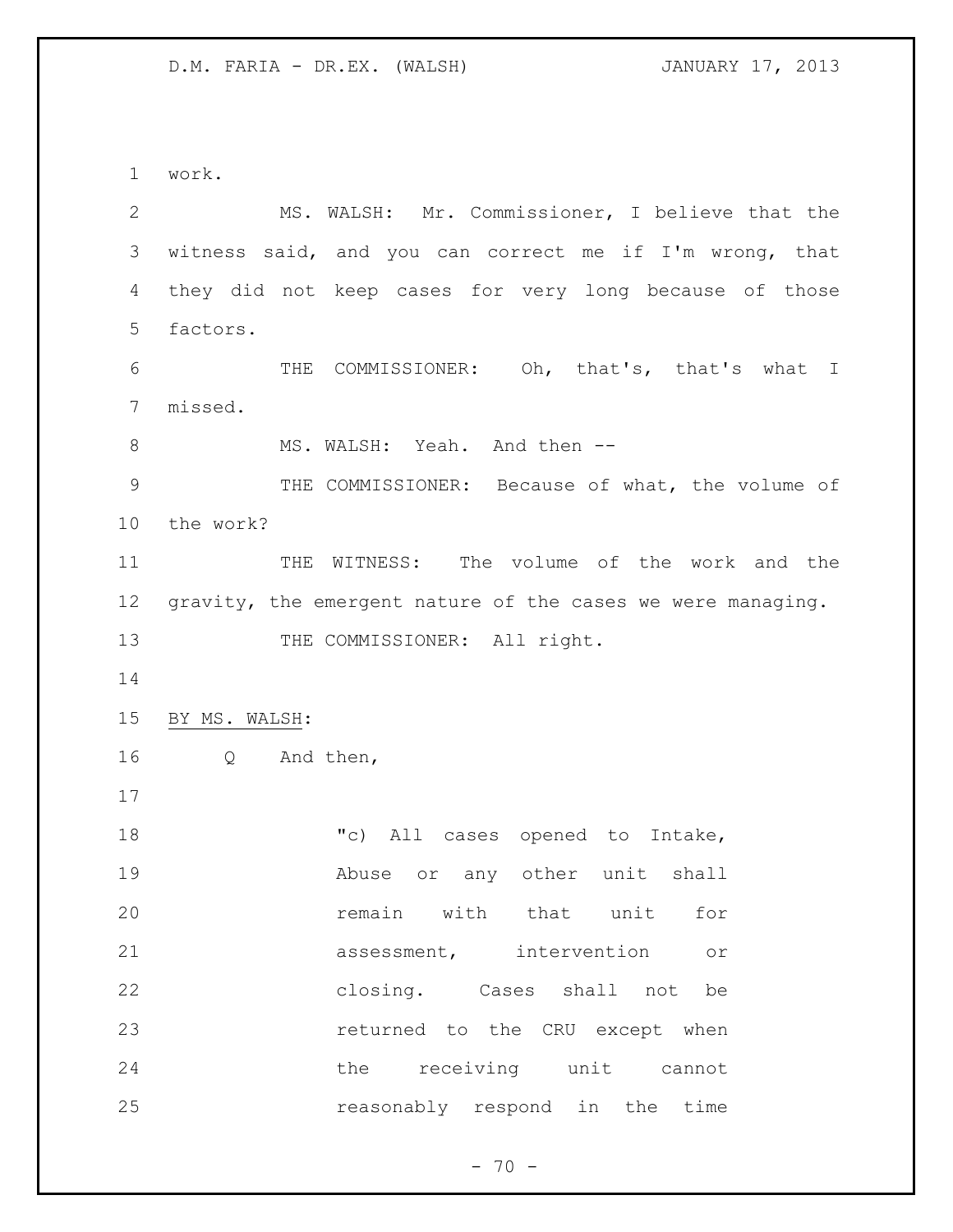work.

MS. WALSH: Mr. Commissioner, I believe that the witness said, and you can correct me if I'm wrong, that they did not keep cases for very long because of those factors.

THE COMMISSIONER: Oh, that's, that's what I missed.

MS. WALSH: Yeah. And then --

THE COMMISSIONER: Because of what, the volume of the work?

THE WITNESS: The volume of the work and the gravity, the emergent nature of the cases we were managing.

THE COMMISSIONER: All right.

BY MS. WALSH:

Q And then,

> "c) All cases opened to Intake, Abuse or any other unit shall remain with that unit for assessment, intervention or closing. Cases shall not be returned to the CRU except when the receiving unit cannot reasonably respond in the time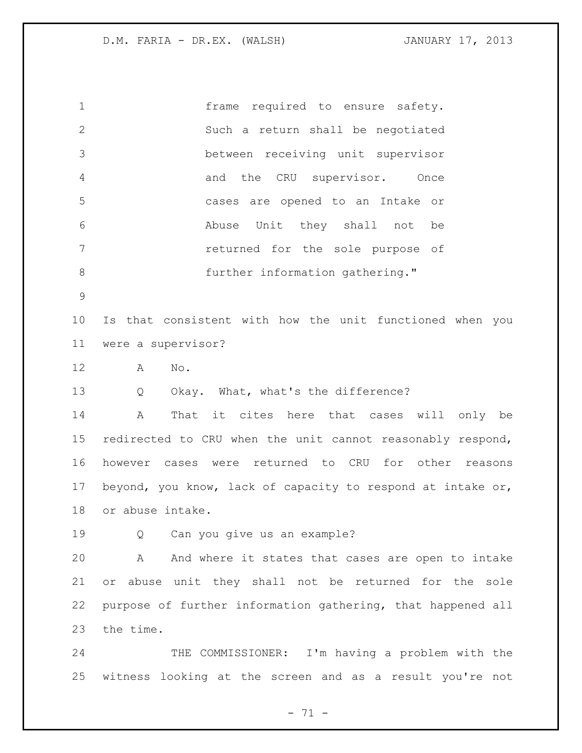frame required to ensure safety. Such a return shall be negotiated between receiving unit supervisor and the CRU supervisor. Once cases are opened to an Intake or Abuse Unit they shall not be returned for the sole purpose of further information gathering."

Is that consistent with how the unit functioned when you were a supervisor?

A No.

Q Okay. What, what's the difference?

A That it cites here that cases will only be redirected to CRU when the unit cannot reasonably respond, however cases were returned to CRU for other reasons beyond, you know, lack of capacity to respond at intake or, or abuse intake.

Q Can you give us an example?

A And where it states that cases are open to intake or abuse unit they shall not be returned for the sole purpose of further information gathering, that happened all the time.

THE COMMISSIONER: I'm having a problem with the witness looking at the screen and as a result you're not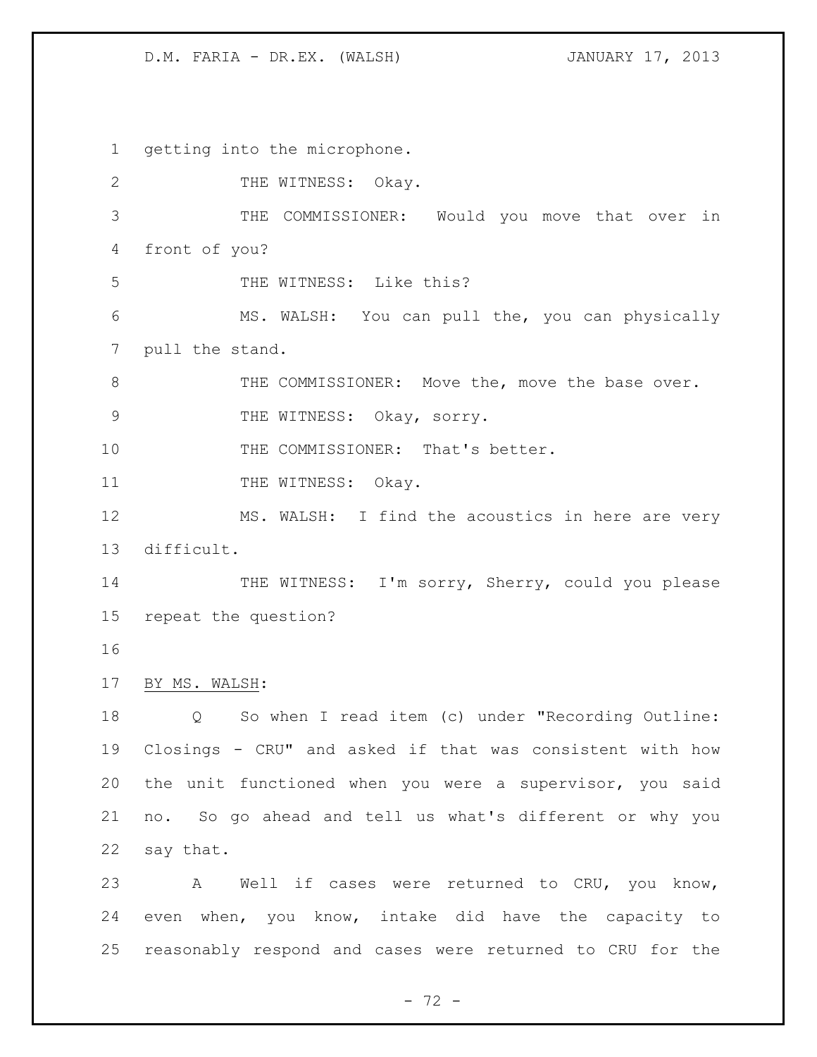getting into the microphone.

THE WITNESS: Okay.

THE COMMISSIONER: Would you move that over in front of you?

THE WITNESS: Like this?

MS. WALSH: You can pull the, you can physically pull the stand.

THE COMMISSIONER: Move the, move the base over.

THE WITNESS: Okay, sorry.

THE COMMISSIONER: That's better.

THE WITNESS: Okay.

MS. WALSH: I find the acoustics in here are very difficult.

THE WITNESS: I'm sorry, Sherry, could you please repeat the question?

BY MS. WALSH:

Q So when I read item (c) under "Recording Outline: Closings - CRU" and asked if that was consistent with how the unit functioned when you were a supervisor, you said no. So go ahead and tell us what's different or why you say that.

A Well if cases were returned to CRU, you know, even when, you know, intake did have the capacity to reasonably respond and cases were returned to CRU for the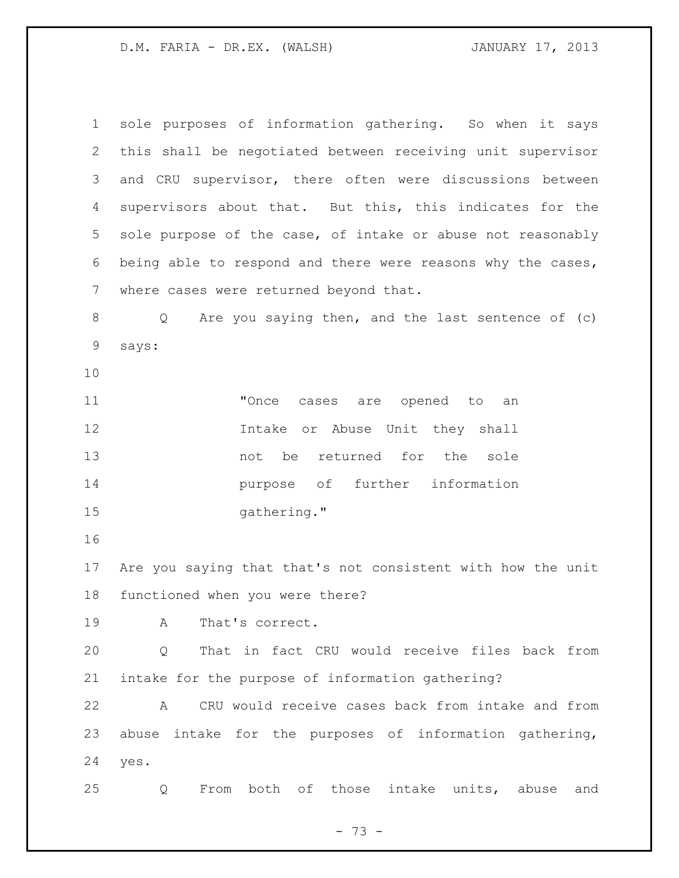sole purposes of information gathering. So when it says this shall be negotiated between receiving unit supervisor and CRU supervisor, there often were discussions between supervisors about that. But this, this indicates for the sole purpose of the case, of intake or abuse not reasonably being able to respond and there were reasons why the cases, where cases were returned beyond that.

Q Are you saying then, and the last sentence of (c) says:

> "Once cases are opened to an Intake or Abuse Unit they shall not be returned for the sole purpose of further information gathering."

Are you saying that that's not consistent with how the unit functioned when you were there?

A That's correct.

Q That in fact CRU would receive files back from intake for the purpose of information gathering?

A CRU would receive cases back from intake and from abuse intake for the purposes of information gathering, yes.

Q From both of those intake units, abuse and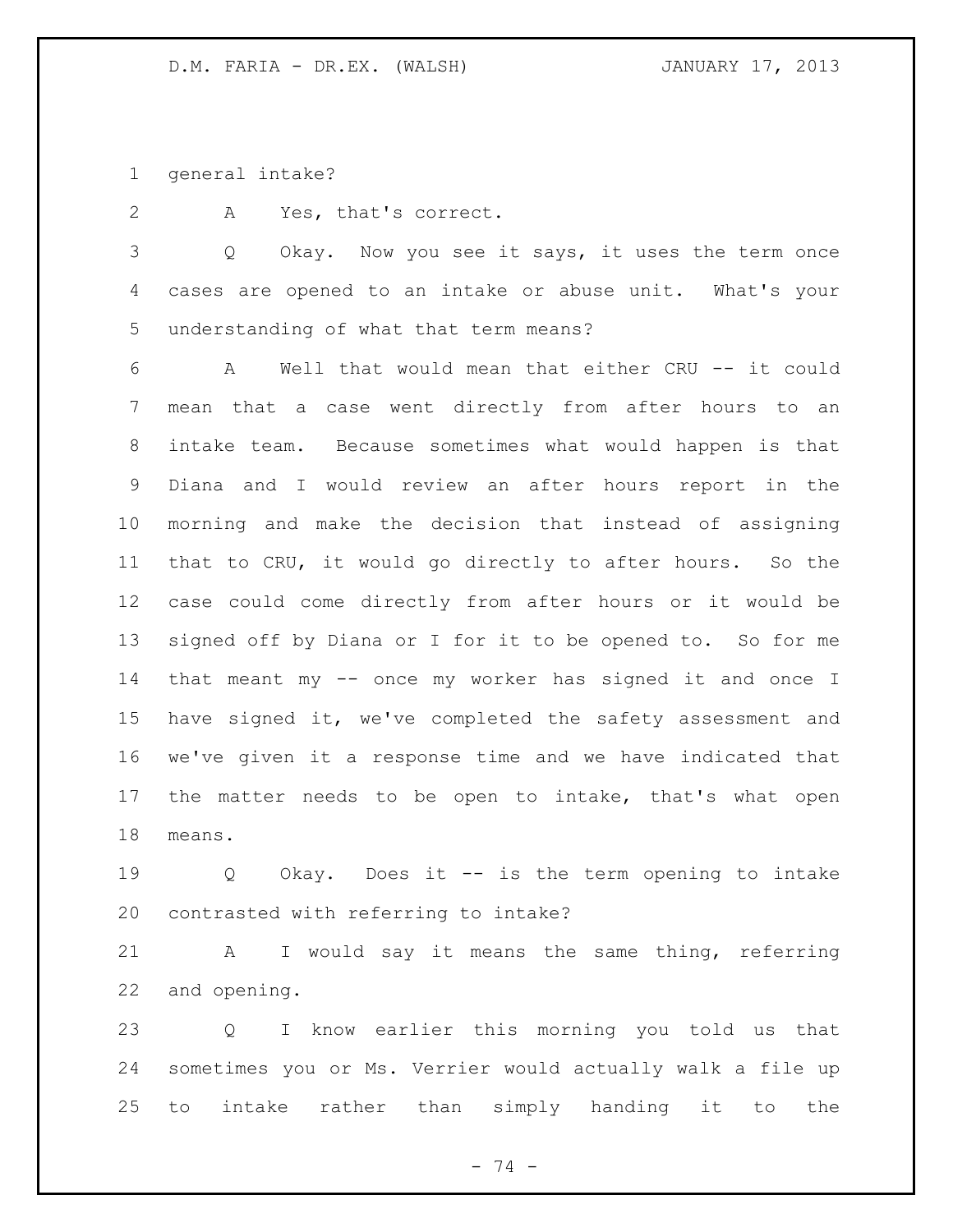general intake?

A Yes, that's correct.

Q Okay. Now you see it says, it uses the term once cases are opened to an intake or abuse unit. What's your understanding of what that term means?

A Well that would mean that either CRU -- it could mean that a case went directly from after hours to an intake team. Because sometimes what would happen is that Diana and I would review an after hours report in the morning and make the decision that instead of assigning that to CRU, it would go directly to after hours. So the case could come directly from after hours or it would be signed off by Diana or I for it to be opened to. So for me that meant my -- once my worker has signed it and once I have signed it, we've completed the safety assessment and we've given it a response time and we have indicated that the matter needs to be open to intake, that's what open means.

Q Okay. Does it -- is the term opening to intake contrasted with referring to intake?

A I would say it means the same thing, referring and opening.

Q I know earlier this morning you told us that sometimes you or Ms. Verrier would actually walk a file up to intake rather than simply handing it to the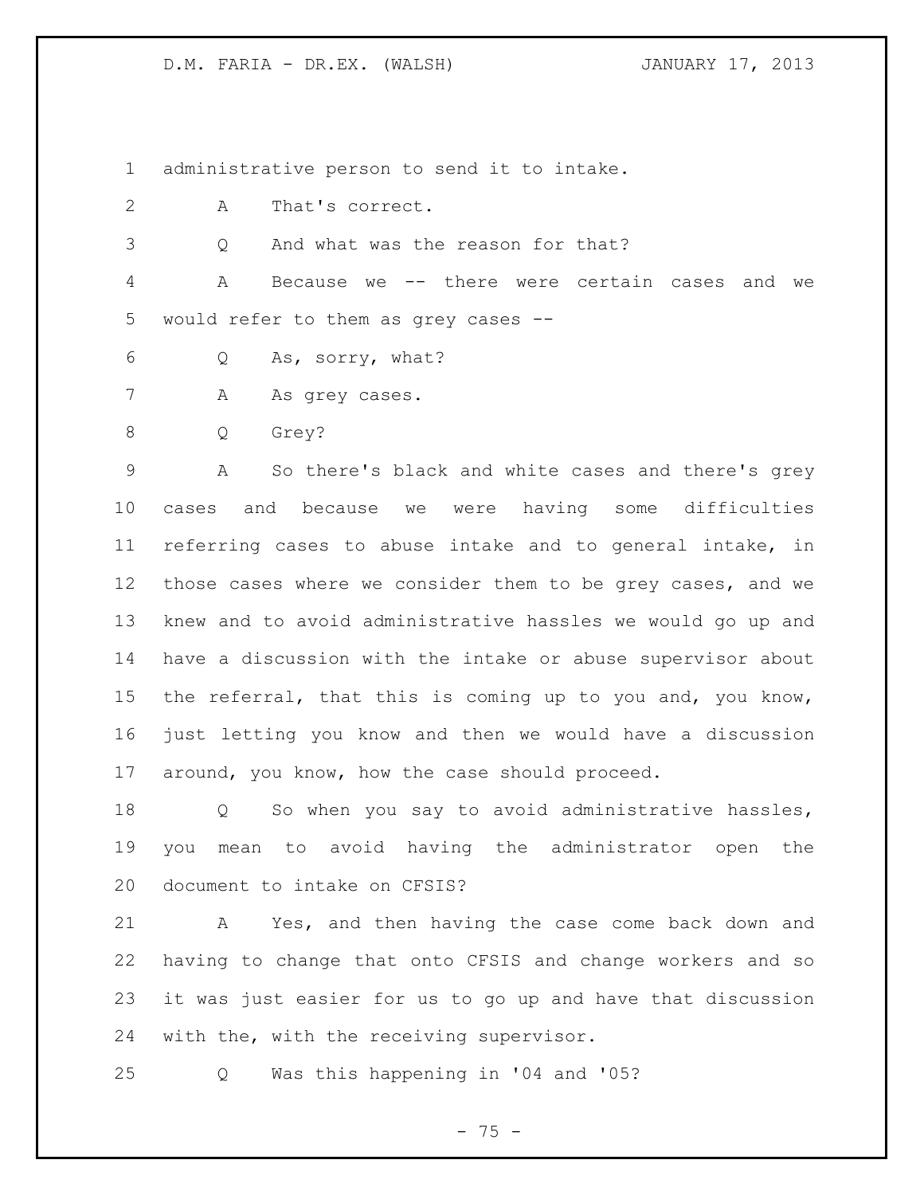administrative person to send it to intake.

A That's correct.

Q And what was the reason for that?

A Because we -- there were certain cases and we would refer to them as grey cases --

Q As, sorry, what?

A As grey cases.

Q Grey?

A So there's black and white cases and there's grey cases and because we were having some difficulties referring cases to abuse intake and to general intake, in those cases where we consider them to be grey cases, and we knew and to avoid administrative hassles we would go up and have a discussion with the intake or abuse supervisor about the referral, that this is coming up to you and, you know, just letting you know and then we would have a discussion around, you know, how the case should proceed.

Q So when you say to avoid administrative hassles, you mean to avoid having the administrator open the document to intake on CFSIS?

A Yes, and then having the case come back down and having to change that onto CFSIS and change workers and so it was just easier for us to go up and have that discussion with the, with the receiving supervisor.

Q Was this happening in '04 and '05?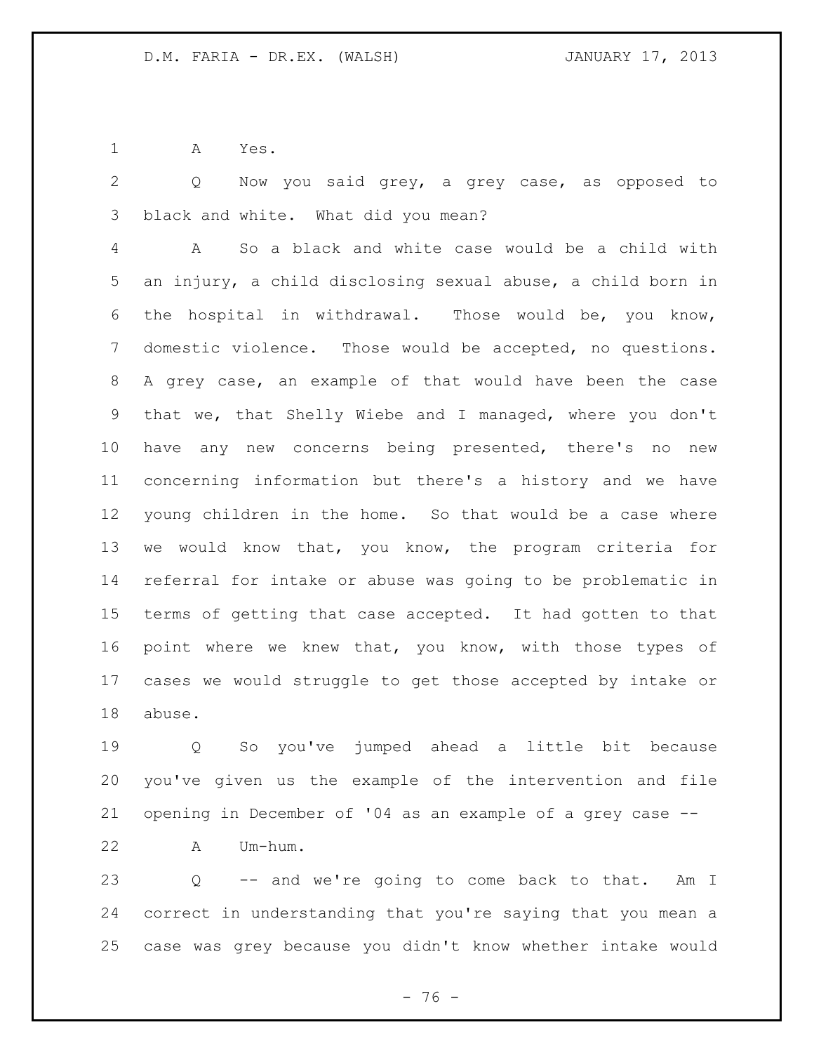A Yes.

Q Now you said grey, a grey case, as opposed to black and white. What did you mean?

A So a black and white case would be a child with an injury, a child disclosing sexual abuse, a child born in the hospital in withdrawal. Those would be, you know, domestic violence. Those would be accepted, no questions. A grey case, an example of that would have been the case that we, that Shelly Wiebe and I managed, where you don't have any new concerns being presented, there's no new concerning information but there's a history and we have young children in the home. So that would be a case where we would know that, you know, the program criteria for referral for intake or abuse was going to be problematic in terms of getting that case accepted. It had gotten to that point where we knew that, you know, with those types of cases we would struggle to get those accepted by intake or abuse.

Q So you've jumped ahead a little bit because you've given us the example of the intervention and file opening in December of '04 as an example of a grey case --

A Um-hum.

Q -- and we're going to come back to that. Am I correct in understanding that you're saying that you mean a case was grey because you didn't know whether intake would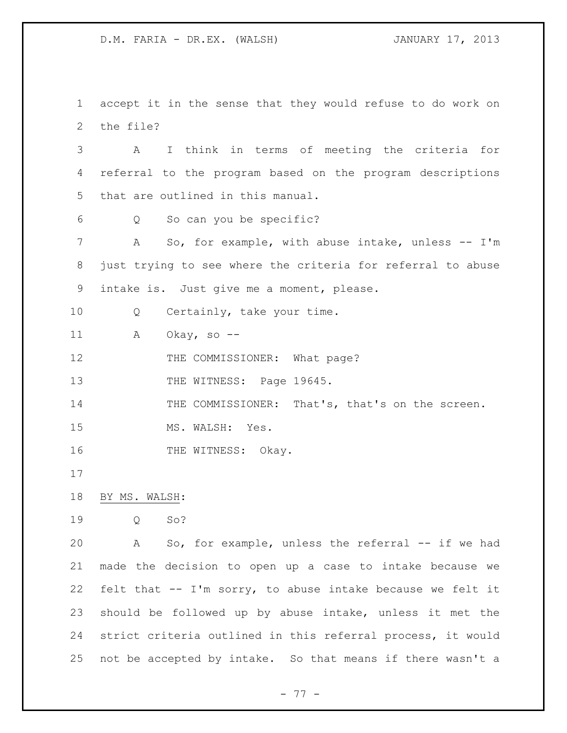accept it in the sense that they would refuse to do work on the file?

A I think in terms of meeting the criteria for referral to the program based on the program descriptions that are outlined in this manual.

Q So can you be specific?

A So, for example, with abuse intake, unless -- I'm just trying to see where the criteria for referral to abuse intake is. Just give me a moment, please.

Q Certainly, take your time.

A Okay, so --

THE COMMISSIONER: What page?

THE WITNESS: Page 19645.

THE COMMISSIONER: That's, that's on the screen.

MS. WALSH: Yes.

THE WITNESS: Okay.

BY MS. WALSH:

Q So?

A So, for example, unless the referral -- if we had made the decision to open up a case to intake because we felt that -- I'm sorry, to abuse intake because we felt it should be followed up by abuse intake, unless it met the strict criteria outlined in this referral process, it would not be accepted by intake. So that means if there wasn't a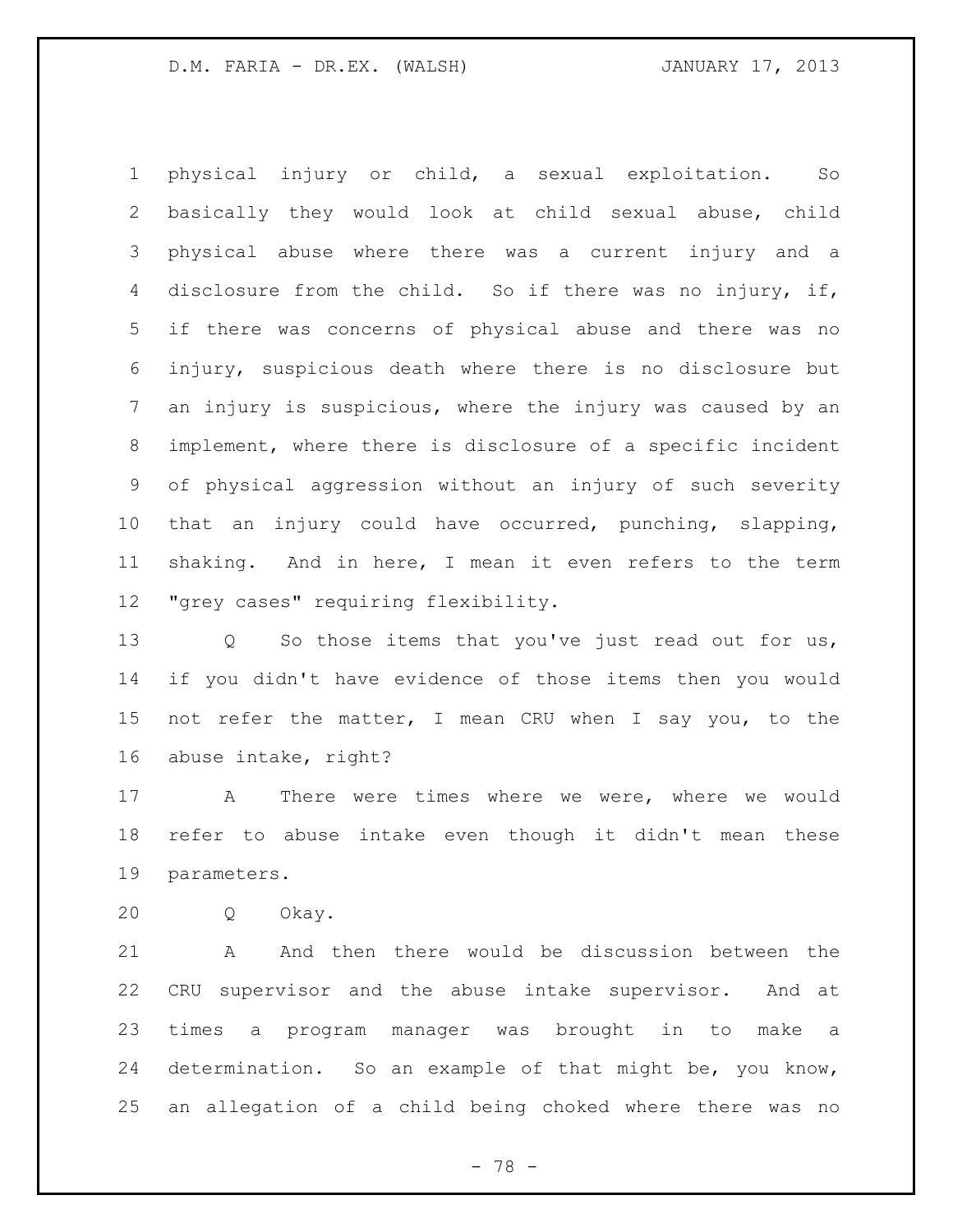physical injury or child, a sexual exploitation. So basically they would look at child sexual abuse, child physical abuse where there was a current injury and a disclosure from the child. So if there was no injury, if, if there was concerns of physical abuse and there was no injury, suspicious death where there is no disclosure but an injury is suspicious, where the injury was caused by an implement, where there is disclosure of a specific incident of physical aggression without an injury of such severity that an injury could have occurred, punching, slapping, shaking. And in here, I mean it even refers to the term "grey cases" requiring flexibility.

Q So those items that you've just read out for us, if you didn't have evidence of those items then you would not refer the matter, I mean CRU when I say you, to the abuse intake, right?

A There were times where we were, where we would refer to abuse intake even though it didn't mean these parameters.

Q Okay.

A And then there would be discussion between the CRU supervisor and the abuse intake supervisor. And at times a program manager was brought in to make a determination. So an example of that might be, you know, an allegation of a child being choked where there was no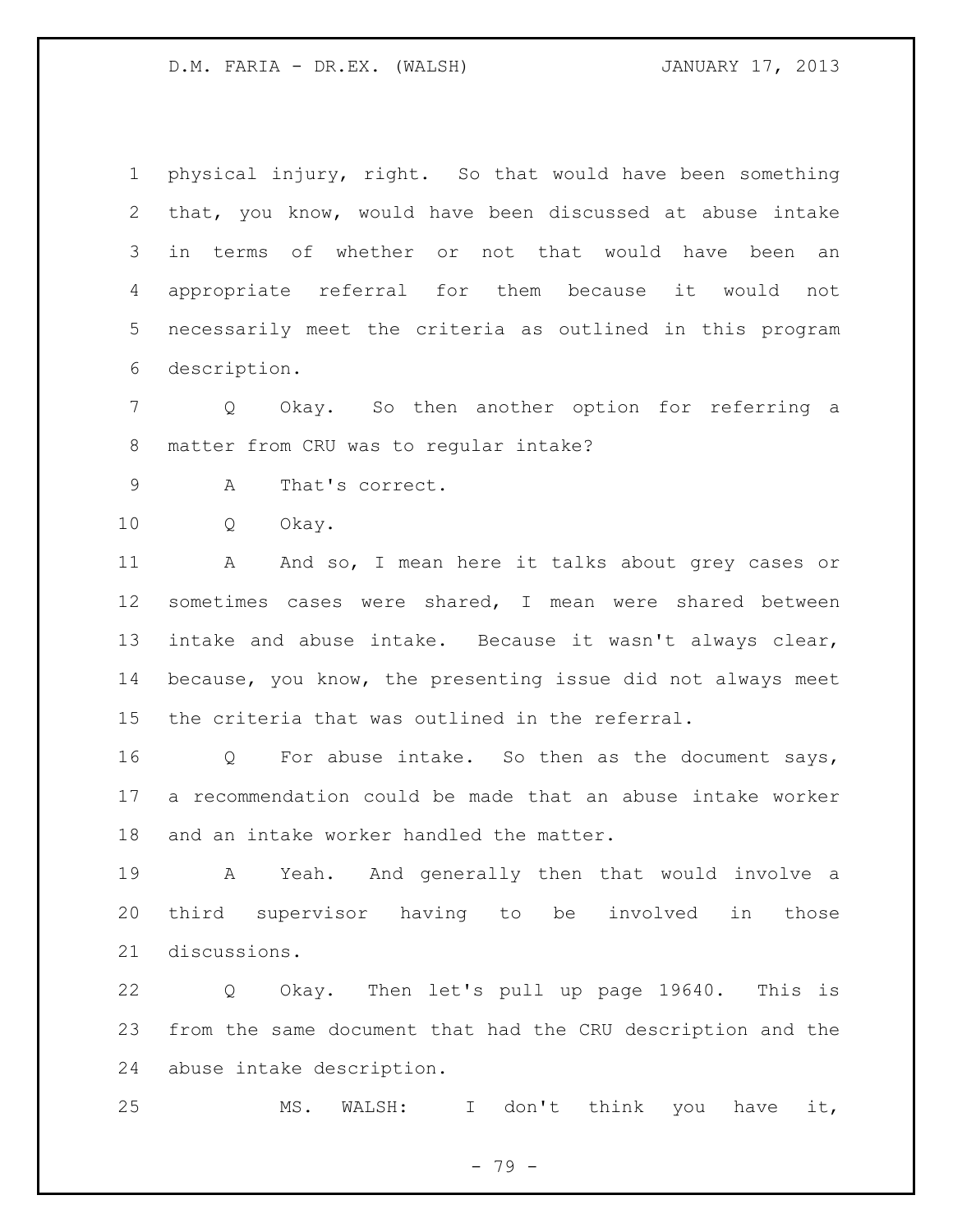physical injury, right. So that would have been something that, you know, would have been discussed at abuse intake in terms of whether or not that would have been an appropriate referral for them because it would not necessarily meet the criteria as outlined in this program description.

Q Okay. So then another option for referring a matter from CRU was to regular intake?

A That's correct.

Q Okay.

A And so, I mean here it talks about grey cases or sometimes cases were shared, I mean were shared between intake and abuse intake. Because it wasn't always clear, because, you know, the presenting issue did not always meet the criteria that was outlined in the referral.

Q For abuse intake. So then as the document says, a recommendation could be made that an abuse intake worker and an intake worker handled the matter.

A Yeah. And generally then that would involve a third supervisor having to be involved in those discussions.

Q Okay. Then let's pull up page 19640. This is from the same document that had the CRU description and the abuse intake description.

MS. WALSH: I don't think you have it,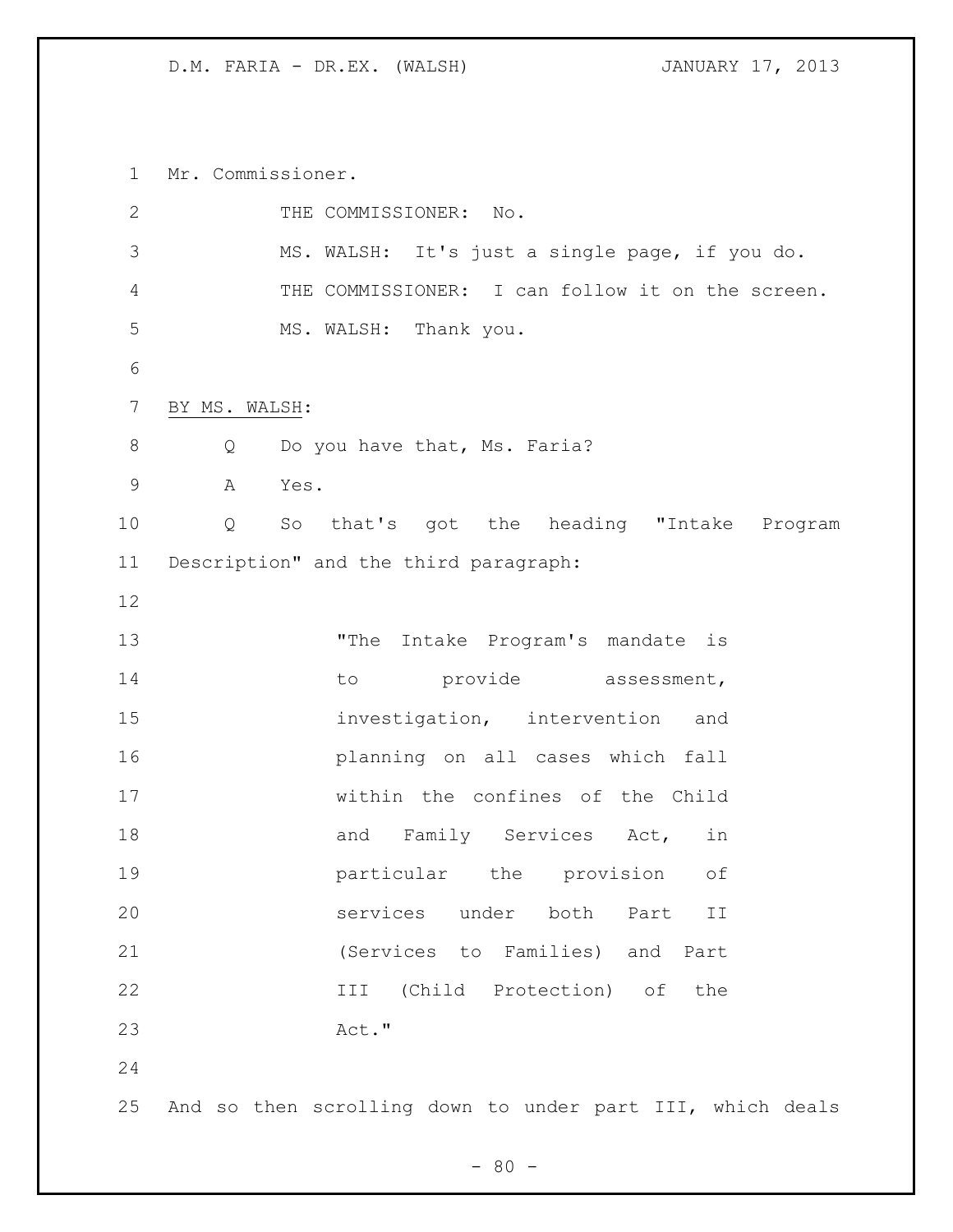Mr. Commissioner.

THE COMMISSIONER: No.

MS. WALSH: It's just a single page, if you do.

THE COMMISSIONER: I can follow it on the screen.

MS. WALSH: Thank you.

BY MS. WALSH:

Q Do you have that, Ms. Faria?

A Yes.

Q So that's got the heading "Intake Program Description" and the third paragraph:

> "The Intake Program's mandate is to provide assessment, investigation, intervention and planning on all cases which fall within the confines of the Child and Family Services Act, in particular the provision of services under both Part II (Services to Families) and Part III (Child Protection) of the Act."

And so then scrolling down to under part III, which deals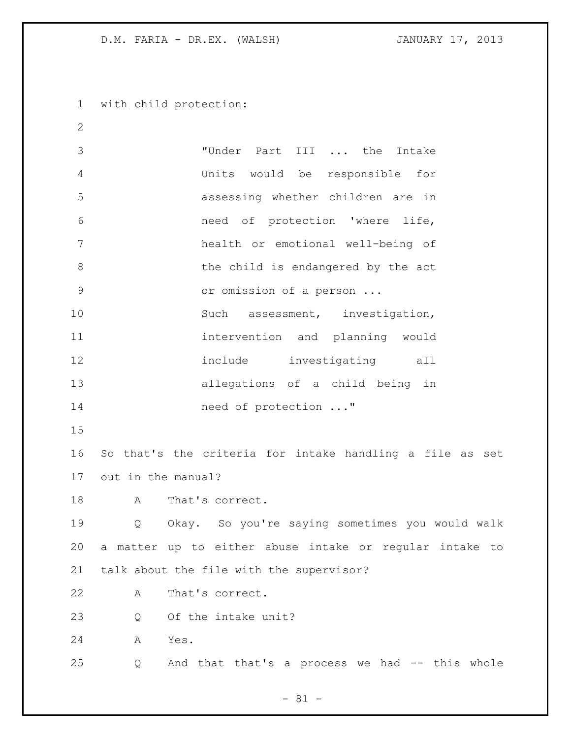with child protection:

> "Under Part III ... the Intake Units would be responsible for assessing whether children are in need of protection 'where life, health or emotional well-being of the child is endangered by the act or omission of a person ...
> Such assessment, investigation, intervention and planning would include investigating all allegations of a child being in need of protection ..."

So that's the criteria for intake handling a file as set out in the manual?

A That's correct.

Q Okay. So you're saying sometimes you would walk a matter up to either abuse intake or regular intake to talk about the file with the supervisor?

A That's correct.

Q Of the intake unit?

A Yes.

Q And that that's a process we had -- this whole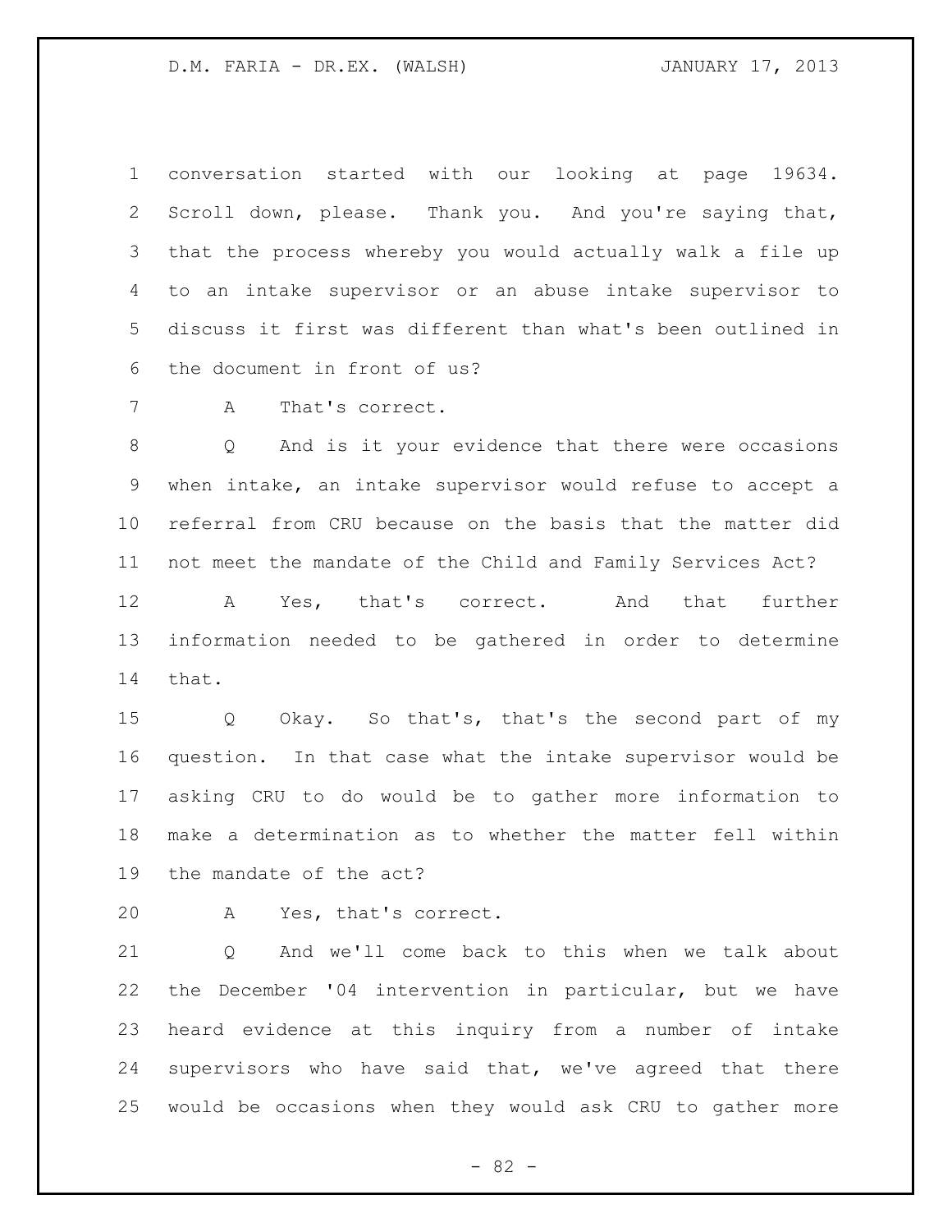conversation started with our looking at page 19634. Scroll down, please. Thank you. And you're saying that, that the process whereby you would actually walk a file up to an intake supervisor or an abuse intake supervisor to discuss it first was different than what's been outlined in the document in front of us?

A That's correct.

Q And is it your evidence that there were occasions when intake, an intake supervisor would refuse to accept a referral from CRU because on the basis that the matter did not meet the mandate of the Child and Family Services Act?

A Yes, that's correct. And that further information needed to be gathered in order to determine that.

Q Okay. So that's, that's the second part of my question. In that case what the intake supervisor would be asking CRU to do would be to gather more information to make a determination as to whether the matter fell within the mandate of the act?

A Yes, that's correct.

Q And we'll come back to this when we talk about the December '04 intervention in particular, but we have heard evidence at this inquiry from a number of intake supervisors who have said that, we've agreed that there would be occasions when they would ask CRU to gather more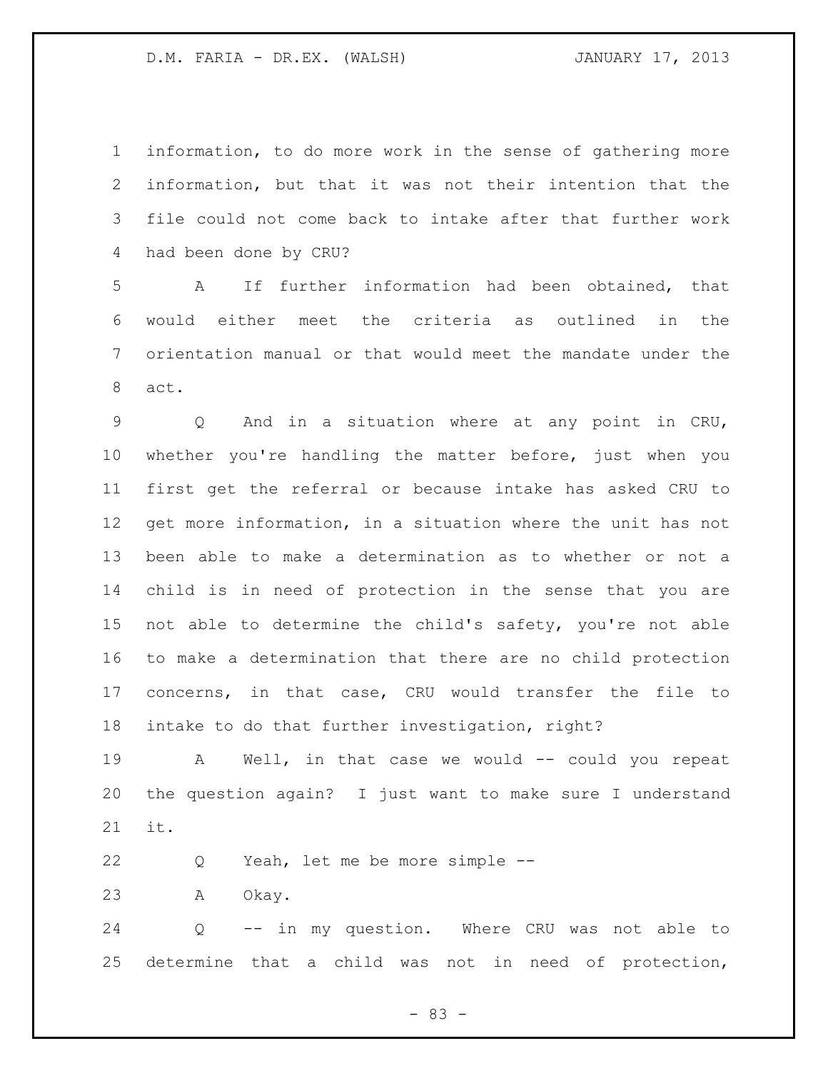information, to do more work in the sense of gathering more information, but that it was not their intention that the file could not come back to intake after that further work had been done by CRU?

A If further information had been obtained, that would either meet the criteria as outlined in the orientation manual or that would meet the mandate under the act.

Q And in a situation where at any point in CRU, whether you're handling the matter before, just when you first get the referral or because intake has asked CRU to get more information, in a situation where the unit has not been able to make a determination as to whether or not a child is in need of protection in the sense that you are not able to determine the child's safety, you're not able to make a determination that there are no child protection concerns, in that case, CRU would transfer the file to intake to do that further investigation, right?

A Well, in that case we would -- could you repeat the question again? I just want to make sure I understand it.

Q Yeah, let me be more simple --

A Okay.

Q -- in my question. Where CRU was not able to determine that a child was not in need of protection,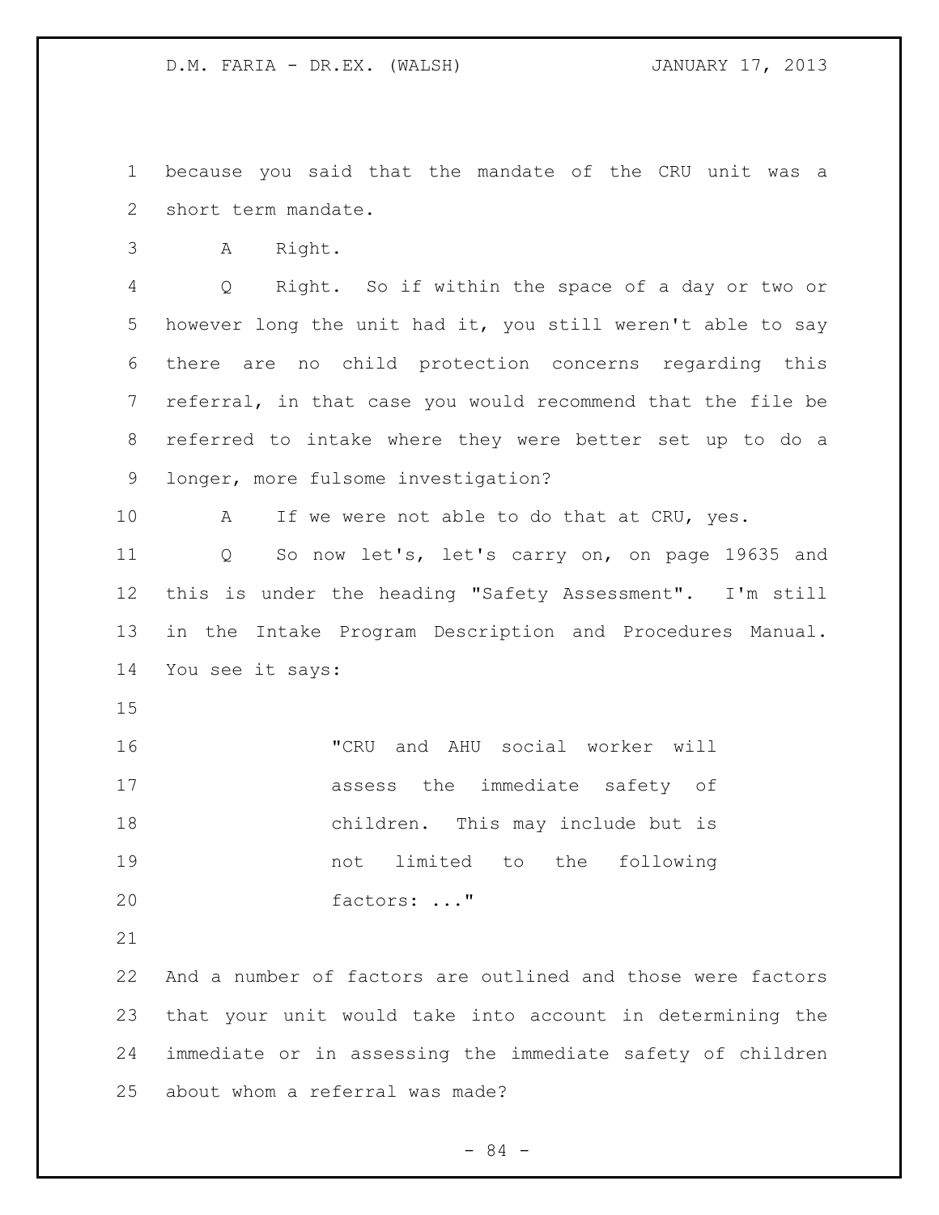because you said that the mandate of the CRU unit was a short term mandate.

A Right.

Q Right. So if within the space of a day or two or however long the unit had it, you still weren't able to say there are no child protection concerns regarding this referral, in that case you would recommend that the file be referred to intake where they were better set up to do a longer, more fulsome investigation?

A If we were not able to do that at CRU, yes.

Q So now let's, let's carry on, on page 19635 and this is under the heading "Safety Assessment". I'm still in the Intake Program Description and Procedures Manual. You see it says:

> "CRU and AHU social worker will assess the immediate safety of children. This may include but is not limited to the following factors: ..."

And a number of factors are outlined and those were factors that your unit would take into account in determining the immediate or in assessing the immediate safety of children about whom a referral was made?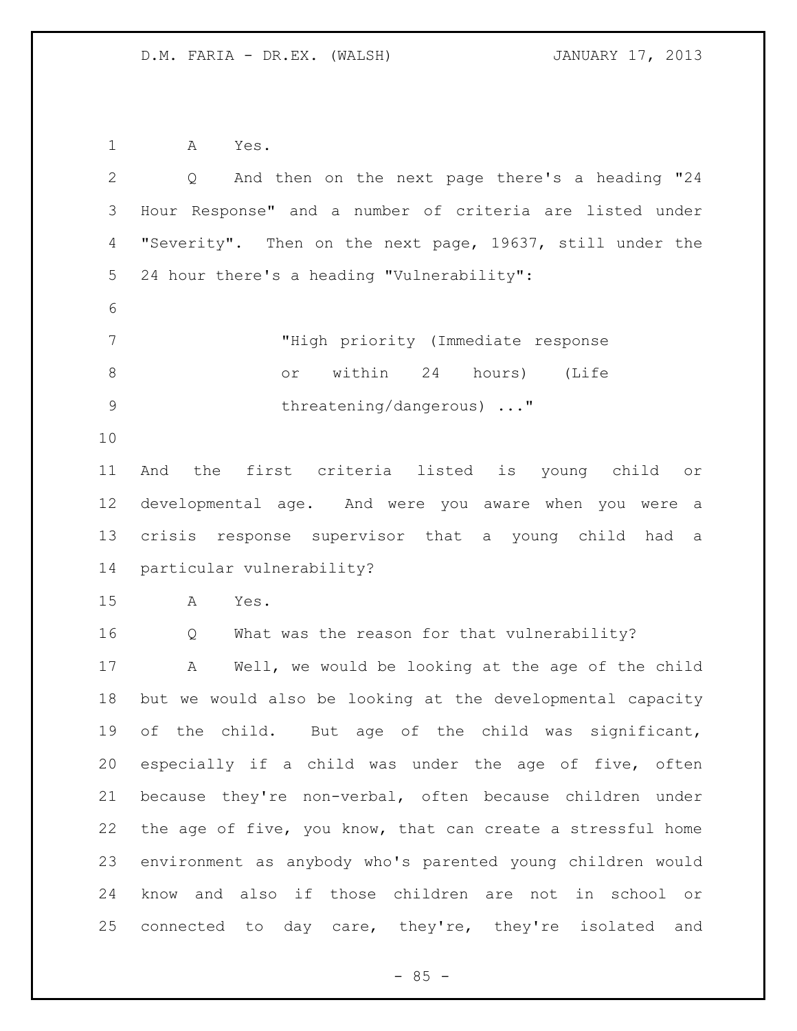A Yes.

Q And then on the next page there's a heading "24 Hour Response" and a number of criteria are listed under "Severity". Then on the next page, 19637, still under the 24 hour there's a heading "Vulnerability":

> "High priority (Immediate response or within 24 hours) (Life threatening/dangerous) ..."

And the first criteria listed is young child or developmental age. And were you aware when you were a crisis response supervisor that a young child had a particular vulnerability?

A Yes.

Q What was the reason for that vulnerability?

A Well, we would be looking at the age of the child but we would also be looking at the developmental capacity of the child. But age of the child was significant, especially if a child was under the age of five, often because they're non-verbal, often because children under the age of five, you know, that can create a stressful home environment as anybody who's parented young children would know and also if those children are not in school or connected to day care, they're, they're isolated and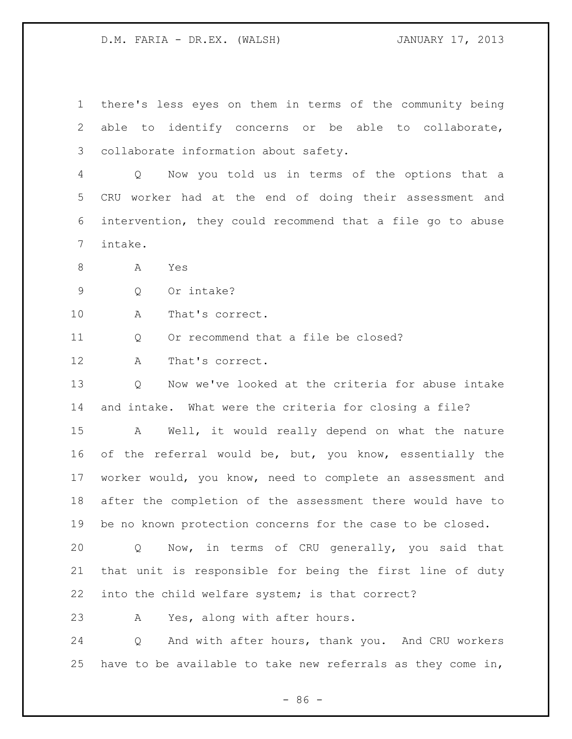there's less eyes on them in terms of the community being able to identify concerns or be able to collaborate, collaborate information about safety.

Q Now you told us in terms of the options that a CRU worker had at the end of doing their assessment and intervention, they could recommend that a file go to abuse intake.

A Yes

Q Or intake?

A That's correct.

Q Or recommend that a file be closed?

A That's correct.

Q Now we've looked at the criteria for abuse intake and intake. What were the criteria for closing a file?

A Well, it would really depend on what the nature of the referral would be, but, you know, essentially the worker would, you know, need to complete an assessment and after the completion of the assessment there would have to be no known protection concerns for the case to be closed.

Q Now, in terms of CRU generally, you said that that unit is responsible for being the first line of duty into the child welfare system; is that correct?

A Yes, along with after hours.

Q And with after hours, thank you. And CRU workers have to be available to take new referrals as they come in,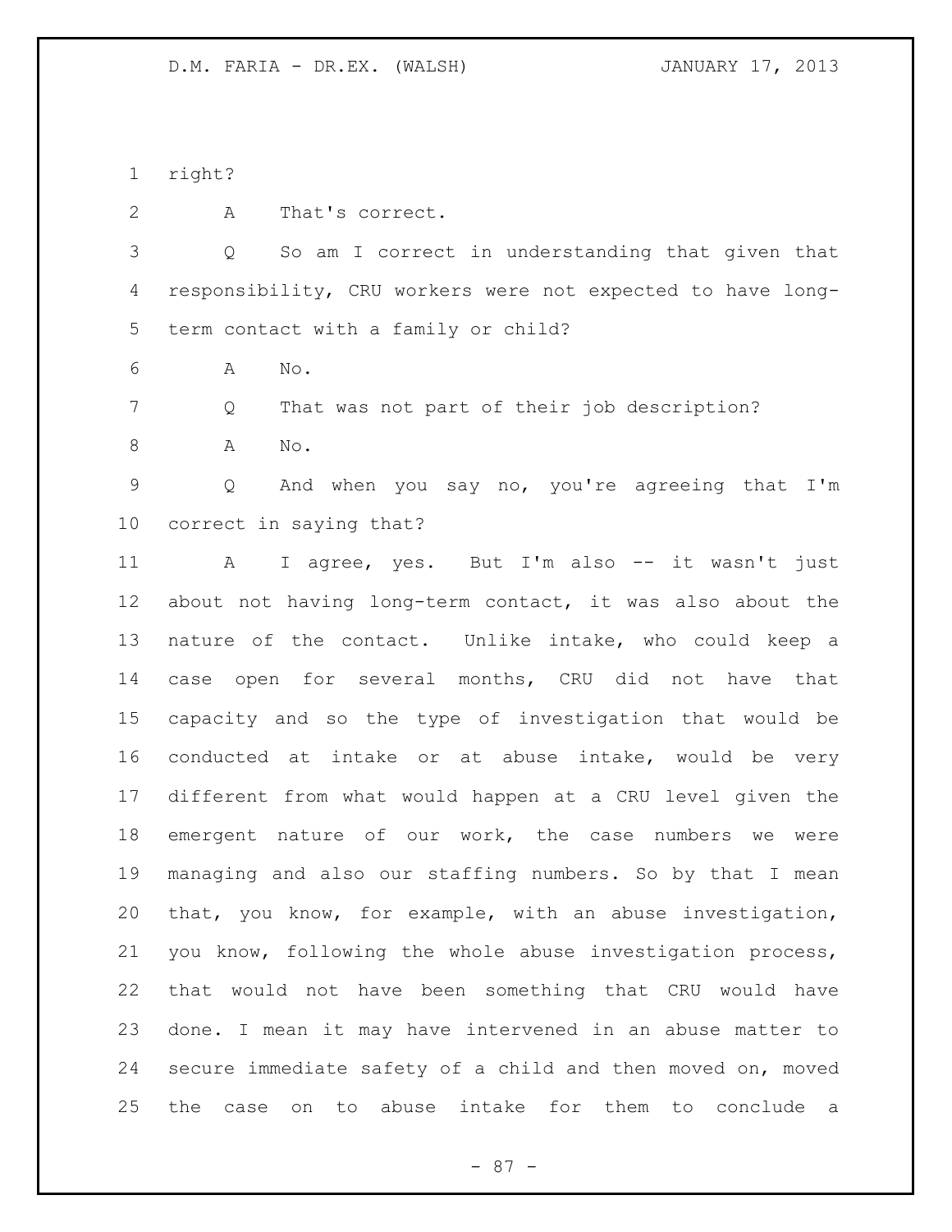right?

A That's correct.

Q So am I correct in understanding that given that responsibility, CRU workers were not expected to have long-term contact with a family or child?

A No.

Q That was not part of their job description?

A No.

Q And when you say no, you're agreeing that I'm correct in saying that?

A I agree, yes. But I'm also -- it wasn't just about not having long-term contact, it was also about the nature of the contact. Unlike intake, who could keep a case open for several months, CRU did not have that capacity and so the type of investigation that would be conducted at intake or at abuse intake, would be very different from what would happen at a CRU level given the emergent nature of our work, the case numbers we were managing and also our staffing numbers. So by that I mean that, you know, for example, with an abuse investigation, you know, following the whole abuse investigation process, that would not have been something that CRU would have done. I mean it may have intervened in an abuse matter to secure immediate safety of a child and then moved on, moved the case on to abuse intake for them to conclude a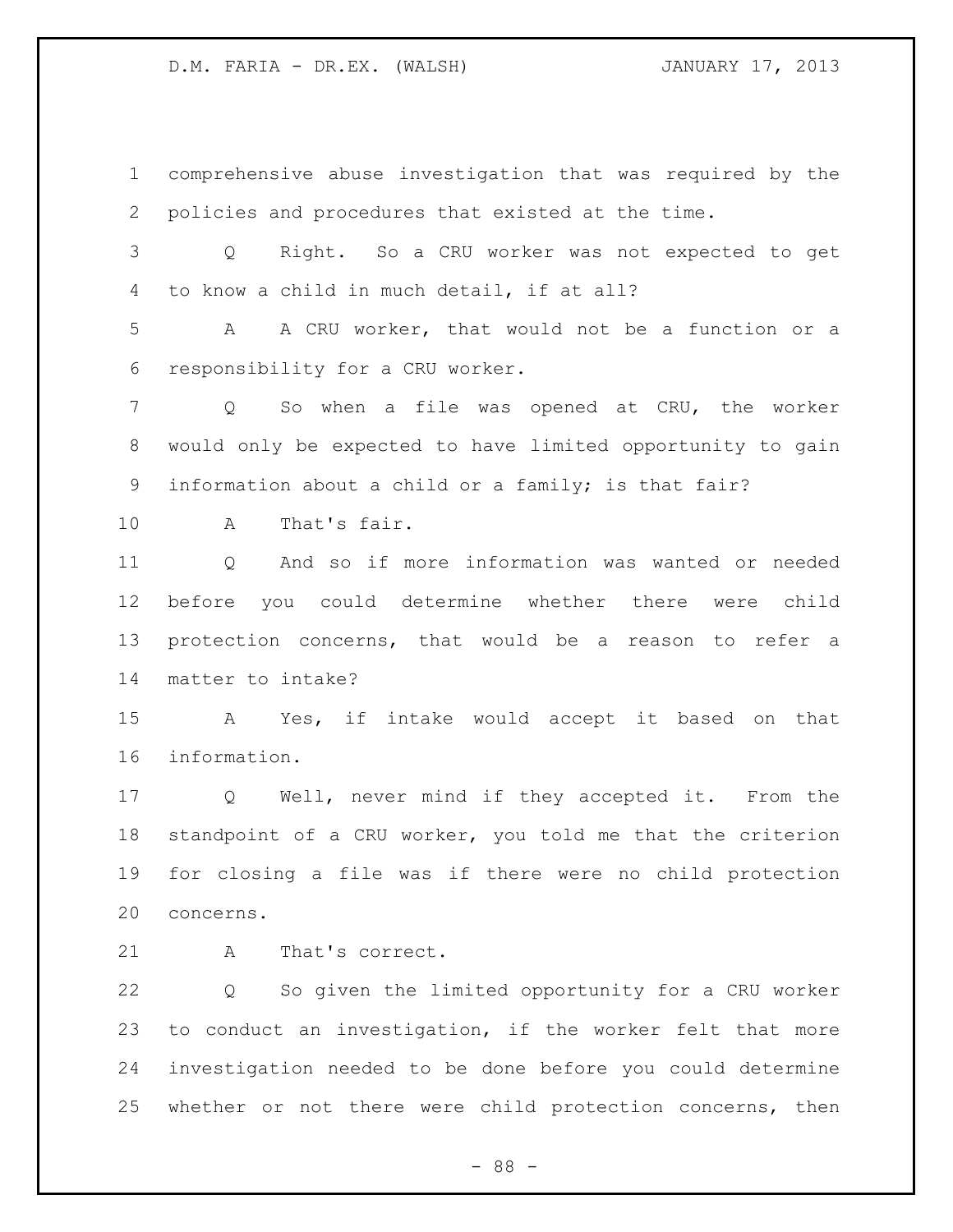comprehensive abuse investigation that was required by the policies and procedures that existed at the time.

Q Right. So a CRU worker was not expected to get to know a child in much detail, if at all?

A A CRU worker, that would not be a function or a responsibility for a CRU worker.

Q So when a file was opened at CRU, the worker would only be expected to have limited opportunity to gain information about a child or a family; is that fair?

A That's fair.

Q And so if more information was wanted or needed before you could determine whether there were child protection concerns, that would be a reason to refer a matter to intake?

A Yes, if intake would accept it based on that information.

Q Well, never mind if they accepted it. From the standpoint of a CRU worker, you told me that the criterion for closing a file was if there were no child protection concerns.

A That's correct.

Q So given the limited opportunity for a CRU worker to conduct an investigation, if the worker felt that more investigation needed to be done before you could determine whether or not there were child protection concerns, then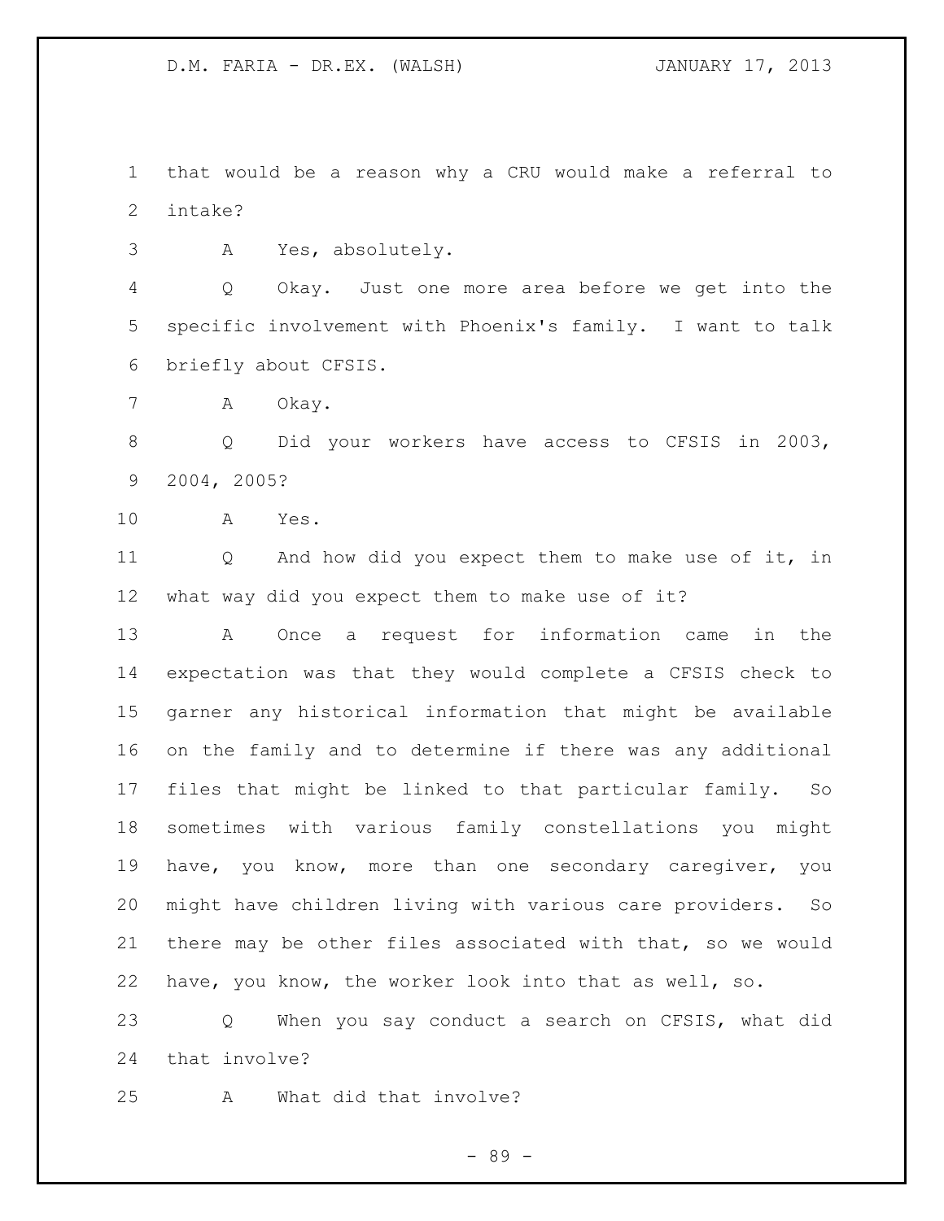that would be a reason why a CRU would make a referral to intake?

A Yes, absolutely.

Q Okay. Just one more area before we get into the specific involvement with Phoenix's family. I want to talk briefly about CFSIS.

A Okay.

Q Did your workers have access to CFSIS in 2003, 2004, 2005?

A Yes.

Q And how did you expect them to make use of it, in what way did you expect them to make use of it?

A Once a request for information came in the expectation was that they would complete a CFSIS check to garner any historical information that might be available on the family and to determine if there was any additional files that might be linked to that particular family. So sometimes with various family constellations you might have, you know, more than one secondary caregiver, you might have children living with various care providers. So there may be other files associated with that, so we would have, you know, the worker look into that as well, so.

Q When you say conduct a search on CFSIS, what did that involve?

A What did that involve?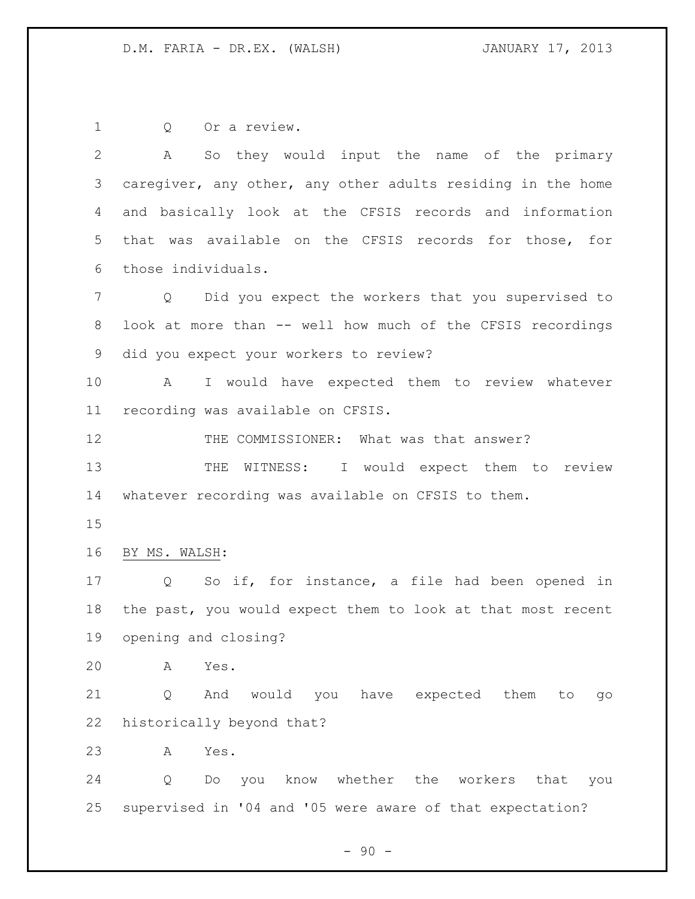Q Or a review.

A So they would input the name of the primary caregiver, any other, any other adults residing in the home and basically look at the CFSIS records and information that was available on the CFSIS records for those, for those individuals.

Q Did you expect the workers that you supervised to look at more than -- well how much of the CFSIS recordings did you expect your workers to review?

A I would have expected them to review whatever recording was available on CFSIS.

THE COMMISSIONER: What was that answer?

THE WITNESS: I would expect them to review whatever recording was available on CFSIS to them.

BY MS. WALSH:

Q So if, for instance, a file had been opened in the past, you would expect them to look at that most recent opening and closing?

A Yes.

Q And would you have expected them to go historically beyond that?

A Yes.

Q Do you know whether the workers that you supervised in '04 and '05 were aware of that expectation?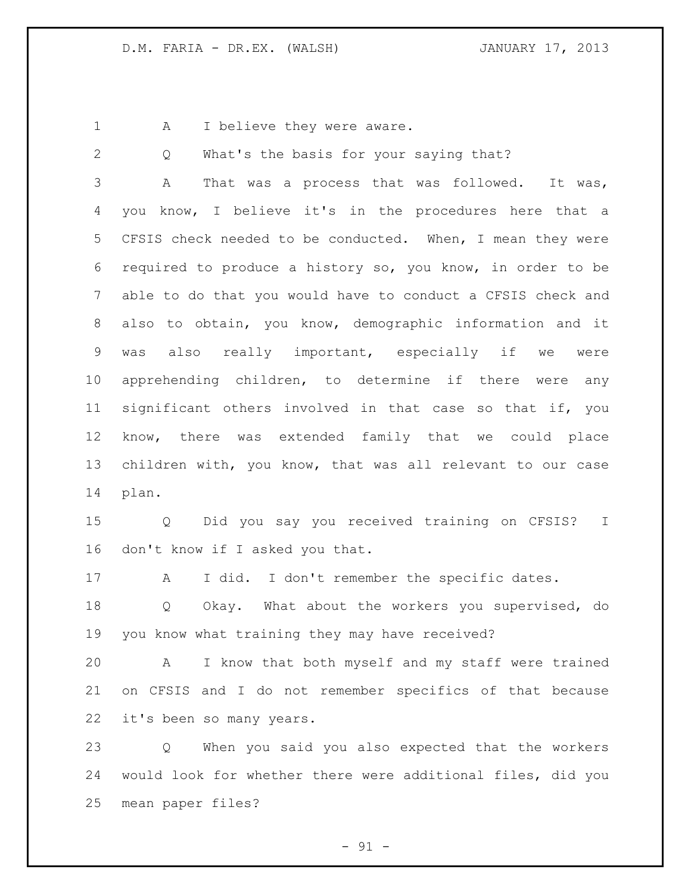A I believe they were aware.

Q What's the basis for your saying that?

A That was a process that was followed. It was, you know, I believe it's in the procedures here that a CFSIS check needed to be conducted. When, I mean they were required to produce a history so, you know, in order to be able to do that you would have to conduct a CFSIS check and also to obtain, you know, demographic information and it was also really important, especially if we were apprehending children, to determine if there were any significant others involved in that case so that if, you know, there was extended family that we could place children with, you know, that was all relevant to our case plan.

Q Did you say you received training on CFSIS? I don't know if I asked you that.

A I did. I don't remember the specific dates.

Q Okay. What about the workers you supervised, do you know what training they may have received?

A I know that both myself and my staff were trained on CFSIS and I do not remember specifics of that because it's been so many years.

Q When you said you also expected that the workers would look for whether there were additional files, did you mean paper files?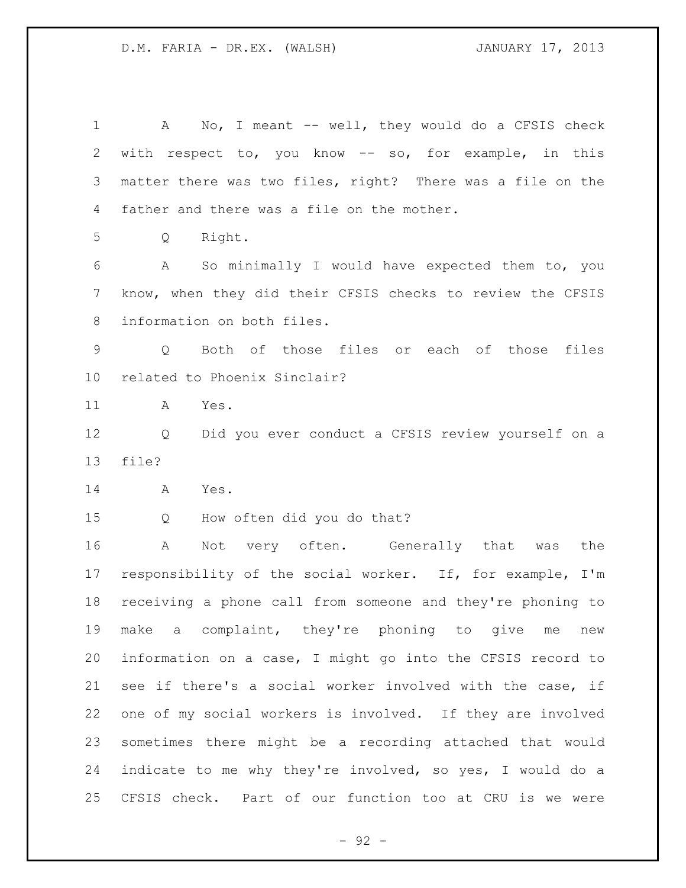A No, I meant -- well, they would do a CFSIS check with respect to, you know -- so, for example, in this matter there was two files, right? There was a file on the father and there was a file on the mother.

Q Right.

A So minimally I would have expected them to, you know, when they did their CFSIS checks to review the CFSIS information on both files.

Q Both of those files or each of those files related to Phoenix Sinclair?

A Yes.

Q Did you ever conduct a CFSIS review yourself on a file?

A Yes.

Q How often did you do that?

A Not very often. Generally that was the responsibility of the social worker. If, for example, I'm receiving a phone call from someone and they're phoning to make a complaint, they're phoning to give me new information on a case, I might go into the CFSIS record to see if there's a social worker involved with the case, if one of my social workers is involved. If they are involved sometimes there might be a recording attached that would indicate to me why they're involved, so yes, I would do a CFSIS check. Part of our function too at CRU is we were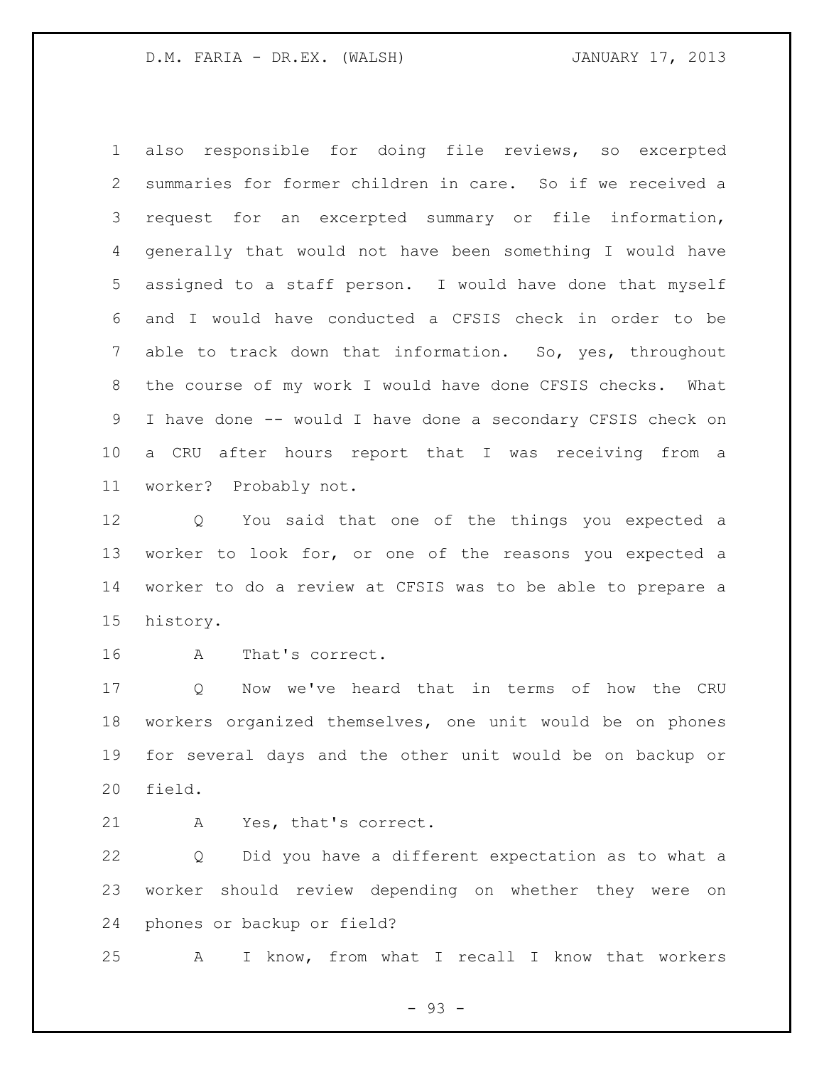also responsible for doing file reviews, so excerpted summaries for former children in care. So if we received a request for an excerpted summary or file information, generally that would not have been something I would have assigned to a staff person. I would have done that myself and I would have conducted a CFSIS check in order to be able to track down that information. So, yes, throughout the course of my work I would have done CFSIS checks. What I have done -- would I have done a secondary CFSIS check on a CRU after hours report that I was receiving from a worker? Probably not.

Q You said that one of the things you expected a worker to look for, or one of the reasons you expected a worker to do a review at CFSIS was to be able to prepare a history.

A That's correct.

Q Now we've heard that in terms of how the CRU workers organized themselves, one unit would be on phones for several days and the other unit would be on backup or field.

A Yes, that's correct.

Q Did you have a different expectation as to what a worker should review depending on whether they were on phones or backup or field?

A I know, from what I recall I know that workers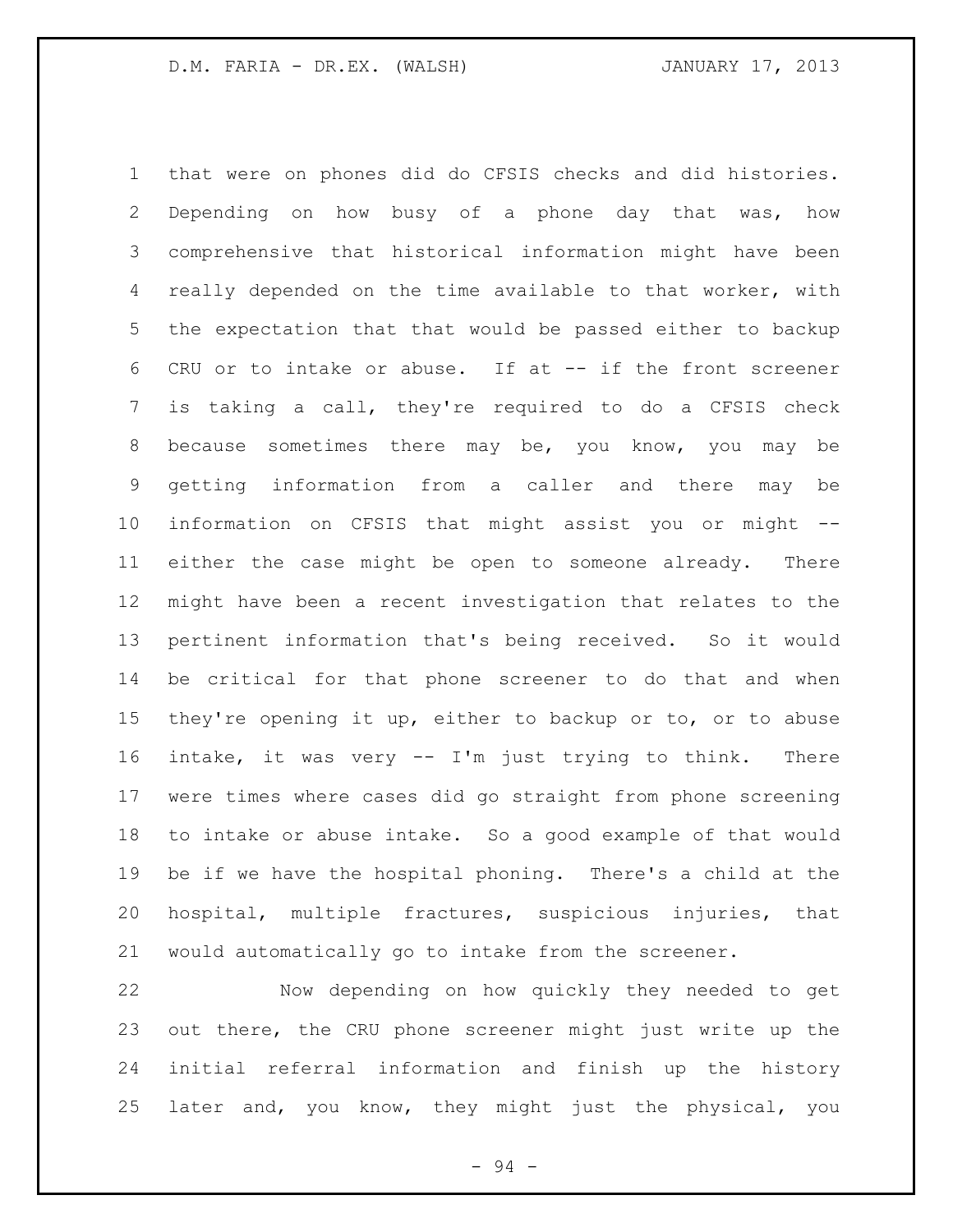that were on phones did do CFSIS checks and did histories. Depending on how busy of a phone day that was, how comprehensive that historical information might have been really depended on the time available to that worker, with the expectation that that would be passed either to backup CRU or to intake or abuse. If at -- if the front screener is taking a call, they're required to do a CFSIS check because sometimes there may be, you know, you may be getting information from a caller and there may be information on CFSIS that might assist you or might -- either the case might be open to someone already. There might have been a recent investigation that relates to the pertinent information that's being received. So it would be critical for that phone screener to do that and when they're opening it up, either to backup or to, or to abuse intake, it was very -- I'm just trying to think. There were times where cases did go straight from phone screening to intake or abuse intake. So a good example of that would be if we have the hospital phoning. There's a child at the hospital, multiple fractures, suspicious injuries, that would automatically go to intake from the screener.

Now depending on how quickly they needed to get out there, the CRU phone screener might just write up the initial referral information and finish up the history later and, you know, they might just the physical, you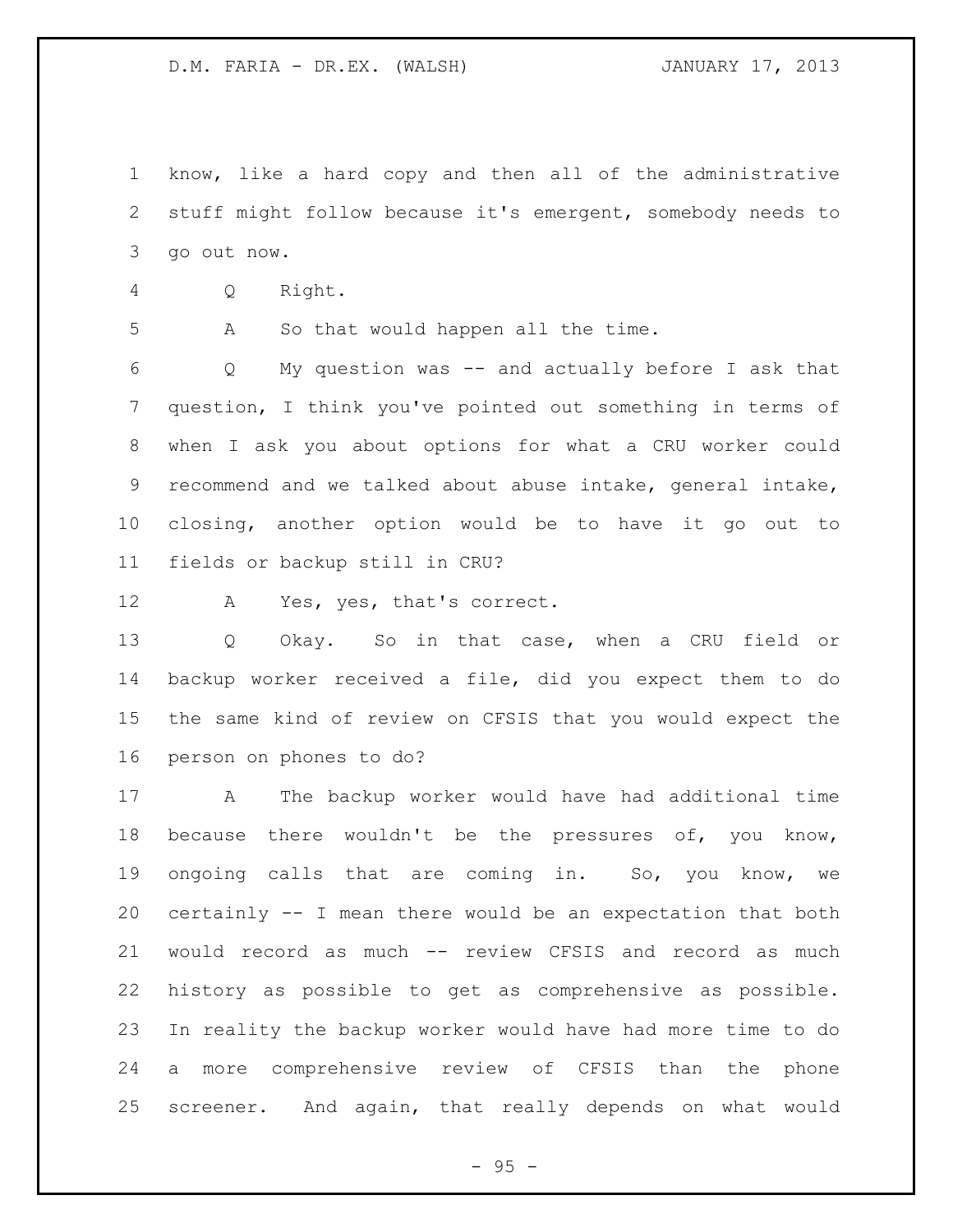know, like a hard copy and then all of the administrative stuff might follow because it's emergent, somebody needs to go out now.

Q Right.

A So that would happen all the time.

Q My question was -- and actually before I ask that question, I think you've pointed out something in terms of when I ask you about options for what a CRU worker could recommend and we talked about abuse intake, general intake, closing, another option would be to have it go out to fields or backup still in CRU?

A Yes, yes, that's correct.

Q Okay. So in that case, when a CRU field or backup worker received a file, did you expect them to do the same kind of review on CFSIS that you would expect the person on phones to do?

A The backup worker would have had additional time because there wouldn't be the pressures of, you know, ongoing calls that are coming in. So, you know, we certainly -- I mean there would be an expectation that both would record as much -- review CFSIS and record as much history as possible to get as comprehensive as possible. In reality the backup worker would have had more time to do a more comprehensive review of CFSIS than the phone screener. And again, that really depends on what would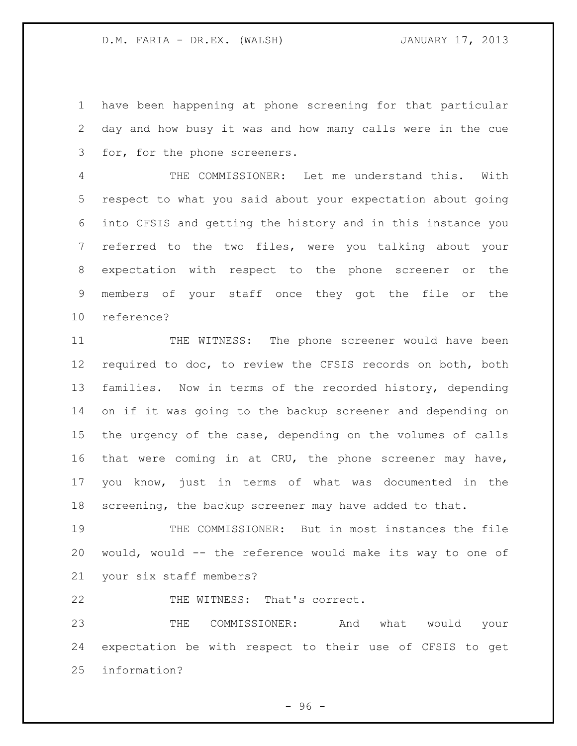have been happening at phone screening for that particular day and how busy it was and how many calls were in the cue for, for the phone screeners.

THE COMMISSIONER: Let me understand this. With respect to what you said about your expectation about going into CFSIS and getting the history and in this instance you referred to the two files, were you talking about your expectation with respect to the phone screener or the members of your staff once they got the file or the reference?

THE WITNESS: The phone screener would have been required to doc, to review the CFSIS records on both, both families. Now in terms of the recorded history, depending on if it was going to the backup screener and depending on the urgency of the case, depending on the volumes of calls that were coming in at CRU, the phone screener may have, you know, just in terms of what was documented in the screening, the backup screener may have added to that.

THE COMMISSIONER: But in most instances the file would, would -- the reference would make its way to one of your six staff members?

THE WITNESS: That's correct.

THE COMMISSIONER: And what would your expectation be with respect to their use of CFSIS to get information?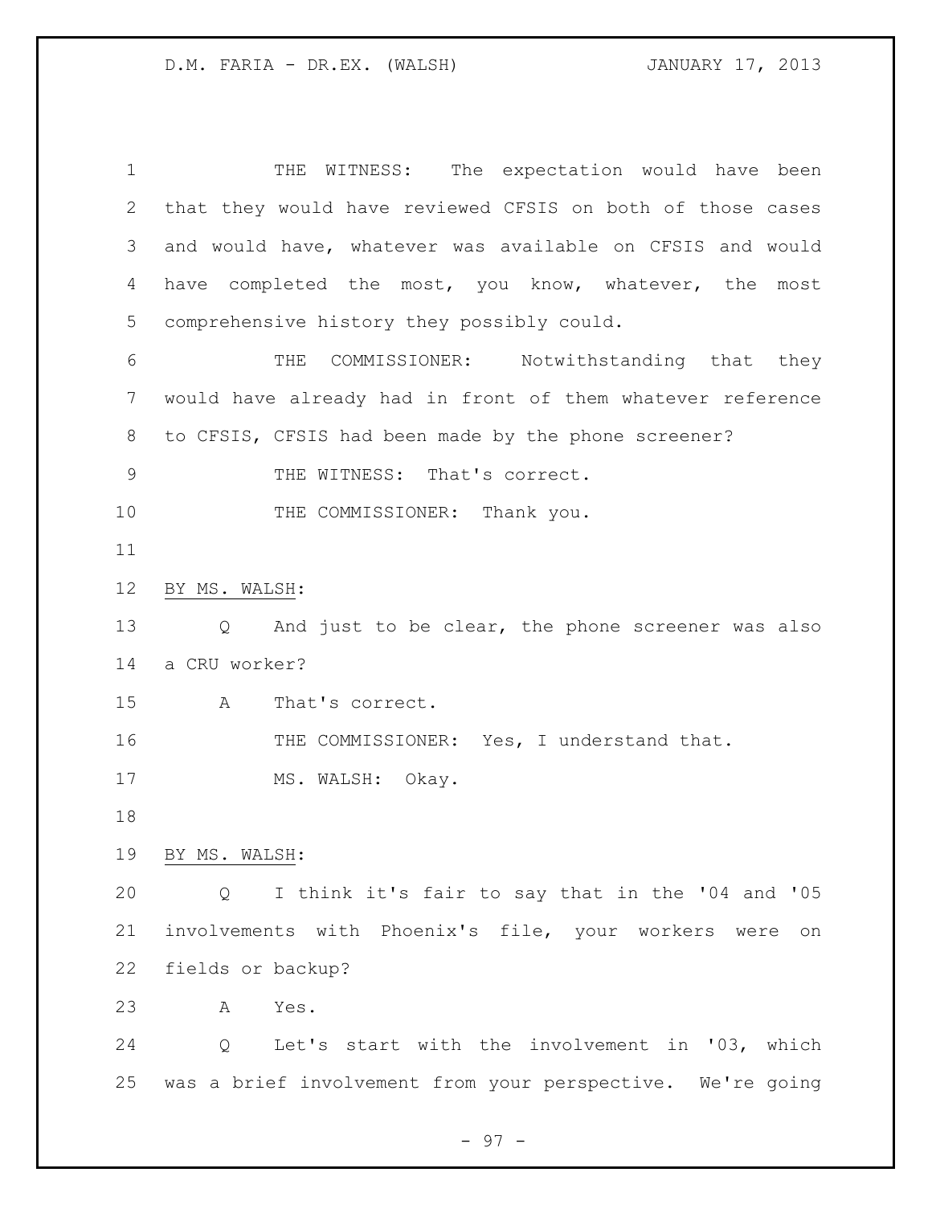THE WITNESS: The expectation would have been that they would have reviewed CFSIS on both of those cases and would have, whatever was available on CFSIS and would have completed the most, you know, whatever, the most comprehensive history they possibly could.

THE COMMISSIONER: Notwithstanding that they would have already had in front of them whatever reference to CFSIS, CFSIS had been made by the phone screener?

THE WITNESS: That's correct.

THE COMMISSIONER: Thank you.

BY MS. WALSH:

Q And just to be clear, the phone screener was also a CRU worker?

A That's correct.

THE COMMISSIONER: Yes, I understand that.

MS. WALSH: Okay.

BY MS. WALSH:

Q I think it's fair to say that in the '04 and '05 involvements with Phoenix's file, your workers were on fields or backup?

A Yes.

Q Let's start with the involvement in '03, which was a brief involvement from your perspective. We're going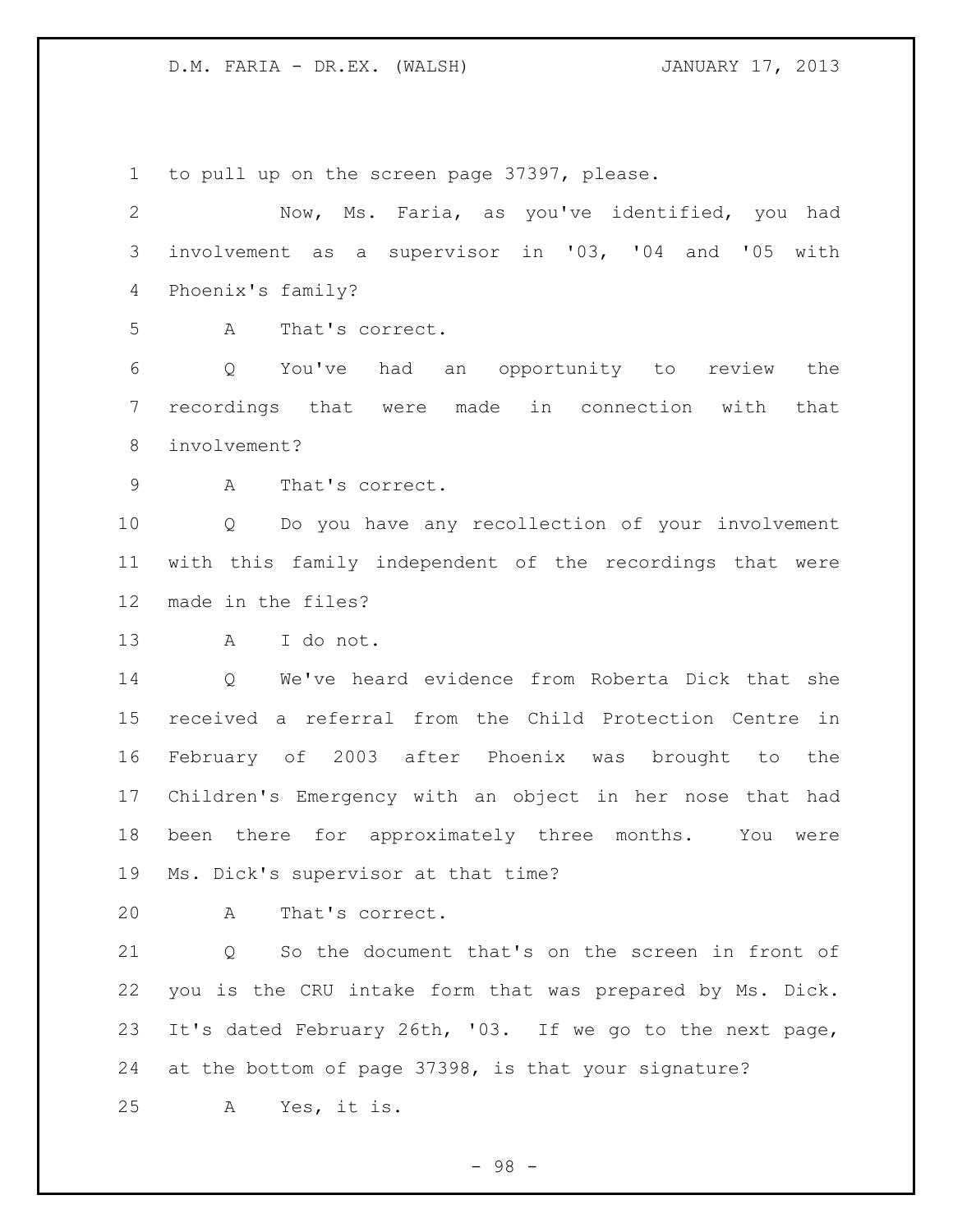to pull up on the screen page 37397, please.

Now, Ms. Faria, as you've identified, you had involvement as a supervisor in '03, '04 and '05 with Phoenix's family?

A That's correct.

Q You've had an opportunity to review the recordings that were made in connection with that involvement?

A That's correct.

Q Do you have any recollection of your involvement with this family independent of the recordings that were made in the files?

A I do not.

Q We've heard evidence from Roberta Dick that she received a referral from the Child Protection Centre in February of 2003 after Phoenix was brought to the Children's Emergency with an object in her nose that had been there for approximately three months. You were Ms. Dick's supervisor at that time?

A That's correct.

Q So the document that's on the screen in front of you is the CRU intake form that was prepared by Ms. Dick. It's dated February 26th, '03. If we go to the next page, at the bottom of page 37398, is that your signature?

A Yes, it is.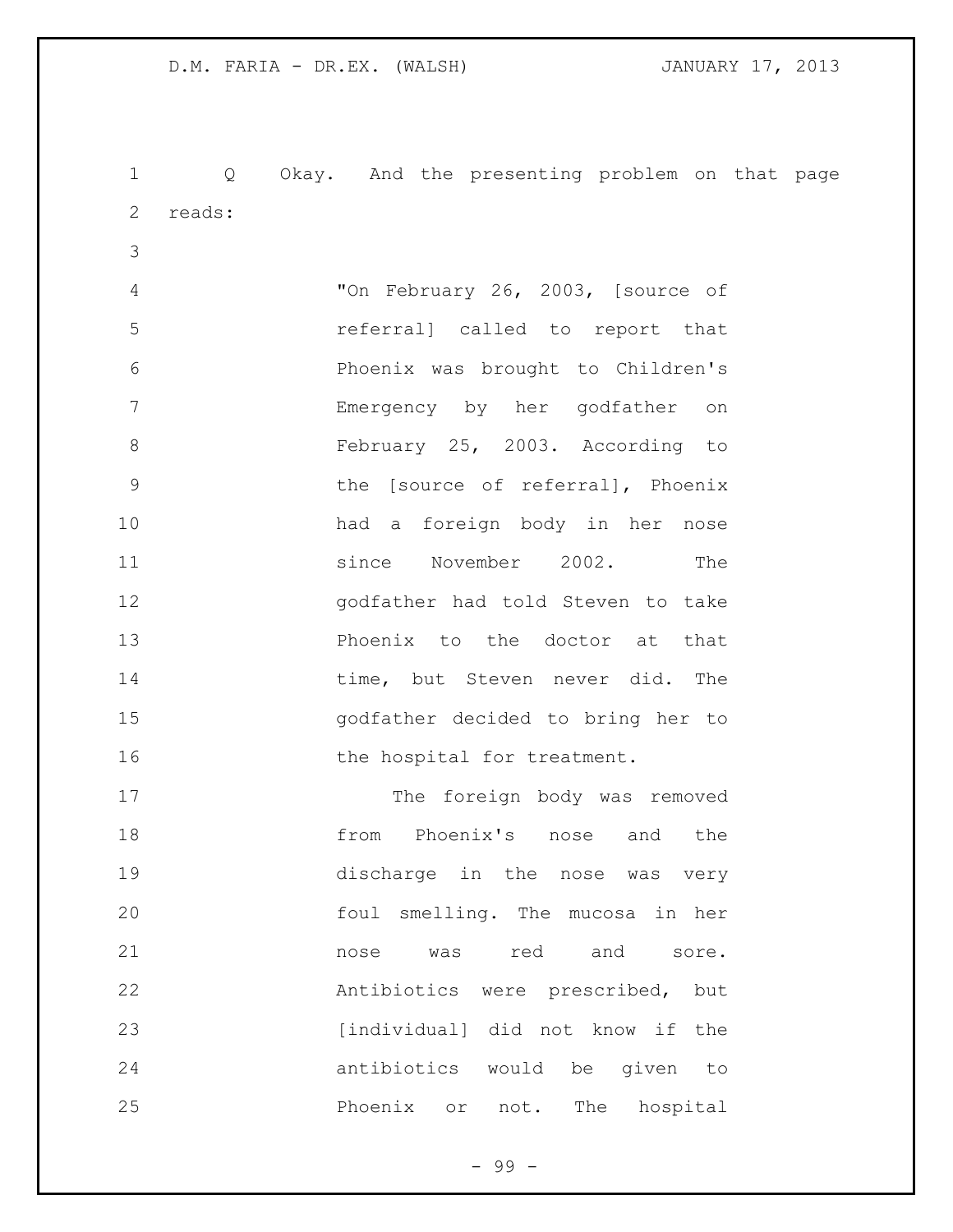Q Okay. And the presenting problem on that page reads:

> "On February 26, 2003, [source of referral] called to report that Phoenix was brought to Children's Emergency by her godfather on February 25, 2003. According to the [source of referral], Phoenix had a foreign body in her nose since November 2002. The godfather had told Steven to take Phoenix to the doctor at that time, but Steven never did. The godfather decided to bring her to the hospital for treatment.
>
> The foreign body was removed from Phoenix's nose and the discharge in the nose was very foul smelling. The mucosa in her nose was red and sore. Antibiotics were prescribed, but [individual] did not know if the antibiotics would be given to Phoenix or not. The hospital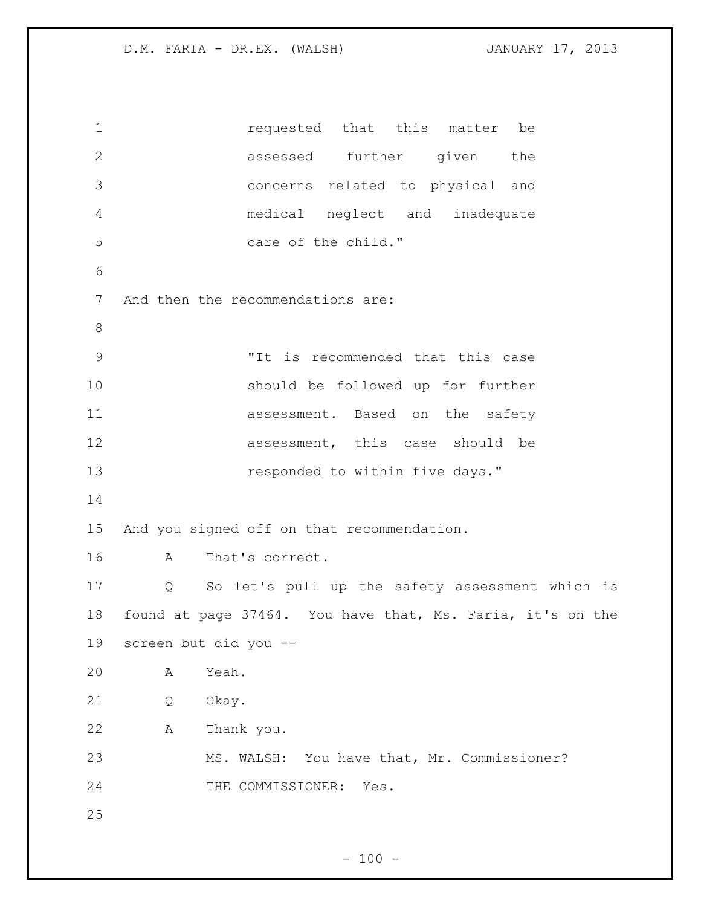requested that this matter be assessed further given the concerns related to physical and medical neglect and inadequate care of the child."

And then the recommendations are:

"It is recommended that this case should be followed up for further assessment. Based on the safety assessment, this case should be responded to within five days."

And you signed off on that recommendation.

A That's correct.

Q So let's pull up the safety assessment which is found at page 37464. You have that, Ms. Faria, it's on the screen but did you --

A Yeah.

Q Okay.

A Thank you.

MS. WALSH: You have that, Mr. Commissioner?

THE COMMISSIONER: Yes.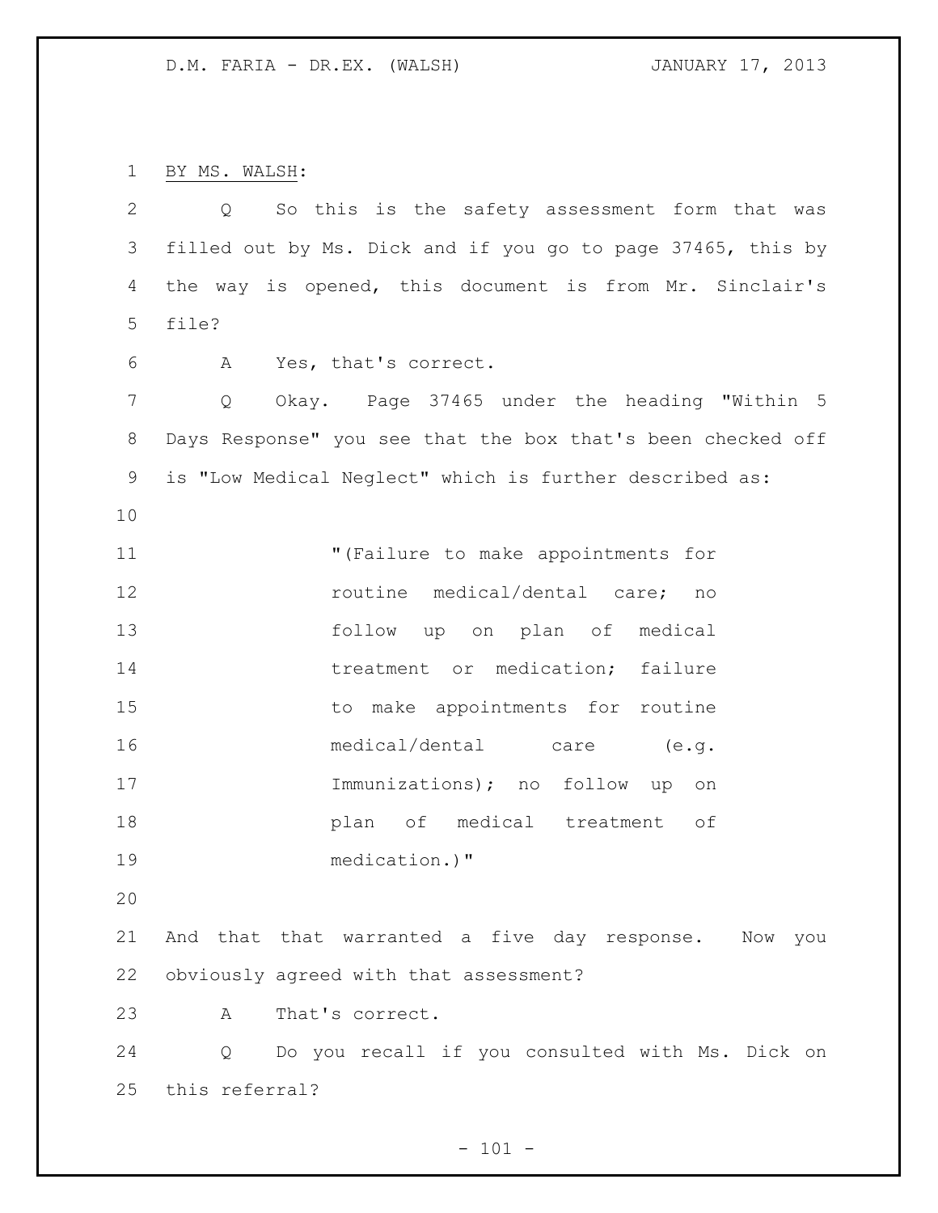BY MS. WALSH:

Q So this is the safety assessment form that was filled out by Ms. Dick and if you go to page 37465, this by the way is opened, this document is from Mr. Sinclair's file?

A Yes, that's correct.

Q Okay. Page 37465 under the heading "Within 5 Days Response" you see that the box that's been checked off is "Low Medical Neglect" which is further described as:

> "(Failure to make appointments for routine medical/dental care; no follow up on plan of medical treatment or medication; failure to make appointments for routine medical/dental care (e.g. Immunizations); no follow up on plan of medical treatment of medication.)"

And that that warranted a five day response. Now you obviously agreed with that assessment?

A That's correct.

Q Do you recall if you consulted with Ms. Dick on this referral?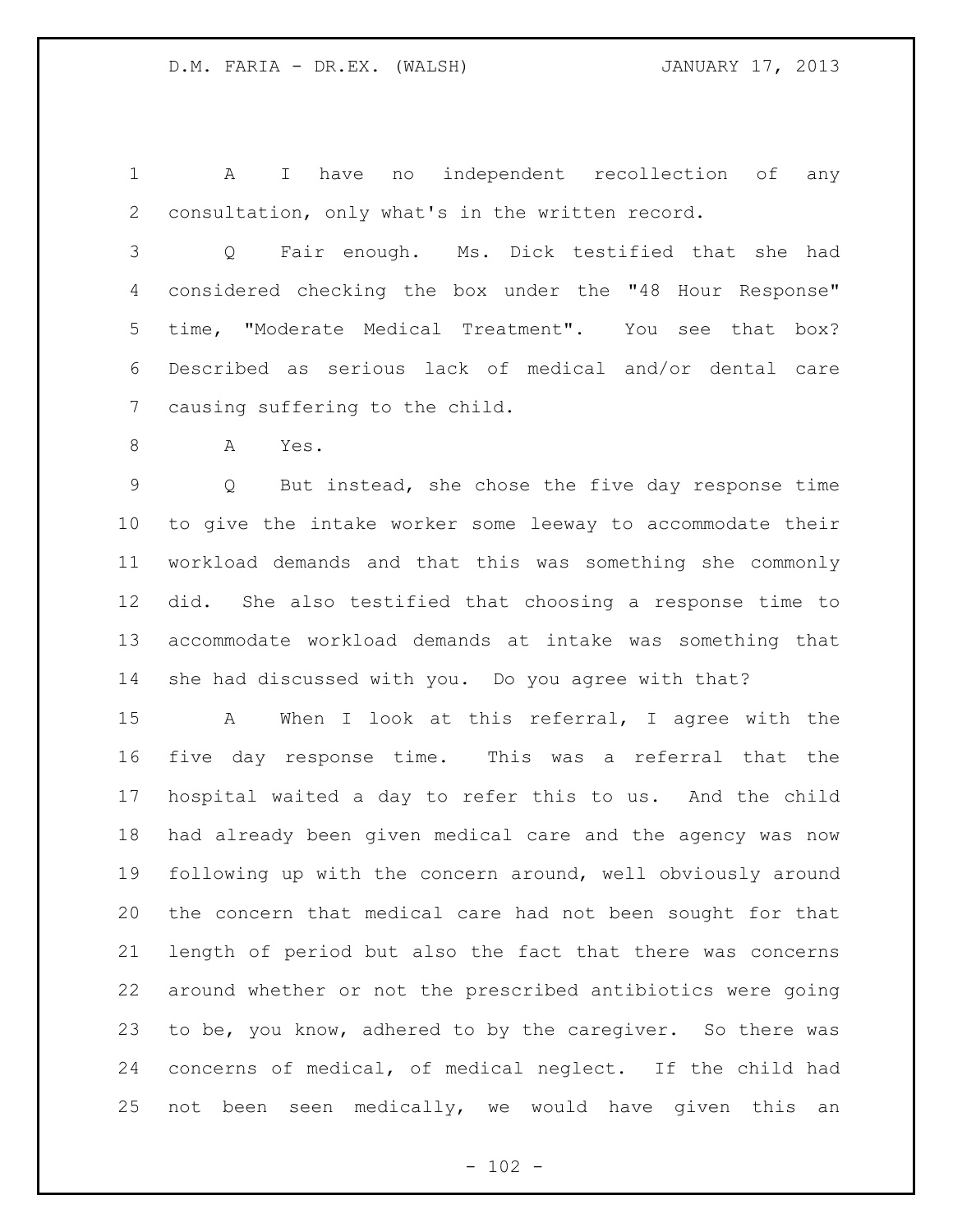A I have no independent recollection of any consultation, only what's in the written record.

Q Fair enough. Ms. Dick testified that she had considered checking the box under the "48 Hour Response" time, "Moderate Medical Treatment". You see that box? Described as serious lack of medical and/or dental care causing suffering to the child.

A Yes.

Q But instead, she chose the five day response time to give the intake worker some leeway to accommodate their workload demands and that this was something she commonly did. She also testified that choosing a response time to accommodate workload demands at intake was something that she had discussed with you. Do you agree with that?

A When I look at this referral, I agree with the five day response time. This was a referral that the hospital waited a day to refer this to us. And the child had already been given medical care and the agency was now following up with the concern around, well obviously around the concern that medical care had not been sought for that length of period but also the fact that there was concerns around whether or not the prescribed antibiotics were going to be, you know, adhered to by the caregiver. So there was concerns of medical, of medical neglect. If the child had not been seen medically, we would have given this an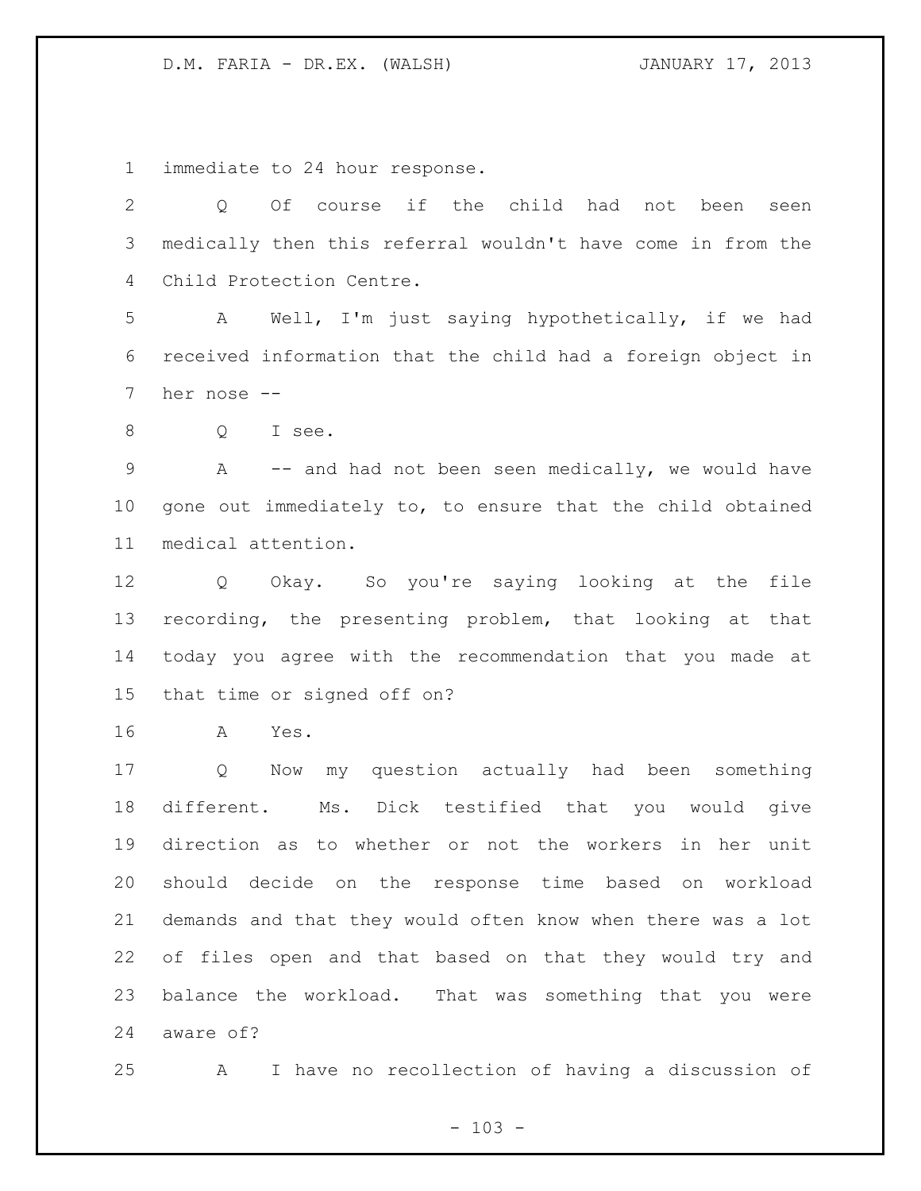immediate to 24 hour response.

Q Of course if the child had not been seen medically then this referral wouldn't have come in from the Child Protection Centre.

A Well, I'm just saying hypothetically, if we had received information that the child had a foreign object in her nose --

Q I see.

A -- and had not been seen medically, we would have gone out immediately to, to ensure that the child obtained medical attention.

Q Okay. So you're saying looking at the file recording, the presenting problem, that looking at that today you agree with the recommendation that you made at that time or signed off on?

A Yes.

Q Now my question actually had been something different. Ms. Dick testified that you would give direction as to whether or not the workers in her unit should decide on the response time based on workload demands and that they would often know when there was a lot of files open and that based on that they would try and balance the workload. That was something that you were aware of?

A I have no recollection of having a discussion of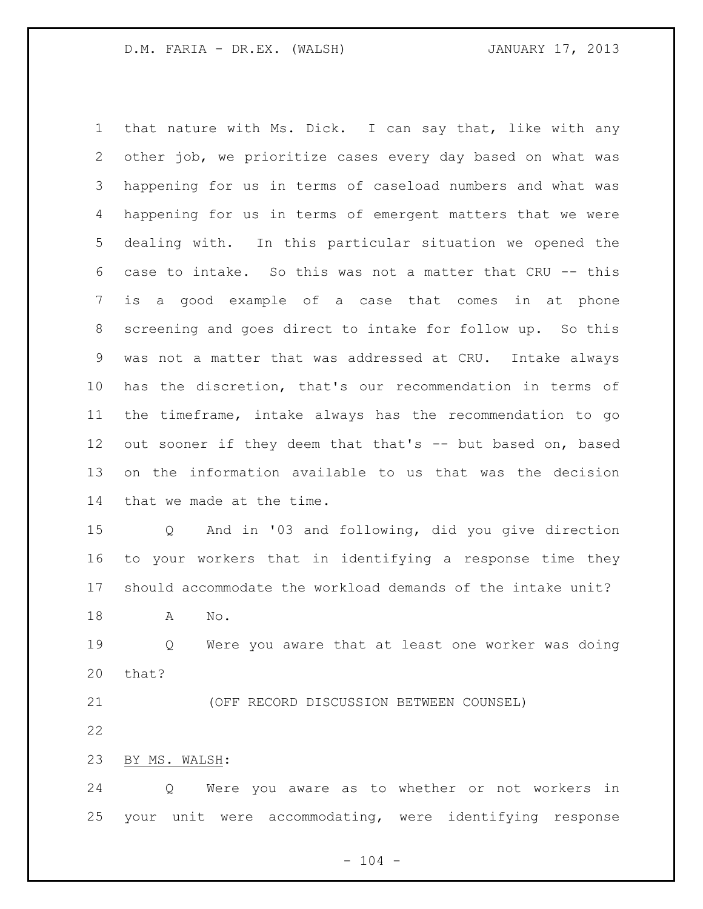that nature with Ms. Dick. I can say that, like with any other job, we prioritize cases every day based on what was happening for us in terms of caseload numbers and what was happening for us in terms of emergent matters that we were dealing with. In this particular situation we opened the case to intake. So this was not a matter that CRU -- this is a good example of a case that comes in at phone screening and goes direct to intake for follow up. So this was not a matter that was addressed at CRU. Intake always has the discretion, that's our recommendation in terms of the timeframe, intake always has the recommendation to go out sooner if they deem that that's -- but based on, based on the information available to us that was the decision that we made at the time.

Q And in '03 and following, did you give direction to your workers that in identifying a response time they should accommodate the workload demands of the intake unit?

A No.

Q Were you aware that at least one worker was doing that?

(OFF RECORD DISCUSSION BETWEEN COUNSEL)

BY MS. WALSH:

Q Were you aware as to whether or not workers in your unit were accommodating, were identifying response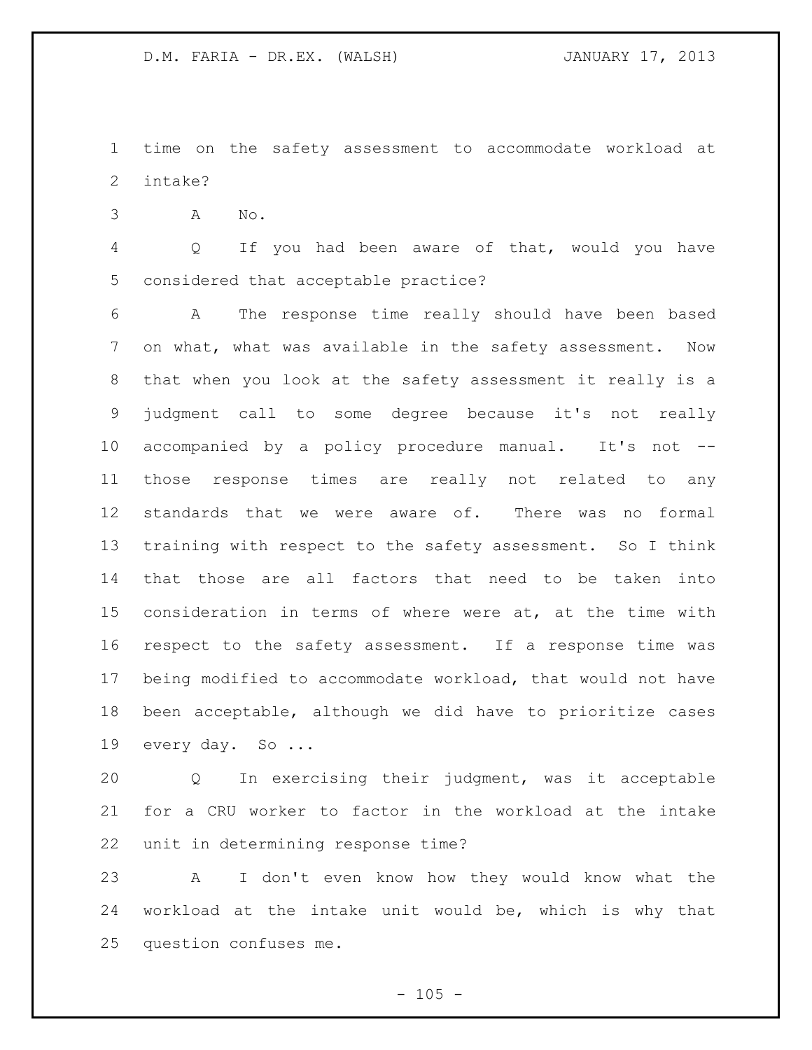time on the safety assessment to accommodate workload at intake?

A No.

Q If you had been aware of that, would you have considered that acceptable practice?

A The response time really should have been based on what, what was available in the safety assessment. Now that when you look at the safety assessment it really is a judgment call to some degree because it's not really accompanied by a policy procedure manual. It's not -- those response times are really not related to any standards that we were aware of. There was no formal training with respect to the safety assessment. So I think that those are all factors that need to be taken into consideration in terms of where were at, at the time with respect to the safety assessment. If a response time was being modified to accommodate workload, that would not have been acceptable, although we did have to prioritize cases every day. So ...

Q In exercising their judgment, was it acceptable for a CRU worker to factor in the workload at the intake unit in determining response time?

A I don't even know how they would know what the workload at the intake unit would be, which is why that question confuses me.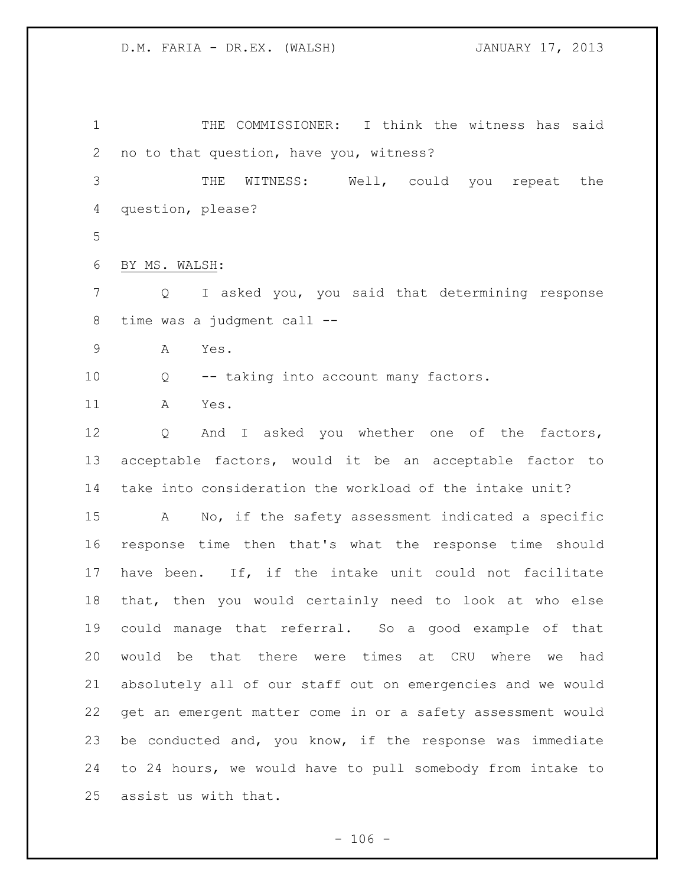THE COMMISSIONER: I think the witness has said no to that question, have you, witness?

THE WITNESS: Well, could you repeat the question, please?

BY MS. WALSH:

Q I asked you, you said that determining response time was a judgment call --

A Yes.

Q -- taking into account many factors.

A Yes.

Q And I asked you whether one of the factors, acceptable factors, would it be an acceptable factor to take into consideration the workload of the intake unit?

A No, if the safety assessment indicated a specific response time then that's what the response time should have been. If, if the intake unit could not facilitate that, then you would certainly need to look at who else could manage that referral. So a good example of that would be that there were times at CRU where we had absolutely all of our staff out on emergencies and we would get an emergent matter come in or a safety assessment would be conducted and, you know, if the response was immediate to 24 hours, we would have to pull somebody from intake to assist us with that.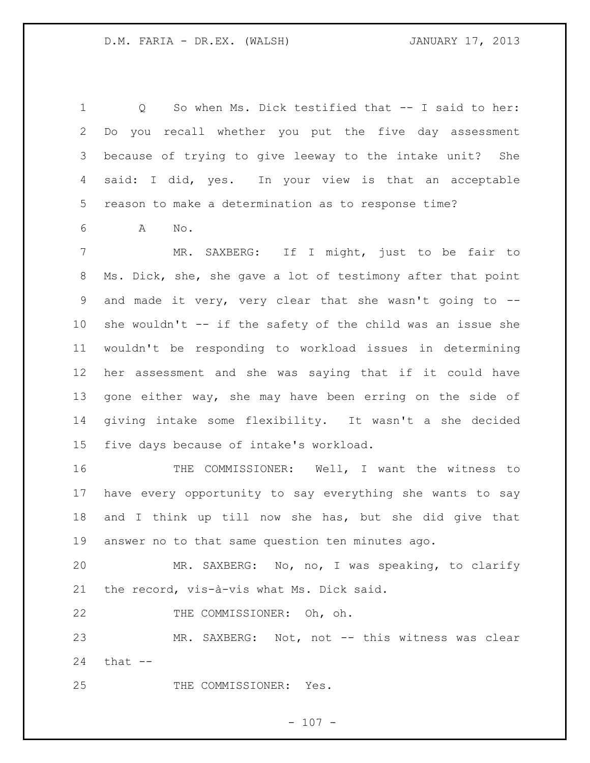Q So when Ms. Dick testified that -- I said to her: Do you recall whether you put the five day assessment because of trying to give leeway to the intake unit? She said: I did, yes. In your view is that an acceptable reason to make a determination as to response time?

A No.

MR. SAXBERG: If I might, just to be fair to Ms. Dick, she, she gave a lot of testimony after that point and made it very, very clear that she wasn't going to -- she wouldn't -- if the safety of the child was an issue she wouldn't be responding to workload issues in determining her assessment and she was saying that if it could have gone either way, she may have been erring on the side of giving intake some flexibility. It wasn't a she decided five days because of intake's workload.

THE COMMISSIONER: Well, I want the witness to have every opportunity to say everything she wants to say and I think up till now she has, but she did give that answer no to that same question ten minutes ago.

MR. SAXBERG: No, no, I was speaking, to clarify the record, vis-à-vis what Ms. Dick said.

THE COMMISSIONER: Oh, oh.

MR. SAXBERG: Not, not -- this witness was clear that --

THE COMMISSIONER: Yes.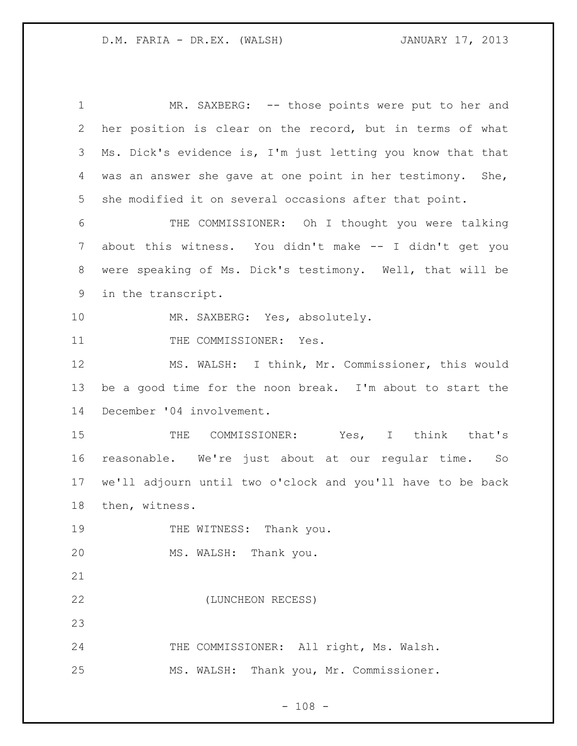MR. SAXBERG: -- those points were put to her and her position is clear on the record, but in terms of what Ms. Dick's evidence is, I'm just letting you know that that was an answer she gave at one point in her testimony. She, she modified it on several occasions after that point.

THE COMMISSIONER: Oh I thought you were talking about this witness. You didn't make -- I didn't get you were speaking of Ms. Dick's testimony. Well, that will be in the transcript.

MR. SAXBERG: Yes, absolutely.

THE COMMISSIONER: Yes.

MS. WALSH: I think, Mr. Commissioner, this would be a good time for the noon break. I'm about to start the December '04 involvement.

THE COMMISSIONER: Yes, I think that's reasonable. We're just about at our regular time. So we'll adjourn until two o'clock and you'll have to be back then, witness.

THE WITNESS: Thank you.

MS. WALSH: Thank you.

(LUNCHEON RECESS)

THE COMMISSIONER: All right, Ms. Walsh.

MS. WALSH: Thank you, Mr. Commissioner.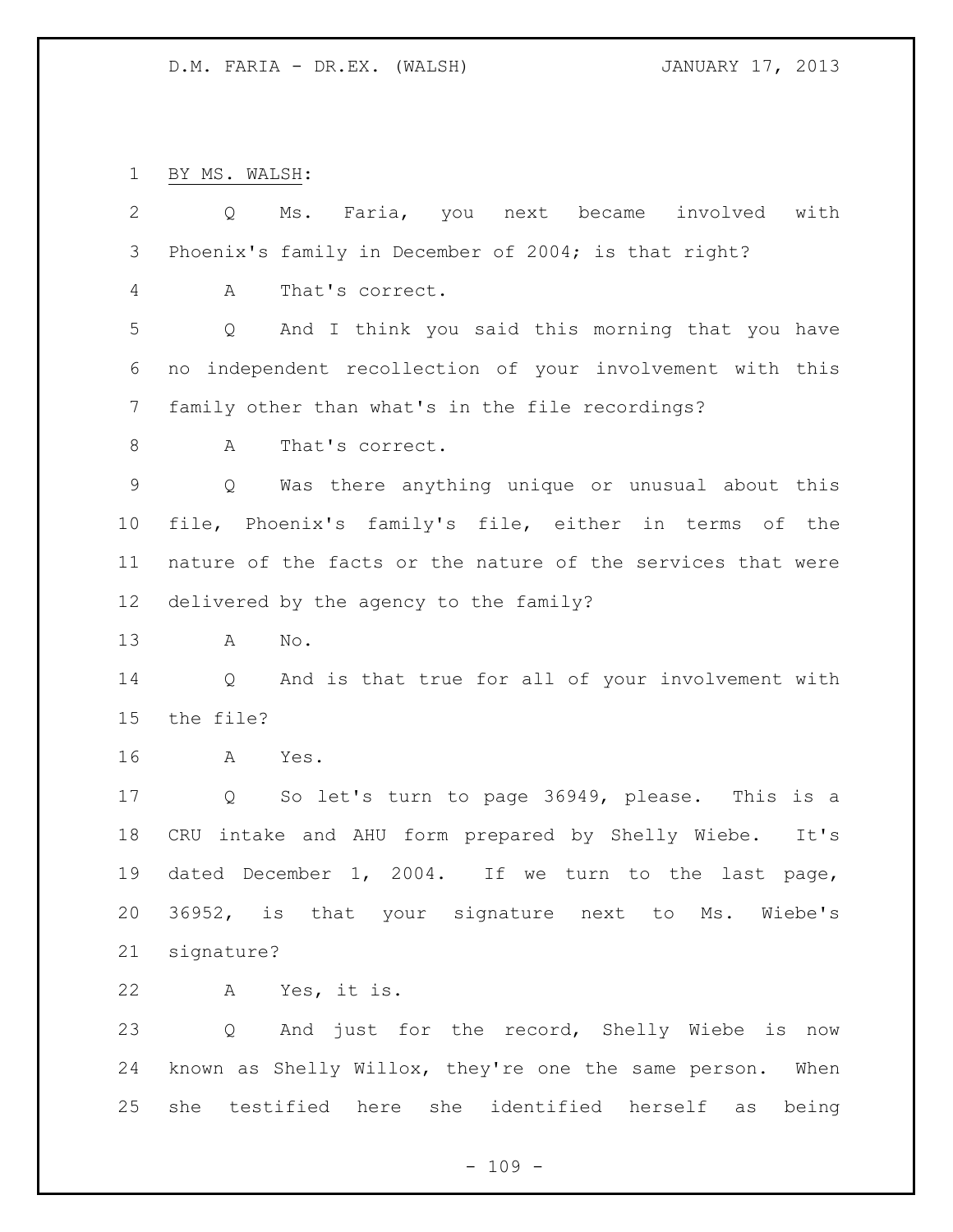BY MS. WALSH:

Q Ms. Faria, you next became involved with Phoenix's family in December of 2004; is that right?

A That's correct.

Q And I think you said this morning that you have no independent recollection of your involvement with this family other than what's in the file recordings?

A That's correct.

Q Was there anything unique or unusual about this file, Phoenix's family's file, either in terms of the nature of the facts or the nature of the services that were delivered by the agency to the family?

A No.

Q And is that true for all of your involvement with the file?

A Yes.

Q So let's turn to page 36949, please. This is a CRU intake and AHU form prepared by Shelly Wiebe. It's dated December 1, 2004. If we turn to the last page, 36952, is that your signature next to Ms. Wiebe's signature?

A Yes, it is.

Q And just for the record, Shelly Wiebe is now known as Shelly Willox, they're one the same person. When she testified here she identified herself as being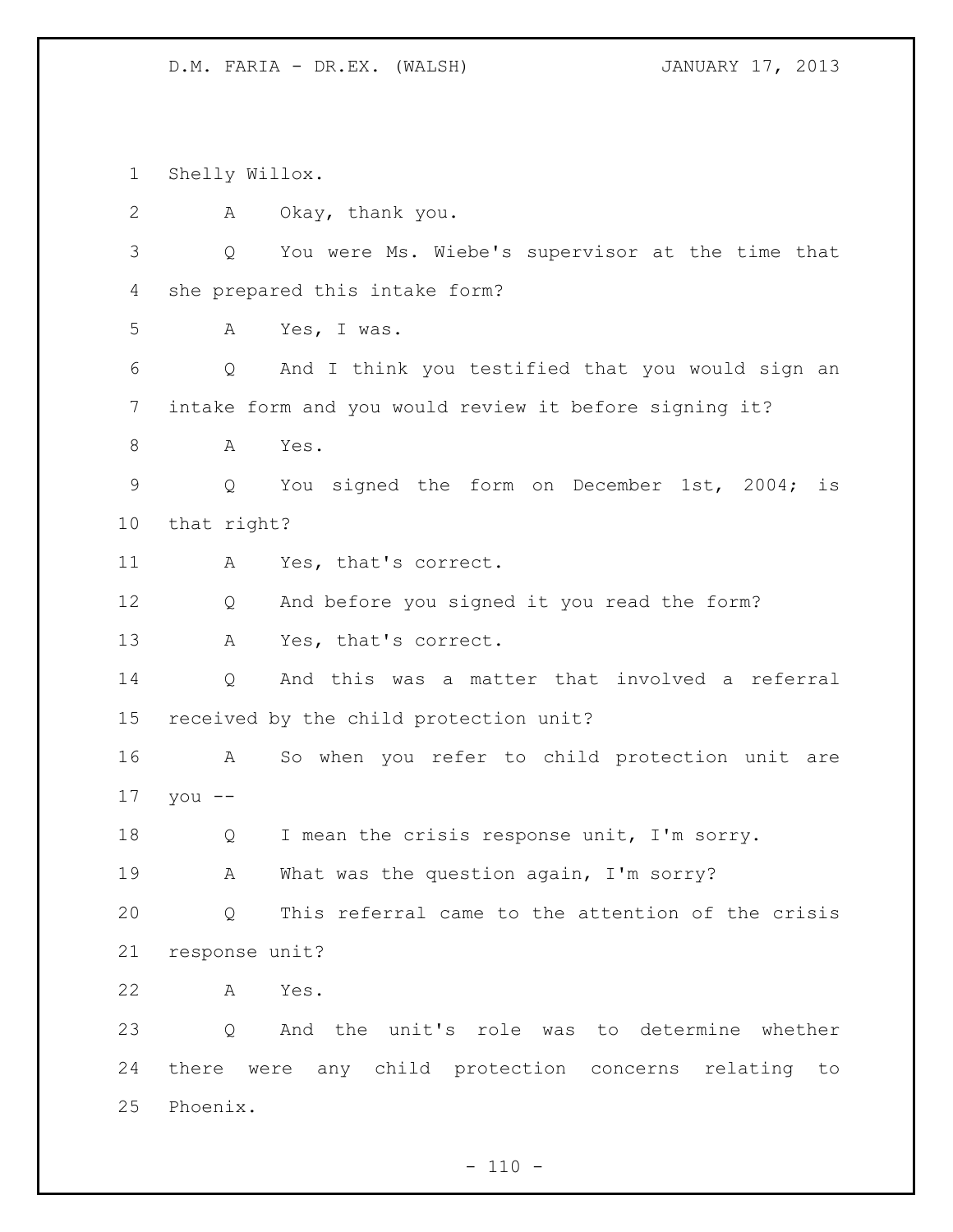Shelly Willox.

A Okay, thank you.

Q You were Ms. Wiebe's supervisor at the time that she prepared this intake form?

A Yes, I was.

Q And I think you testified that you would sign an intake form and you would review it before signing it?

A Yes.

Q You signed the form on December 1st, 2004; is that right?

A Yes, that's correct.

Q And before you signed it you read the form?

A Yes, that's correct.

Q And this was a matter that involved a referral received by the child protection unit?

A So when you refer to child protection unit are you --

Q I mean the crisis response unit, I'm sorry.

A What was the question again, I'm sorry?

Q This referral came to the attention of the crisis response unit?

A Yes.

Q And the unit's role was to determine whether there were any child protection concerns relating to Phoenix.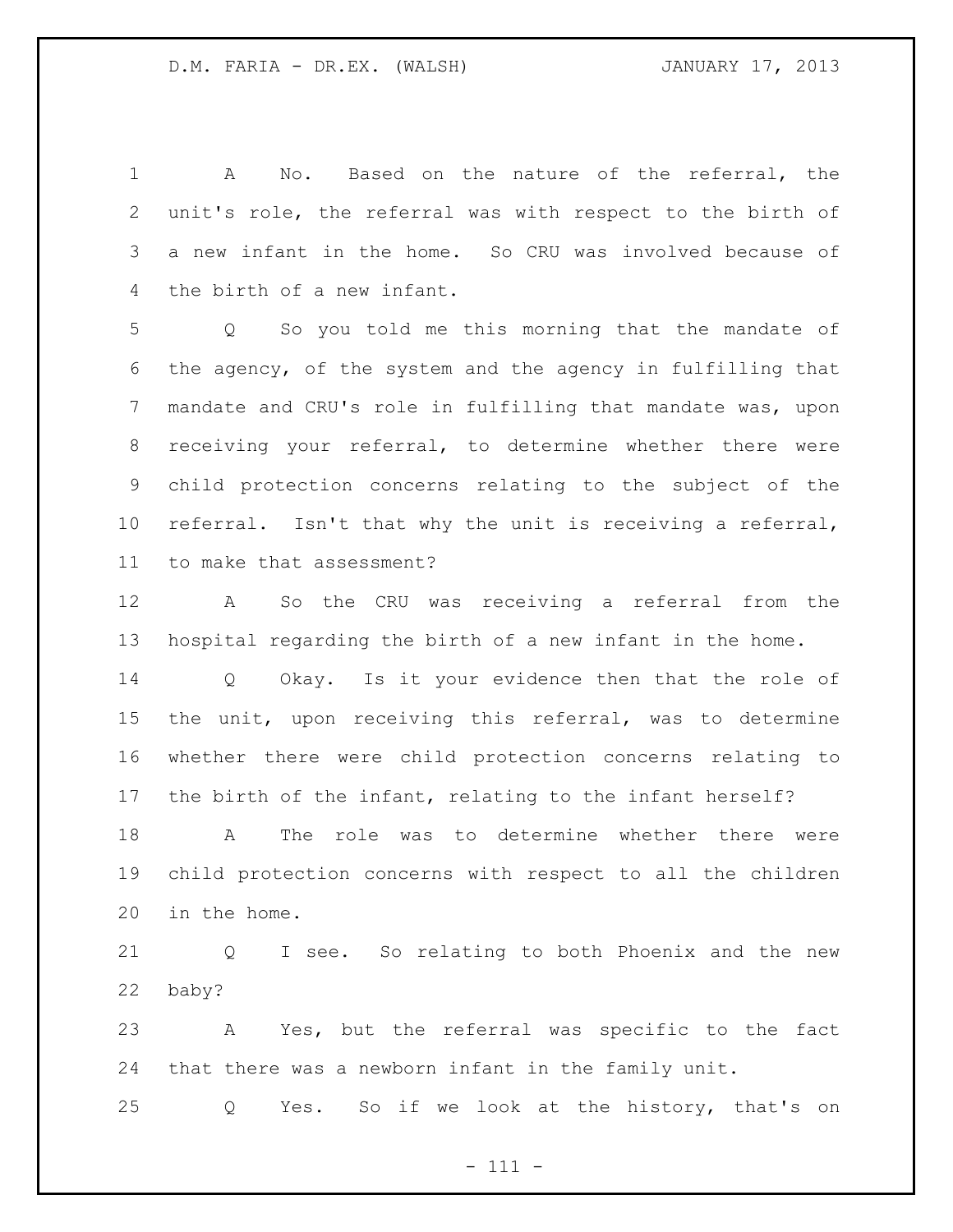A No. Based on the nature of the referral, the unit's role, the referral was with respect to the birth of a new infant in the home. So CRU was involved because of the birth of a new infant.

Q So you told me this morning that the mandate of the agency, of the system and the agency in fulfilling that mandate and CRU's role in fulfilling that mandate was, upon receiving your referral, to determine whether there were child protection concerns relating to the subject of the referral. Isn't that why the unit is receiving a referral, to make that assessment?

A So the CRU was receiving a referral from the hospital regarding the birth of a new infant in the home.

Q Okay. Is it your evidence then that the role of the unit, upon receiving this referral, was to determine whether there were child protection concerns relating to the birth of the infant, relating to the infant herself?

A The role was to determine whether there were child protection concerns with respect to all the children in the home.

Q I see. So relating to both Phoenix and the new baby?

A Yes, but the referral was specific to the fact that there was a newborn infant in the family unit.

Q Yes. So if we look at the history, that's on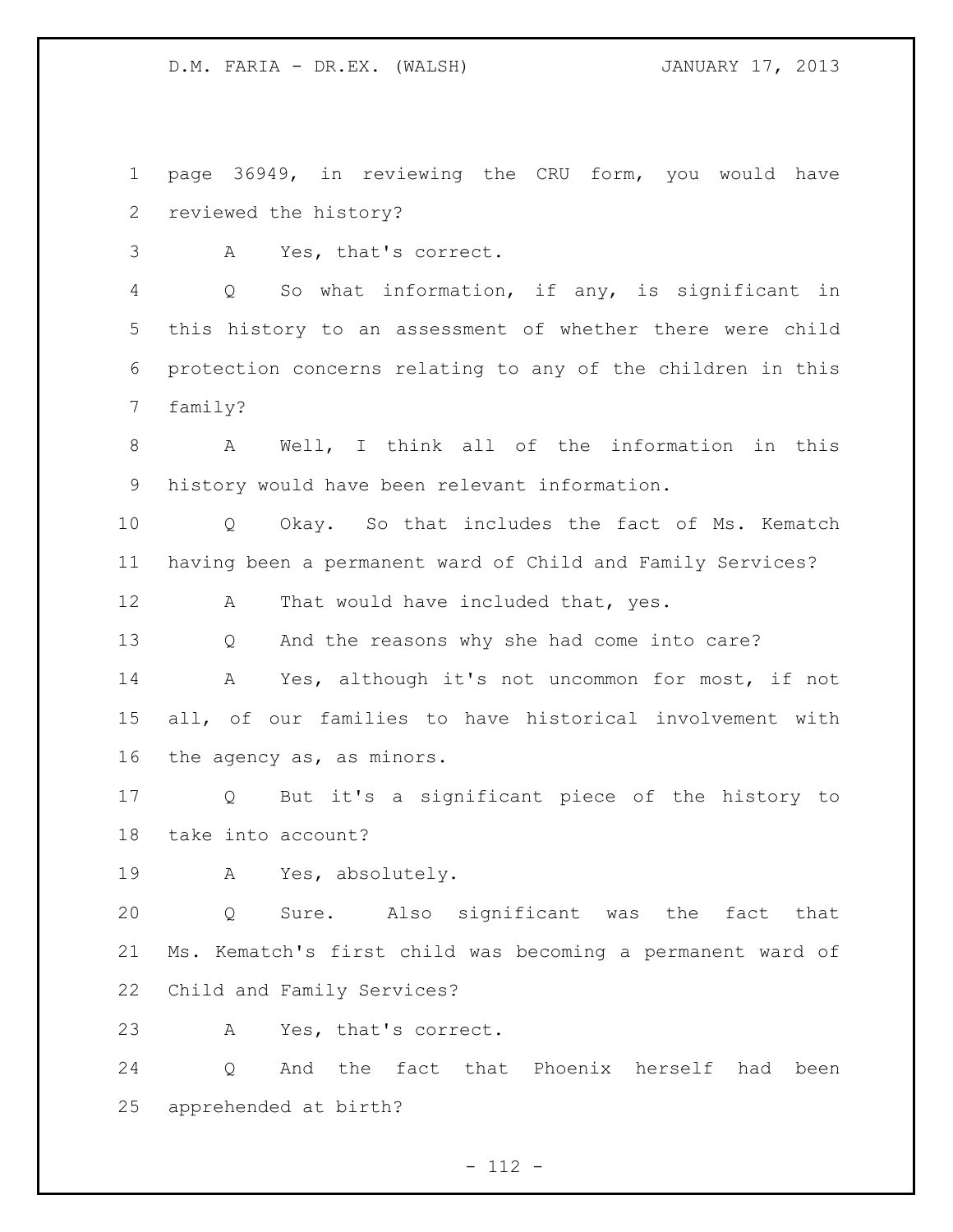page 36949, in reviewing the CRU form, you would have reviewed the history?

A Yes, that's correct.

Q So what information, if any, is significant in this history to an assessment of whether there were child protection concerns relating to any of the children in this family?

A Well, I think all of the information in this history would have been relevant information.

Q Okay. So that includes the fact of Ms. Kematch having been a permanent ward of Child and Family Services?

A That would have included that, yes.

Q And the reasons why she had come into care?

A Yes, although it's not uncommon for most, if not all, of our families to have historical involvement with the agency as, as minors.

Q But it's a significant piece of the history to take into account?

A Yes, absolutely.

Q Sure. Also significant was the fact that Ms. Kematch's first child was becoming a permanent ward of Child and Family Services?

A Yes, that's correct.

Q And the fact that Phoenix herself had been apprehended at birth?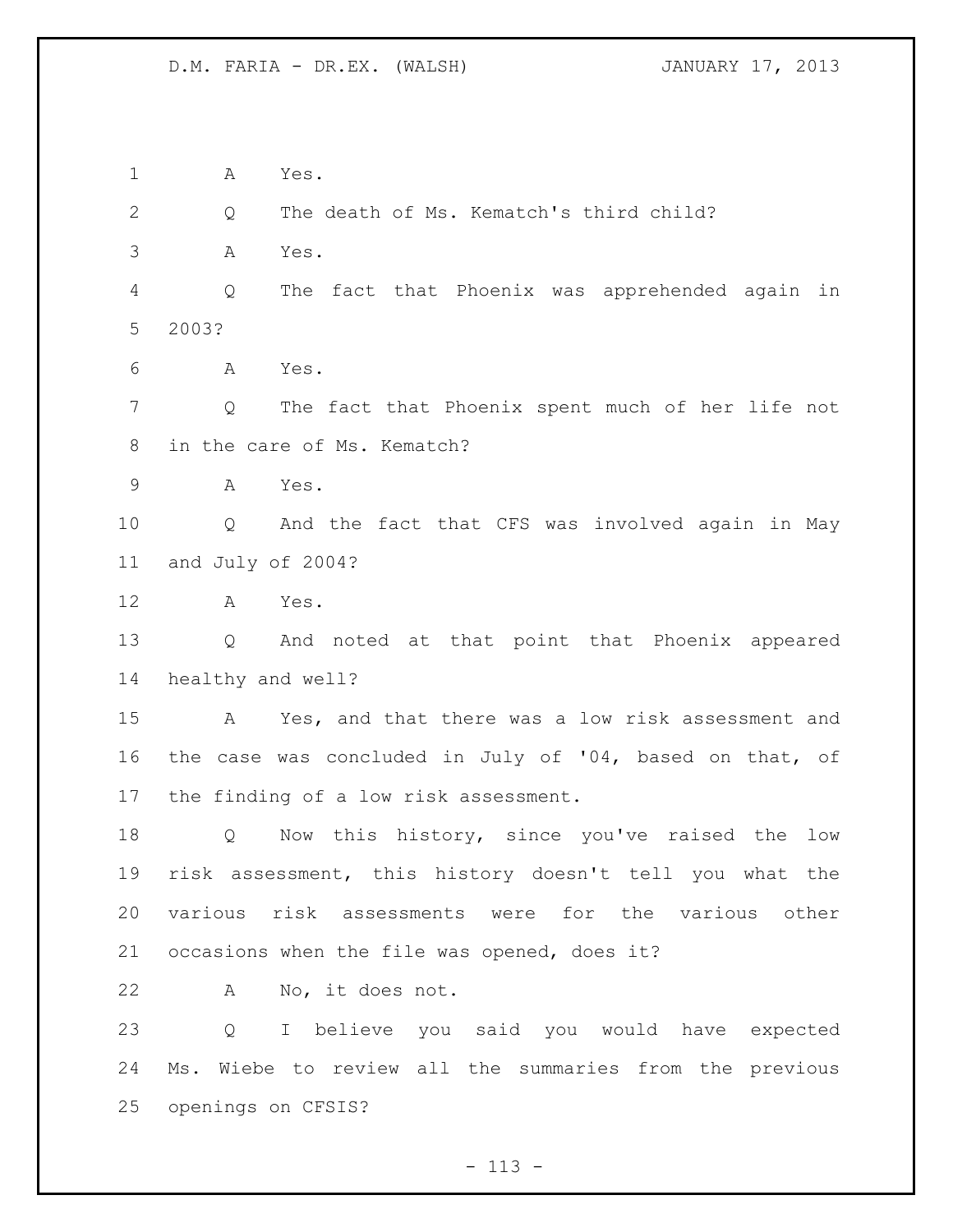A Yes.

Q The death of Ms. Kematch's third child?

A Yes.

Q The fact that Phoenix was apprehended again in 2003?

A Yes.

Q The fact that Phoenix spent much of her life not in the care of Ms. Kematch?

A Yes.

Q And the fact that CFS was involved again in May and July of 2004?

A Yes.

Q And noted at that point that Phoenix appeared healthy and well?

A Yes, and that there was a low risk assessment and the case was concluded in July of '04, based on that, of the finding of a low risk assessment.

Q Now this history, since you've raised the low risk assessment, this history doesn't tell you what the various risk assessments were for the various other occasions when the file was opened, does it?

A No, it does not.

Q I believe you said you would have expected Ms. Wiebe to review all the summaries from the previous openings on CFSIS?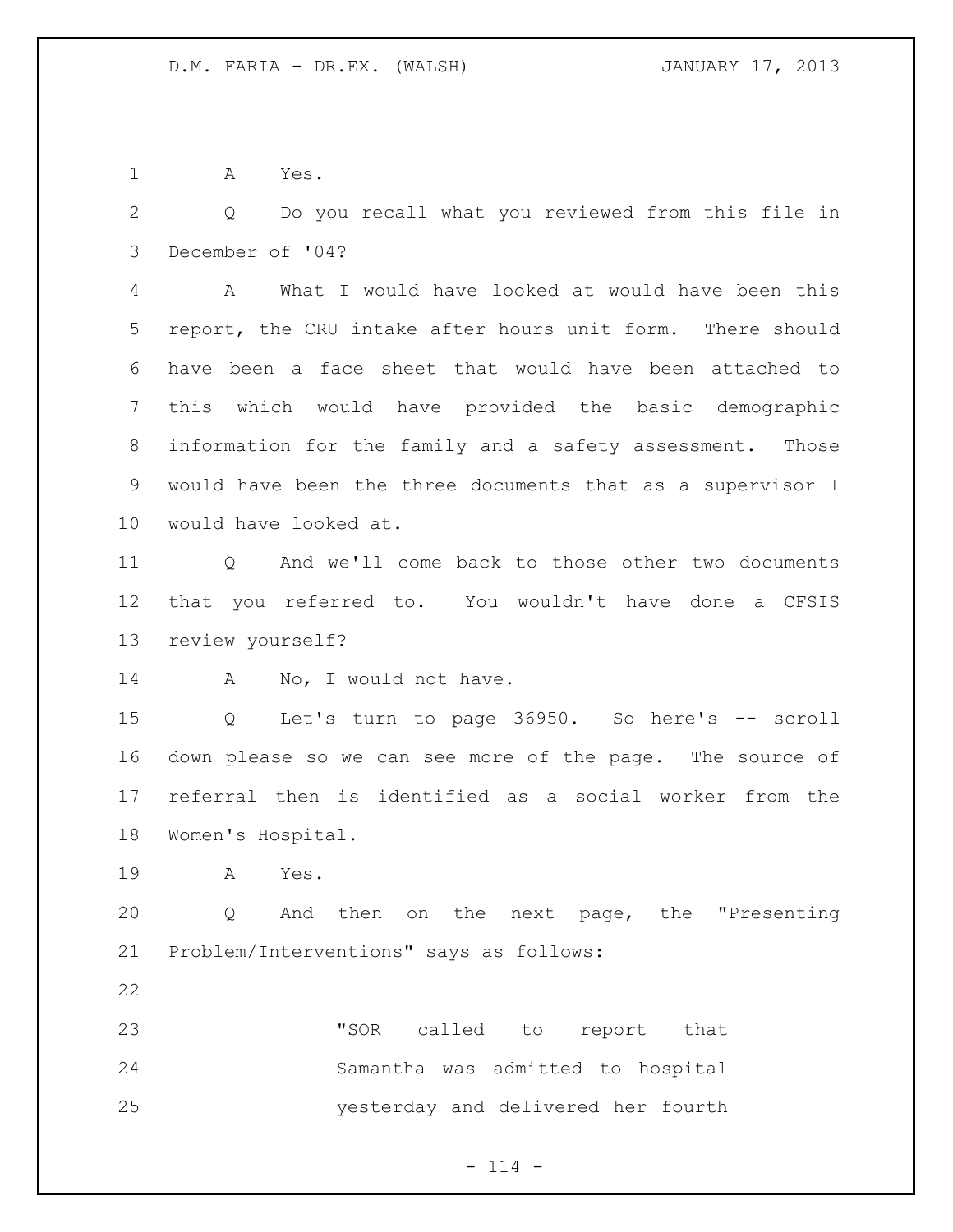A Yes.

Q Do you recall what you reviewed from this file in December of '04?

A What I would have looked at would have been this report, the CRU intake after hours unit form. There should have been a face sheet that would have been attached to this which would have provided the basic demographic information for the family and a safety assessment. Those would have been the three documents that as a supervisor I would have looked at.

Q And we'll come back to those other two documents that you referred to. You wouldn't have done a CFSIS review yourself?

A No, I would not have.

Q Let's turn to page 36950. So here's -- scroll down please so we can see more of the page. The source of referral then is identified as a social worker from the Women's Hospital.

A Yes.

Q And then on the next page, the "Presenting Problem/Interventions" says as follows:

> "SOR called to report that Samantha was admitted to hospital yesterday and delivered her fourth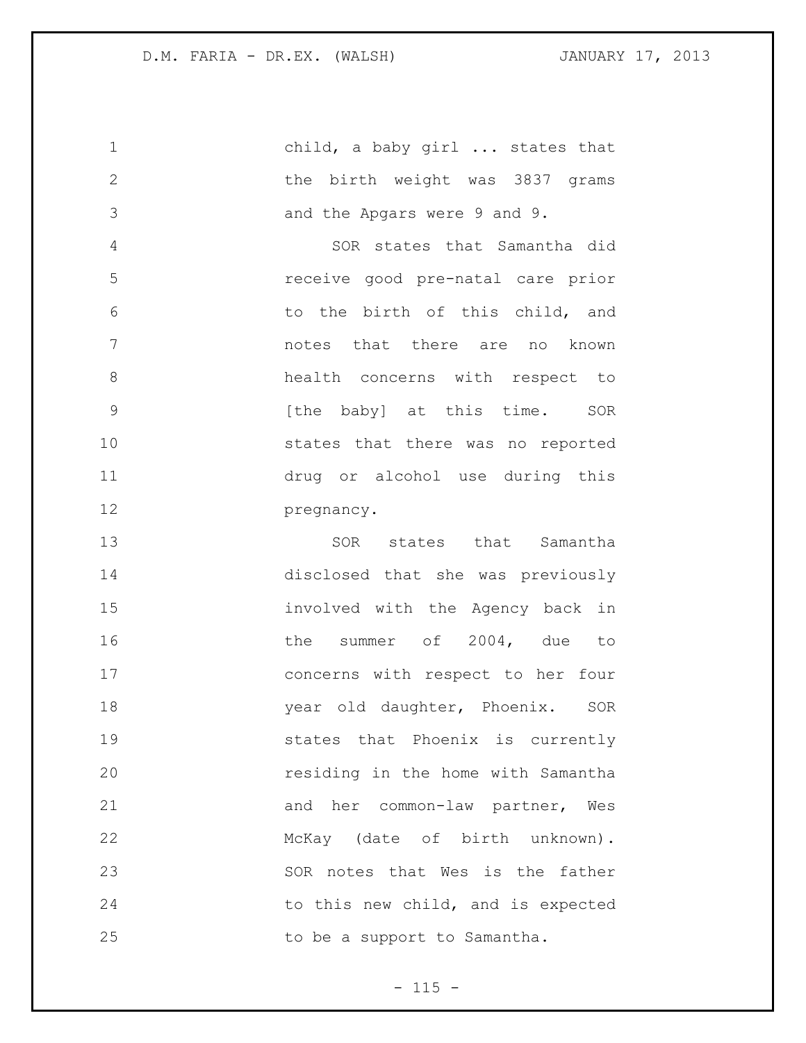child, a baby girl ... states that the birth weight was 3837 grams and the Apgars were 9 and 9.

SOR states that Samantha did receive good pre-natal care prior to the birth of this child, and notes that there are no known health concerns with respect to [the baby] at this time. SOR states that there was no reported drug or alcohol use during this pregnancy.

SOR states that Samantha disclosed that she was previously involved with the Agency back in the summer of 2004, due to concerns with respect to her four year old daughter, Phoenix. SOR states that Phoenix is currently residing in the home with Samantha and her common-law partner, Wes McKay (date of birth unknown). SOR notes that Wes is the father to this new child, and is expected to be a support to Samantha.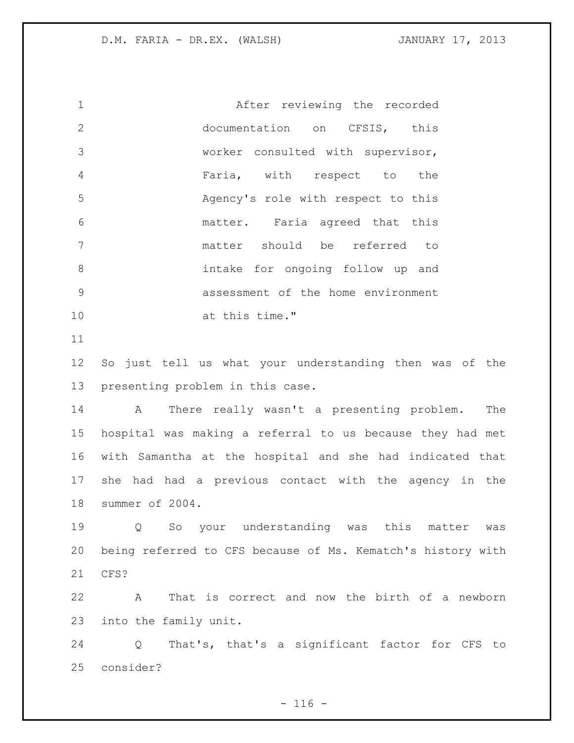After reviewing the recorded documentation on CFSIS, this worker consulted with supervisor, Faria, with respect to the Agency's role with respect to this matter. Faria agreed that this matter should be referred to intake for ongoing follow up and assessment of the home environment at this time."

So just tell us what your understanding then was of the presenting problem in this case.

A There really wasn't a presenting problem. The hospital was making a referral to us because they had met with Samantha at the hospital and she had indicated that she had had a previous contact with the agency in the summer of 2004.

Q So your understanding was this matter was being referred to CFS because of Ms. Kematch's history with CFS?

A That is correct and now the birth of a newborn into the family unit.

Q That's, that's a significant factor for CFS to consider?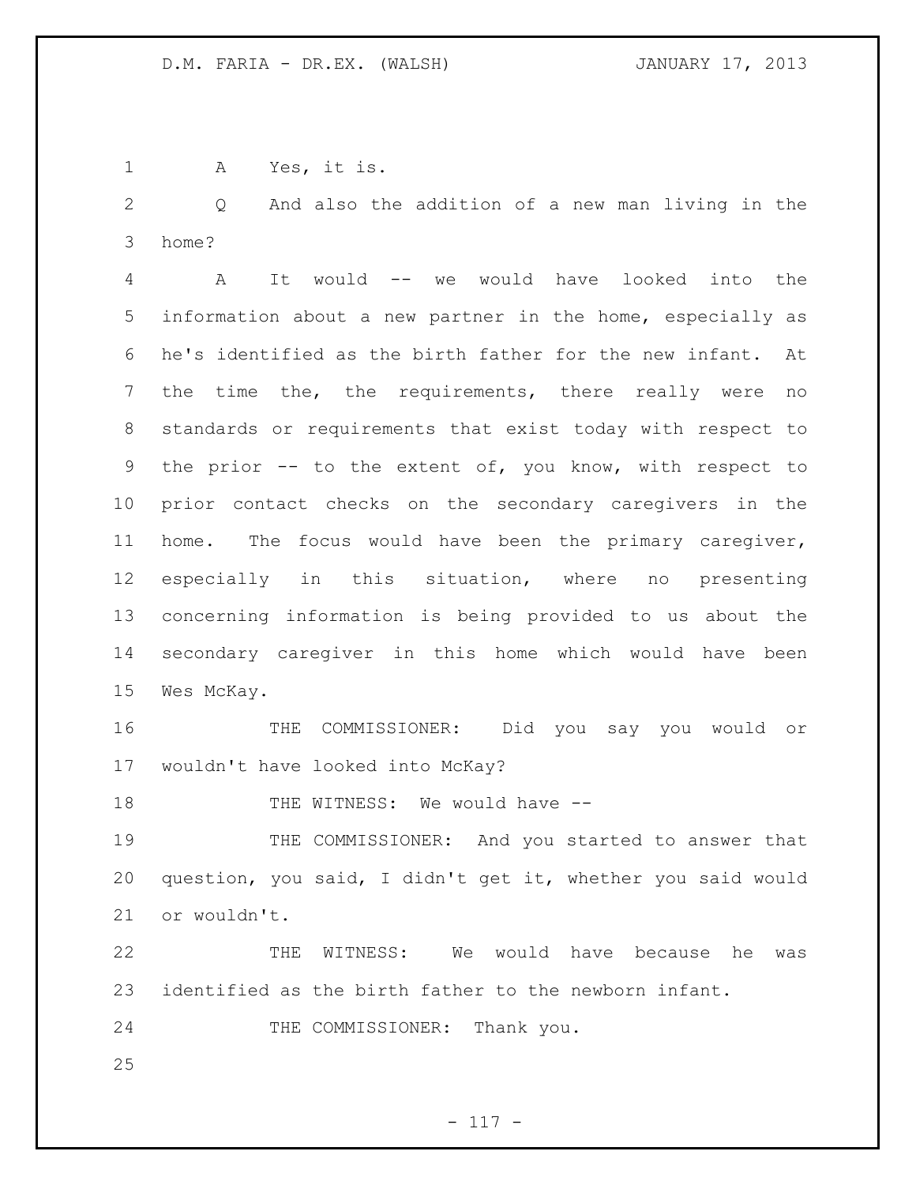A Yes, it is.

Q And also the addition of a new man living in the home?

A It would -- we would have looked into the information about a new partner in the home, especially as he's identified as the birth father for the new infant. At the time the, the requirements, there really were no standards or requirements that exist today with respect to the prior -- to the extent of, you know, with respect to prior contact checks on the secondary caregivers in the home. The focus would have been the primary caregiver, especially in this situation, where no presenting concerning information is being provided to us about the secondary caregiver in this home which would have been Wes McKay.

THE COMMISSIONER: Did you say you would or wouldn't have looked into McKay?

THE WITNESS: We would have --

THE COMMISSIONER: And you started to answer that question, you said, I didn't get it, whether you said would or wouldn't.

THE WITNESS: We would have because he was identified as the birth father to the newborn infant.

THE COMMISSIONER: Thank you.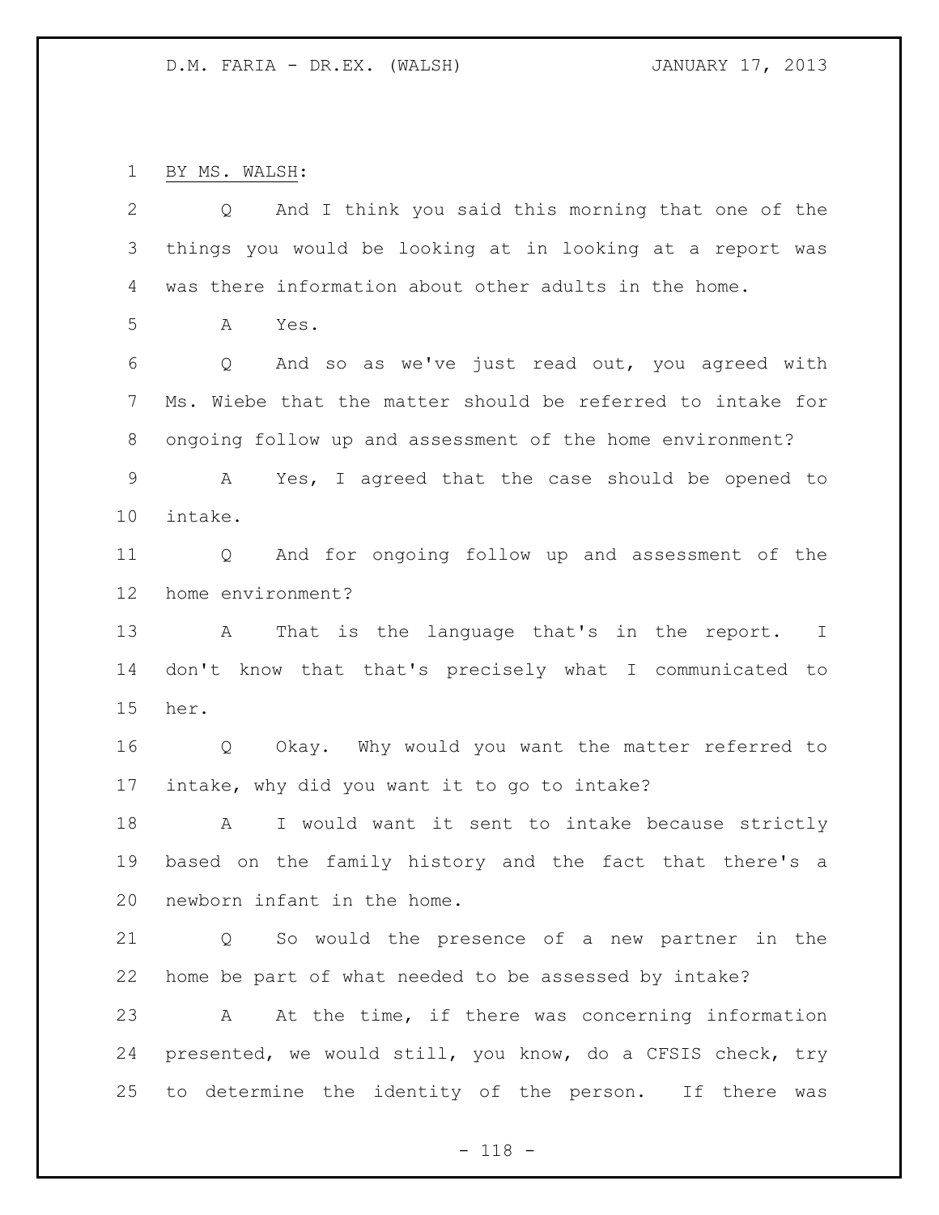BY MS. WALSH:

Q And I think you said this morning that one of the things you would be looking at in looking at a report was was there information about other adults in the home.

A Yes.

Q And so as we've just read out, you agreed with Ms. Wiebe that the matter should be referred to intake for ongoing follow up and assessment of the home environment?

A Yes, I agreed that the case should be opened to intake.

Q And for ongoing follow up and assessment of the home environment?

A That is the language that's in the report. I don't know that that's precisely what I communicated to her.

Q Okay. Why would you want the matter referred to intake, why did you want it to go to intake?

A I would want it sent to intake because strictly based on the family history and the fact that there's a newborn infant in the home.

Q So would the presence of a new partner in the home be part of what needed to be assessed by intake?

A At the time, if there was concerning information presented, we would still, you know, do a CFSIS check, try to determine the identity of the person. If there was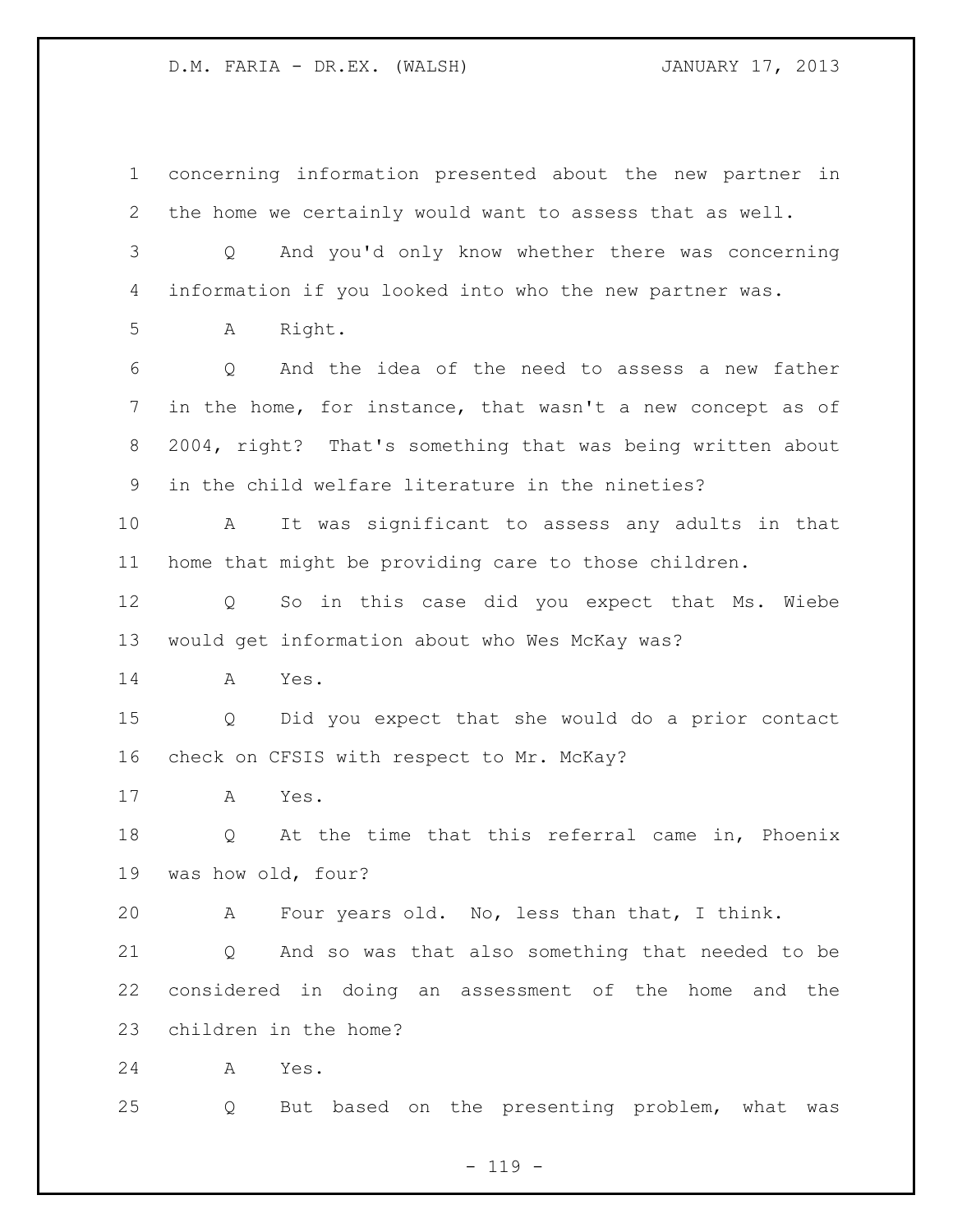concerning information presented about the new partner in the home we certainly would want to assess that as well.

Q And you'd only know whether there was concerning information if you looked into who the new partner was.

A Right.

Q And the idea of the need to assess a new father in the home, for instance, that wasn't a new concept as of 2004, right? That's something that was being written about in the child welfare literature in the nineties?

A It was significant to assess any adults in that home that might be providing care to those children.

Q So in this case did you expect that Ms. Wiebe would get information about who Wes McKay was?

A Yes.

Q Did you expect that she would do a prior contact check on CFSIS with respect to Mr. McKay?

A Yes.

Q At the time that this referral came in, Phoenix was how old, four?

A Four years old. No, less than that, I think.

Q And so was that also something that needed to be considered in doing an assessment of the home and the children in the home?

A Yes.

Q But based on the presenting problem, what was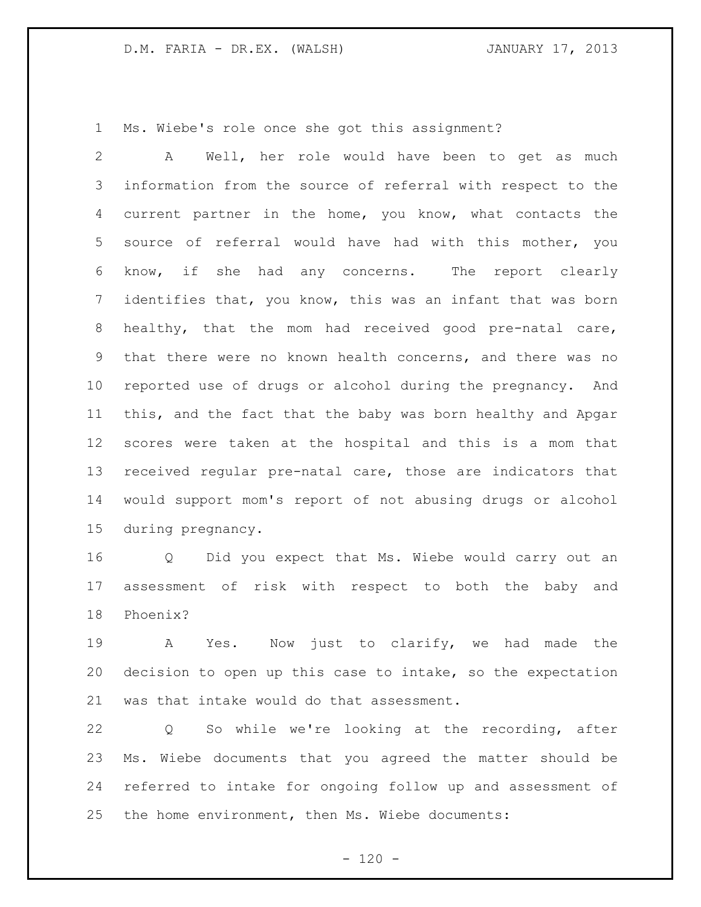Ms. Wiebe's role once she got this assignment?

A Well, her role would have been to get as much information from the source of referral with respect to the current partner in the home, you know, what contacts the source of referral would have had with this mother, you know, if she had any concerns. The report clearly identifies that, you know, this was an infant that was born healthy, that the mom had received good pre-natal care, that there were no known health concerns, and there was no reported use of drugs or alcohol during the pregnancy. And this, and the fact that the baby was born healthy and Apgar scores were taken at the hospital and this is a mom that received regular pre-natal care, those are indicators that would support mom's report of not abusing drugs or alcohol during pregnancy.

Q Did you expect that Ms. Wiebe would carry out an assessment of risk with respect to both the baby and Phoenix?

A Yes. Now just to clarify, we had made the decision to open up this case to intake, so the expectation was that intake would do that assessment.

Q So while we're looking at the recording, after Ms. Wiebe documents that you agreed the matter should be referred to intake for ongoing follow up and assessment of the home environment, then Ms. Wiebe documents: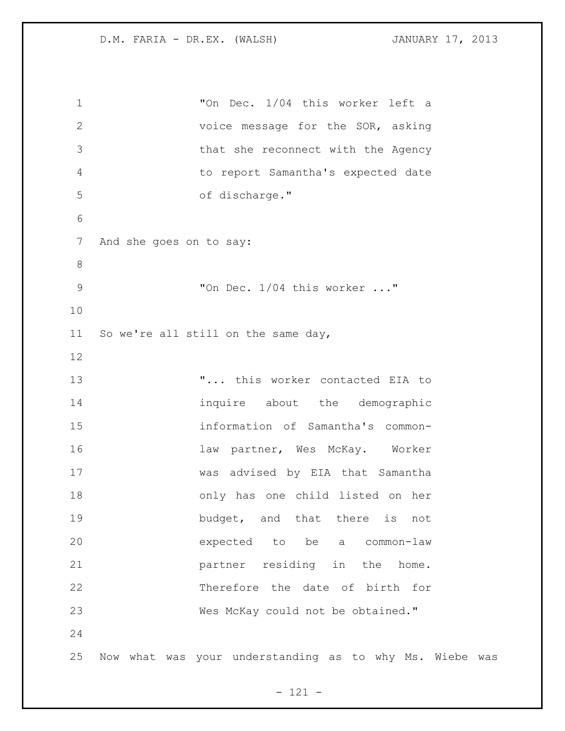> "On Dec. 1/04 this worker left a voice message for the SOR, asking that she reconnect with the Agency to report Samantha's expected date of discharge."

And she goes on to say:

> "On Dec. 1/04 this worker ..."

So we're all still on the same day,

> "... this worker contacted EIA to inquire about the demographic information of Samantha's common-law partner, Wes McKay. Worker was advised by EIA that Samantha only has one child listed on her budget, and that there is not expected to be a common-law partner residing in the home. Therefore the date of birth for Wes McKay could not be obtained."

Now what was your understanding as to why Ms. Wiebe was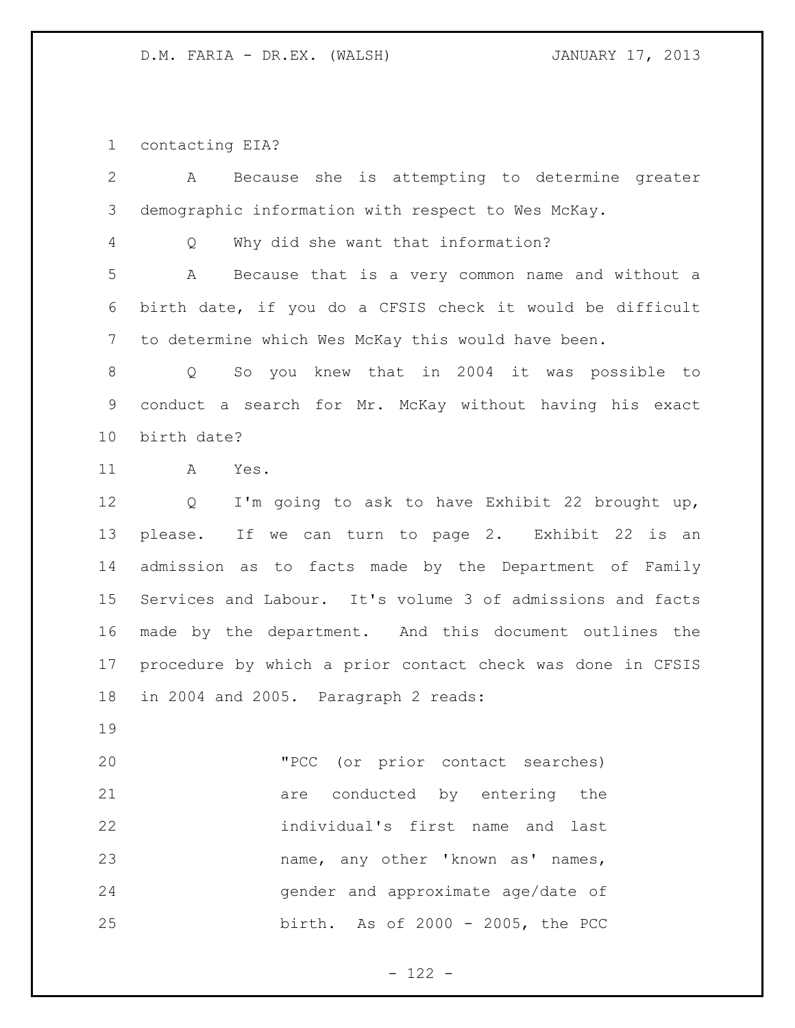contacting EIA?

A Because she is attempting to determine greater demographic information with respect to Wes McKay.

Q Why did she want that information?

A Because that is a very common name and without a birth date, if you do a CFSIS check it would be difficult to determine which Wes McKay this would have been.

Q So you knew that in 2004 it was possible to conduct a search for Mr. McKay without having his exact birth date?

A Yes.

Q I'm going to ask to have Exhibit 22 brought up, please. If we can turn to page 2. Exhibit 22 is an admission as to facts made by the Department of Family Services and Labour. It's volume 3 of admissions and facts made by the department. And this document outlines the procedure by which a prior contact check was done in CFSIS in 2004 and 2005. Paragraph 2 reads:

> "PCC (or prior contact searches) are conducted by entering the individual's first name and last name, any other 'known as' names, gender and approximate age/date of birth. As of 2000 - 2005, the PCC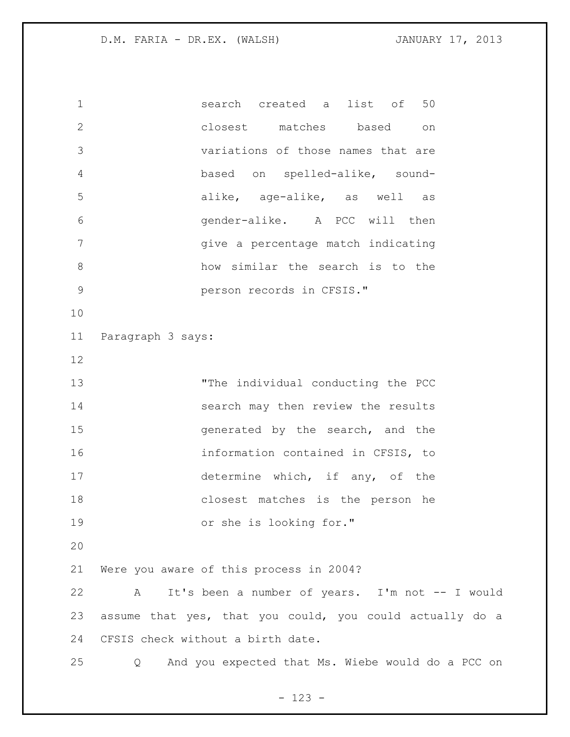search created a list of 50 closest matches based on variations of those names that are based on spelled-alike, sound-alike, age-alike, as well as gender-alike. A PCC will then give a percentage match indicating how similar the search is to the person records in CFSIS."

Paragraph 3 says:

> "The individual conducting the PCC search may then review the results generated by the search, and the information contained in CFSIS, to determine which, if any, of the closest matches is the person he or she is looking for."

Were you aware of this process in 2004?

A It's been a number of years. I'm not -- I would assume that yes, that you could, you could actually do a CFSIS check without a birth date.

Q And you expected that Ms. Wiebe would do a PCC on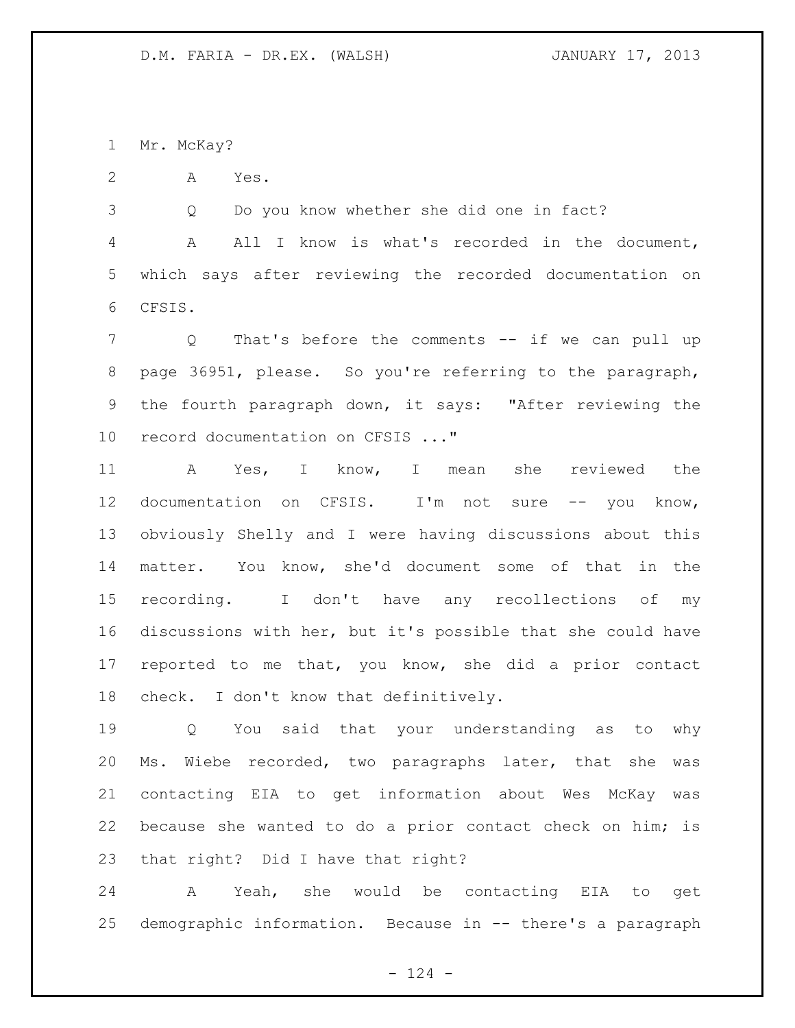Mr. McKay?

A Yes.

Q Do you know whether she did one in fact?

A All I know is what's recorded in the document, which says after reviewing the recorded documentation on CFSIS.

Q That's before the comments -- if we can pull up page 36951, please. So you're referring to the paragraph, the fourth paragraph down, it says: "After reviewing the record documentation on CFSIS ..."

A Yes, I know, I mean she reviewed the documentation on CFSIS. I'm not sure -- you know, obviously Shelly and I were having discussions about this matter. You know, she'd document some of that in the recording. I don't have any recollections of my discussions with her, but it's possible that she could have reported to me that, you know, she did a prior contact check. I don't know that definitively.

Q You said that your understanding as to why Ms. Wiebe recorded, two paragraphs later, that she was contacting EIA to get information about Wes McKay was because she wanted to do a prior contact check on him; is that right? Did I have that right?

A Yeah, she would be contacting EIA to get demographic information. Because in -- there's a paragraph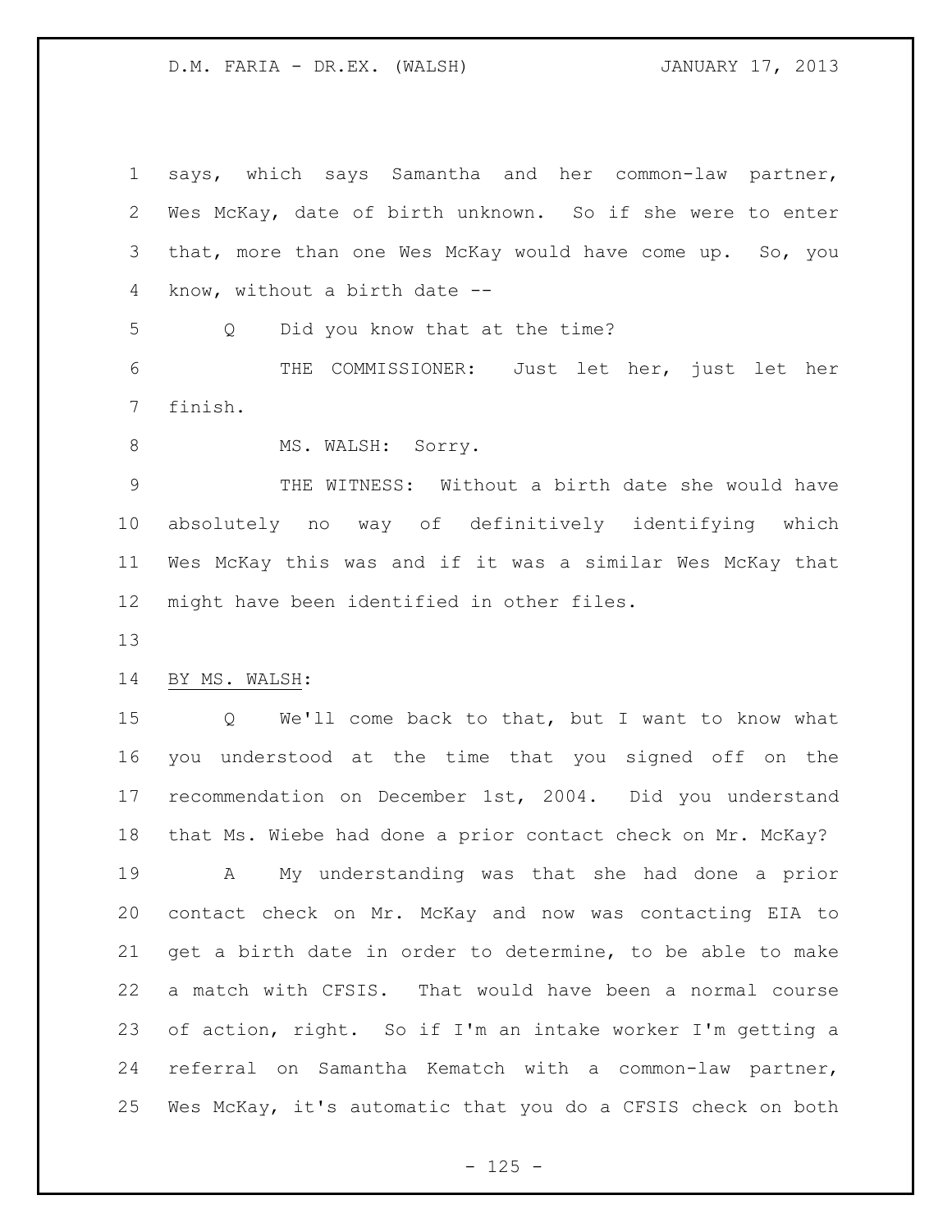says, which says Samantha and her common-law partner, Wes McKay, date of birth unknown. So if she were to enter that, more than one Wes McKay would have come up. So, you know, without a birth date --

Q Did you know that at the time?

THE COMMISSIONER: Just let her, just let her finish.

MS. WALSH: Sorry.

THE WITNESS: Without a birth date she would have absolutely no way of definitively identifying which Wes McKay this was and if it was a similar Wes McKay that might have been identified in other files.

BY MS. WALSH:

Q We'll come back to that, but I want to know what you understood at the time that you signed off on the recommendation on December 1st, 2004. Did you understand that Ms. Wiebe had done a prior contact check on Mr. McKay?

A My understanding was that she had done a prior contact check on Mr. McKay and now was contacting EIA to get a birth date in order to determine, to be able to make a match with CFSIS. That would have been a normal course of action, right. So if I'm an intake worker I'm getting a referral on Samantha Kematch with a common-law partner, Wes McKay, it's automatic that you do a CFSIS check on both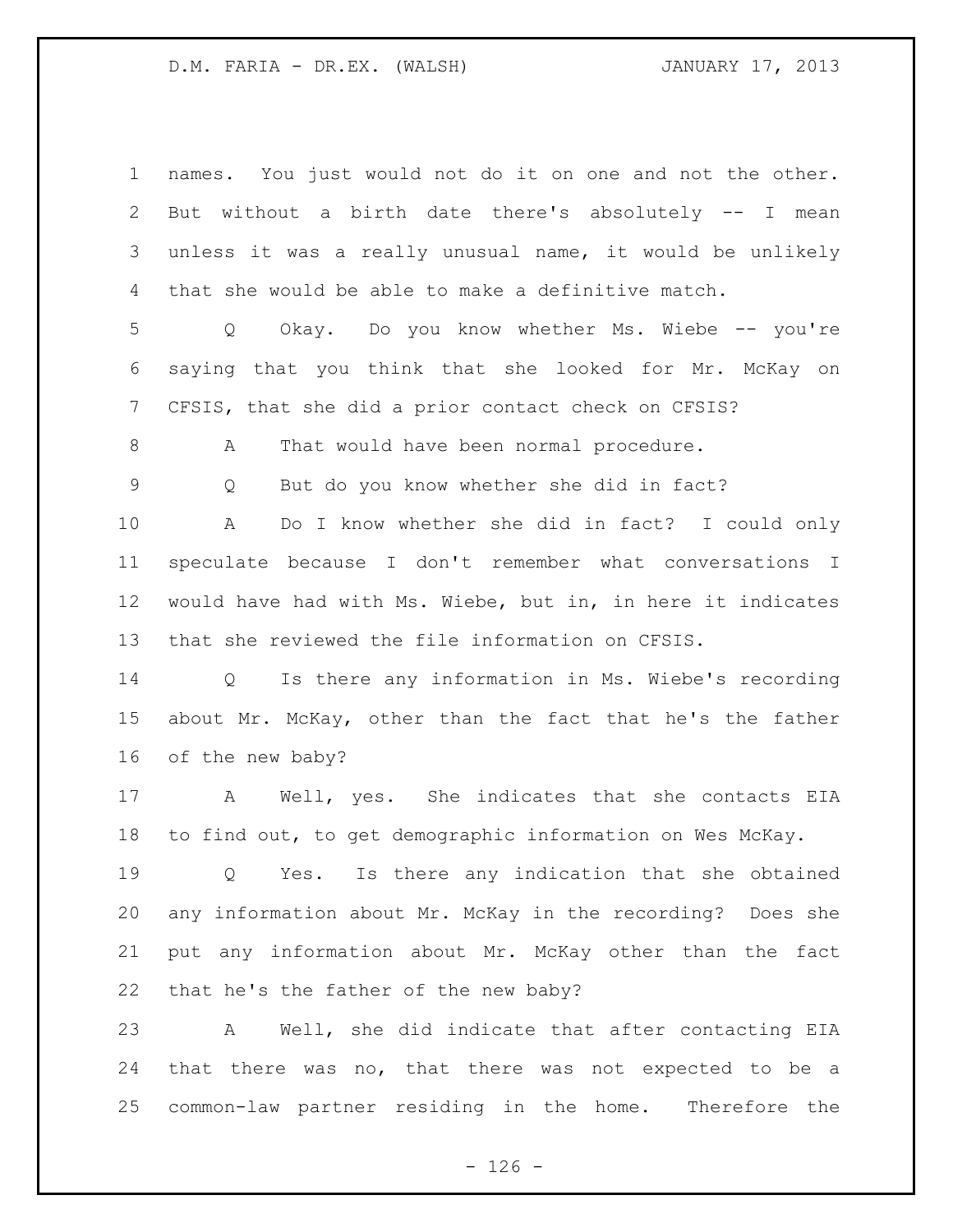names. You just would not do it on one and not the other. But without a birth date there's absolutely -- I mean unless it was a really unusual name, it would be unlikely that she would be able to make a definitive match.

Q Okay. Do you know whether Ms. Wiebe -- you're saying that you think that she looked for Mr. McKay on CFSIS, that she did a prior contact check on CFSIS?

A That would have been normal procedure.

Q But do you know whether she did in fact?

A Do I know whether she did in fact? I could only speculate because I don't remember what conversations I would have had with Ms. Wiebe, but in, in here it indicates that she reviewed the file information on CFSIS.

Q Is there any information in Ms. Wiebe's recording about Mr. McKay, other than the fact that he's the father of the new baby?

A Well, yes. She indicates that she contacts EIA to find out, to get demographic information on Wes McKay.

Q Yes. Is there any indication that she obtained any information about Mr. McKay in the recording? Does she put any information about Mr. McKay other than the fact that he's the father of the new baby?

A Well, she did indicate that after contacting EIA that there was no, that there was not expected to be a common-law partner residing in the home. Therefore the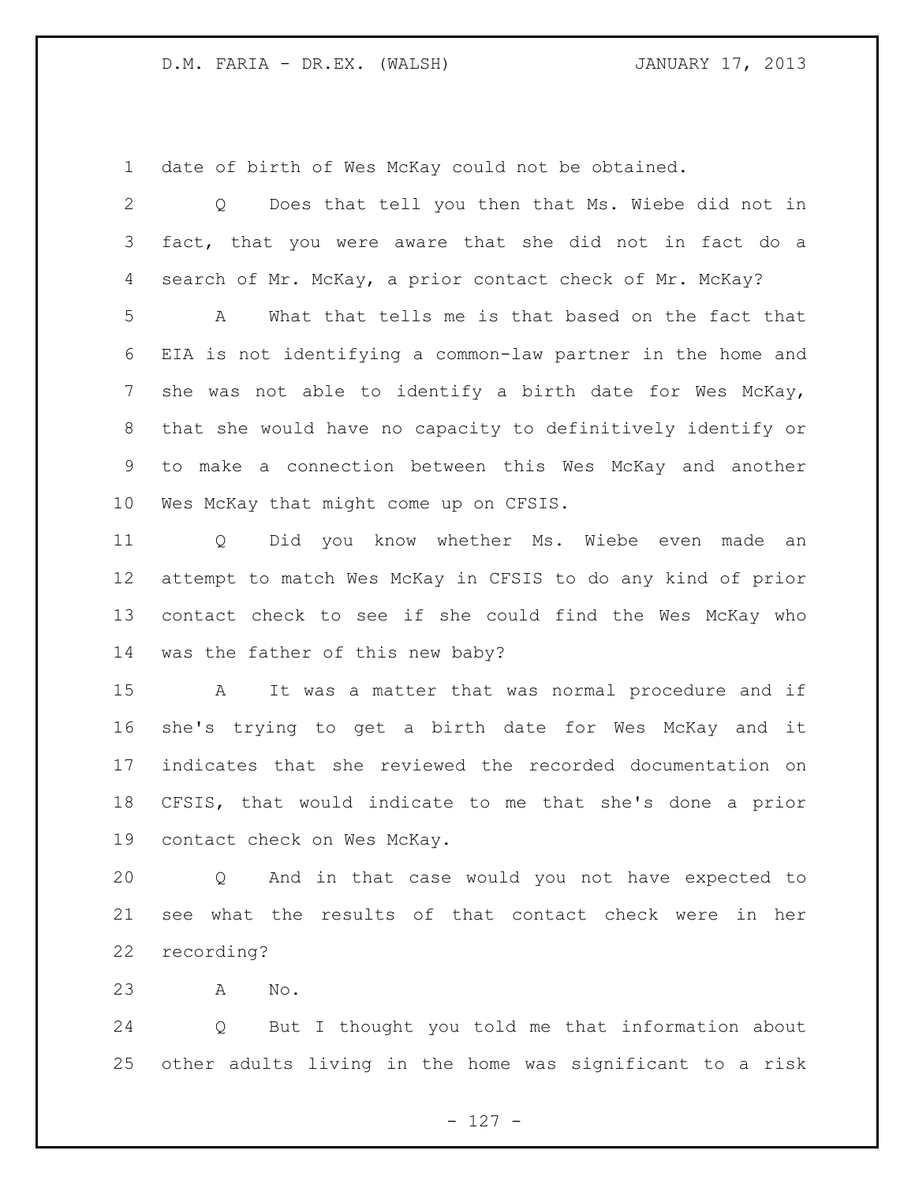date of birth of Wes McKay could not be obtained.

Q Does that tell you then that Ms. Wiebe did not in fact, that you were aware that she did not in fact do a search of Mr. McKay, a prior contact check of Mr. McKay?

A What that tells me is that based on the fact that EIA is not identifying a common-law partner in the home and she was not able to identify a birth date for Wes McKay, that she would have no capacity to definitively identify or to make a connection between this Wes McKay and another Wes McKay that might come up on CFSIS.

Q Did you know whether Ms. Wiebe even made an attempt to match Wes McKay in CFSIS to do any kind of prior contact check to see if she could find the Wes McKay who was the father of this new baby?

A It was a matter that was normal procedure and if she's trying to get a birth date for Wes McKay and it indicates that she reviewed the recorded documentation on CFSIS, that would indicate to me that she's done a prior contact check on Wes McKay.

Q And in that case would you not have expected to see what the results of that contact check were in her recording?

A No.

Q But I thought you told me that information about other adults living in the home was significant to a risk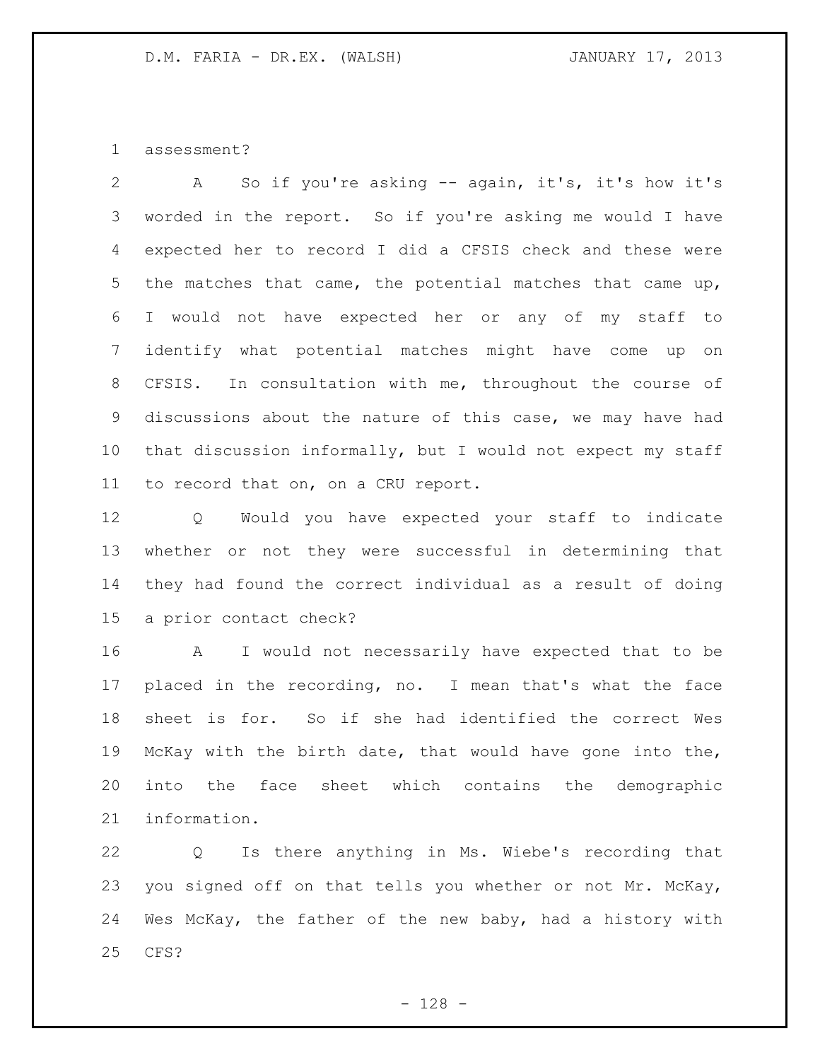assessment?

A So if you're asking -- again, it's, it's how it's worded in the report. So if you're asking me would I have expected her to record I did a CFSIS check and these were the matches that came, the potential matches that came up, I would not have expected her or any of my staff to identify what potential matches might have come up on CFSIS. In consultation with me, throughout the course of discussions about the nature of this case, we may have had that discussion informally, but I would not expect my staff to record that on, on a CRU report.

Q Would you have expected your staff to indicate whether or not they were successful in determining that they had found the correct individual as a result of doing a prior contact check?

A I would not necessarily have expected that to be placed in the recording, no. I mean that's what the face sheet is for. So if she had identified the correct Wes McKay with the birth date, that would have gone into the, into the face sheet which contains the demographic information.

Q Is there anything in Ms. Wiebe's recording that you signed off on that tells you whether or not Mr. McKay, Wes McKay, the father of the new baby, had a history with CFS?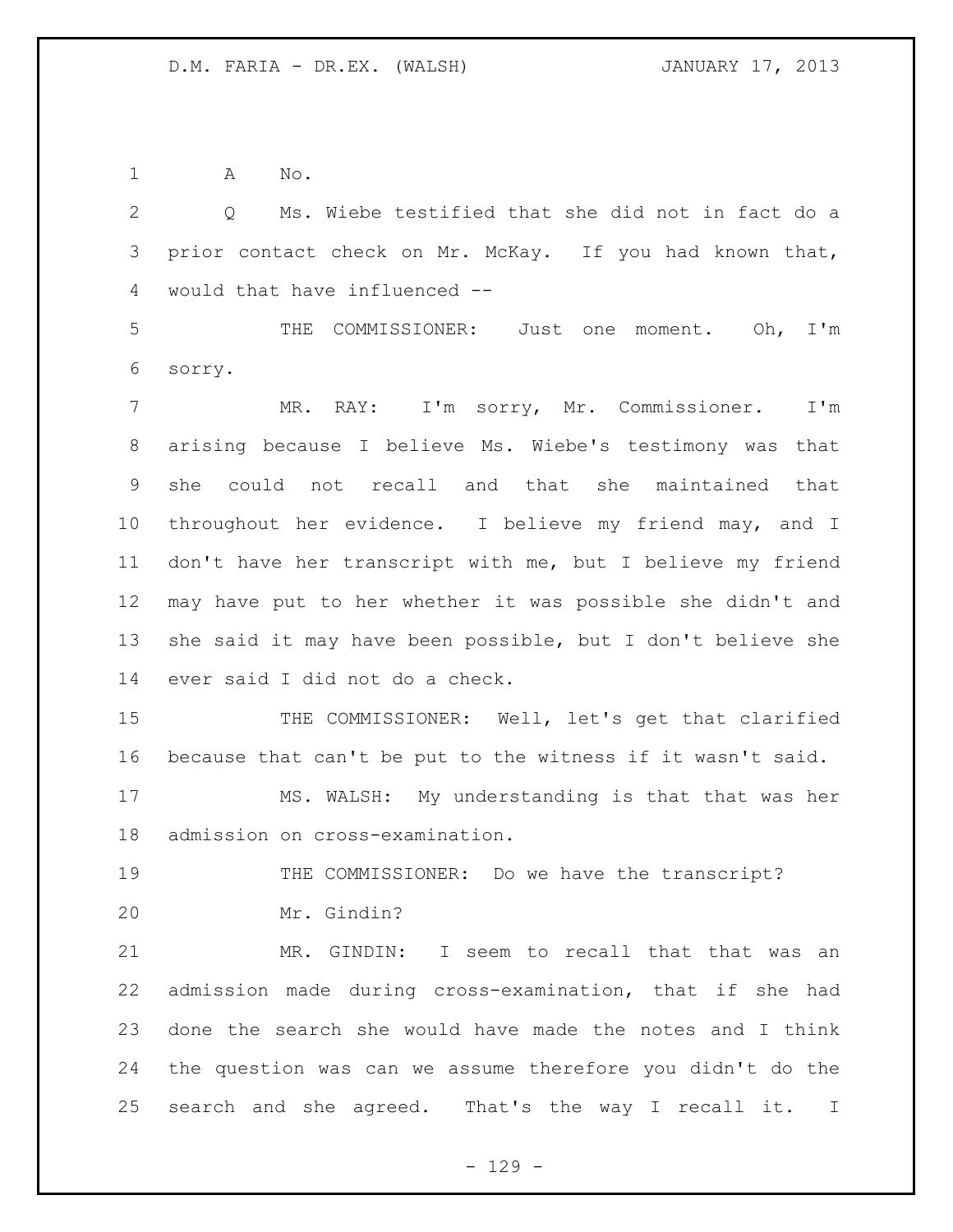A No.

Q Ms. Wiebe testified that she did not in fact do a prior contact check on Mr. McKay. If you had known that, would that have influenced --

THE COMMISSIONER: Just one moment. Oh, I'm sorry.

MR. RAY: I'm sorry, Mr. Commissioner. I'm arising because I believe Ms. Wiebe's testimony was that she could not recall and that she maintained that throughout her evidence. I believe my friend may, and I don't have her transcript with me, but I believe my friend may have put to her whether it was possible she didn't and she said it may have been possible, but I don't believe she ever said I did not do a check.

THE COMMISSIONER: Well, let's get that clarified because that can't be put to the witness if it wasn't said.

MS. WALSH: My understanding is that that was her admission on cross-examination.

THE COMMISSIONER: Do we have the transcript?

Mr. Gindin?

MR. GINDIN: I seem to recall that that was an admission made during cross-examination, that if she had done the search she would have made the notes and I think the question was can we assume therefore you didn't do the search and she agreed. That's the way I recall it. I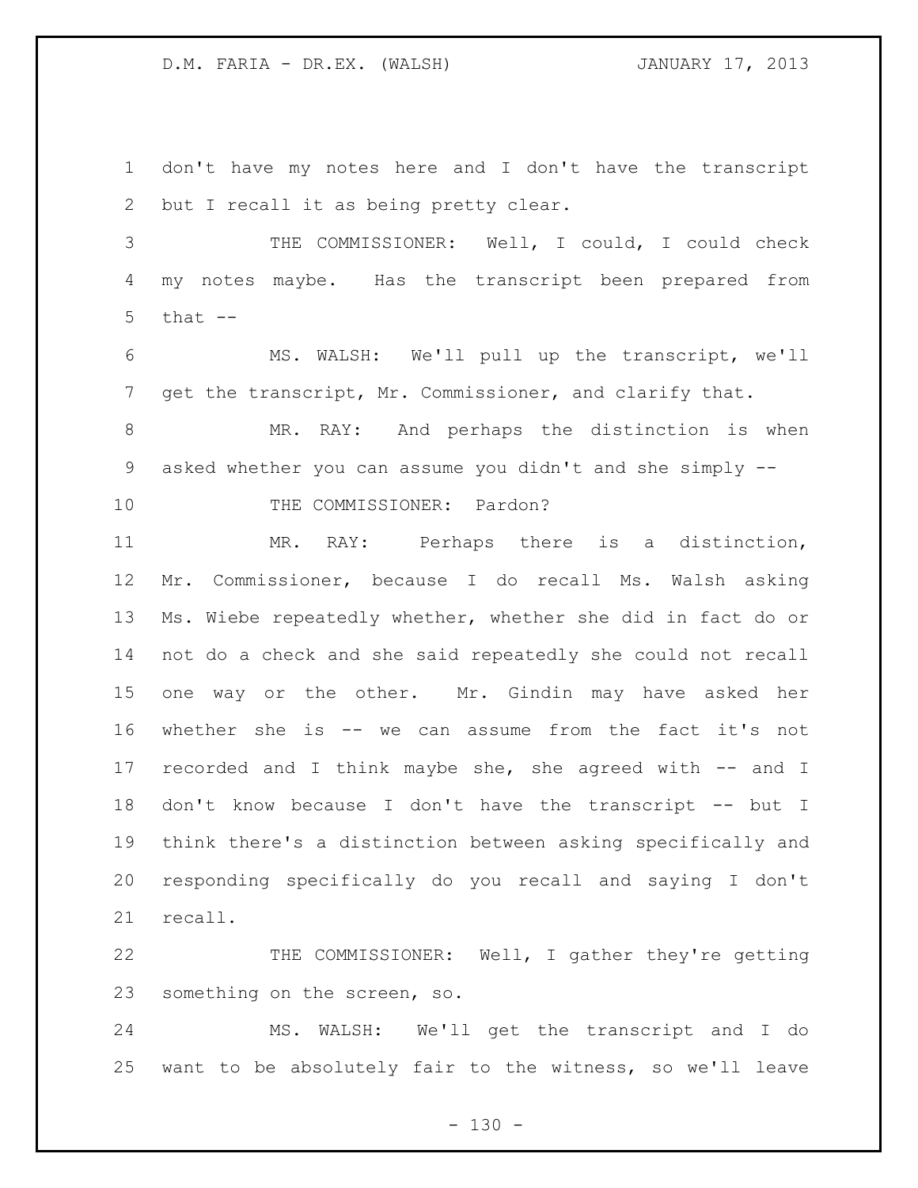don't have my notes here and I don't have the transcript but I recall it as being pretty clear.

THE COMMISSIONER: Well, I could, I could check my notes maybe. Has the transcript been prepared from that --

MS. WALSH: We'll pull up the transcript, we'll get the transcript, Mr. Commissioner, and clarify that.

MR. RAY: And perhaps the distinction is when asked whether you can assume you didn't and she simply --

THE COMMISSIONER: Pardon?

MR. RAY: Perhaps there is a distinction, Mr. Commissioner, because I do recall Ms. Walsh asking Ms. Wiebe repeatedly whether, whether she did in fact do or not do a check and she said repeatedly she could not recall one way or the other. Mr. Gindin may have asked her whether she is -- we can assume from the fact it's not recorded and I think maybe she, she agreed with -- and I don't know because I don't have the transcript -- but I think there's a distinction between asking specifically and responding specifically do you recall and saying I don't recall.

THE COMMISSIONER: Well, I gather they're getting something on the screen, so.

MS. WALSH: We'll get the transcript and I do want to be absolutely fair to the witness, so we'll leave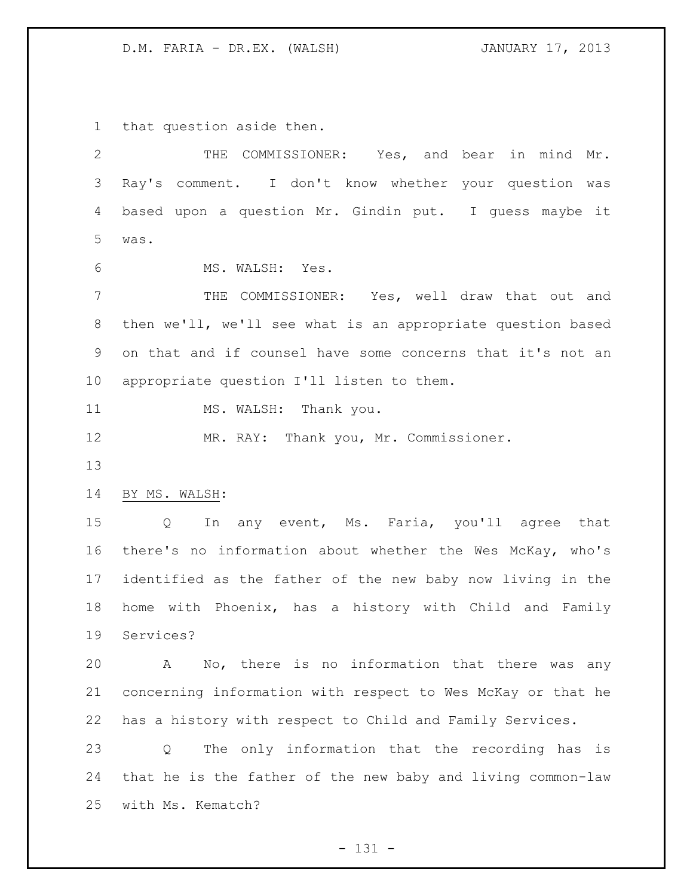that question aside then.

THE COMMISSIONER: Yes, and bear in mind Mr. Ray's comment. I don't know whether your question was based upon a question Mr. Gindin put. I guess maybe it was.

MS. WALSH: Yes.

THE COMMISSIONER: Yes, well draw that out and then we'll, we'll see what is an appropriate question based on that and if counsel have some concerns that it's not an appropriate question I'll listen to them.

MS. WALSH: Thank you.

MR. RAY: Thank you, Mr. Commissioner.

BY MS. WALSH:

Q In any event, Ms. Faria, you'll agree that there's no information about whether the Wes McKay, who's identified as the father of the new baby now living in the home with Phoenix, has a history with Child and Family Services?

A No, there is no information that there was any concerning information with respect to Wes McKay or that he has a history with respect to Child and Family Services.

Q The only information that the recording has is that he is the father of the new baby and living common-law with Ms. Kematch?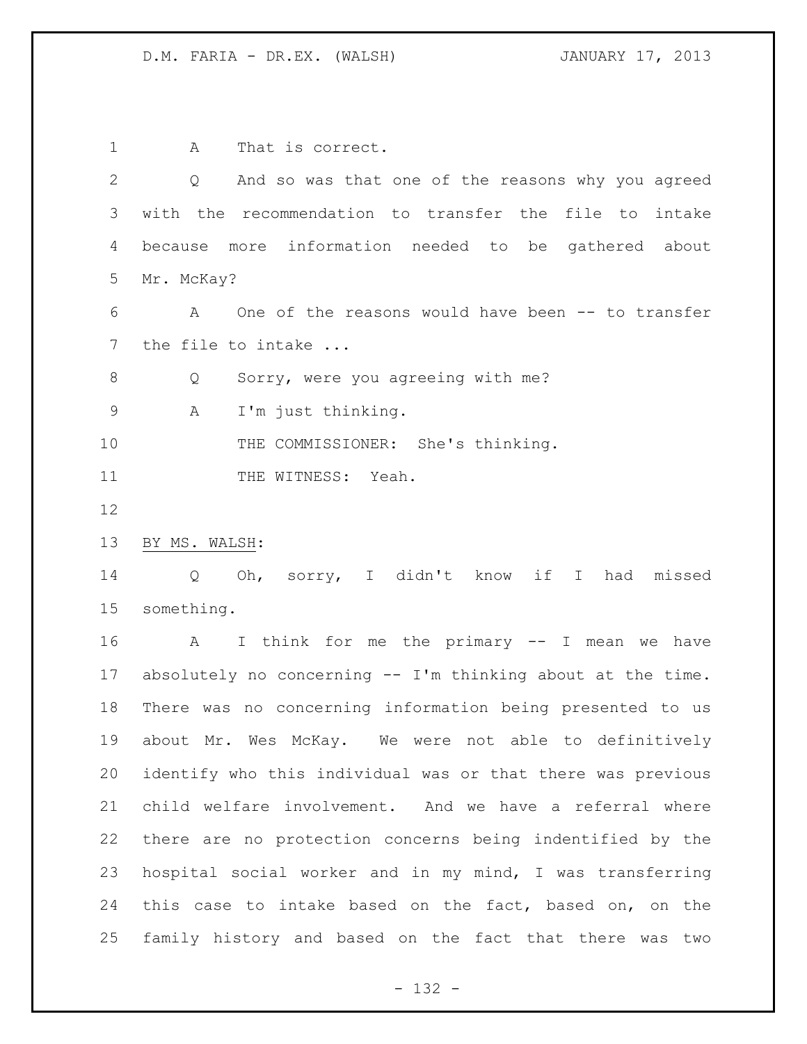A That is correct.

Q And so was that one of the reasons why you agreed with the recommendation to transfer the file to intake because more information needed to be gathered about Mr. McKay?

A One of the reasons would have been -- to transfer the file to intake ...

Q Sorry, were you agreeing with me?

A I'm just thinking.

THE COMMISSIONER: She's thinking.

THE WITNESS: Yeah.

BY MS. WALSH:

Q Oh, sorry, I didn't know if I had missed something.

A I think for me the primary -- I mean we have absolutely no concerning -- I'm thinking about at the time. There was no concerning information being presented to us about Mr. Wes McKay. We were not able to definitively identify who this individual was or that there was previous child welfare involvement. And we have a referral where there are no protection concerns being indentified by the hospital social worker and in my mind, I was transferring this case to intake based on the fact, based on, on the family history and based on the fact that there was two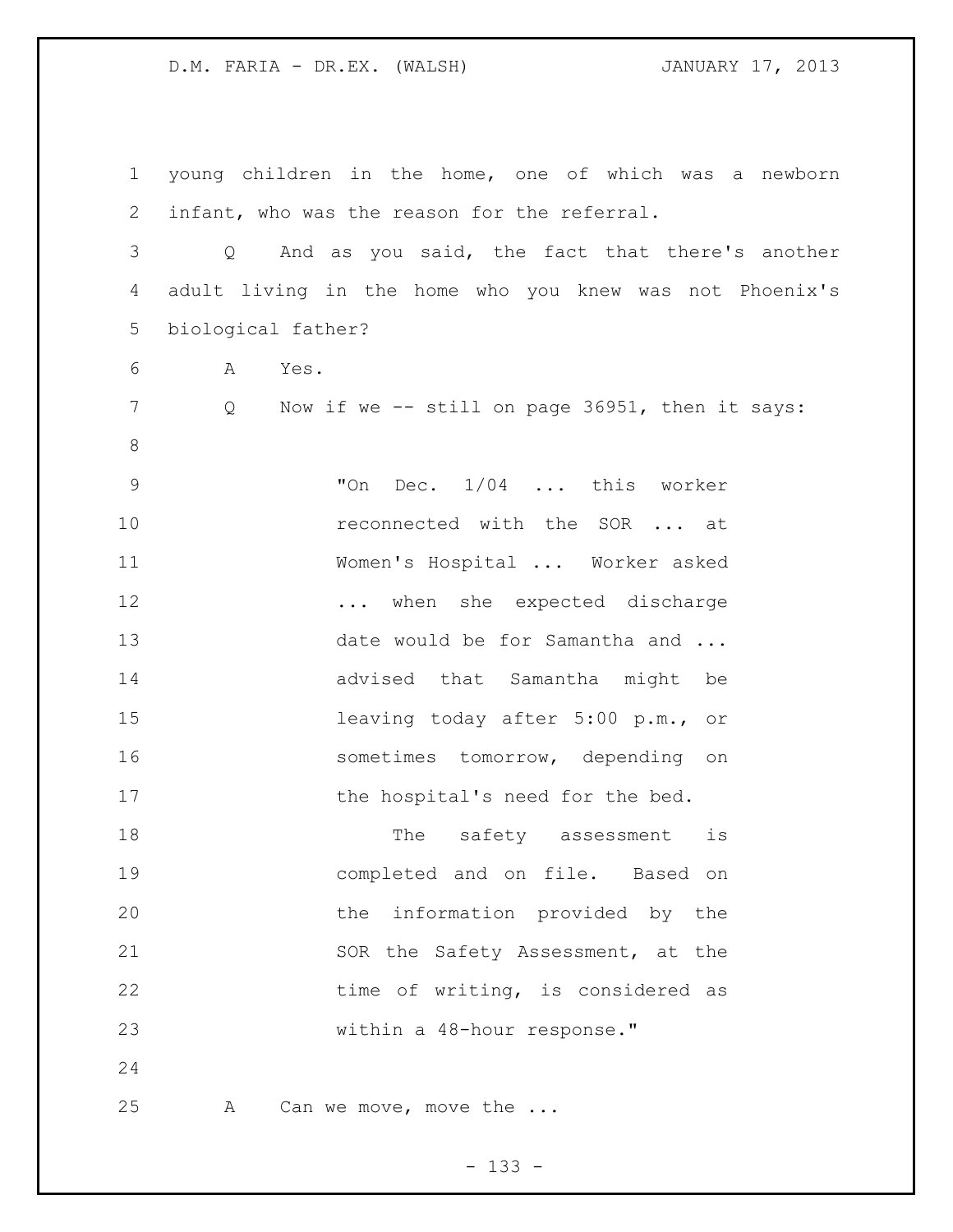young children in the home, one of which was a newborn infant, who was the reason for the referral.

Q And as you said, the fact that there's another adult living in the home who you knew was not Phoenix's biological father?

A Yes.

Q Now if we -- still on page 36951, then it says:

> "On Dec. 1/04 ... this worker reconnected with the SOR ... at Women's Hospital ... Worker asked ... when she expected discharge date would be for Samantha and ... advised that Samantha might be leaving today after 5:00 p.m., or sometimes tomorrow, depending on the hospital's need for the bed.
>
> The safety assessment is completed and on file. Based on the information provided by the SOR the Safety Assessment, at the time of writing, is considered as within a 48-hour response."

A Can we move, move the ...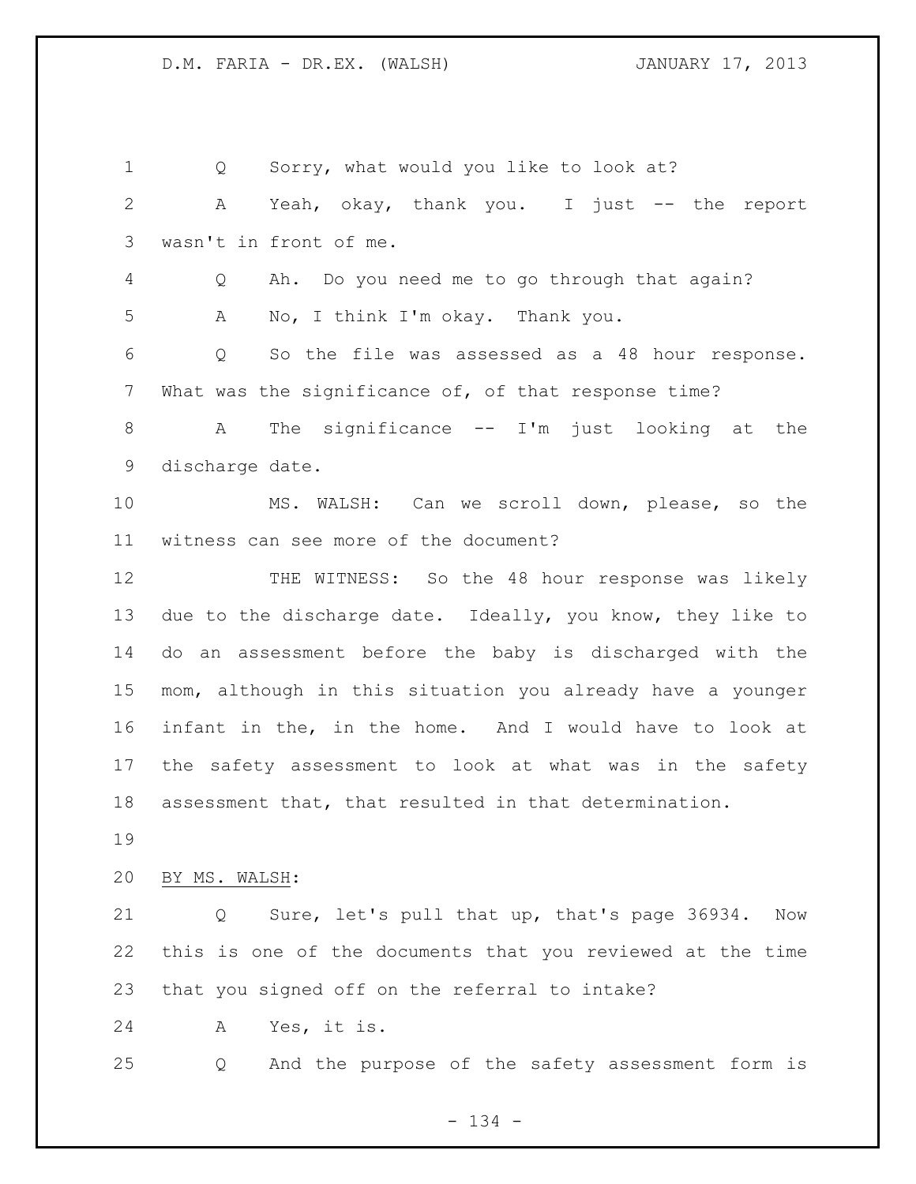Q Sorry, what would you like to look at?

A Yeah, okay, thank you. I just -- the report wasn't in front of me.

Q Ah. Do you need me to go through that again?

A No, I think I'm okay. Thank you.

Q So the file was assessed as a 48 hour response. What was the significance of, of that response time?

A The significance -- I'm just looking at the discharge date.

MS. WALSH: Can we scroll down, please, so the witness can see more of the document?

THE WITNESS: So the 48 hour response was likely due to the discharge date. Ideally, you know, they like to do an assessment before the baby is discharged with the mom, although in this situation you already have a younger infant in the, in the home. And I would have to look at the safety assessment to look at what was in the safety assessment that, that resulted in that determination.

BY MS. WALSH:

Q Sure, let's pull that up, that's page 36934. Now this is one of the documents that you reviewed at the time that you signed off on the referral to intake?

A Yes, it is.

Q And the purpose of the safety assessment form is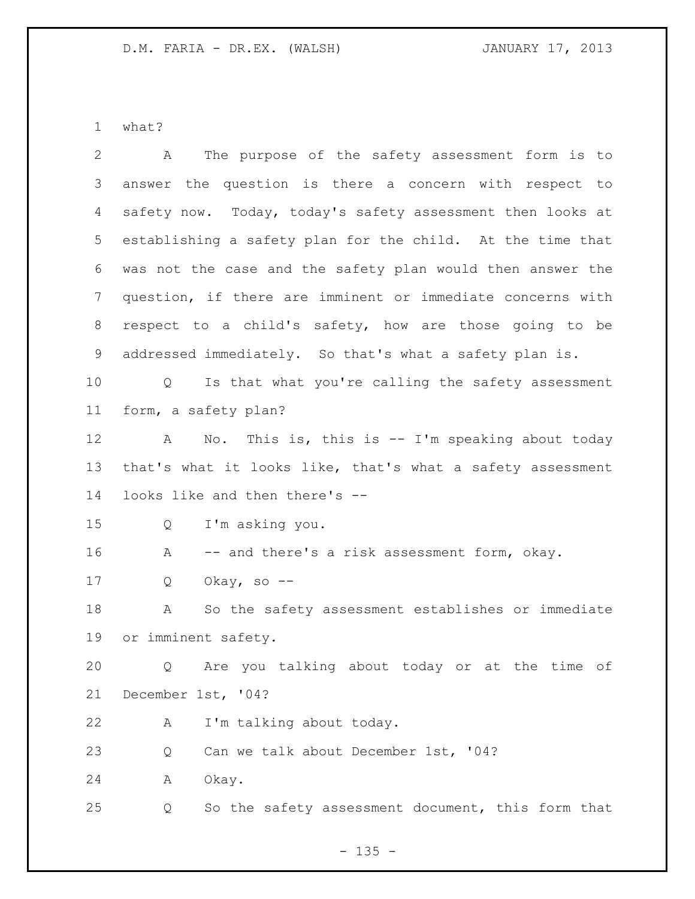1 what?

2 A The purpose of the safety assessment form is to
3 answer the question is there a concern with respect to
4 safety now. Today, today's safety assessment then looks at
5 establishing a safety plan for the child. At the time that
6 was not the case and the safety plan would then answer the
7 question, if there are imminent or immediate concerns with
8 respect to a child's safety, how are those going to be
9 addressed immediately. So that's what a safety plan is.

10 Q Is that what you're calling the safety assessment
11 form, a safety plan?

12 A No. This is, this is -- I'm speaking about today
13 that's what it looks like, that's what a safety assessment
14 looks like and then there's --

15 Q I'm asking you.

16 A -- and there's a risk assessment form, okay.

17 Q Okay, so --

18 A So the safety assessment establishes or immediate
19 or imminent safety.

20 Q Are you talking about today or at the time of
21 December 1st, '04?

22 A I'm talking about today.

23 Q Can we talk about December 1st, '04?

24 A Okay.

25 Q So the safety assessment document, this form that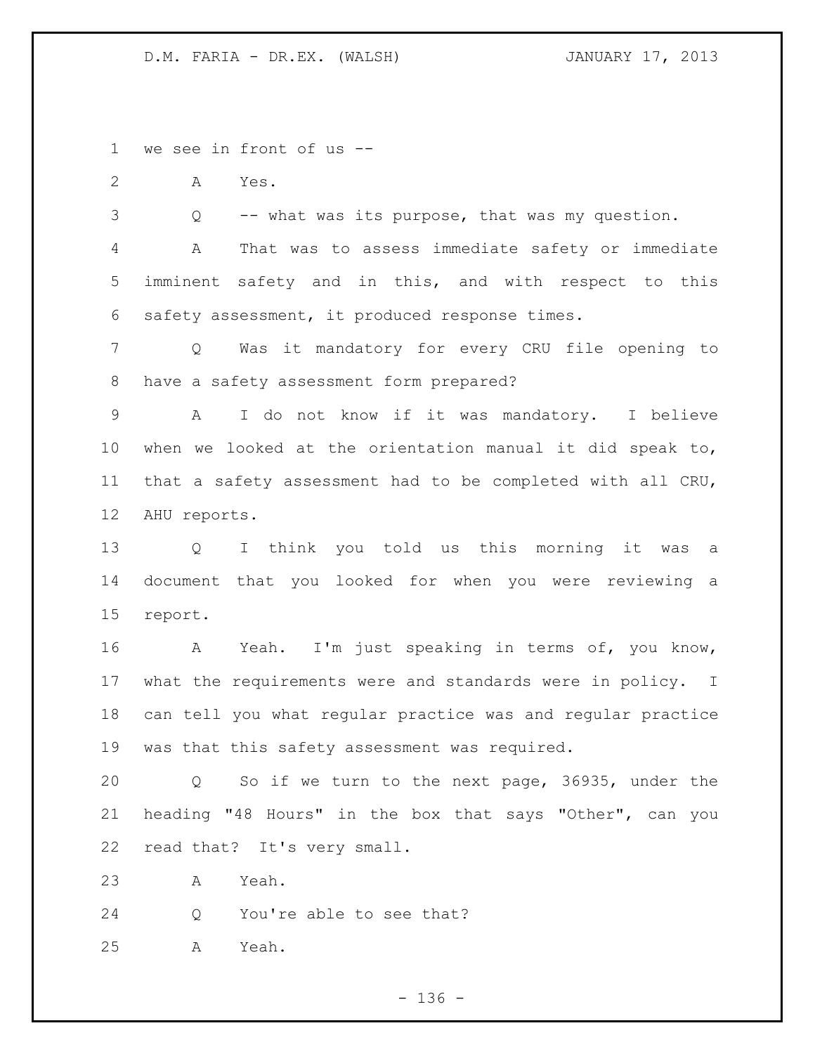we see in front of us --

A Yes.

Q -- what was its purpose, that was my question.

A That was to assess immediate safety or immediate imminent safety and in this, and with respect to this safety assessment, it produced response times.

Q Was it mandatory for every CRU file opening to have a safety assessment form prepared?

A I do not know if it was mandatory. I believe when we looked at the orientation manual it did speak to, that a safety assessment had to be completed with all CRU, AHU reports.

Q I think you told us this morning it was a document that you looked for when you were reviewing a report.

A Yeah. I'm just speaking in terms of, you know, what the requirements were and standards were in policy. I can tell you what regular practice was and regular practice was that this safety assessment was required.

Q So if we turn to the next page, 36935, under the heading "48 Hours" in the box that says "Other", can you read that? It's very small.

A Yeah.

Q You're able to see that?

A Yeah.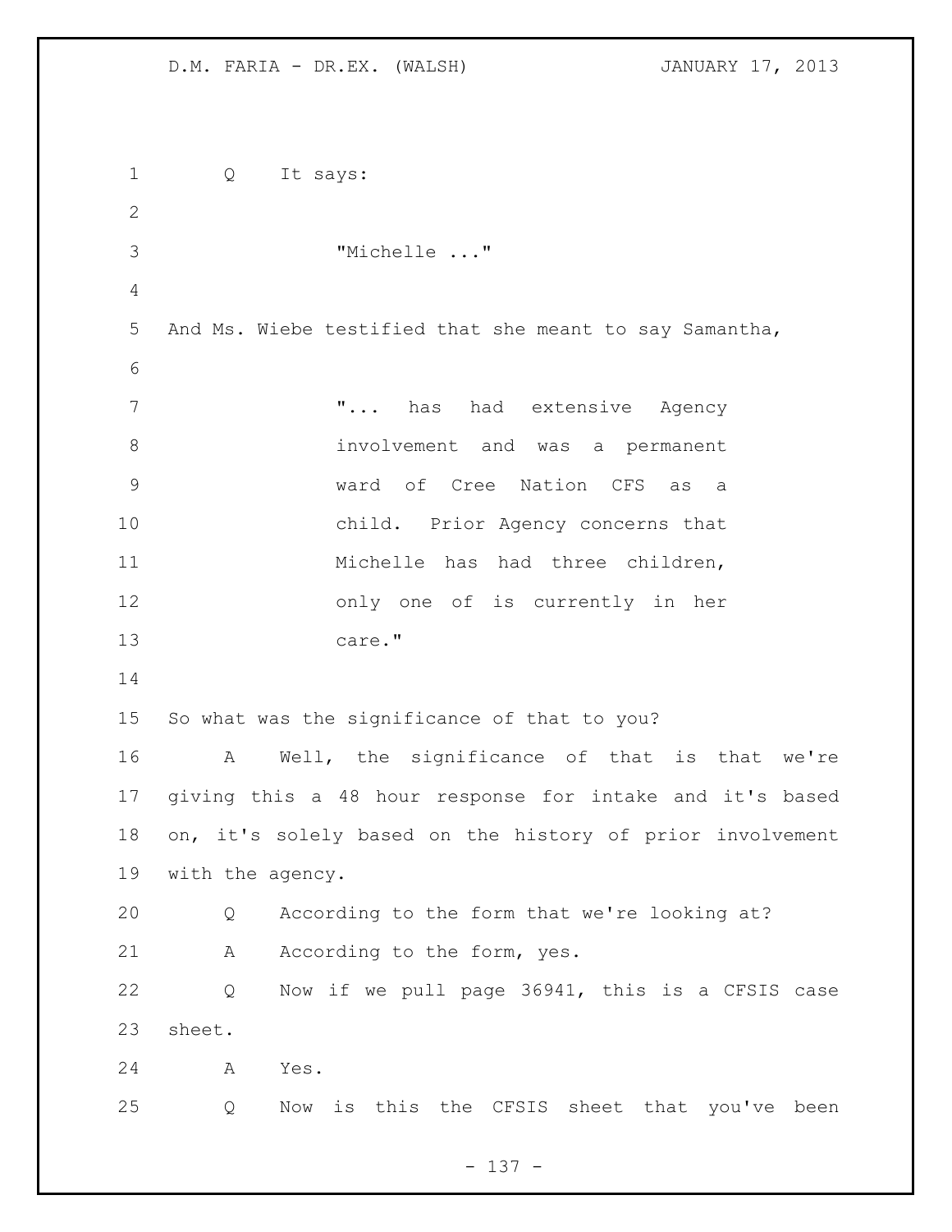Q It says:

"Michelle ..."

And Ms. Wiebe testified that she meant to say Samantha,

"... has had extensive Agency involvement and was a permanent ward of Cree Nation CFS as a child. Prior Agency concerns that Michelle has had three children, only one of is currently in her care."

So what was the significance of that to you?

A Well, the significance of that is that we're giving this a 48 hour response for intake and it's based on, it's solely based on the history of prior involvement with the agency.

Q According to the form that we're looking at?

A According to the form, yes.

Q Now if we pull page 36941, this is a CFSIS case sheet.

A Yes.

Q Now is this the CFSIS sheet that you've been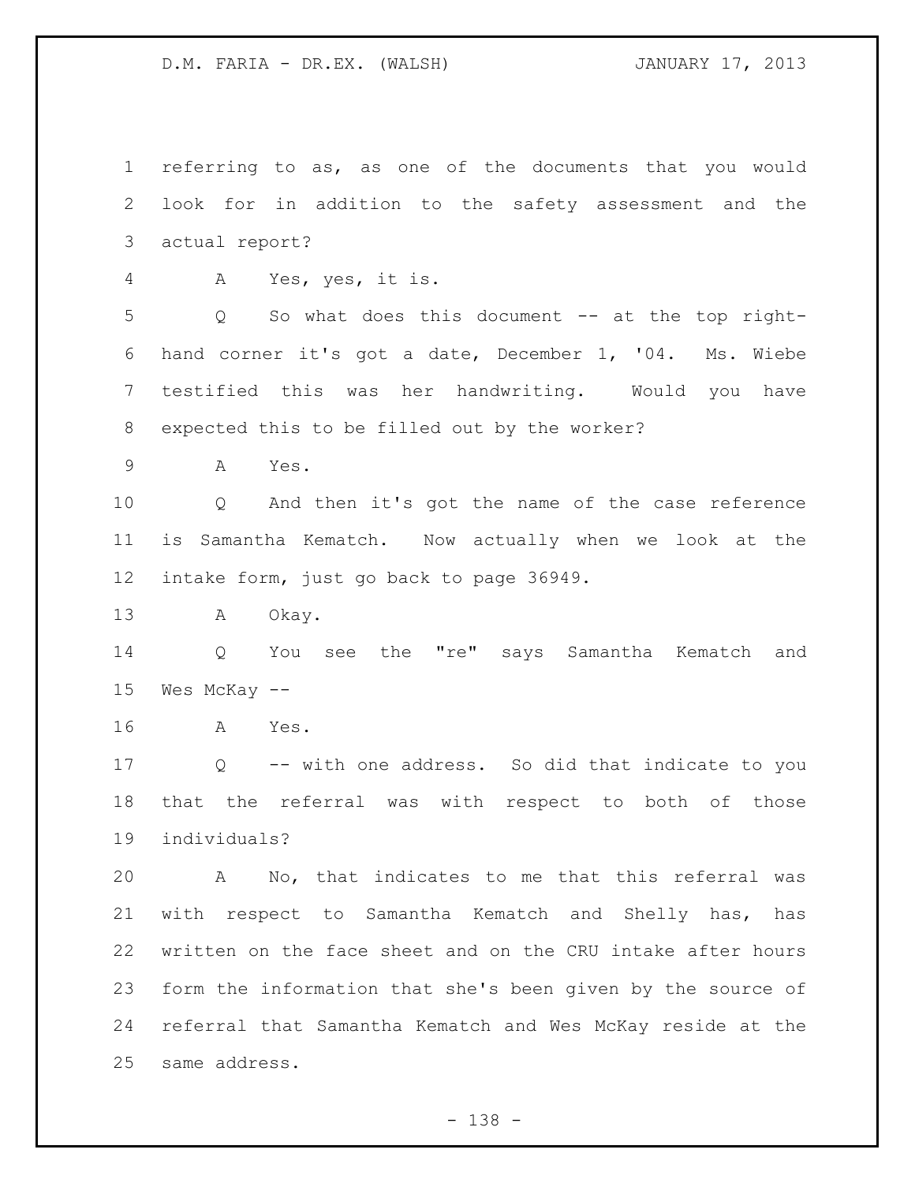referring to as, as one of the documents that you would look for in addition to the safety assessment and the actual report?

A Yes, yes, it is.

Q So what does this document -- at the top right-hand corner it's got a date, December 1, '04. Ms. Wiebe testified this was her handwriting. Would you have expected this to be filled out by the worker?

A Yes.

Q And then it's got the name of the case reference is Samantha Kematch. Now actually when we look at the intake form, just go back to page 36949.

A Okay.

Q You see the "re" says Samantha Kematch and Wes McKay --

A Yes.

Q -- with one address. So did that indicate to you that the referral was with respect to both of those individuals?

A No, that indicates to me that this referral was with respect to Samantha Kematch and Shelly has, has written on the face sheet and on the CRU intake after hours form the information that she's been given by the source of referral that Samantha Kematch and Wes McKay reside at the same address.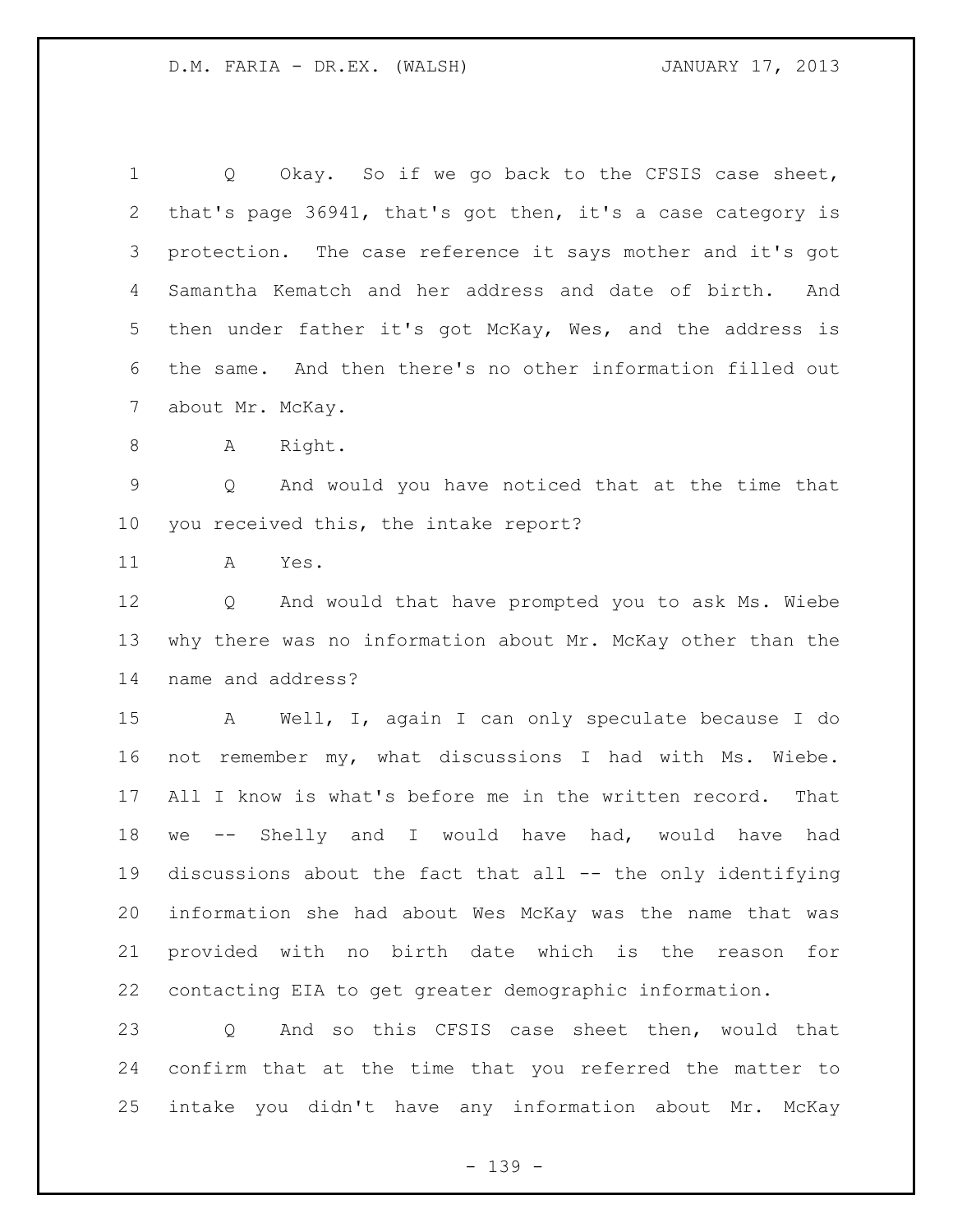Q Okay. So if we go back to the CFSIS case sheet, that's page 36941, that's got then, it's a case category is protection. The case reference it says mother and it's got Samantha Kematch and her address and date of birth. And then under father it's got McKay, Wes, and the address is the same. And then there's no other information filled out about Mr. McKay.

A Right.

Q And would you have noticed that at the time that you received this, the intake report?

A Yes.

Q And would that have prompted you to ask Ms. Wiebe why there was no information about Mr. McKay other than the name and address?

A Well, I, again I can only speculate because I do not remember my, what discussions I had with Ms. Wiebe. All I know is what's before me in the written record. That we -- Shelly and I would have had, would have had discussions about the fact that all -- the only identifying information she had about Wes McKay was the name that was provided with no birth date which is the reason for contacting EIA to get greater demographic information.

Q And so this CFSIS case sheet then, would that confirm that at the time that you referred the matter to intake you didn't have any information about Mr. McKay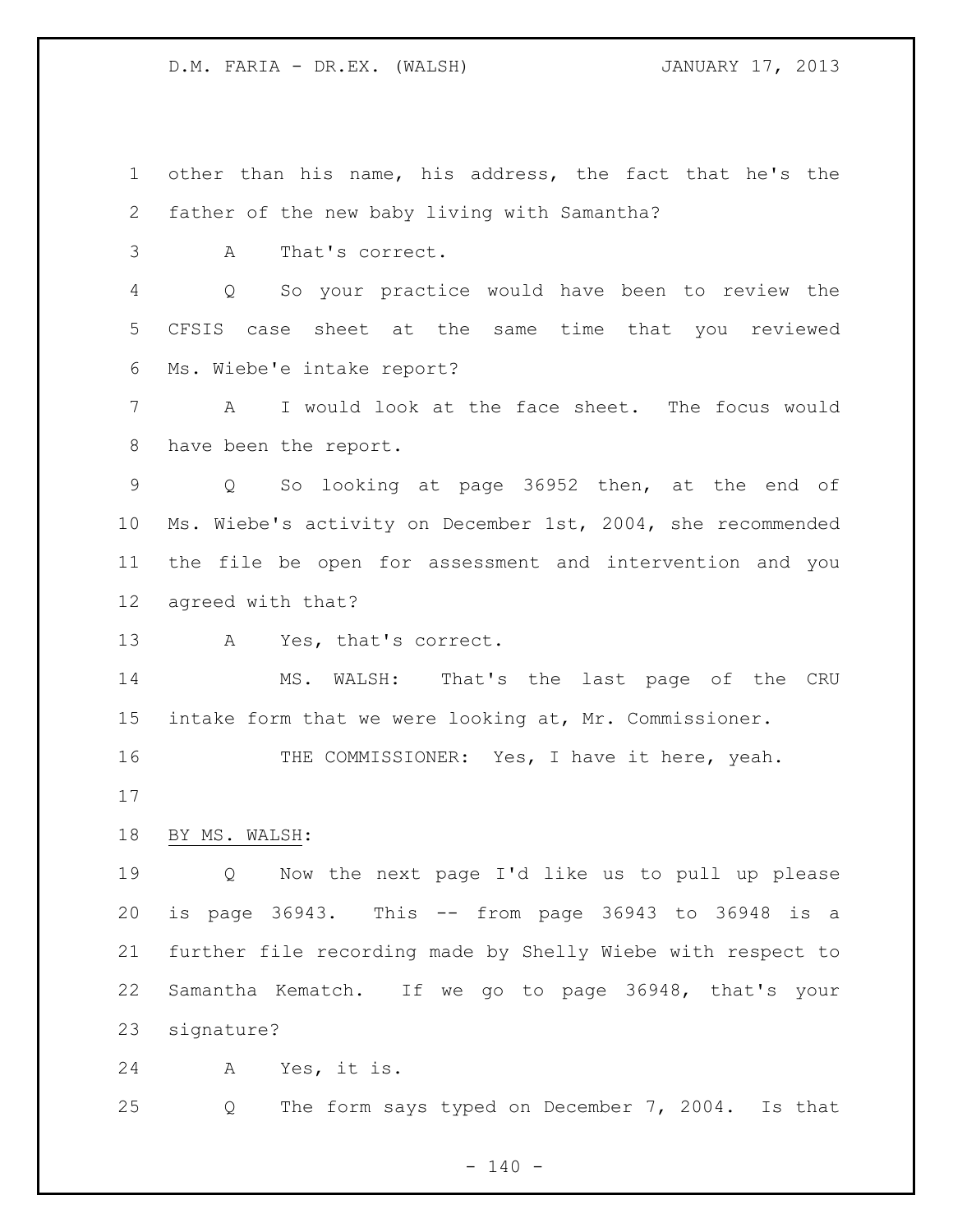other than his name, his address, the fact that he's the father of the new baby living with Samantha?

A That's correct.

Q So your practice would have been to review the CFSIS case sheet at the same time that you reviewed Ms. Wiebe'e intake report?

A I would look at the face sheet. The focus would have been the report.

Q So looking at page 36952 then, at the end of Ms. Wiebe's activity on December 1st, 2004, she recommended the file be open for assessment and intervention and you agreed with that?

A Yes, that's correct.

MS. WALSH: That's the last page of the CRU intake form that we were looking at, Mr. Commissioner.

THE COMMISSIONER: Yes, I have it here, yeah.

BY MS. WALSH:

Q Now the next page I'd like us to pull up please is page 36943. This -- from page 36943 to 36948 is a further file recording made by Shelly Wiebe with respect to Samantha Kematch. If we go to page 36948, that's your signature?

A Yes, it is.

Q The form says typed on December 7, 2004. Is that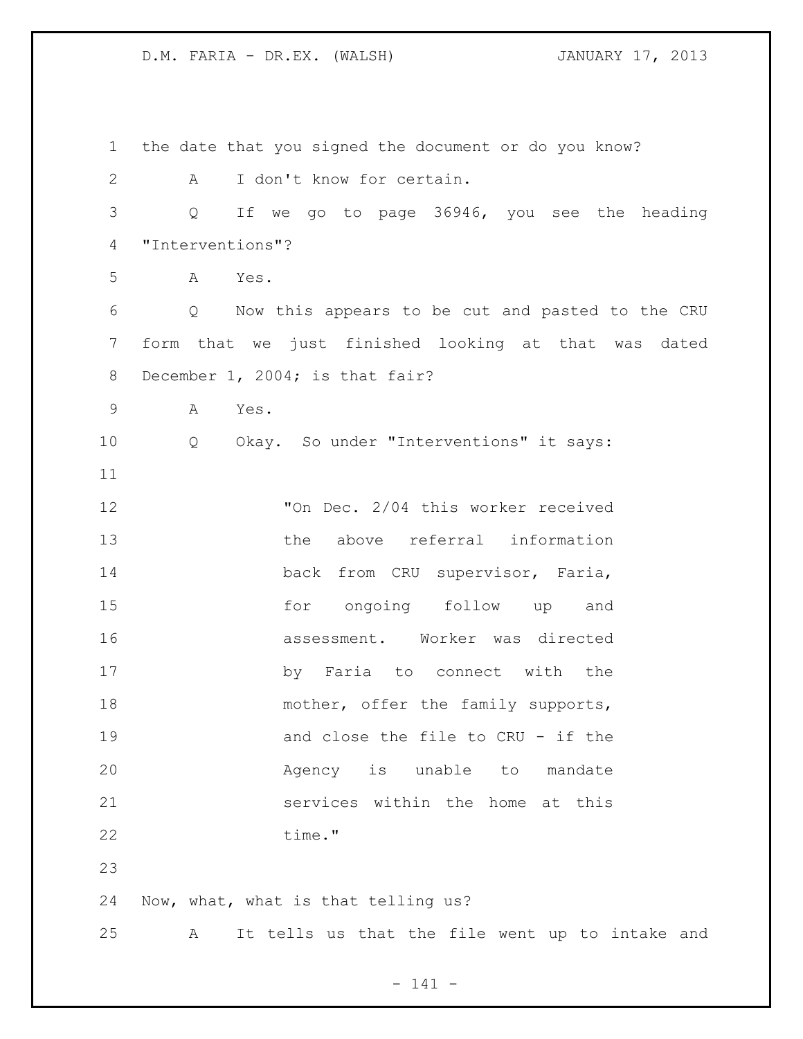the date that you signed the document or do you know?

A I don't know for certain.

Q If we go to page 36946, you see the heading "Interventions"?

A Yes.

Q Now this appears to be cut and pasted to the CRU form that we just finished looking at that was dated December 1, 2004; is that fair?

A Yes.

Q Okay. So under "Interventions" it says:

> "On Dec. 2/04 this worker received the above referral information back from CRU supervisor, Faria, for ongoing follow up and assessment. Worker was directed by Faria to connect with the mother, offer the family supports, and close the file to CRU - if the Agency is unable to mandate services within the home at this time."

Now, what, what is that telling us?

A It tells us that the file went up to intake and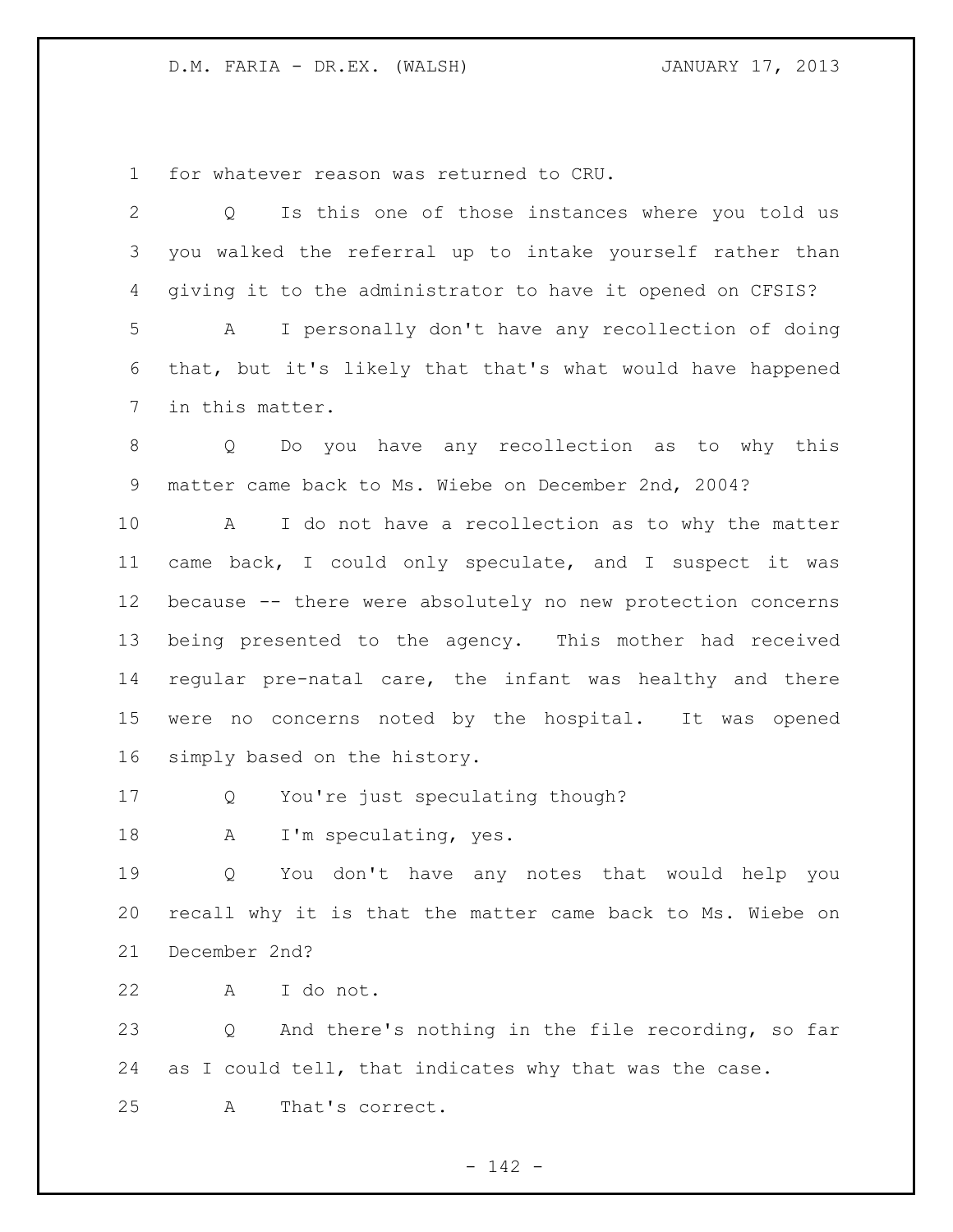for whatever reason was returned to CRU.

Q Is this one of those instances where you told us you walked the referral up to intake yourself rather than giving it to the administrator to have it opened on CFSIS?

A I personally don't have any recollection of doing that, but it's likely that that's what would have happened in this matter.

Q Do you have any recollection as to why this matter came back to Ms. Wiebe on December 2nd, 2004?

A I do not have a recollection as to why the matter came back, I could only speculate, and I suspect it was because -- there were absolutely no new protection concerns being presented to the agency. This mother had received regular pre-natal care, the infant was healthy and there were no concerns noted by the hospital. It was opened simply based on the history.

Q You're just speculating though?

A I'm speculating, yes.

Q You don't have any notes that would help you recall why it is that the matter came back to Ms. Wiebe on December 2nd?

A I do not.

Q And there's nothing in the file recording, so far as I could tell, that indicates why that was the case.

A That's correct.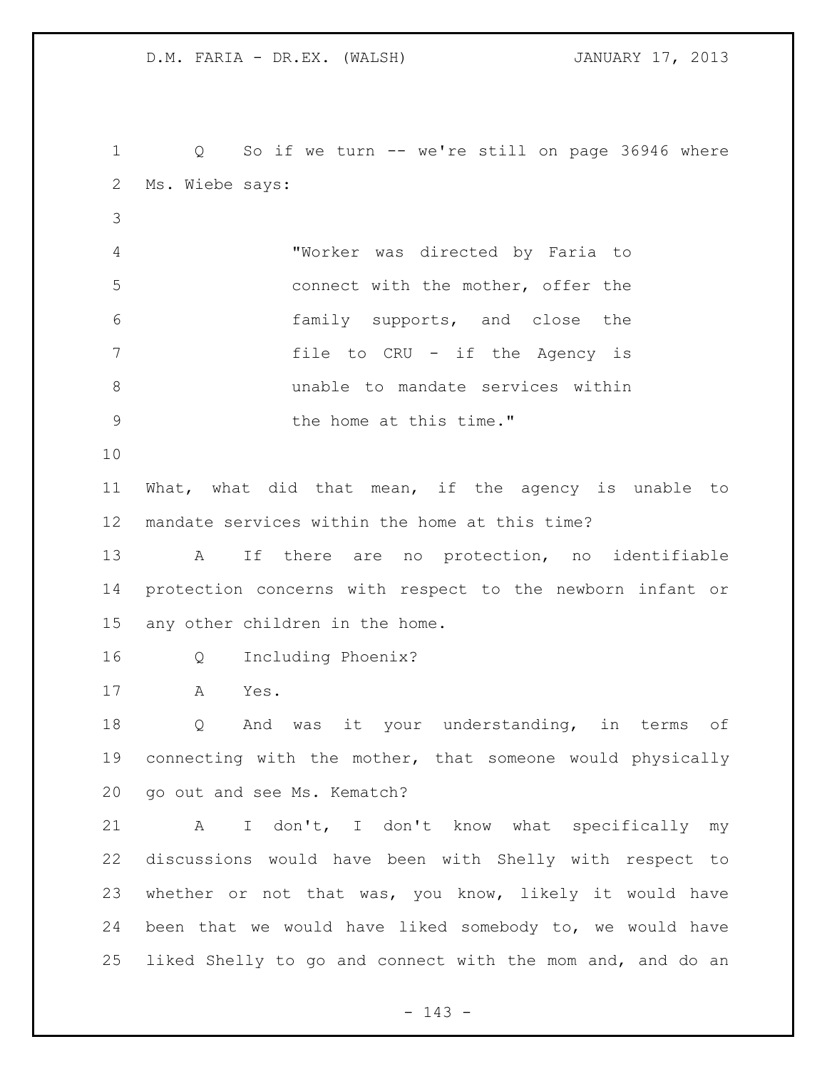Q So if we turn -- we're still on page 36946 where Ms. Wiebe says:

> "Worker was directed by Faria to connect with the mother, offer the family supports, and close the file to CRU - if the Agency is unable to mandate services within the home at this time."

What, what did that mean, if the agency is unable to mandate services within the home at this time?

A If there are no protection, no identifiable protection concerns with respect to the newborn infant or any other children in the home.

Q Including Phoenix?

A Yes.

Q And was it your understanding, in terms of connecting with the mother, that someone would physically go out and see Ms. Kematch?

A I don't, I don't know what specifically my discussions would have been with Shelly with respect to whether or not that was, you know, likely it would have been that we would have liked somebody to, we would have liked Shelly to go and connect with the mom and, and do an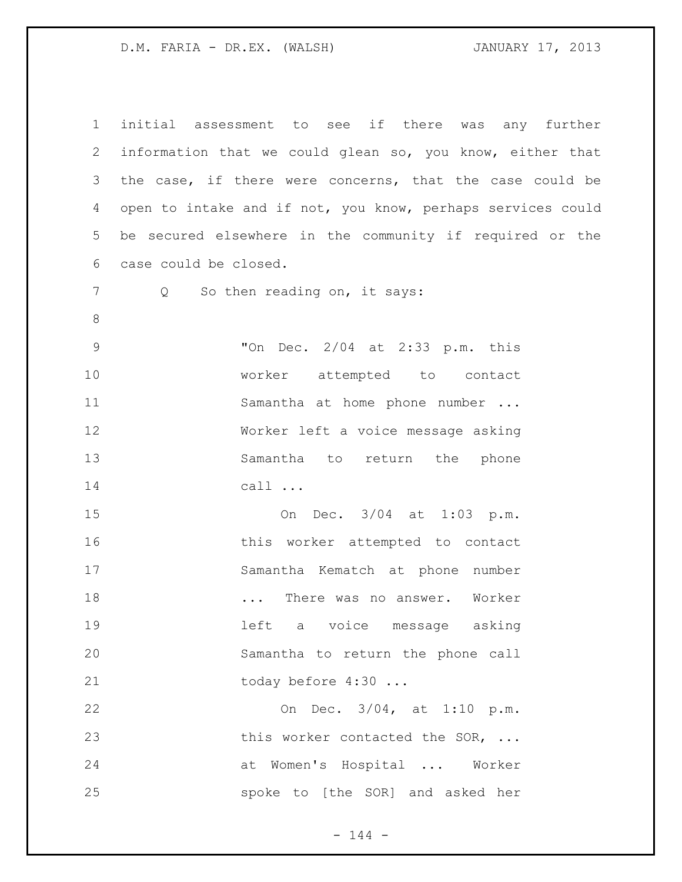initial assessment to see if there was any further information that we could glean so, you know, either that the case, if there were concerns, that the case could be open to intake and if not, you know, perhaps services could be secured elsewhere in the community if required or the case could be closed.

Q So then reading on, it says:

> "On Dec. 2/04 at 2:33 p.m. this worker attempted to contact Samantha at home phone number ... Worker left a voice message asking Samantha to return the phone call ...
>
> On Dec. 3/04 at 1:03 p.m. this worker attempted to contact Samantha Kematch at phone number ... There was no answer. Worker left a voice message asking Samantha to return the phone call today before 4:30 ...
>
> On Dec. 3/04, at 1:10 p.m. this worker contacted the SOR, ... at Women's Hospital ... Worker spoke to [the SOR] and asked her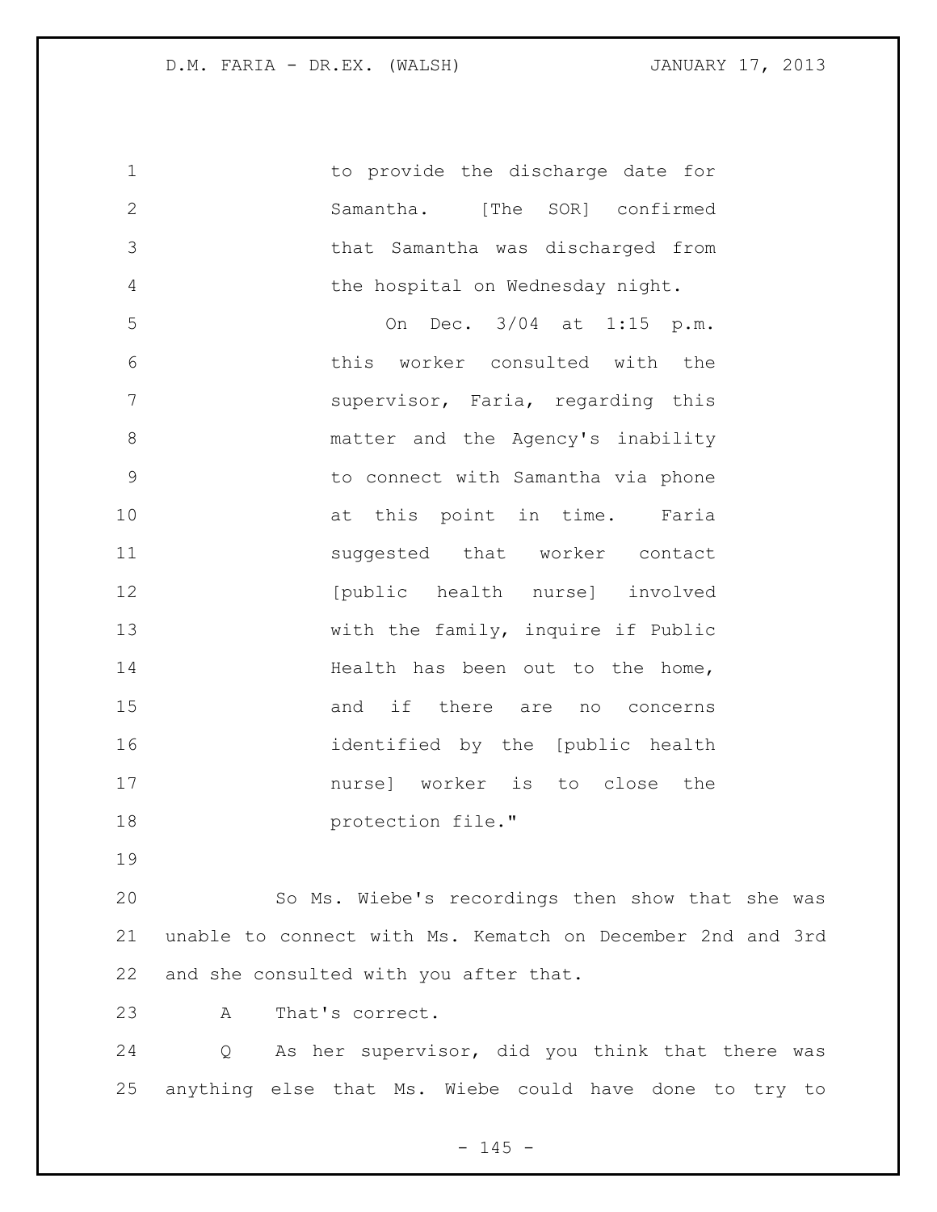to provide the discharge date for Samantha. [The SOR] confirmed that Samantha was discharged from the hospital on Wednesday night.

On Dec. 3/04 at 1:15 p.m. this worker consulted with the supervisor, Faria, regarding this matter and the Agency's inability to connect with Samantha via phone at this point in time. Faria suggested that worker contact [public health nurse] involved with the family, inquire if Public Health has been out to the home, and if there are no concerns identified by the [public health nurse] worker is to close the protection file."

So Ms. Wiebe's recordings then show that she was unable to connect with Ms. Kematch on December 2nd and 3rd and she consulted with you after that.

A That's correct.

Q As her supervisor, did you think that there was anything else that Ms. Wiebe could have done to try to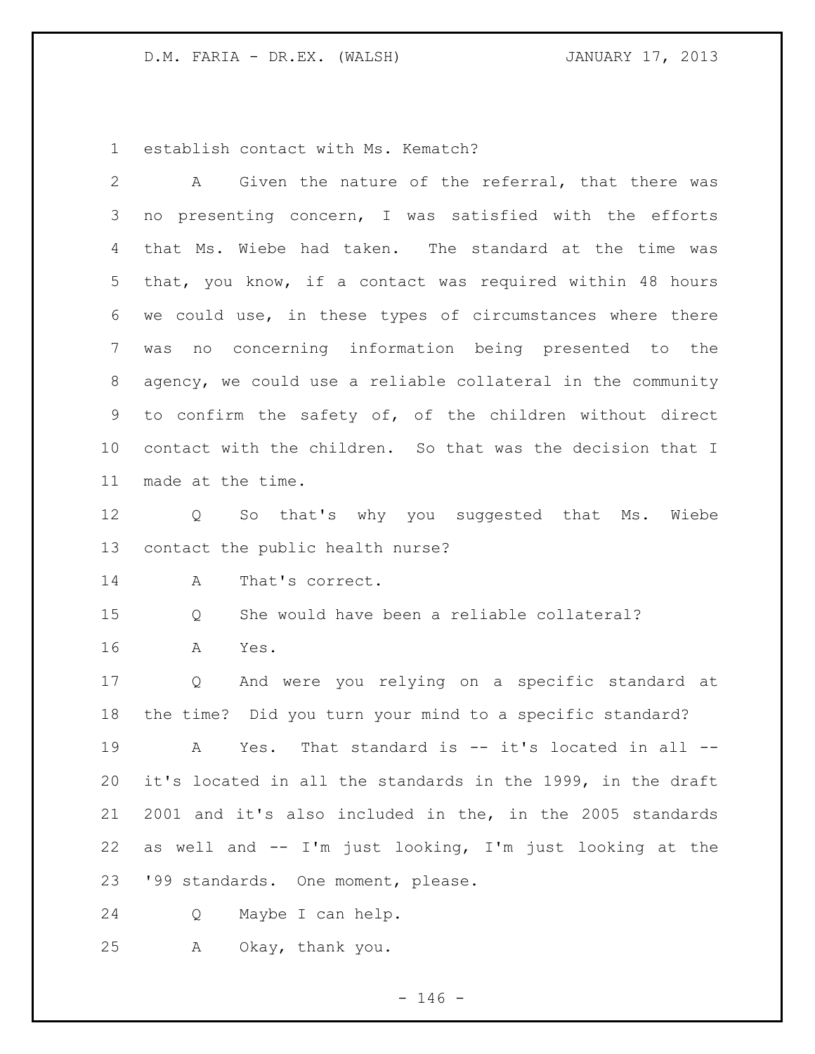establish contact with Ms. Kematch?

A Given the nature of the referral, that there was no presenting concern, I was satisfied with the efforts that Ms. Wiebe had taken. The standard at the time was that, you know, if a contact was required within 48 hours we could use, in these types of circumstances where there was no concerning information being presented to the agency, we could use a reliable collateral in the community to confirm the safety of, of the children without direct contact with the children. So that was the decision that I made at the time.

Q So that's why you suggested that Ms. Wiebe contact the public health nurse?

A That's correct.

Q She would have been a reliable collateral?

A Yes.

Q And were you relying on a specific standard at the time? Did you turn your mind to a specific standard?

A Yes. That standard is -- it's located in all -- it's located in all the standards in the 1999, in the draft 2001 and it's also included in the, in the 2005 standards as well and -- I'm just looking, I'm just looking at the '99 standards. One moment, please.

Q Maybe I can help.

A Okay, thank you.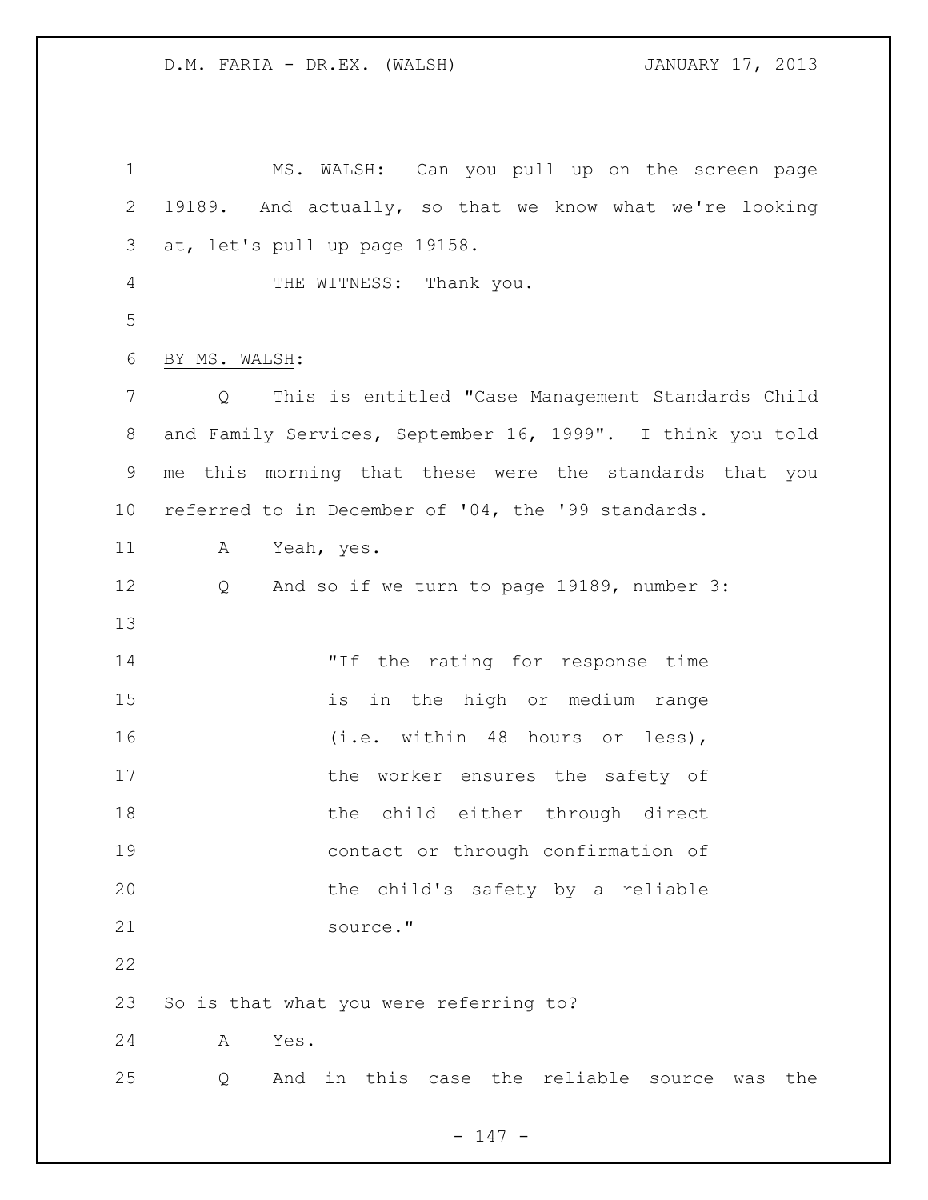MS. WALSH: Can you pull up on the screen page 19189. And actually, so that we know what we're looking at, let's pull up page 19158.

THE WITNESS: Thank you.

BY MS. WALSH:

Q This is entitled "Case Management Standards Child and Family Services, September 16, 1999". I think you told me this morning that these were the standards that you referred to in December of '04, the '99 standards.

A Yeah, yes.

Q And so if we turn to page 19189, number 3:

> "If the rating for response time is in the high or medium range (i.e. within 48 hours or less), the worker ensures the safety of the child either through direct contact or through confirmation of the child's safety by a reliable source."

So is that what you were referring to?

A Yes.

Q And in this case the reliable source was the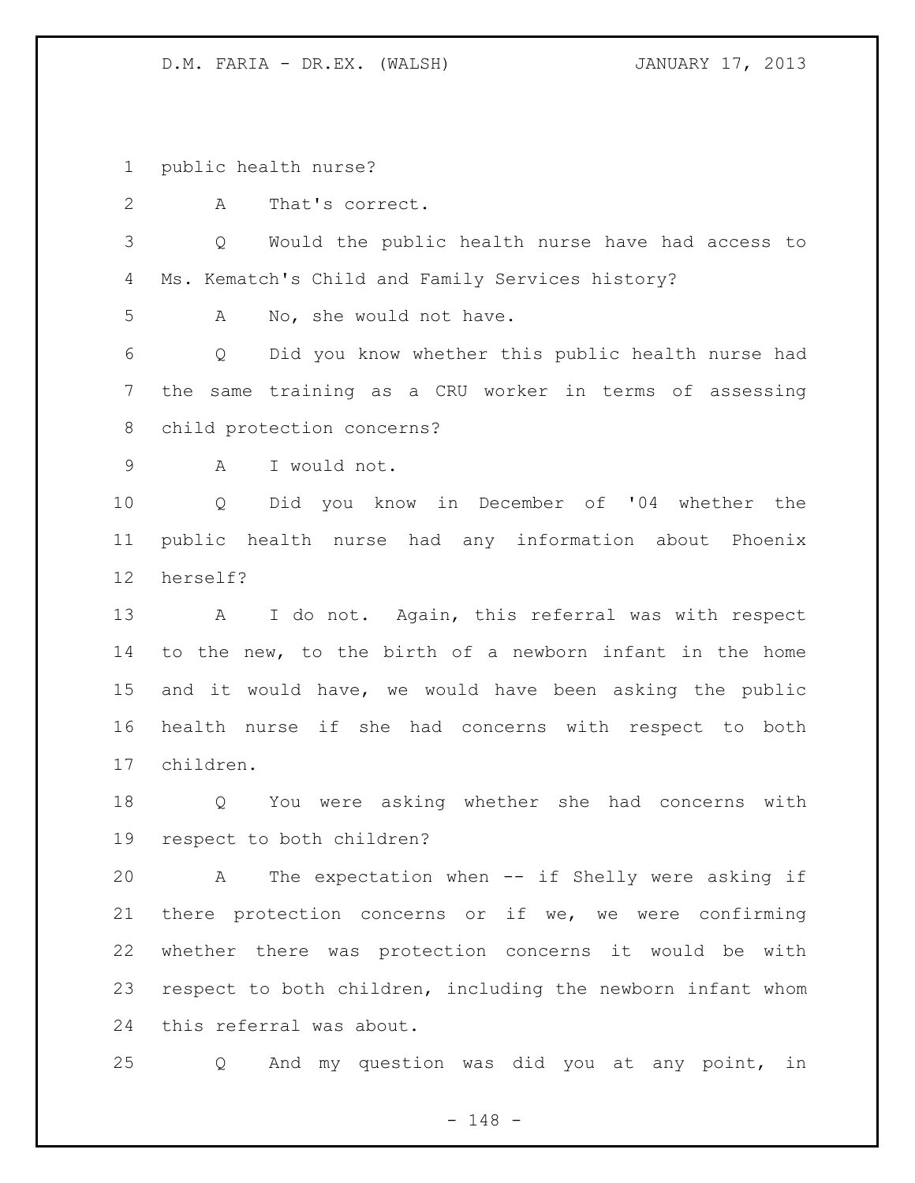public health nurse?

A That's correct.

Q Would the public health nurse have had access to Ms. Kematch's Child and Family Services history?

A No, she would not have.

Q Did you know whether this public health nurse had the same training as a CRU worker in terms of assessing child protection concerns?

A I would not.

Q Did you know in December of '04 whether the public health nurse had any information about Phoenix herself?

A I do not. Again, this referral was with respect to the new, to the birth of a newborn infant in the home and it would have, we would have been asking the public health nurse if she had concerns with respect to both children.

Q You were asking whether she had concerns with respect to both children?

A The expectation when -- if Shelly were asking if there protection concerns or if we, we were confirming whether there was protection concerns it would be with respect to both children, including the newborn infant whom this referral was about.

Q And my question was did you at any point, in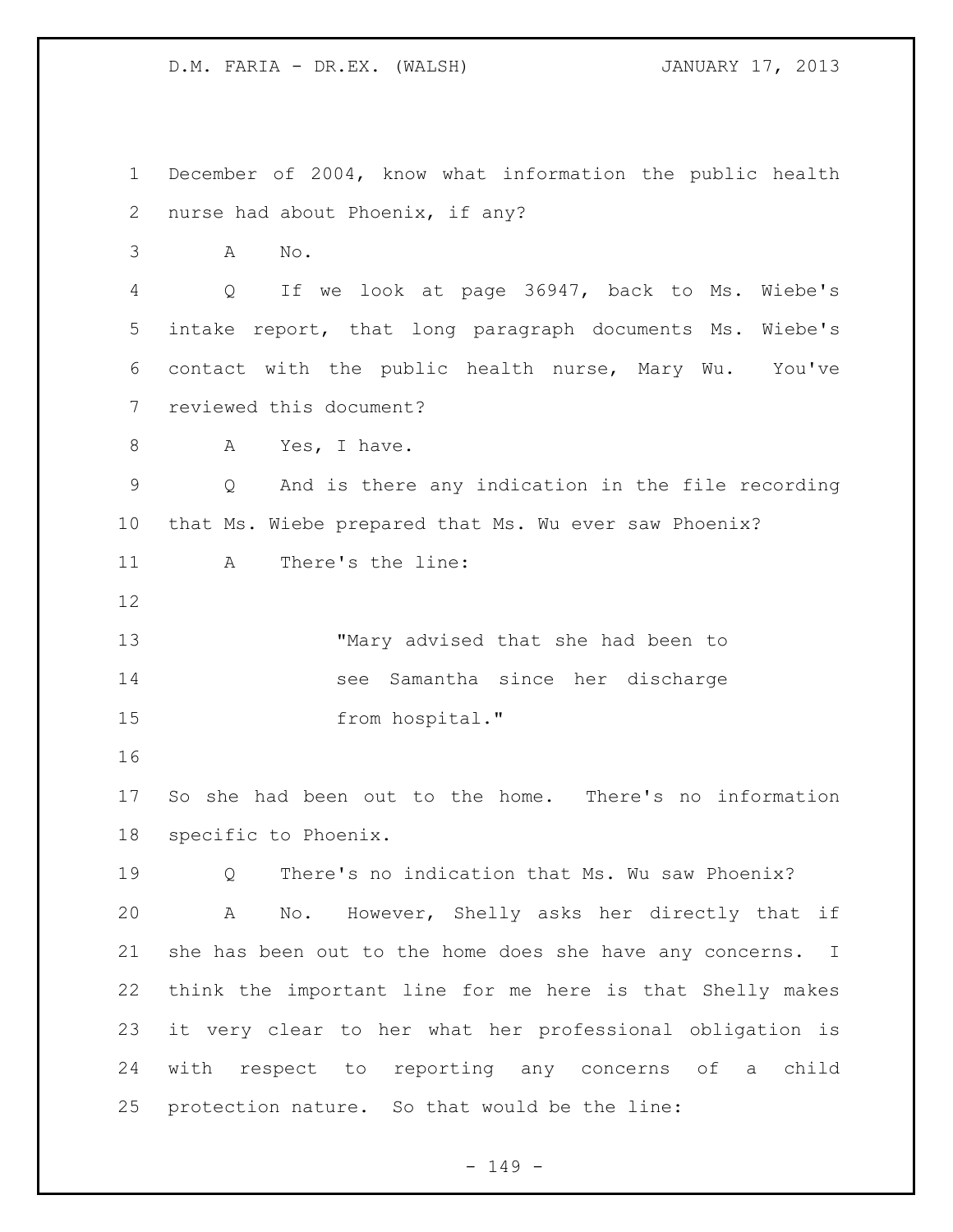December of 2004, know what information the public health nurse had about Phoenix, if any?

A No.

Q If we look at page 36947, back to Ms. Wiebe's intake report, that long paragraph documents Ms. Wiebe's contact with the public health nurse, Mary Wu. You've reviewed this document?

A Yes, I have.

Q And is there any indication in the file recording that Ms. Wiebe prepared that Ms. Wu ever saw Phoenix?

A There's the line:

> "Mary advised that she had been to see Samantha since her discharge from hospital."

So she had been out to the home. There's no information specific to Phoenix.

Q There's no indication that Ms. Wu saw Phoenix?

A No. However, Shelly asks her directly that if she has been out to the home does she have any concerns. I think the important line for me here is that Shelly makes it very clear to her what her professional obligation is with respect to reporting any concerns of a child protection nature. So that would be the line: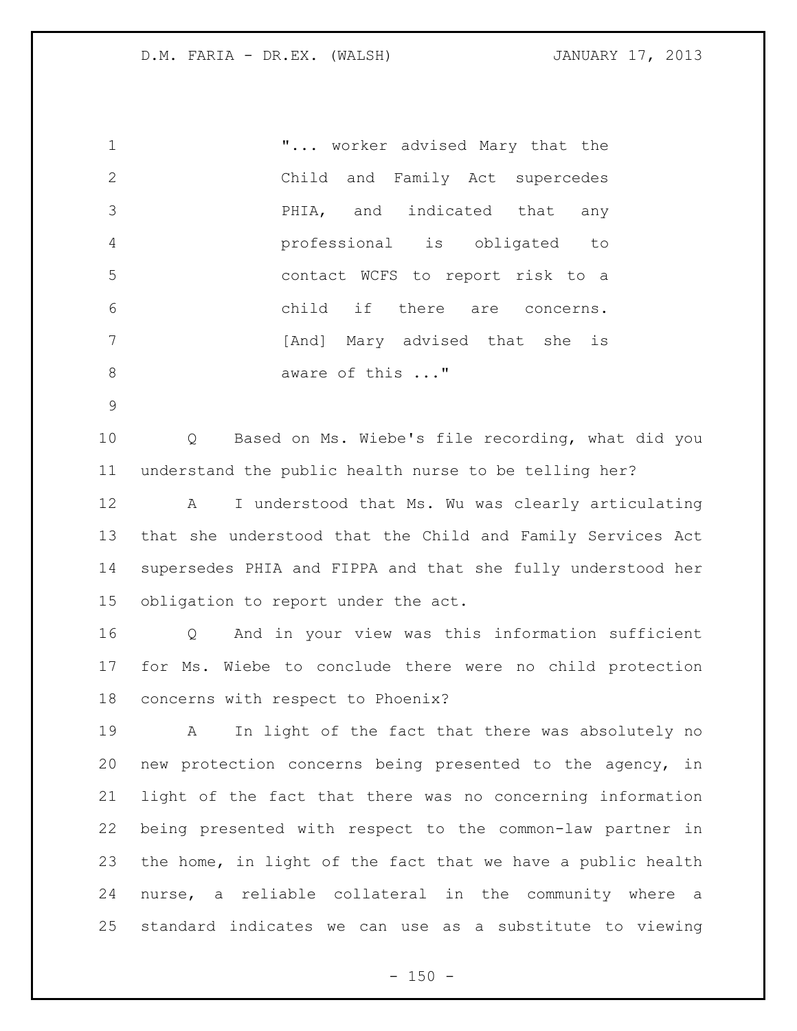"... worker advised Mary that the Child and Family Act supercedes PHIA, and indicated that any professional is obligated to contact WCFS to report risk to a child if there are concerns. [And] Mary advised that she is aware of this ..."

Q Based on Ms. Wiebe's file recording, what did you understand the public health nurse to be telling her?

A I understood that Ms. Wu was clearly articulating that she understood that the Child and Family Services Act supersedes PHIA and FIPPA and that she fully understood her obligation to report under the act.

Q And in your view was this information sufficient for Ms. Wiebe to conclude there were no child protection concerns with respect to Phoenix?

A In light of the fact that there was absolutely no new protection concerns being presented to the agency, in light of the fact that there was no concerning information being presented with respect to the common-law partner in the home, in light of the fact that we have a public health nurse, a reliable collateral in the community where a standard indicates we can use as a substitute to viewing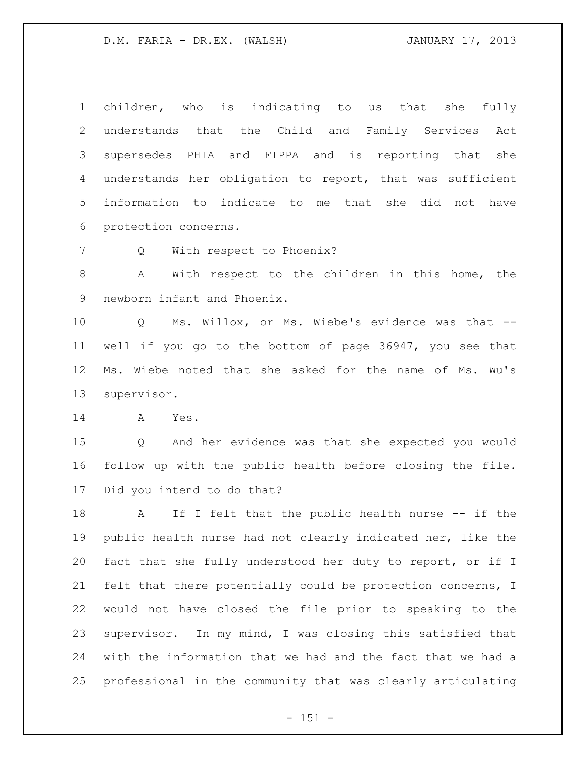children, who is indicating to us that she fully understands that the Child and Family Services Act supersedes PHIA and FIPPA and is reporting that she understands her obligation to report, that was sufficient information to indicate to me that she did not have protection concerns.

Q With respect to Phoenix?

A With respect to the children in this home, the newborn infant and Phoenix.

Q Ms. Willox, or Ms. Wiebe's evidence was that -- well if you go to the bottom of page 36947, you see that Ms. Wiebe noted that she asked for the name of Ms. Wu's supervisor.

A Yes.

Q And her evidence was that she expected you would follow up with the public health before closing the file. Did you intend to do that?

A If I felt that the public health nurse -- if the public health nurse had not clearly indicated her, like the fact that she fully understood her duty to report, or if I felt that there potentially could be protection concerns, I would not have closed the file prior to speaking to the supervisor. In my mind, I was closing this satisfied that with the information that we had and the fact that we had a professional in the community that was clearly articulating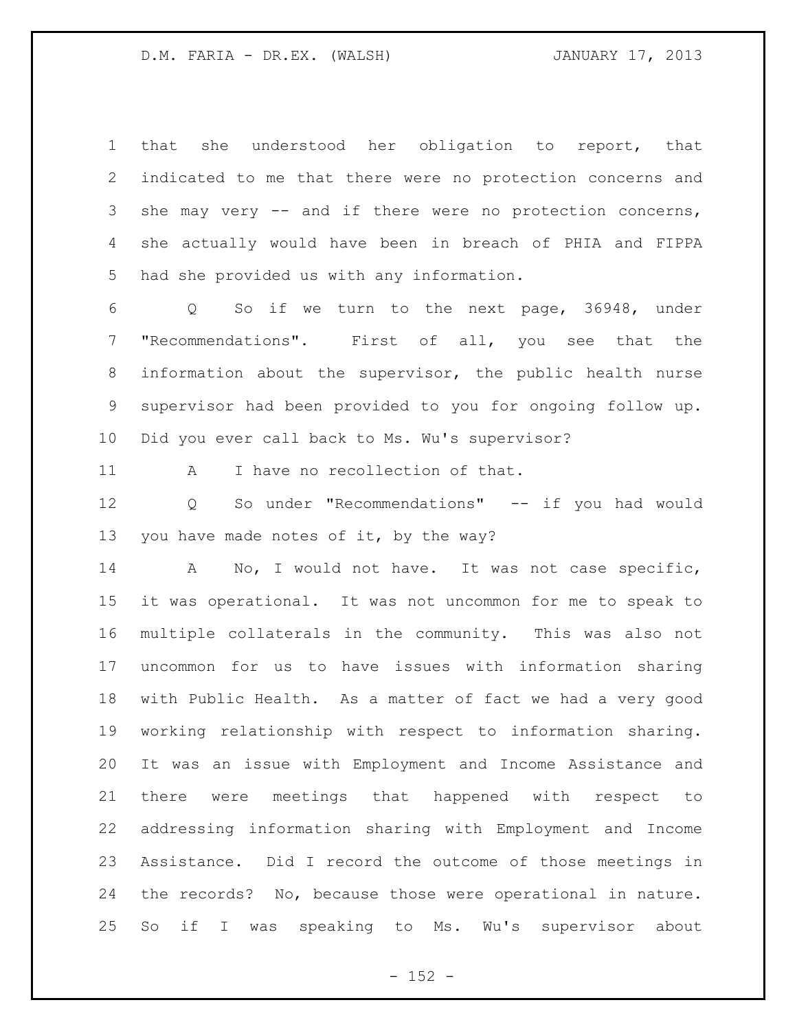that she understood her obligation to report, that indicated to me that there were no protection concerns and she may very -- and if there were no protection concerns, she actually would have been in breach of PHIA and FIPPA had she provided us with any information.

Q So if we turn to the next page, 36948, under "Recommendations". First of all, you see that the information about the supervisor, the public health nurse supervisor had been provided to you for ongoing follow up. Did you ever call back to Ms. Wu's supervisor?

A I have no recollection of that.

Q So under "Recommendations" -- if you had would you have made notes of it, by the way?

A No, I would not have. It was not case specific, it was operational. It was not uncommon for me to speak to multiple collaterals in the community. This was also not uncommon for us to have issues with information sharing with Public Health. As a matter of fact we had a very good working relationship with respect to information sharing. It was an issue with Employment and Income Assistance and there were meetings that happened with respect to addressing information sharing with Employment and Income Assistance. Did I record the outcome of those meetings in the records? No, because those were operational in nature. So if I was speaking to Ms. Wu's supervisor about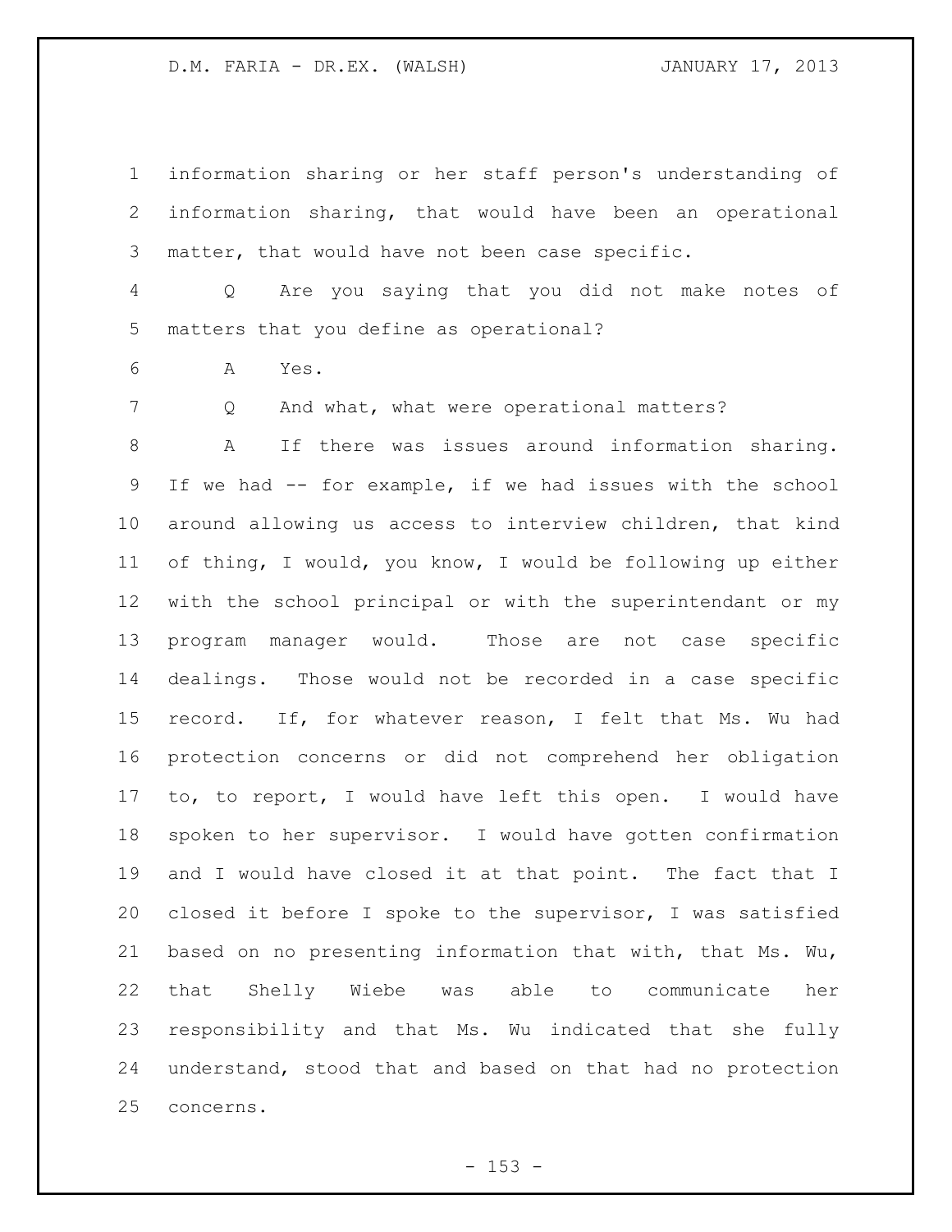information sharing or her staff person's understanding of information sharing, that would have been an operational matter, that would have not been case specific.

Q Are you saying that you did not make notes of matters that you define as operational?

A Yes.

Q And what, what were operational matters?

A If there was issues around information sharing. If we had -- for example, if we had issues with the school around allowing us access to interview children, that kind of thing, I would, you know, I would be following up either with the school principal or with the superintendant or my program manager would. Those are not case specific dealings. Those would not be recorded in a case specific record. If, for whatever reason, I felt that Ms. Wu had protection concerns or did not comprehend her obligation to, to report, I would have left this open. I would have spoken to her supervisor. I would have gotten confirmation and I would have closed it at that point. The fact that I closed it before I spoke to the supervisor, I was satisfied based on no presenting information that with, that Ms. Wu, that Shelly Wiebe was able to communicate her responsibility and that Ms. Wu indicated that she fully understand, stood that and based on that had no protection concerns.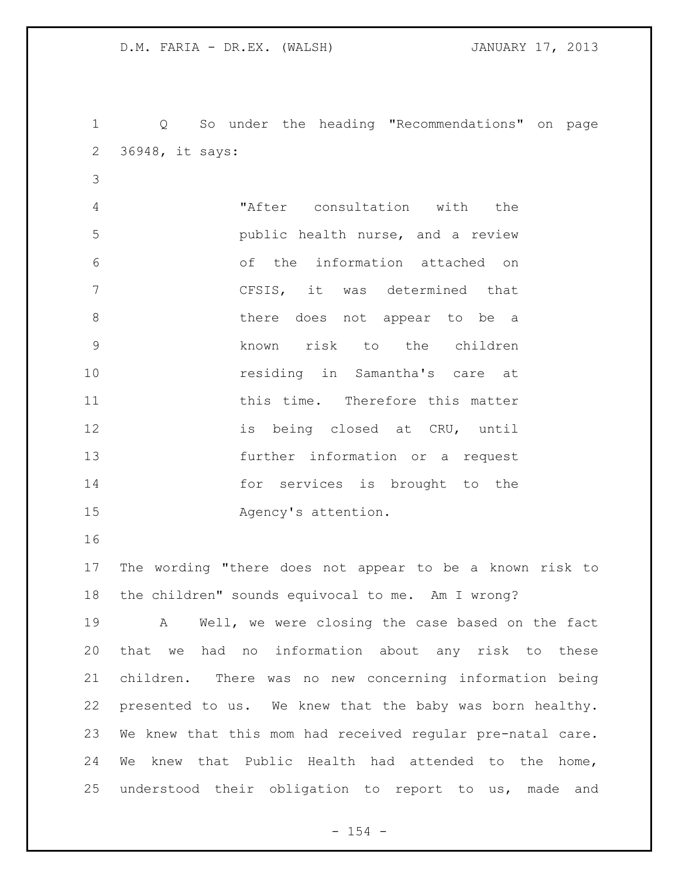Q So under the heading "Recommendations" on page 36948, it says:

> "After consultation with the public health nurse, and a review of the information attached on CFSIS, it was determined that there does not appear to be a known risk to the children residing in Samantha's care at this time. Therefore this matter is being closed at CRU, until further information or a request for services is brought to the Agency's attention.

The wording "there does not appear to be a known risk to the children" sounds equivocal to me. Am I wrong?

A Well, we were closing the case based on the fact that we had no information about any risk to these children. There was no new concerning information being presented to us. We knew that the baby was born healthy. We knew that this mom had received regular pre-natal care. We knew that Public Health had attended to the home, understood their obligation to report to us, made and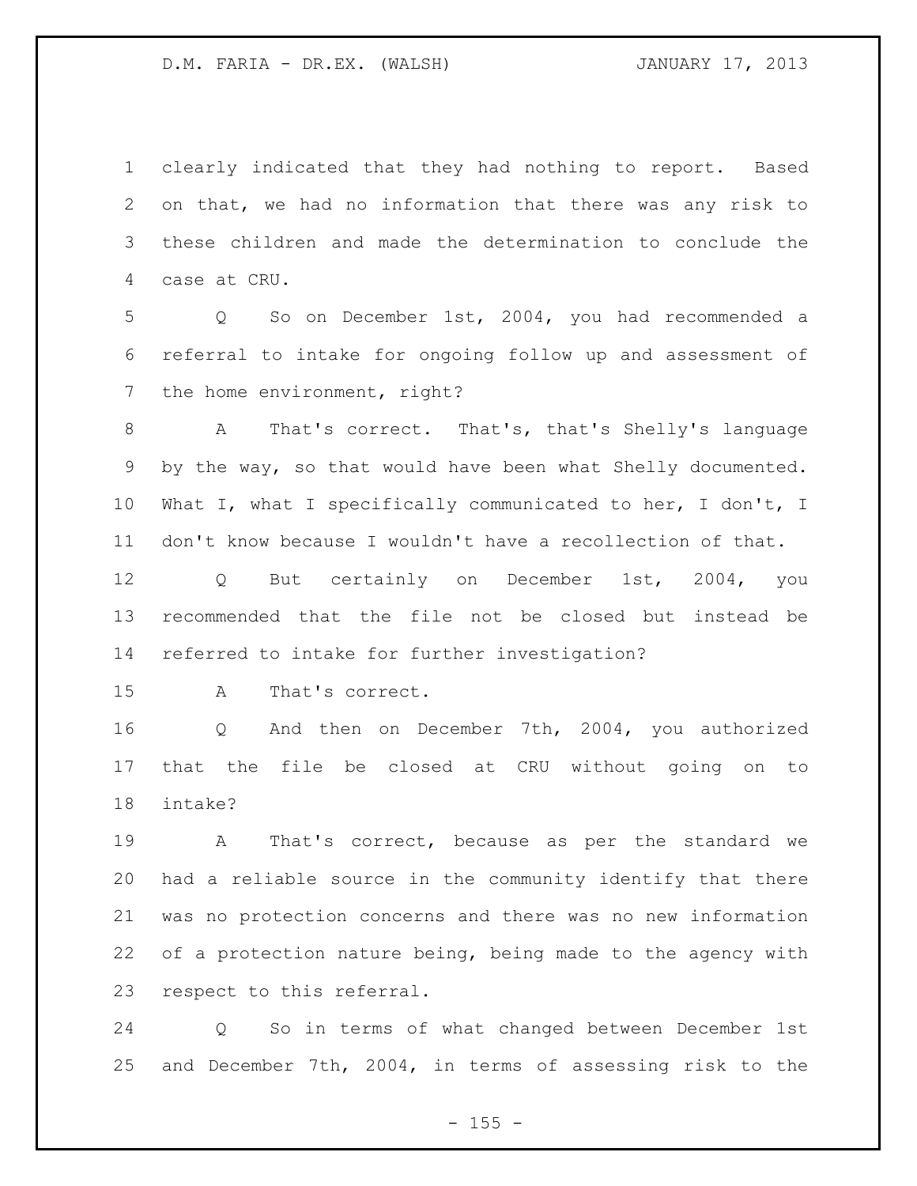clearly indicated that they had nothing to report. Based on that, we had no information that there was any risk to these children and made the determination to conclude the case at CRU.

Q So on December 1st, 2004, you had recommended a referral to intake for ongoing follow up and assessment of the home environment, right?

A That's correct. That's, that's Shelly's language by the way, so that would have been what Shelly documented. What I, what I specifically communicated to her, I don't, I don't know because I wouldn't have a recollection of that.

Q But certainly on December 1st, 2004, you recommended that the file not be closed but instead be referred to intake for further investigation?

A That's correct.

Q And then on December 7th, 2004, you authorized that the file be closed at CRU without going on to intake?

A That's correct, because as per the standard we had a reliable source in the community identify that there was no protection concerns and there was no new information of a protection nature being, being made to the agency with respect to this referral.

Q So in terms of what changed between December 1st and December 7th, 2004, in terms of assessing risk to the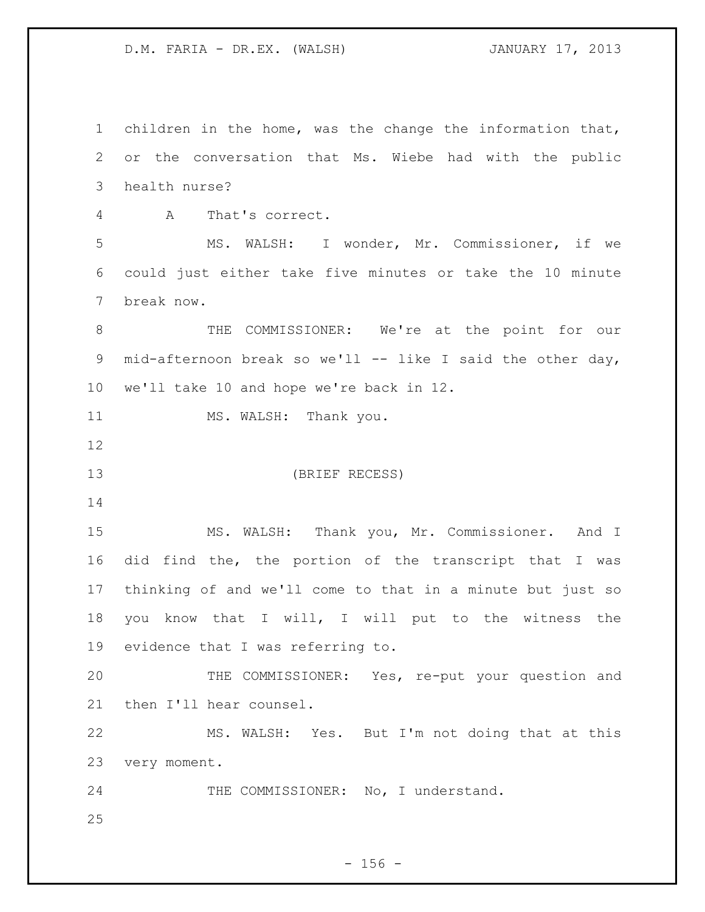children in the home, was the change the information that, or the conversation that Ms. Wiebe had with the public health nurse?

A That's correct.

MS. WALSH: I wonder, Mr. Commissioner, if we could just either take five minutes or take the 10 minute break now.

THE COMMISSIONER: We're at the point for our mid-afternoon break so we'll -- like I said the other day, we'll take 10 and hope we're back in 12.

MS. WALSH: Thank you.

(BRIEF RECESS)

MS. WALSH: Thank you, Mr. Commissioner. And I did find the, the portion of the transcript that I was thinking of and we'll come to that in a minute but just so you know that I will, I will put to the witness the evidence that I was referring to.

THE COMMISSIONER: Yes, re-put your question and then I'll hear counsel.

MS. WALSH: Yes. But I'm not doing that at this very moment.

THE COMMISSIONER: No, I understand.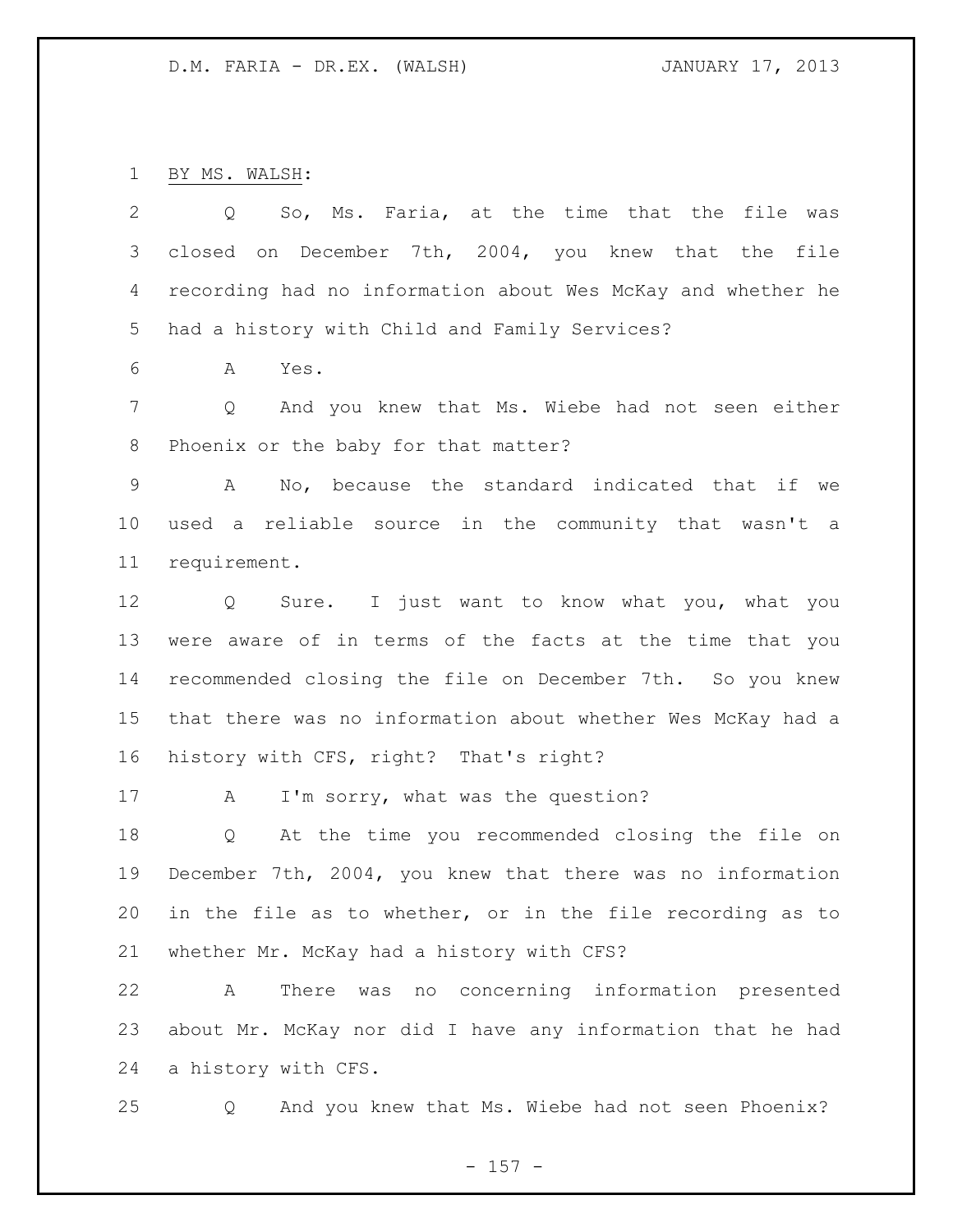BY MS. WALSH:

Q So, Ms. Faria, at the time that the file was closed on December 7th, 2004, you knew that the file recording had no information about Wes McKay and whether he had a history with Child and Family Services?

A Yes.

Q And you knew that Ms. Wiebe had not seen either Phoenix or the baby for that matter?

A No, because the standard indicated that if we used a reliable source in the community that wasn't a requirement.

Q Sure. I just want to know what you, what you were aware of in terms of the facts at the time that you recommended closing the file on December 7th. So you knew that there was no information about whether Wes McKay had a history with CFS, right? That's right?

A I'm sorry, what was the question?

Q At the time you recommended closing the file on December 7th, 2004, you knew that there was no information in the file as to whether, or in the file recording as to whether Mr. McKay had a history with CFS?

A There was no concerning information presented about Mr. McKay nor did I have any information that he had a history with CFS.

Q And you knew that Ms. Wiebe had not seen Phoenix?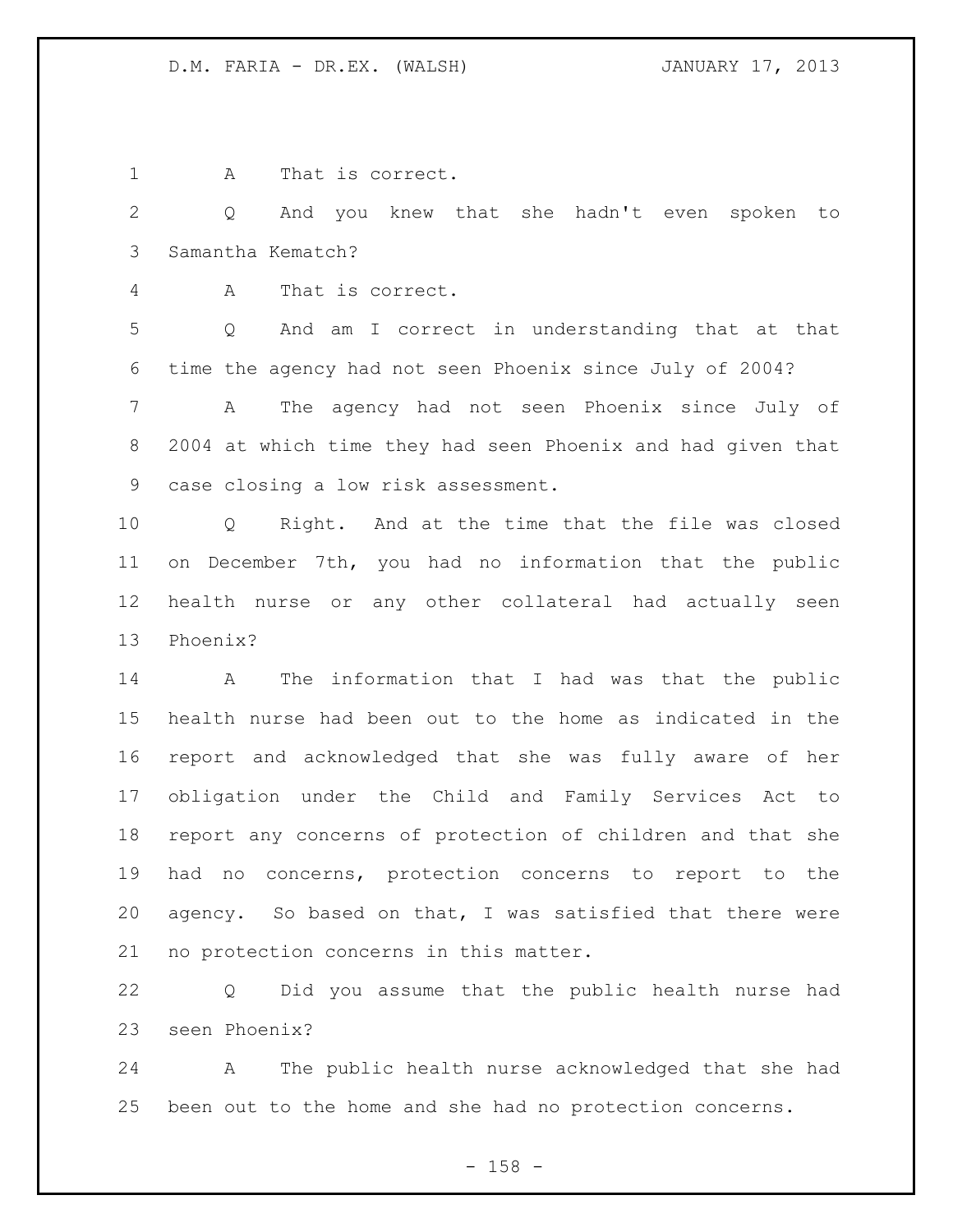1 A That is correct.

2 Q And you knew that she hadn't even spoken to

3 Samantha Kematch?

4 A That is correct.

5 Q And am I correct in understanding that at that

6 time the agency had not seen Phoenix since July of 2004?

7 A The agency had not seen Phoenix since July of

8 2004 at which time they had seen Phoenix and had given that

9 case closing a low risk assessment.

10 Q Right. And at the time that the file was closed

11 on December 7th, you had no information that the public

12 health nurse or any other collateral had actually seen

13 Phoenix?

14 A The information that I had was that the public

15 health nurse had been out to the home as indicated in the

16 report and acknowledged that she was fully aware of her

17 obligation under the Child and Family Services Act to

18 report any concerns of protection of children and that she

19 had no concerns, protection concerns to report to the

20 agency. So based on that, I was satisfied that there were

21 no protection concerns in this matter.

22 Q Did you assume that the public health nurse had

23 seen Phoenix?

24 A The public health nurse acknowledged that she had

25 been out to the home and she had no protection concerns.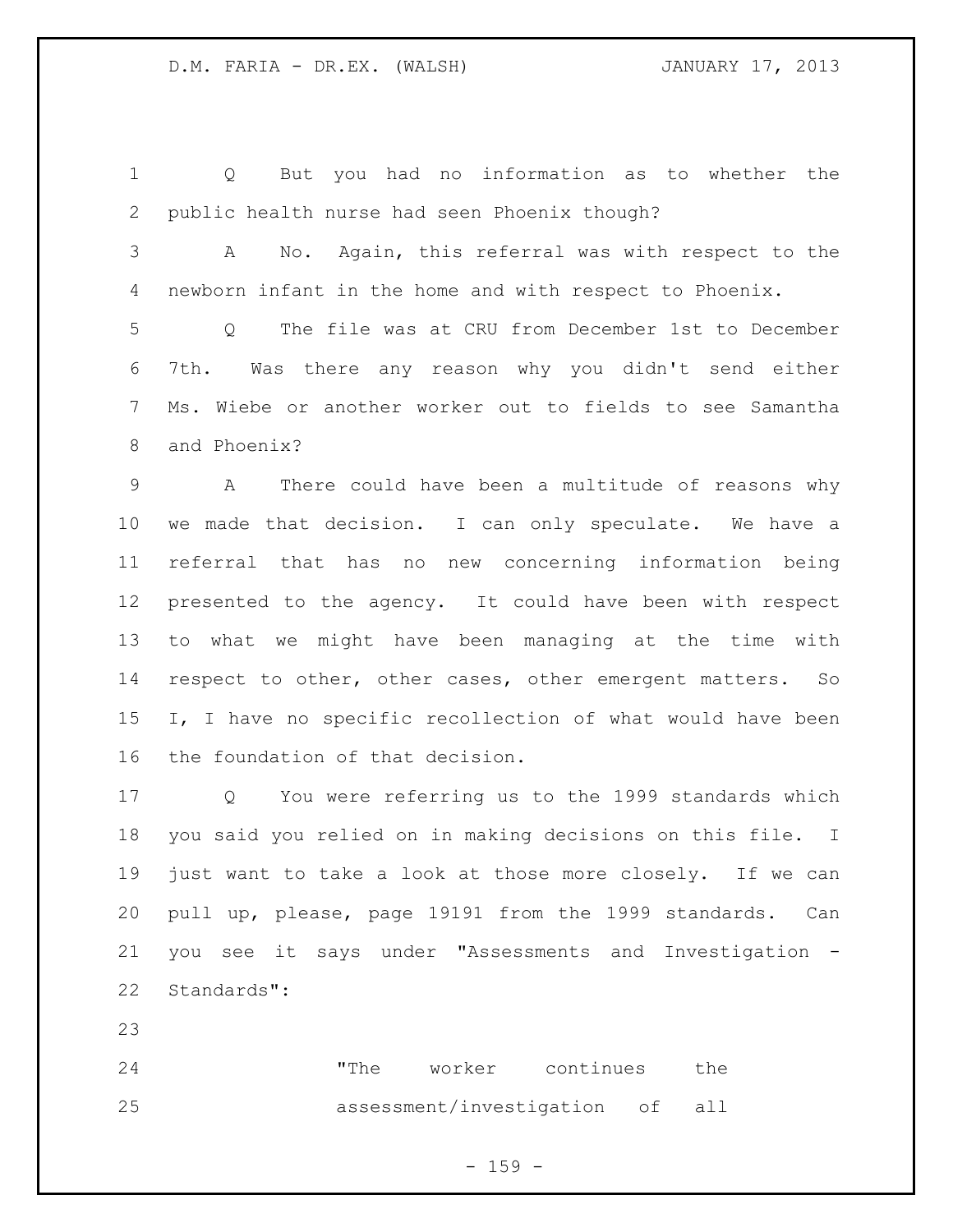Q But you had no information as to whether the public health nurse had seen Phoenix though?

A No. Again, this referral was with respect to the newborn infant in the home and with respect to Phoenix.

Q The file was at CRU from December 1st to December 7th. Was there any reason why you didn't send either Ms. Wiebe or another worker out to fields to see Samantha and Phoenix?

A There could have been a multitude of reasons why we made that decision. I can only speculate. We have a referral that has no new concerning information being presented to the agency. It could have been with respect to what we might have been managing at the time with respect to other, other cases, other emergent matters. So I, I have no specific recollection of what would have been the foundation of that decision.

Q You were referring us to the 1999 standards which you said you relied on in making decisions on this file. I just want to take a look at those more closely. If we can pull up, please, page 19191 from the 1999 standards. Can you see it says under "Assessments and Investigation - Standards":

> "The worker continues the assessment/investigation of all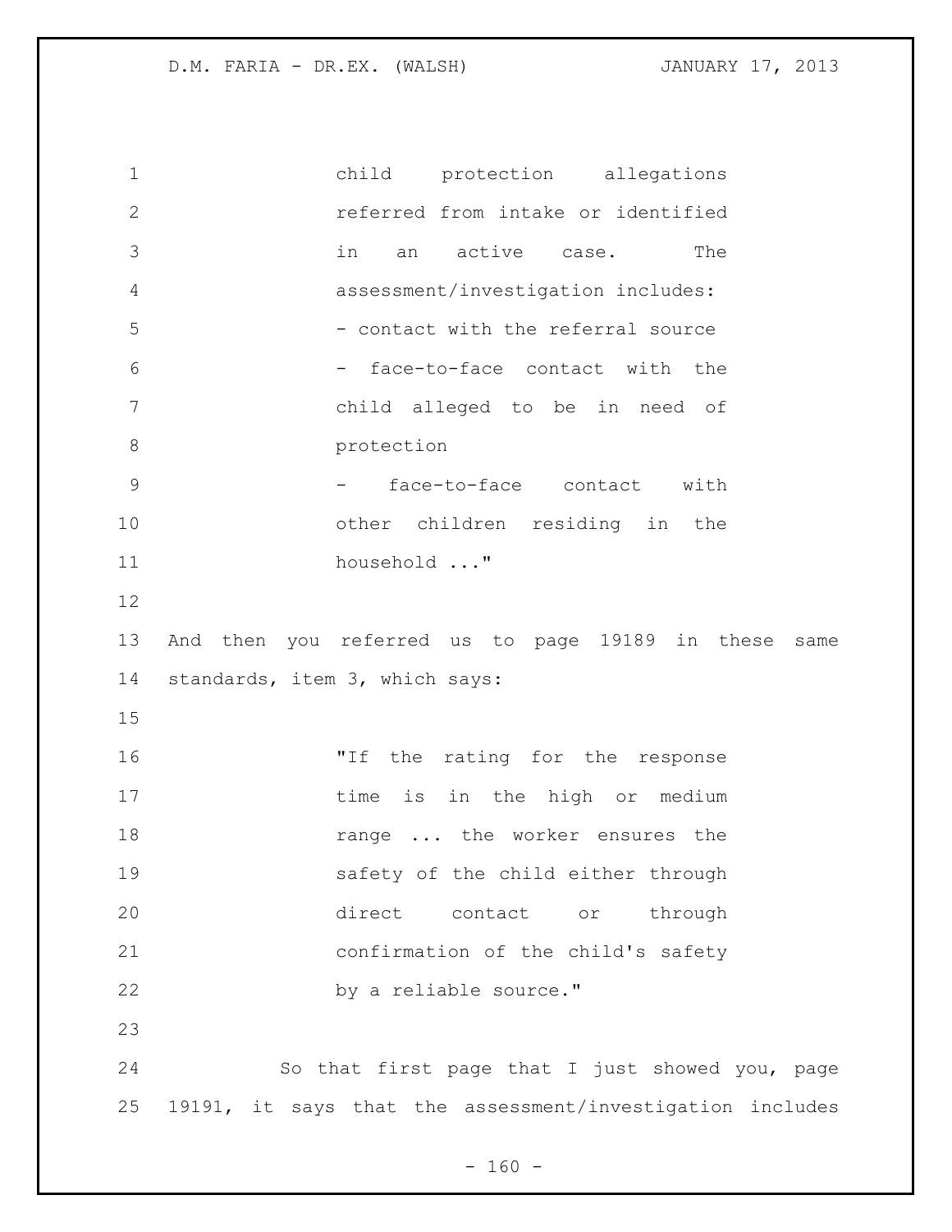> child protection allegations referred from intake or identified in an active case. The assessment/investigation includes:
> - contact with the referral source
> - face-to-face contact with the child alleged to be in need of protection
> - face-to-face contact with other children residing in the household ..."

And then you referred us to page 19189 in these same standards, item 3, which says:

> "If the rating for the response time is in the high or medium range ... the worker ensures the safety of the child either through direct contact or through confirmation of the child's safety by a reliable source."

So that first page that I just showed you, page 19191, it says that the assessment/investigation includes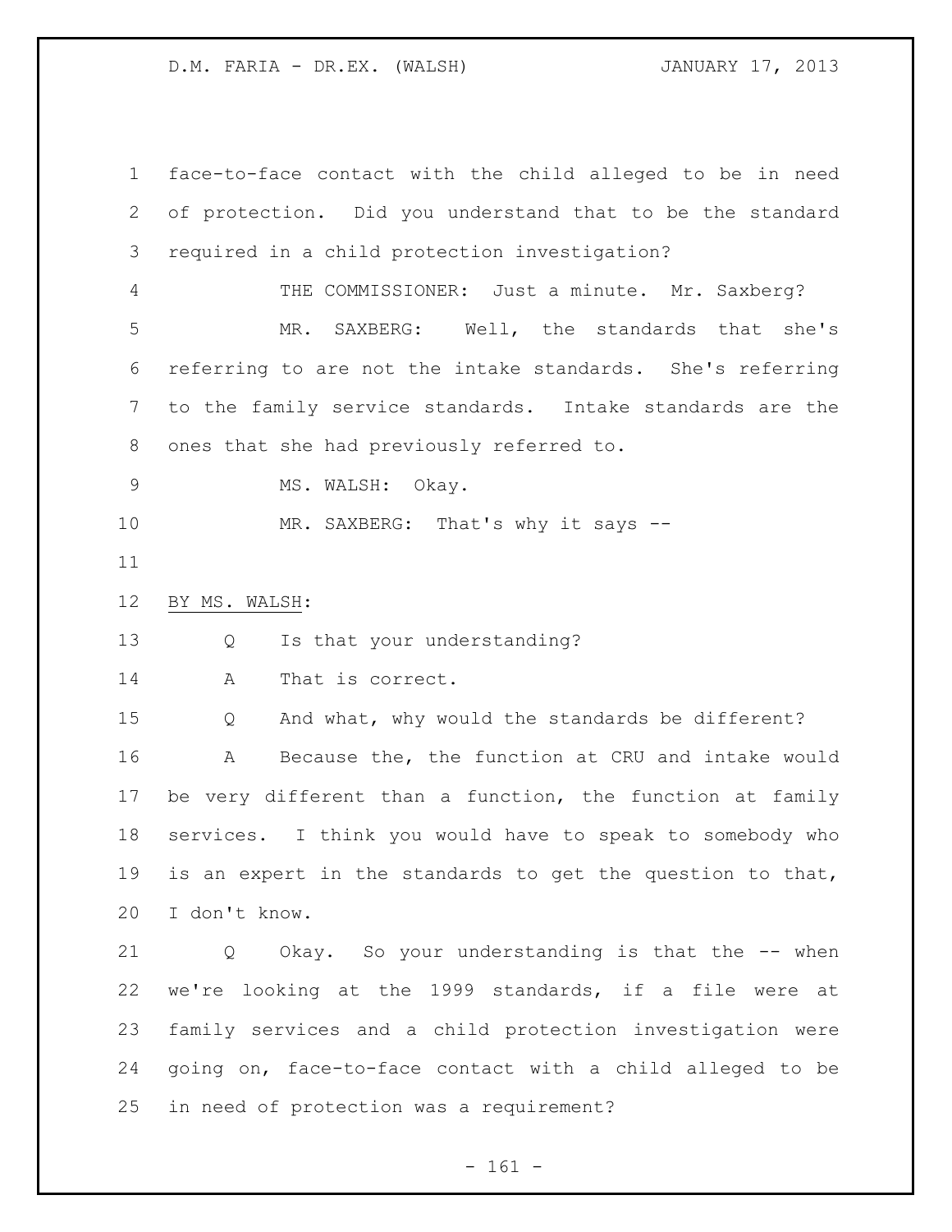face-to-face contact with the child alleged to be in need of protection. Did you understand that to be the standard required in a child protection investigation?

THE COMMISSIONER: Just a minute. Mr. Saxberg?

MR. SAXBERG: Well, the standards that she's referring to are not the intake standards. She's referring to the family service standards. Intake standards are the ones that she had previously referred to.

MS. WALSH: Okay.

MR. SAXBERG: That's why it says --

BY MS. WALSH:

Q Is that your understanding?

A That is correct.

Q And what, why would the standards be different?

A Because the, the function at CRU and intake would be very different than a function, the function at family services. I think you would have to speak to somebody who is an expert in the standards to get the question to that, I don't know.

Q Okay. So your understanding is that the -- when we're looking at the 1999 standards, if a file were at family services and a child protection investigation were going on, face-to-face contact with a child alleged to be in need of protection was a requirement?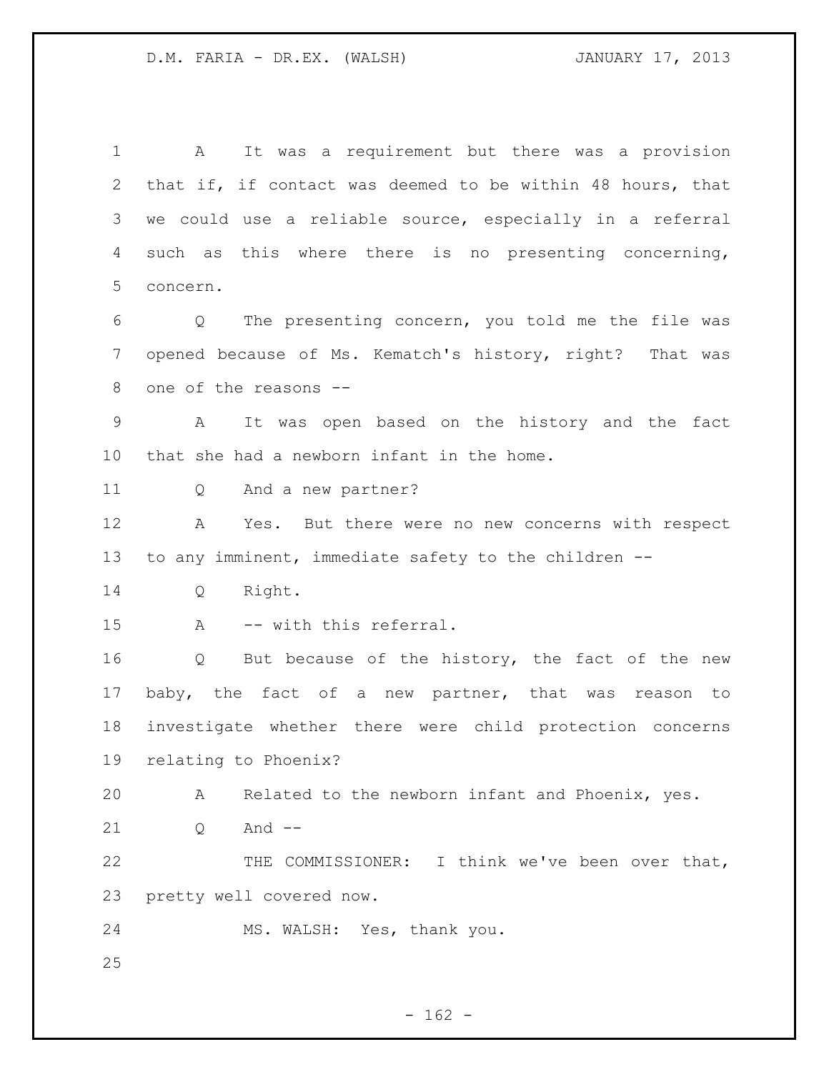A It was a requirement but there was a provision that if, if contact was deemed to be within 48 hours, that we could use a reliable source, especially in a referral such as this where there is no presenting concerning, concern.

Q The presenting concern, you told me the file was opened because of Ms. Kematch's history, right? That was one of the reasons --

A It was open based on the history and the fact that she had a newborn infant in the home.

Q And a new partner?

A Yes. But there were no new concerns with respect to any imminent, immediate safety to the children --

Q Right.

A -- with this referral.

Q But because of the history, the fact of the new baby, the fact of a new partner, that was reason to investigate whether there were child protection concerns relating to Phoenix?

A Related to the newborn infant and Phoenix, yes.

Q And --

THE COMMISSIONER: I think we've been over that, pretty well covered now.

MS. WALSH: Yes, thank you.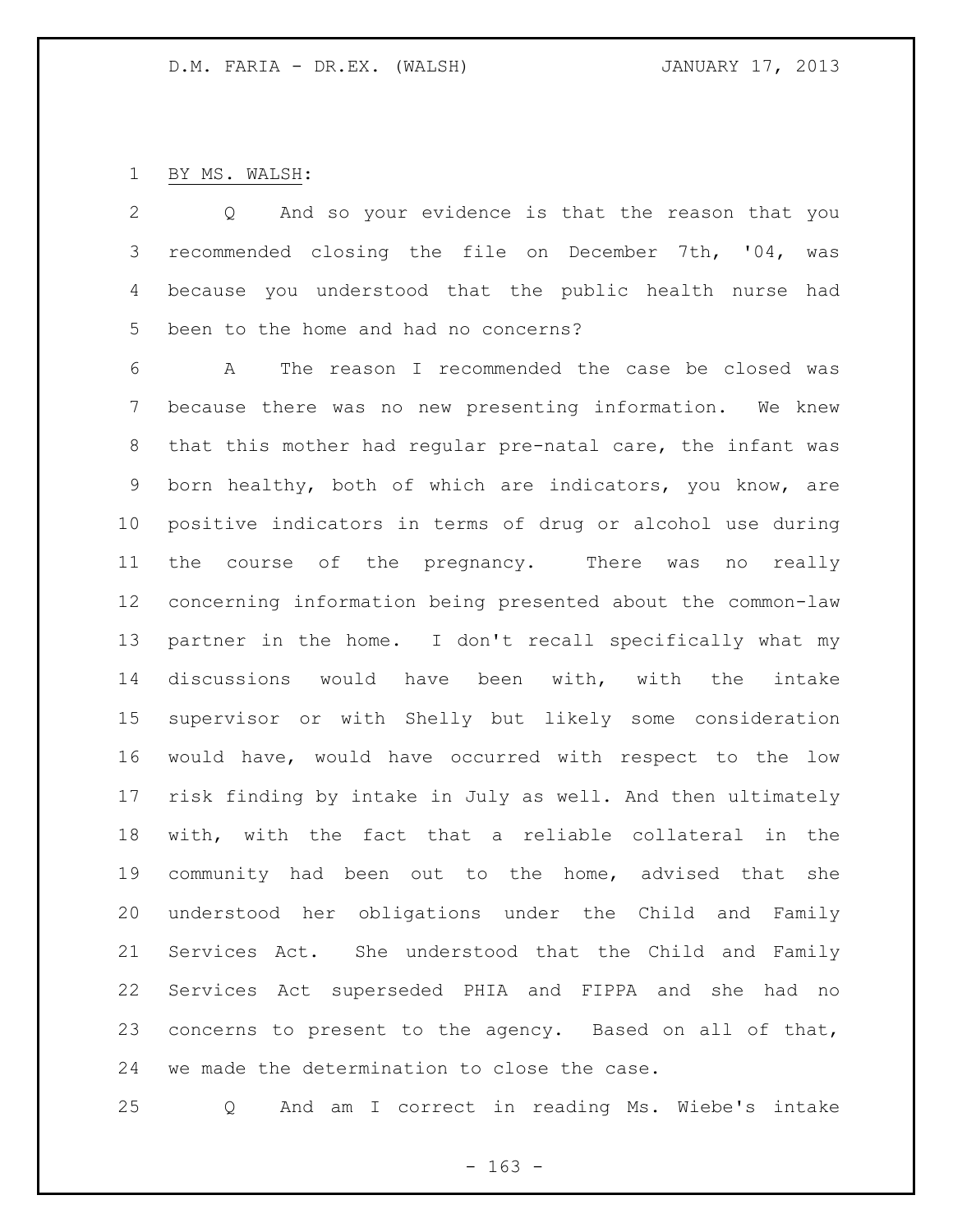BY MS. WALSH:

Q And so your evidence is that the reason that you recommended closing the file on December 7th, '04, was because you understood that the public health nurse had been to the home and had no concerns?

A The reason I recommended the case be closed was because there was no new presenting information. We knew that this mother had regular pre-natal care, the infant was born healthy, both of which are indicators, you know, are positive indicators in terms of drug or alcohol use during the course of the pregnancy. There was no really concerning information being presented about the common-law partner in the home. I don't recall specifically what my discussions would have been with, with the intake supervisor or with Shelly but likely some consideration would have, would have occurred with respect to the low risk finding by intake in July as well. And then ultimately with, with the fact that a reliable collateral in the community had been out to the home, advised that she understood her obligations under the Child and Family Services Act. She understood that the Child and Family Services Act superseded PHIA and FIPPA and she had no concerns to present to the agency. Based on all of that, we made the determination to close the case.

Q And am I correct in reading Ms. Wiebe's intake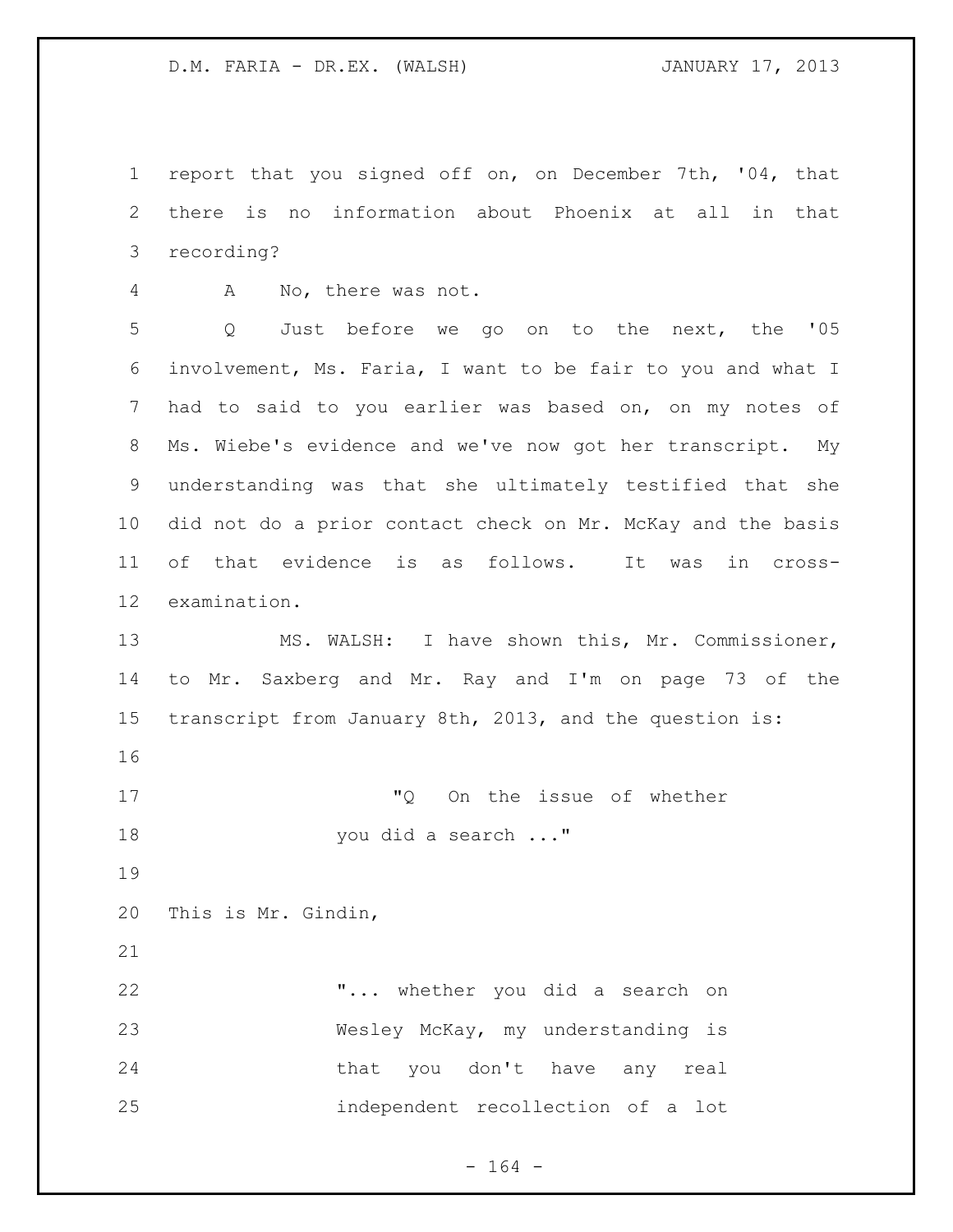report that you signed off on, on December 7th, '04, that there is no information about Phoenix at all in that recording?

A No, there was not.

Q Just before we go on to the next, the '05 involvement, Ms. Faria, I want to be fair to you and what I had to said to you earlier was based on, on my notes of Ms. Wiebe's evidence and we've now got her transcript. My understanding was that she ultimately testified that she did not do a prior contact check on Mr. McKay and the basis of that evidence is as follows. It was in cross-examination.

MS. WALSH: I have shown this, Mr. Commissioner, to Mr. Saxberg and Mr. Ray and I'm on page 73 of the transcript from January 8th, 2013, and the question is:

> "Q On the issue of whether you did a search ..."

This is Mr. Gindin,

> "... whether you did a search on Wesley McKay, my understanding is that you don't have any real independent recollection of a lot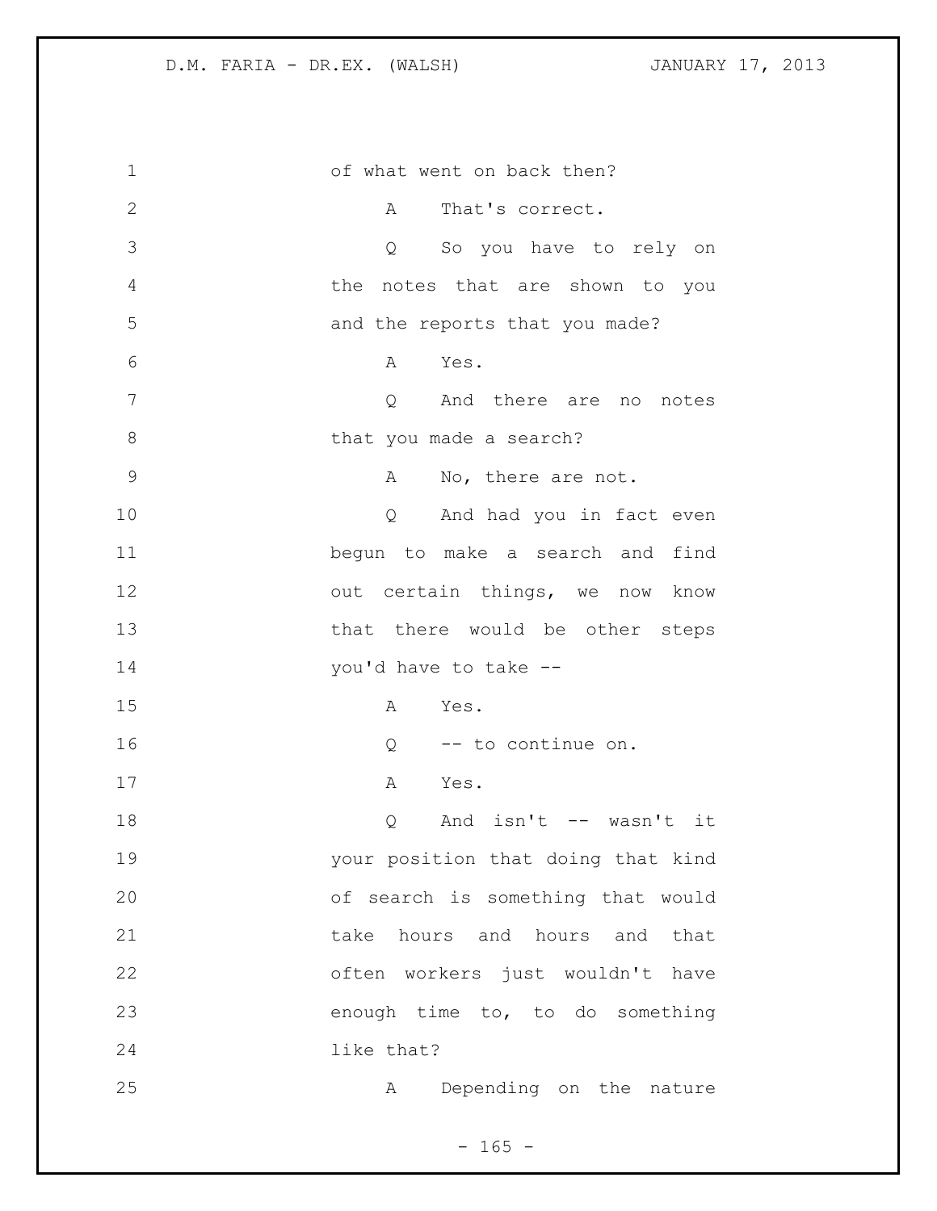of what went on back then?

A That's correct.

Q So you have to rely on the notes that are shown to you and the reports that you made?

A Yes.

Q And there are no notes that you made a search?

A No, there are not.

Q And had you in fact even begun to make a search and find out certain things, we now know that there would be other steps you'd have to take --

A Yes.

Q -- to continue on.

A Yes.

Q And isn't -- wasn't it your position that doing that kind of search is something that would take hours and hours and that often workers just wouldn't have enough time to, to do something like that?

A Depending on the nature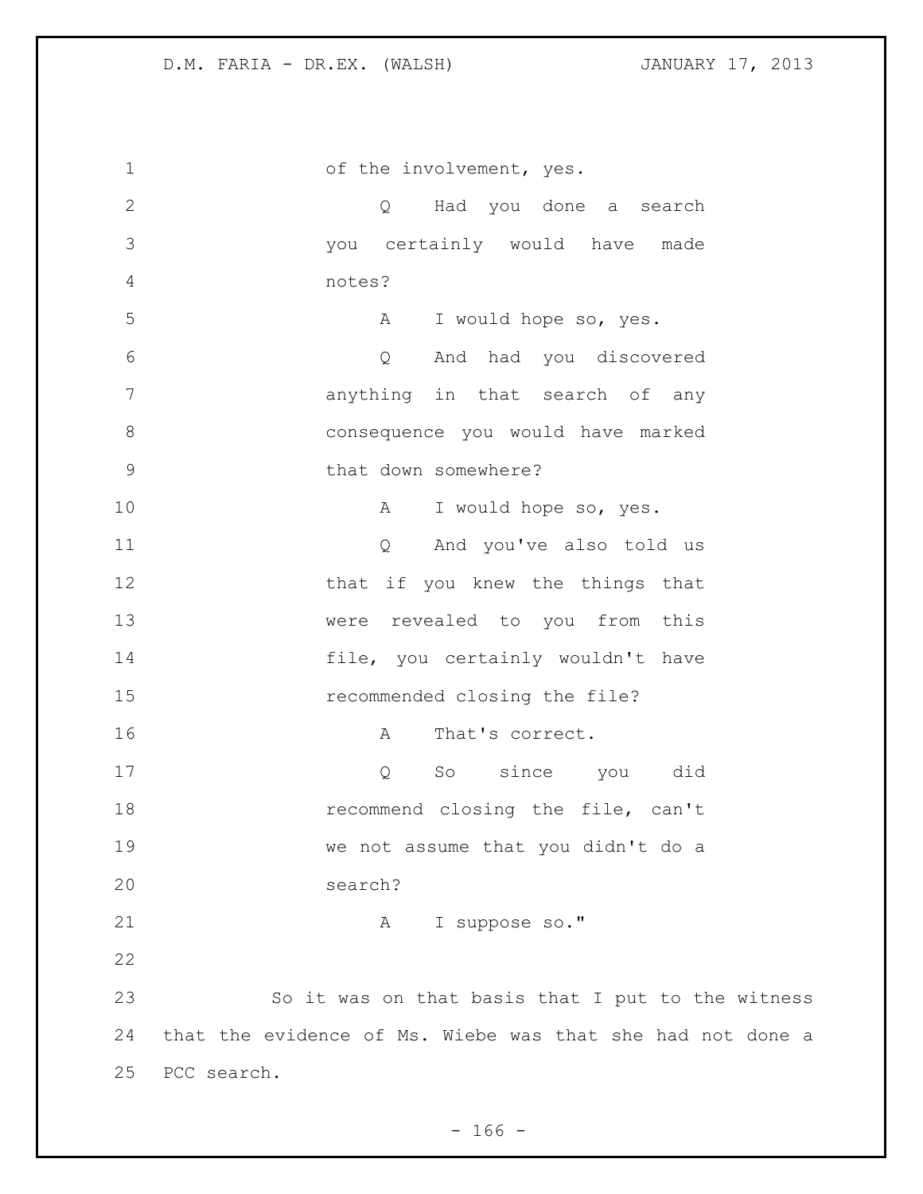of the involvement, yes.

Q Had you done a search you certainly would have made notes?

A I would hope so, yes.

Q And had you discovered anything in that search of any consequence you would have marked that down somewhere?

A I would hope so, yes.

Q And you've also told us that if you knew the things that were revealed to you from this file, you certainly wouldn't have recommended closing the file?

A That's correct.

Q So since you did recommend closing the file, can't we not assume that you didn't do a search?

A I suppose so."

So it was on that basis that I put to the witness that the evidence of Ms. Wiebe was that she had not done a PCC search.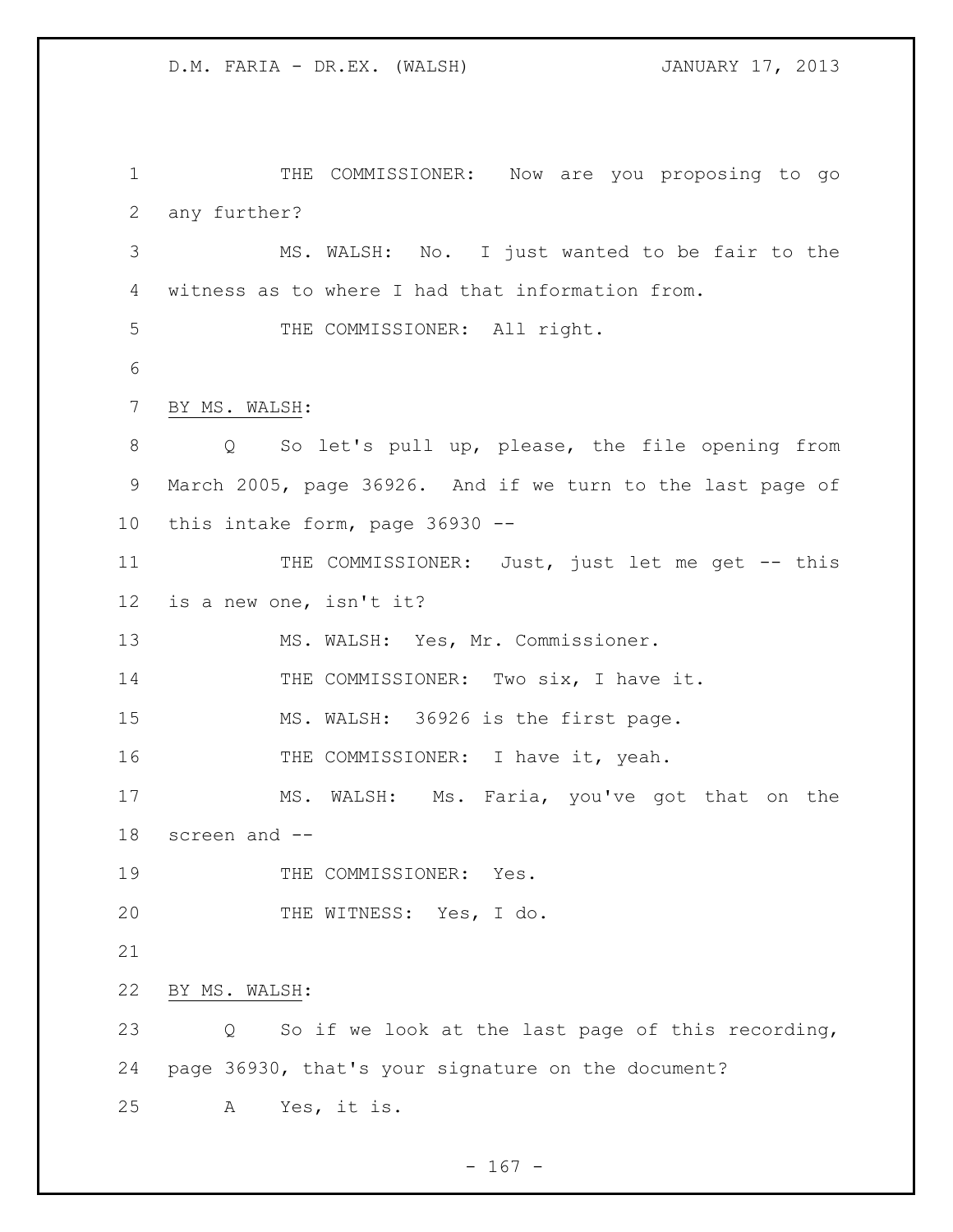THE COMMISSIONER: Now are you proposing to go any further?

MS. WALSH: No. I just wanted to be fair to the witness as to where I had that information from.

THE COMMISSIONER: All right.

BY MS. WALSH:

Q So let's pull up, please, the file opening from March 2005, page 36926. And if we turn to the last page of this intake form, page 36930 --

THE COMMISSIONER: Just, just let me get -- this is a new one, isn't it?

MS. WALSH: Yes, Mr. Commissioner.

THE COMMISSIONER: Two six, I have it.

MS. WALSH: 36926 is the first page.

THE COMMISSIONER: I have it, yeah.

MS. WALSH: Ms. Faria, you've got that on the screen and --

THE COMMISSIONER: Yes.

THE WITNESS: Yes, I do.

BY MS. WALSH:

Q So if we look at the last page of this recording, page 36930, that's your signature on the document?

A Yes, it is.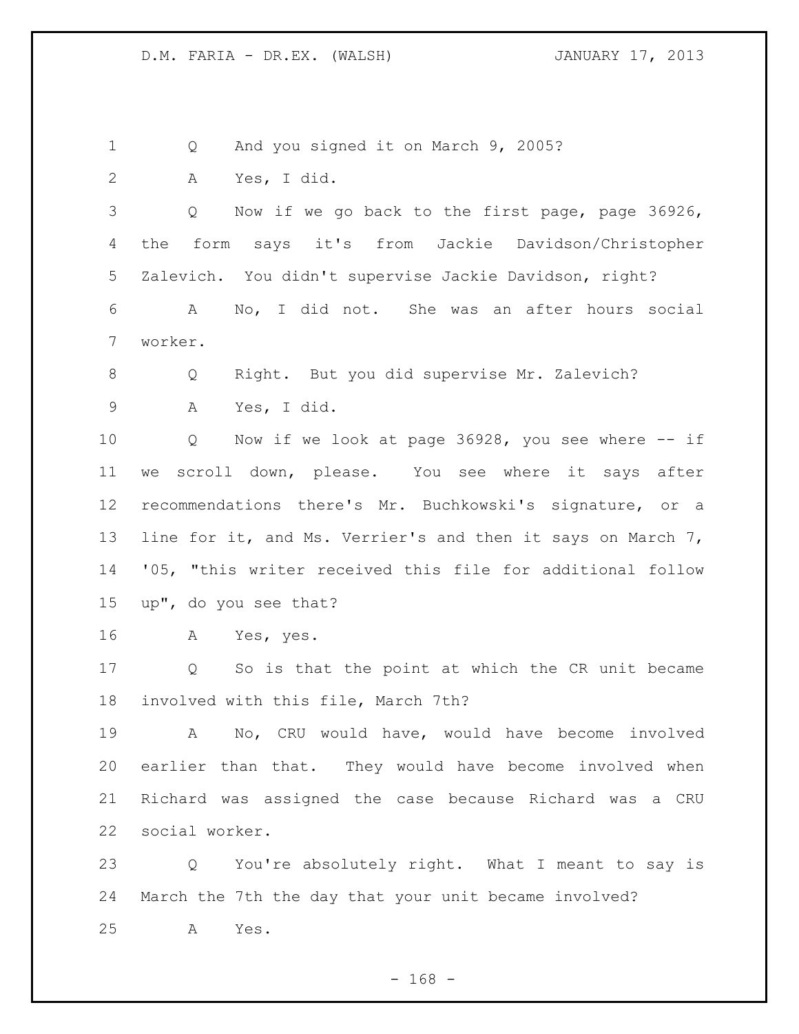Q And you signed it on March 9, 2005?

A Yes, I did.

Q Now if we go back to the first page, page 36926, the form says it's from Jackie Davidson/Christopher Zalevich. You didn't supervise Jackie Davidson, right?

A No, I did not. She was an after hours social worker.

Q Right. But you did supervise Mr. Zalevich?

A Yes, I did.

Q Now if we look at page 36928, you see where -- if we scroll down, please. You see where it says after recommendations there's Mr. Buchkowski's signature, or a line for it, and Ms. Verrier's and then it says on March 7, '05, "this writer received this file for additional follow up", do you see that?

A Yes, yes.

Q So is that the point at which the CR unit became involved with this file, March 7th?

A No, CRU would have, would have become involved earlier than that. They would have become involved when Richard was assigned the case because Richard was a CRU social worker.

Q You're absolutely right. What I meant to say is March the 7th the day that your unit became involved?

A Yes.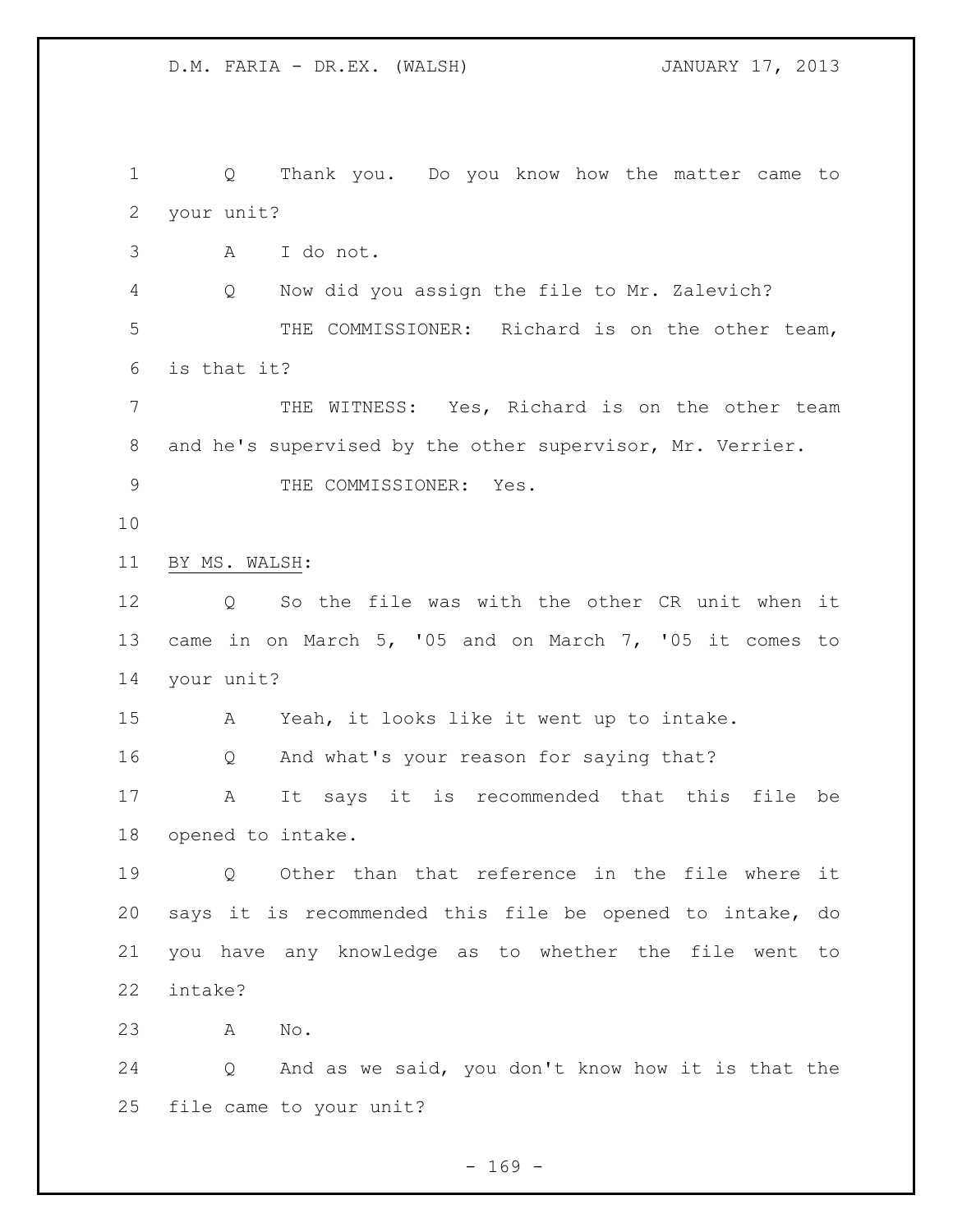Q Thank you. Do you know how the matter came to your unit?

A I do not.

Q Now did you assign the file to Mr. Zalevich?

THE COMMISSIONER: Richard is on the other team, is that it?

THE WITNESS: Yes, Richard is on the other team and he's supervised by the other supervisor, Mr. Verrier.

THE COMMISSIONER: Yes.

BY MS. WALSH:

Q So the file was with the other CR unit when it came in on March 5, '05 and on March 7, '05 it comes to your unit?

A Yeah, it looks like it went up to intake.

Q And what's your reason for saying that?

A It says it is recommended that this file be opened to intake.

Q Other than that reference in the file where it says it is recommended this file be opened to intake, do you have any knowledge as to whether the file went to intake?

A No.

Q And as we said, you don't know how it is that the file came to your unit?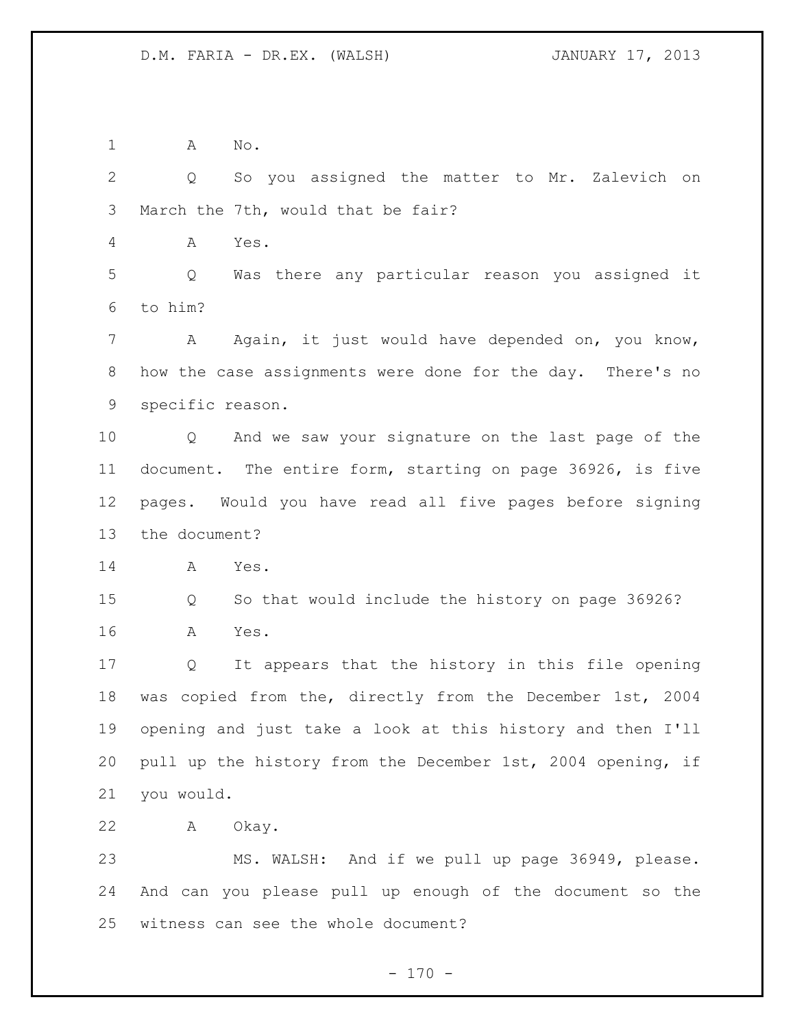A No.

Q So you assigned the matter to Mr. Zalevich on March the 7th, would that be fair?

A Yes.

Q Was there any particular reason you assigned it to him?

A Again, it just would have depended on, you know, how the case assignments were done for the day. There's no specific reason.

Q And we saw your signature on the last page of the document. The entire form, starting on page 36926, is five pages. Would you have read all five pages before signing the document?

A Yes.

Q So that would include the history on page 36926?

A Yes.

Q It appears that the history in this file opening was copied from the, directly from the December 1st, 2004 opening and just take a look at this history and then I'll pull up the history from the December 1st, 2004 opening, if you would.

A Okay.

MS. WALSH: And if we pull up page 36949, please. And can you please pull up enough of the document so the witness can see the whole document?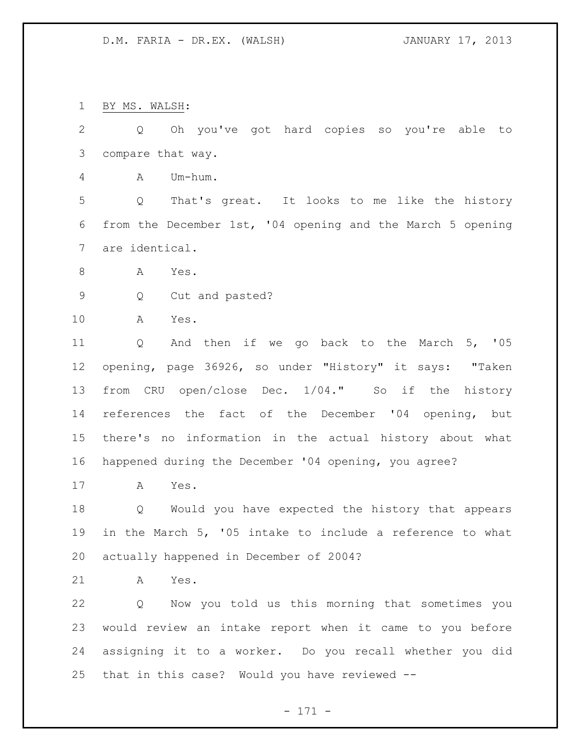BY MS. WALSH:

Q Oh you've got hard copies so you're able to compare that way.

A Um-hum.

Q That's great. It looks to me like the history from the December 1st, '04 opening and the March 5 opening are identical.

A Yes.

Q Cut and pasted?

A Yes.

Q And then if we go back to the March 5, '05 opening, page 36926, so under "History" it says: "Taken from CRU open/close Dec. 1/04." So if the history references the fact of the December '04 opening, but there's no information in the actual history about what happened during the December '04 opening, you agree?

A Yes.

Q Would you have expected the history that appears in the March 5, '05 intake to include a reference to what actually happened in December of 2004?

A Yes.

Q Now you told us this morning that sometimes you would review an intake report when it came to you before assigning it to a worker. Do you recall whether you did that in this case? Would you have reviewed --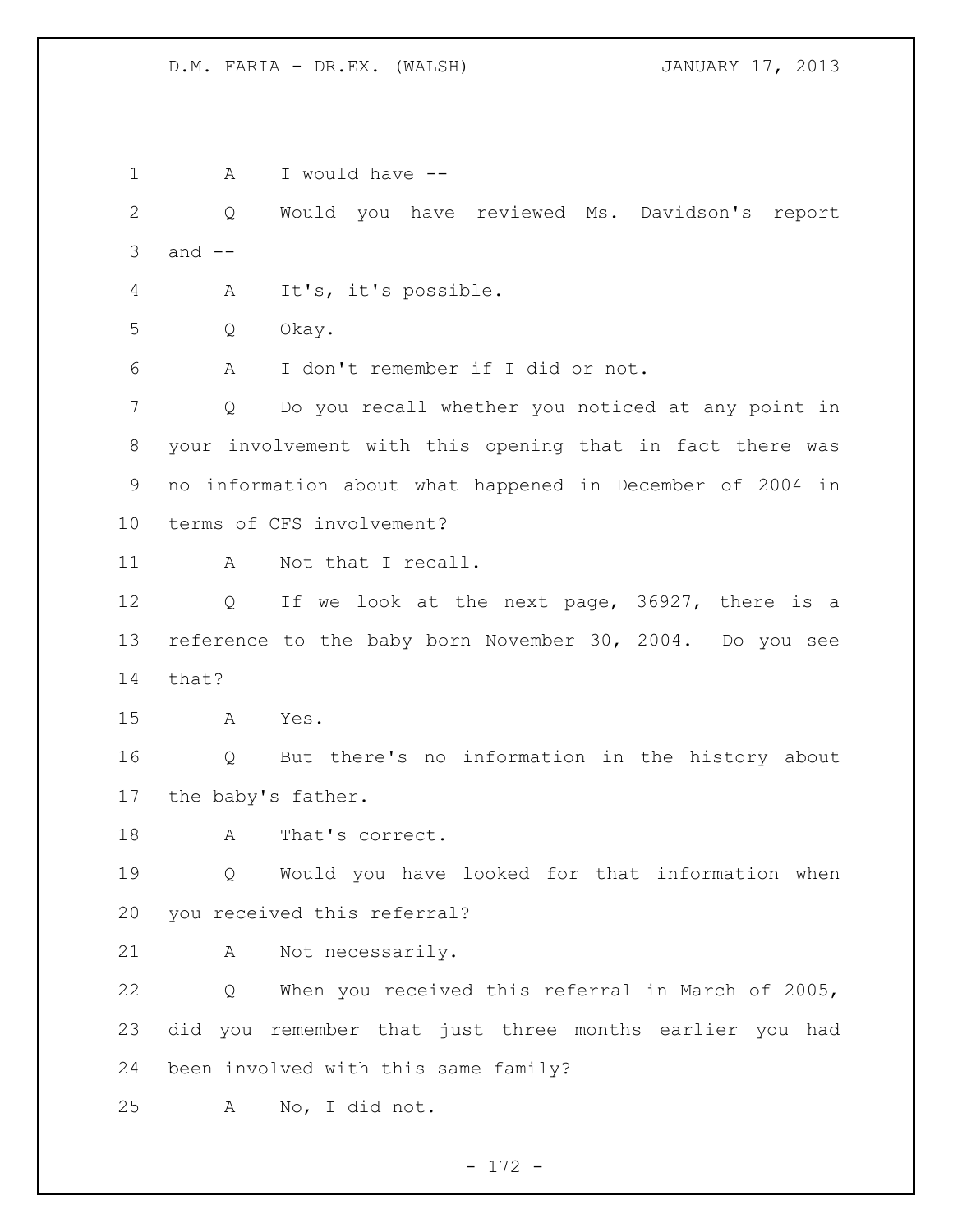A I would have --

Q Would you have reviewed Ms. Davidson's report and --

A It's, it's possible.

Q Okay.

A I don't remember if I did or not.

Q Do you recall whether you noticed at any point in your involvement with this opening that in fact there was no information about what happened in December of 2004 in terms of CFS involvement?

A Not that I recall.

Q If we look at the next page, 36927, there is a reference to the baby born November 30, 2004. Do you see that?

A Yes.

Q But there's no information in the history about the baby's father.

A That's correct.

Q Would you have looked for that information when you received this referral?

A Not necessarily.

Q When you received this referral in March of 2005, did you remember that just three months earlier you had been involved with this same family?

A No, I did not.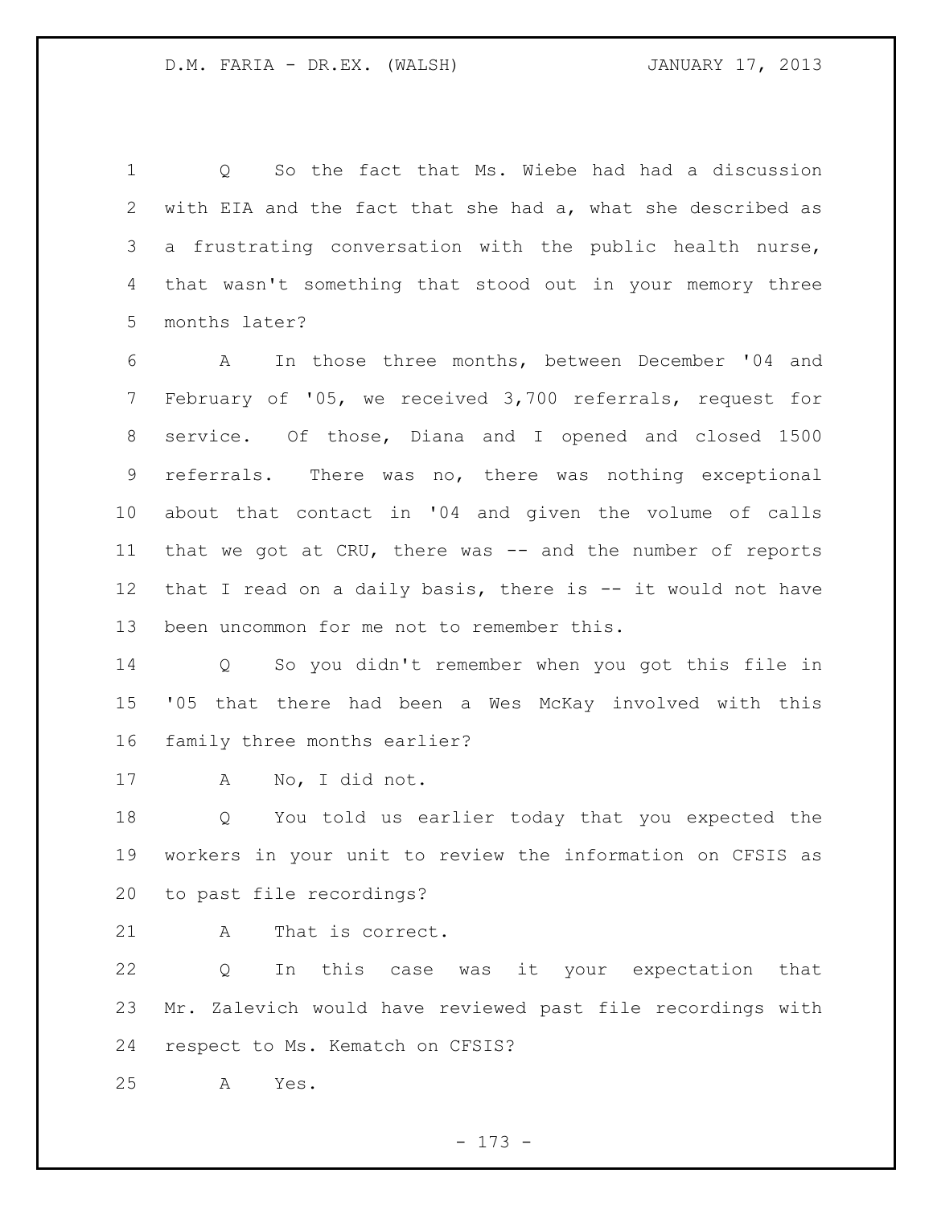Q So the fact that Ms. Wiebe had had a discussion with EIA and the fact that she had a, what she described as a frustrating conversation with the public health nurse, that wasn't something that stood out in your memory three months later?

A In those three months, between December '04 and February of '05, we received 3,700 referrals, request for service. Of those, Diana and I opened and closed 1500 referrals. There was no, there was nothing exceptional about that contact in '04 and given the volume of calls that we got at CRU, there was -- and the number of reports that I read on a daily basis, there is -- it would not have been uncommon for me not to remember this.

Q So you didn't remember when you got this file in '05 that there had been a Wes McKay involved with this family three months earlier?

A No, I did not.

Q You told us earlier today that you expected the workers in your unit to review the information on CFSIS as to past file recordings?

A That is correct.

Q In this case was it your expectation that Mr. Zalevich would have reviewed past file recordings with respect to Ms. Kematch on CFSIS?

A Yes.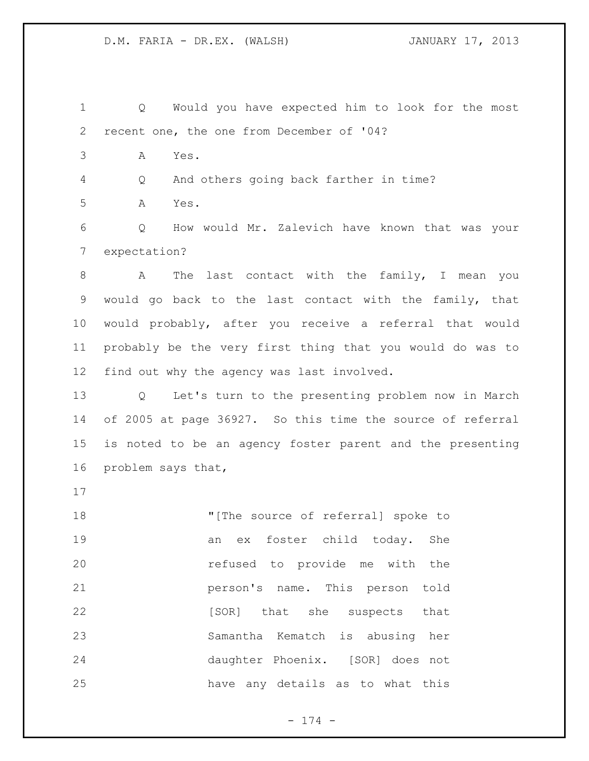Q Would you have expected him to look for the most recent one, the one from December of '04?

A Yes.

Q And others going back farther in time?

A Yes.

Q How would Mr. Zalevich have known that was your expectation?

A The last contact with the family, I mean you would go back to the last contact with the family, that would probably, after you receive a referral that would probably be the very first thing that you would do was to find out why the agency was last involved.

Q Let's turn to the presenting problem now in March of 2005 at page 36927. So this time the source of referral is noted to be an agency foster parent and the presenting problem says that,

> "[The source of referral] spoke to an ex foster child today. She refused to provide me with the person's name. This person told [SOR] that she suspects that Samantha Kematch is abusing her daughter Phoenix. [SOR] does not have any details as to what this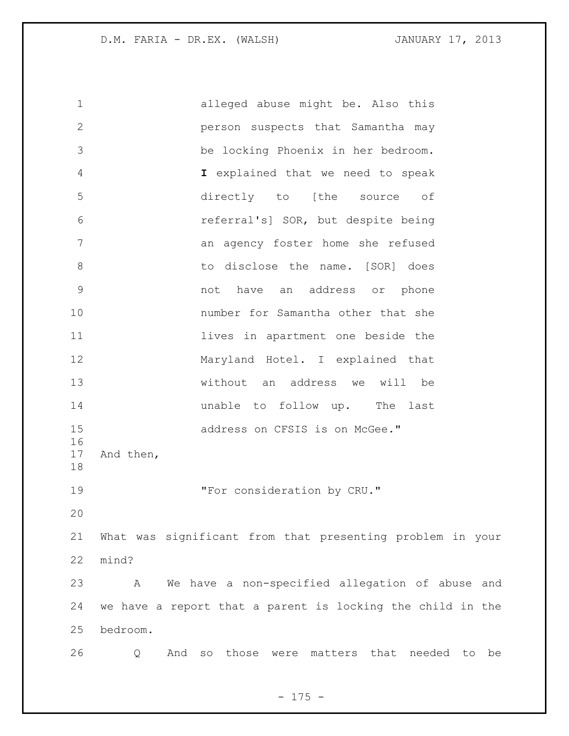> alleged abuse might be. Also this person suspects that Samantha may be locking Phoenix in her bedroom. **I** explained that we need to speak directly to [the source of referral's] SOR, but despite being an agency foster home she refused to disclose the name. [SOR] does not have an address or phone number for Samantha other that she lives in apartment one beside the Maryland Hotel. I explained that without an address we will be unable to follow up. The last address on CFSIS is on McGee."

And then,

> "For consideration by CRU."

What was significant from that presenting problem in your mind?

A We have a non-specified allegation of abuse and we have a report that a parent is locking the child in the bedroom.

Q And so those were matters that needed to be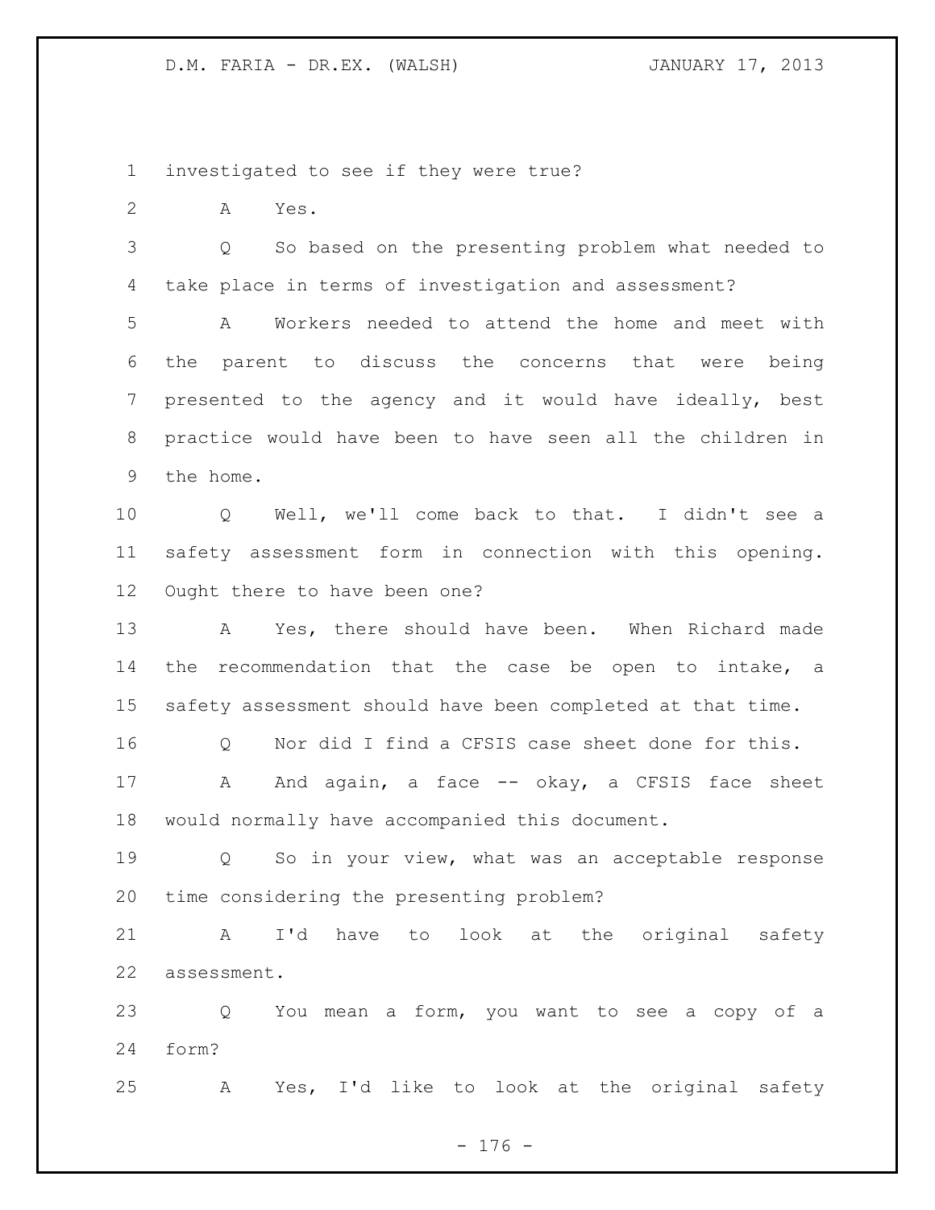investigated to see if they were true?

A Yes.

Q So based on the presenting problem what needed to take place in terms of investigation and assessment?

A Workers needed to attend the home and meet with the parent to discuss the concerns that were being presented to the agency and it would have ideally, best practice would have been to have seen all the children in the home.

Q Well, we'll come back to that. I didn't see a safety assessment form in connection with this opening. Ought there to have been one?

A Yes, there should have been. When Richard made the recommendation that the case be open to intake, a safety assessment should have been completed at that time.

Q Nor did I find a CFSIS case sheet done for this.

A And again, a face -- okay, a CFSIS face sheet would normally have accompanied this document.

Q So in your view, what was an acceptable response time considering the presenting problem?

A I'd have to look at the original safety assessment.

Q You mean a form, you want to see a copy of a form?

A Yes, I'd like to look at the original safety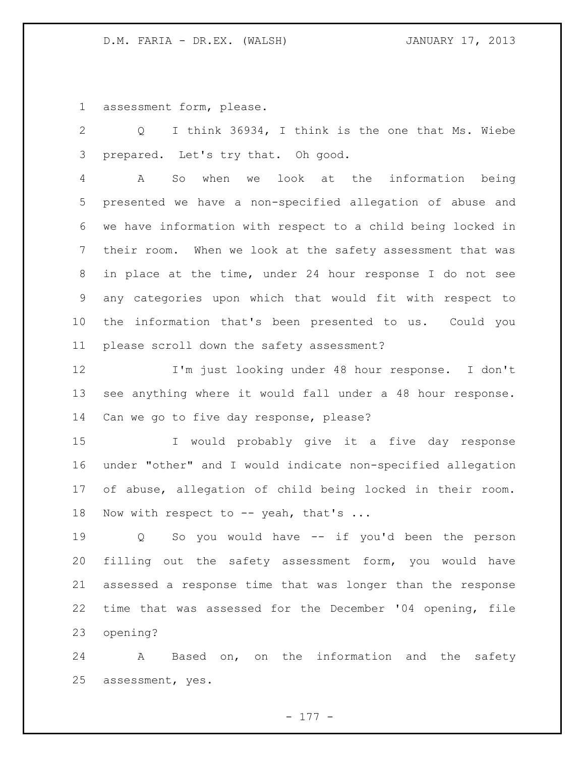assessment form, please.

Q I think 36934, I think is the one that Ms. Wiebe prepared. Let's try that. Oh good.

A So when we look at the information being presented we have a non-specified allegation of abuse and we have information with respect to a child being locked in their room. When we look at the safety assessment that was in place at the time, under 24 hour response I do not see any categories upon which that would fit with respect to the information that's been presented to us. Could you please scroll down the safety assessment?

I'm just looking under 48 hour response. I don't see anything where it would fall under a 48 hour response. Can we go to five day response, please?

I would probably give it a five day response under "other" and I would indicate non-specified allegation of abuse, allegation of child being locked in their room. Now with respect to -- yeah, that's ...

Q So you would have -- if you'd been the person filling out the safety assessment form, you would have assessed a response time that was longer than the response time that was assessed for the December '04 opening, file opening?

A Based on, on the information and the safety assessment, yes.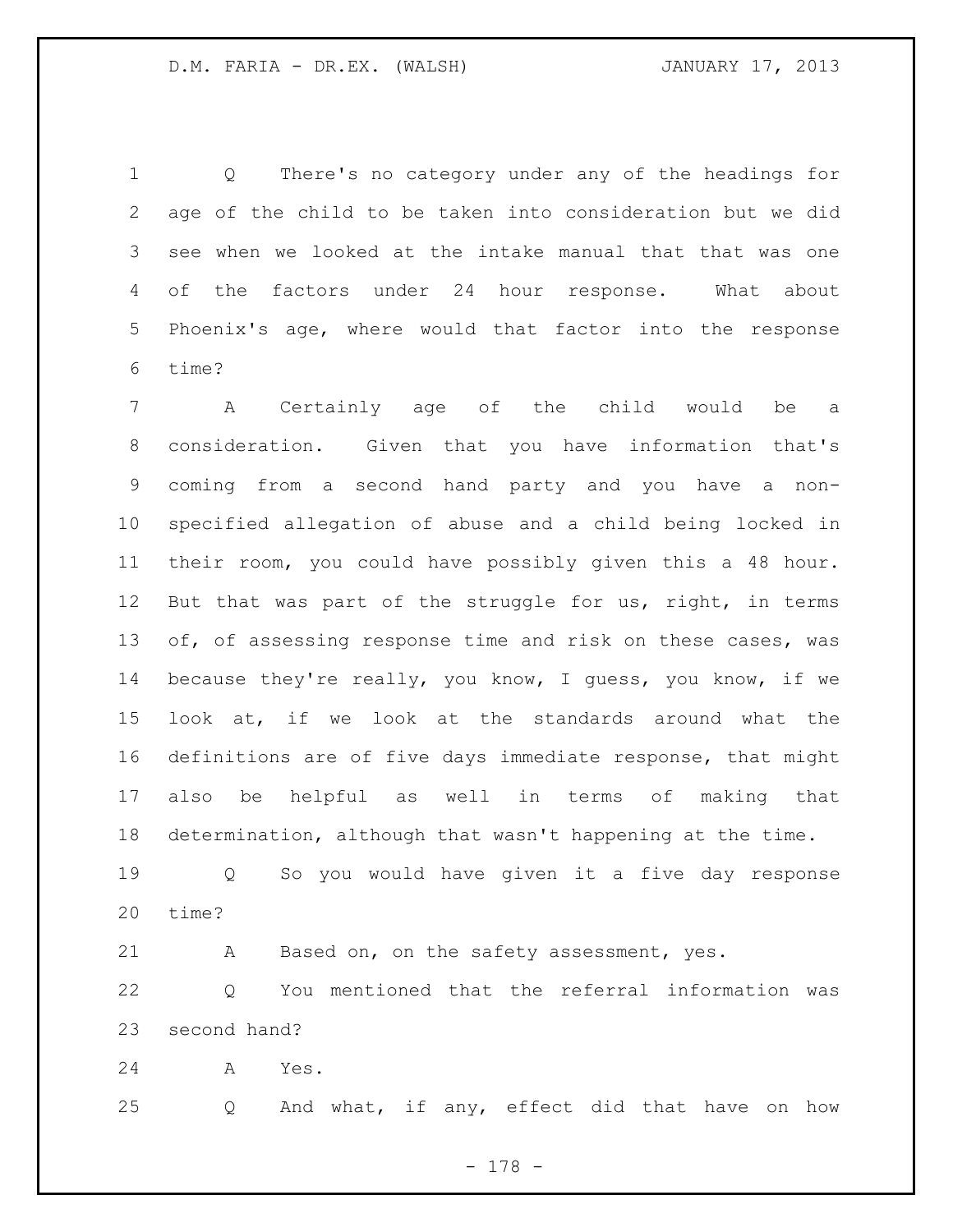Q There's no category under any of the headings for age of the child to be taken into consideration but we did see when we looked at the intake manual that that was one of the factors under 24 hour response. What about Phoenix's age, where would that factor into the response time?

A Certainly age of the child would be a consideration. Given that you have information that's coming from a second hand party and you have a non-specified allegation of abuse and a child being locked in their room, you could have possibly given this a 48 hour. But that was part of the struggle for us, right, in terms of, of assessing response time and risk on these cases, was because they're really, you know, I guess, you know, if we look at, if we look at the standards around what the definitions are of five days immediate response, that might also be helpful as well in terms of making that determination, although that wasn't happening at the time.

Q So you would have given it a five day response time?

A Based on, on the safety assessment, yes.

Q You mentioned that the referral information was second hand?

A Yes.

Q And what, if any, effect did that have on how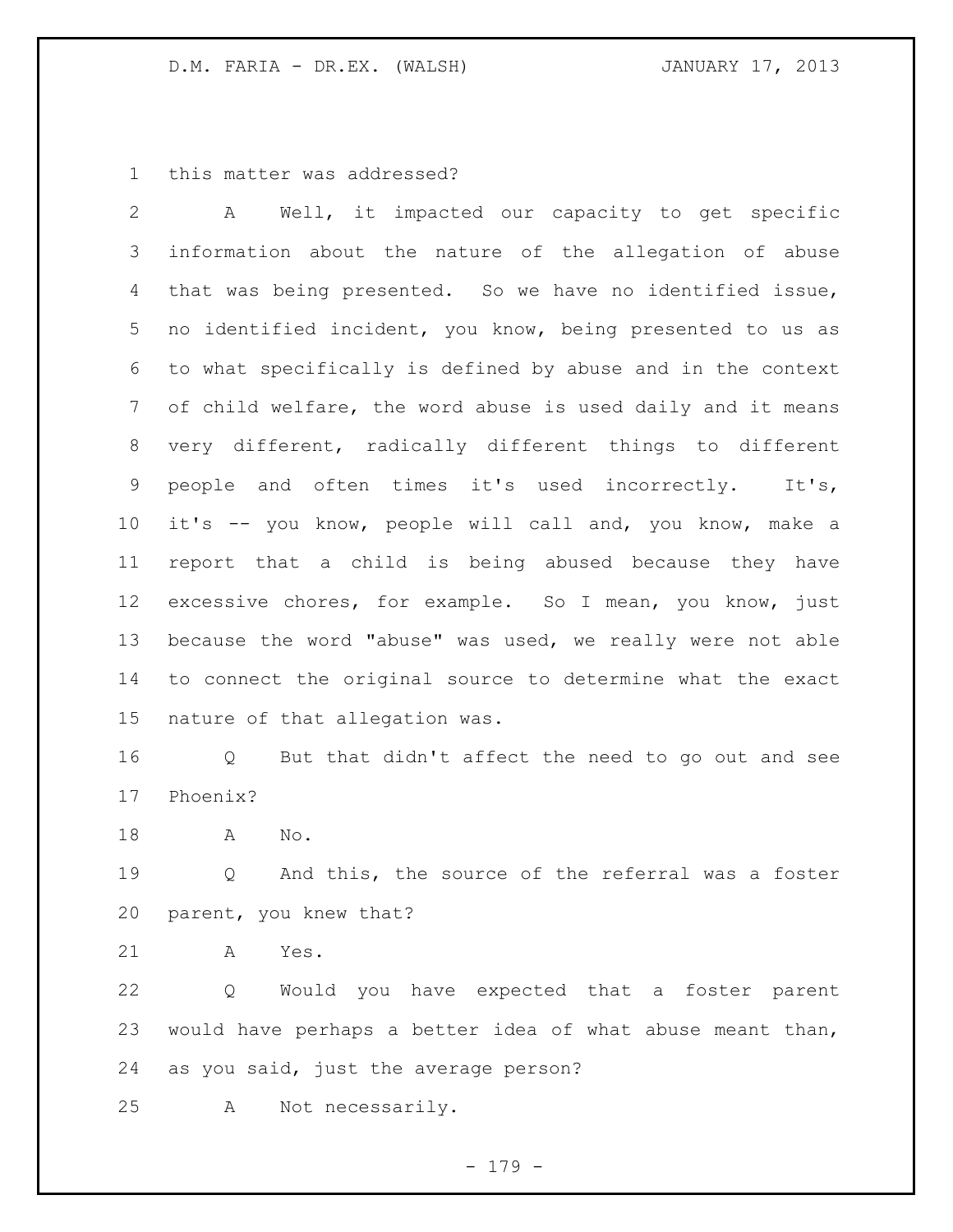this matter was addressed?

A Well, it impacted our capacity to get specific information about the nature of the allegation of abuse that was being presented. So we have no identified issue, no identified incident, you know, being presented to us as to what specifically is defined by abuse and in the context of child welfare, the word abuse is used daily and it means very different, radically different things to different people and often times it's used incorrectly. It's, it's -- you know, people will call and, you know, make a report that a child is being abused because they have excessive chores, for example. So I mean, you know, just because the word "abuse" was used, we really were not able to connect the original source to determine what the exact nature of that allegation was.

Q But that didn't affect the need to go out and see Phoenix?

A No.

Q And this, the source of the referral was a foster parent, you knew that?

A Yes.

Q Would you have expected that a foster parent would have perhaps a better idea of what abuse meant than, as you said, just the average person?

A Not necessarily.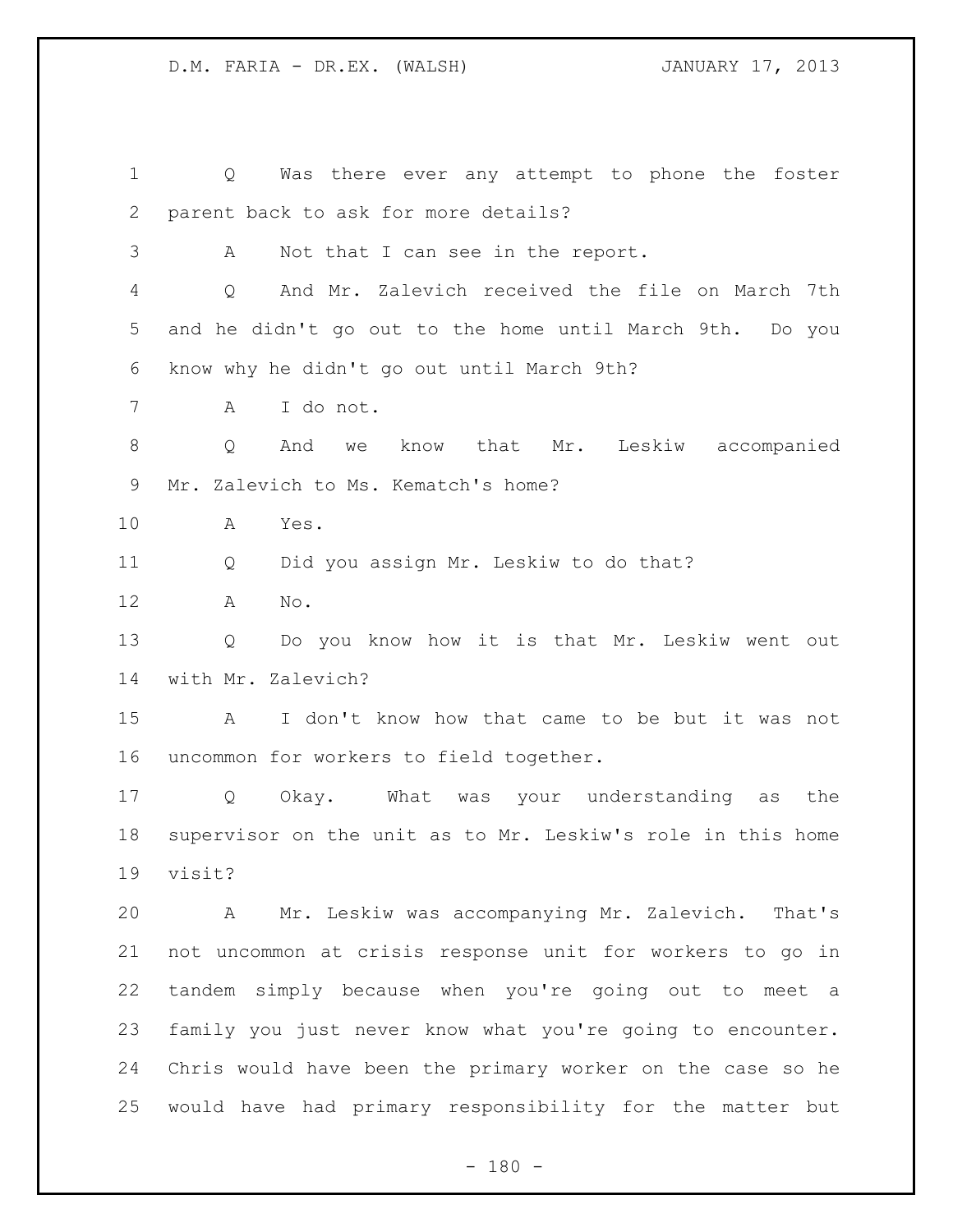Q Was there ever any attempt to phone the foster parent back to ask for more details?

A Not that I can see in the report.

Q And Mr. Zalevich received the file on March 7th and he didn't go out to the home until March 9th. Do you know why he didn't go out until March 9th?

A I do not.

Q And we know that Mr. Leskiw accompanied Mr. Zalevich to Ms. Kematch's home?

A Yes.

Q Did you assign Mr. Leskiw to do that?

A No.

Q Do you know how it is that Mr. Leskiw went out with Mr. Zalevich?

A I don't know how that came to be but it was not uncommon for workers to field together.

Q Okay. What was your understanding as the supervisor on the unit as to Mr. Leskiw's role in this home visit?

A Mr. Leskiw was accompanying Mr. Zalevich. That's not uncommon at crisis response unit for workers to go in tandem simply because when you're going out to meet a family you just never know what you're going to encounter. Chris would have been the primary worker on the case so he would have had primary responsibility for the matter but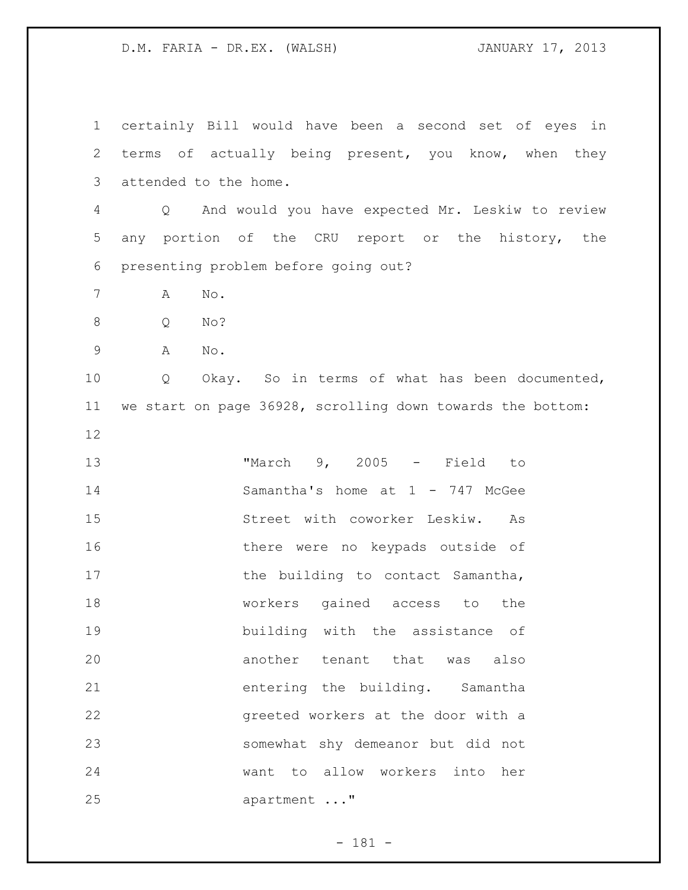certainly Bill would have been a second set of eyes in terms of actually being present, you know, when they attended to the home.

Q And would you have expected Mr. Leskiw to review any portion of the CRU report or the history, the presenting problem before going out?

A No.

Q No?

A No.

Q Okay. So in terms of what has been documented, we start on page 36928, scrolling down towards the bottom:

> "March 9, 2005 - Field to Samantha's home at 1 - 747 McGee Street with coworker Leskiw. As there were no keypads outside of the building to contact Samantha, workers gained access to the building with the assistance of another tenant that was also entering the building. Samantha greeted workers at the door with a somewhat shy demeanor but did not want to allow workers into her apartment ..."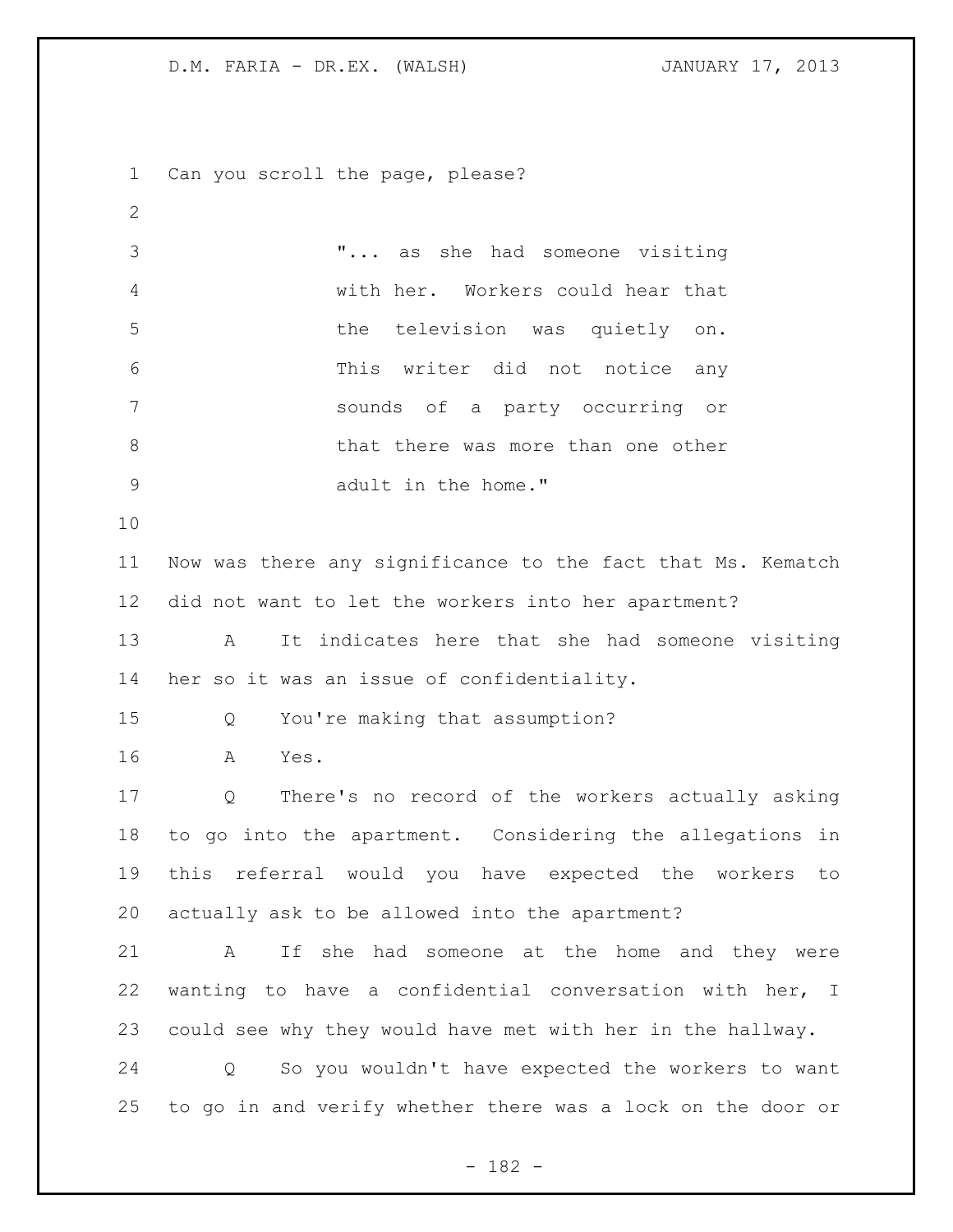Can you scroll the page, please?

> "... as she had someone visiting with her. Workers could hear that the television was quietly on. This writer did not notice any sounds of a party occurring or that there was more than one other adult in the home."

Now was there any significance to the fact that Ms. Kematch did not want to let the workers into her apartment?

A It indicates here that she had someone visiting her so it was an issue of confidentiality.

Q You're making that assumption?

A Yes.

Q There's no record of the workers actually asking to go into the apartment. Considering the allegations in this referral would you have expected the workers to actually ask to be allowed into the apartment?

A If she had someone at the home and they were wanting to have a confidential conversation with her, I could see why they would have met with her in the hallway.

Q So you wouldn't have expected the workers to want to go in and verify whether there was a lock on the door or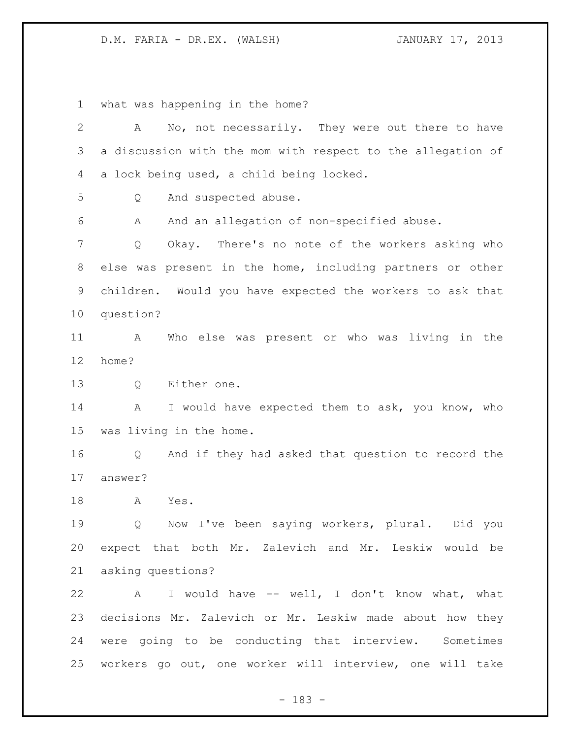what was happening in the home?

A No, not necessarily. They were out there to have a discussion with the mom with respect to the allegation of a lock being used, a child being locked.

Q And suspected abuse.

A And an allegation of non-specified abuse.

Q Okay. There's no note of the workers asking who else was present in the home, including partners or other children. Would you have expected the workers to ask that question?

A Who else was present or who was living in the home?

Q Either one.

A I would have expected them to ask, you know, who was living in the home.

Q And if they had asked that question to record the answer?

A Yes.

Q Now I've been saying workers, plural. Did you expect that both Mr. Zalevich and Mr. Leskiw would be asking questions?

A I would have -- well, I don't know what, what decisions Mr. Zalevich or Mr. Leskiw made about how they were going to be conducting that interview. Sometimes workers go out, one worker will interview, one will take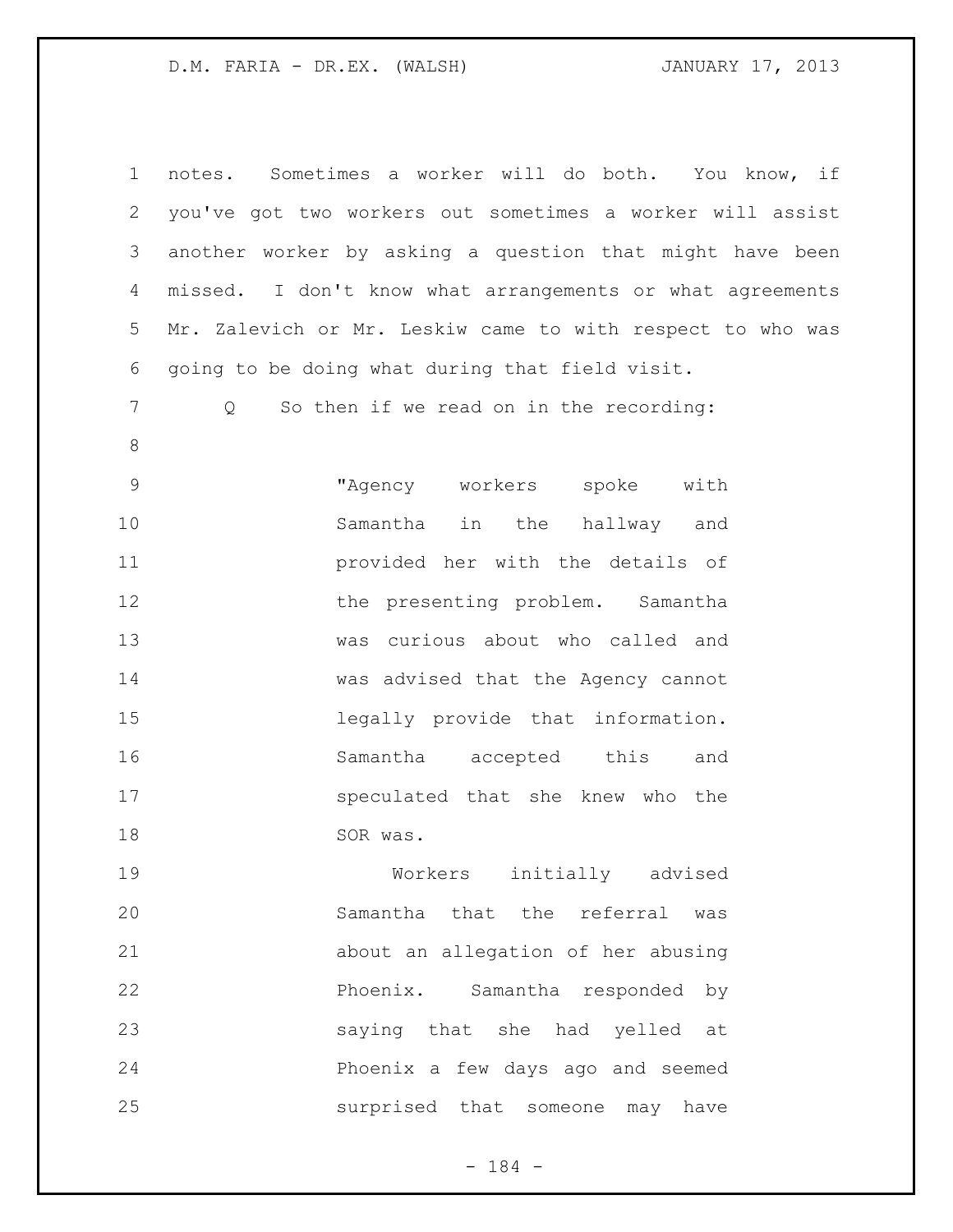notes. Sometimes a worker will do both. You know, if you've got two workers out sometimes a worker will assist another worker by asking a question that might have been missed. I don't know what arrangements or what agreements Mr. Zalevich or Mr. Leskiw came to with respect to who was going to be doing what during that field visit.

Q So then if we read on in the recording:

> "Agency workers spoke with Samantha in the hallway and provided her with the details of the presenting problem. Samantha was curious about who called and was advised that the Agency cannot legally provide that information. Samantha accepted this and speculated that she knew who the SOR was.
>
> Workers initially advised Samantha that the referral was about an allegation of her abusing Phoenix. Samantha responded by saying that she had yelled at Phoenix a few days ago and seemed surprised that someone may have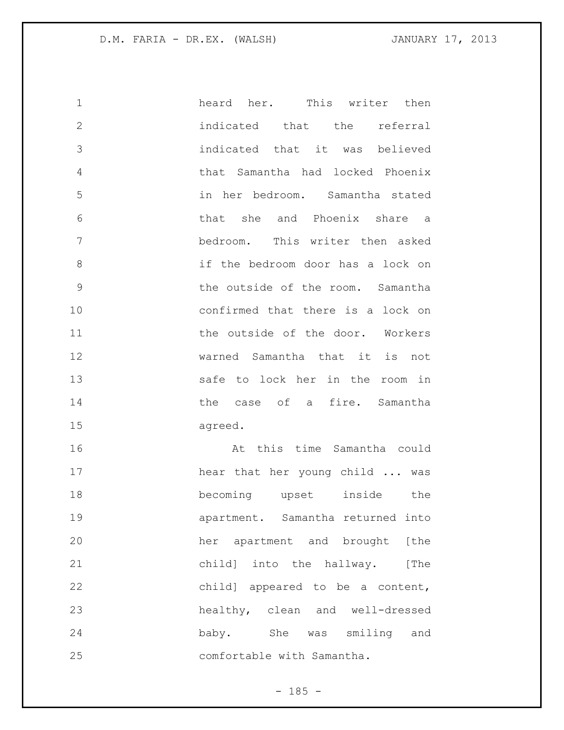heard her. This writer then indicated that the referral indicated that it was believed that Samantha had locked Phoenix in her bedroom. Samantha stated that she and Phoenix share a bedroom. This writer then asked if the bedroom door has a lock on the outside of the room. Samantha confirmed that there is a lock on the outside of the door. Workers warned Samantha that it is not safe to lock her in the room in the case of a fire. Samantha agreed.

At this time Samantha could hear that her young child ... was becoming upset inside the apartment. Samantha returned into her apartment and brought [the child] into the hallway. [The child] appeared to be a content, healthy, clean and well-dressed baby. She was smiling and comfortable with Samantha.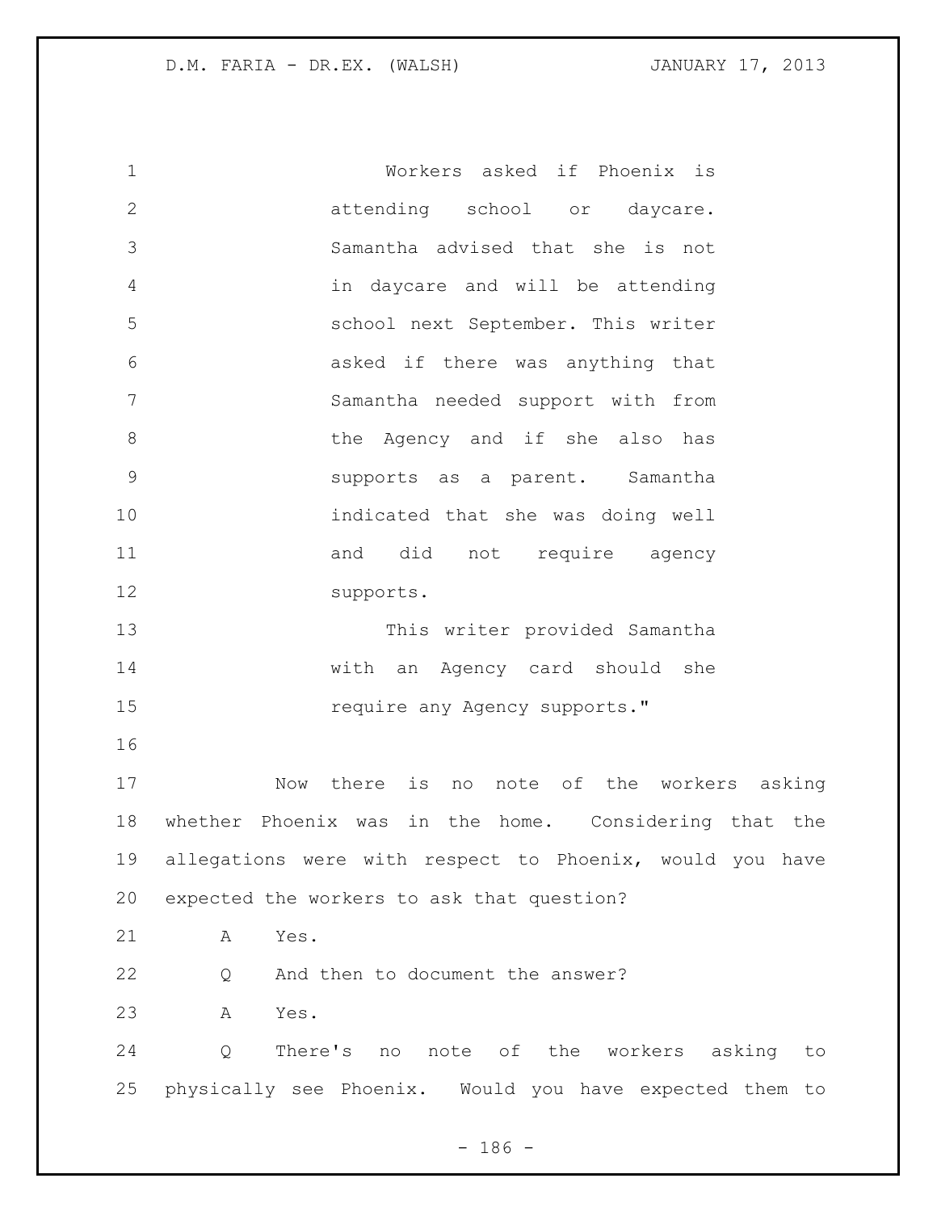> Workers asked if Phoenix is attending school or daycare. Samantha advised that she is not in daycare and will be attending school next September. This writer asked if there was anything that Samantha needed support with from the Agency and if she also has supports as a parent. Samantha indicated that she was doing well and did not require agency supports.
>
> This writer provided Samantha with an Agency card should she require any Agency supports."

Now there is no note of the workers asking whether Phoenix was in the home. Considering that the allegations were with respect to Phoenix, would you have expected the workers to ask that question?

A Yes.

Q And then to document the answer?

A Yes.

Q There's no note of the workers asking to physically see Phoenix. Would you have expected them to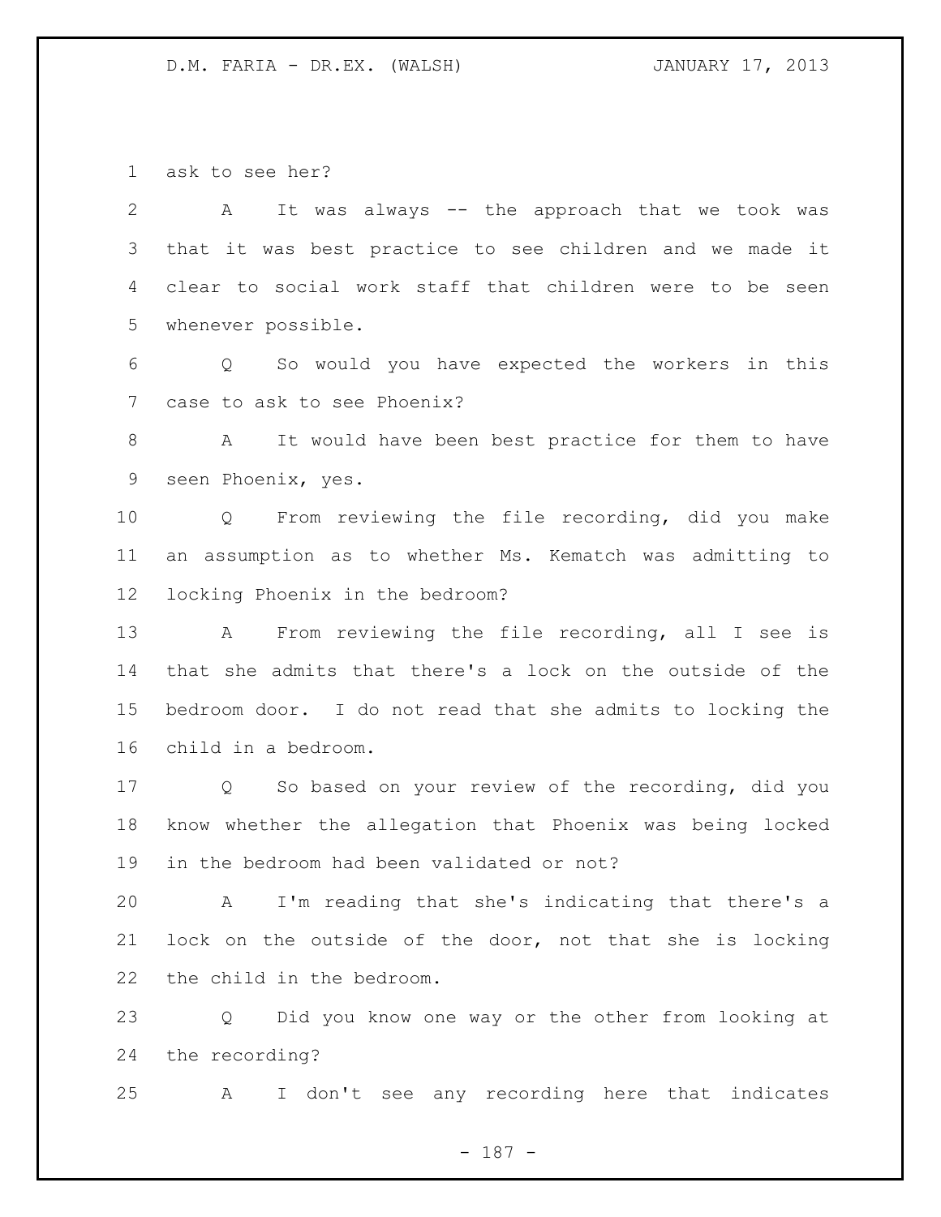ask to see her?

A It was always -- the approach that we took was that it was best practice to see children and we made it clear to social work staff that children were to be seen whenever possible.

Q So would you have expected the workers in this case to ask to see Phoenix?

A It would have been best practice for them to have seen Phoenix, yes.

Q From reviewing the file recording, did you make an assumption as to whether Ms. Kematch was admitting to locking Phoenix in the bedroom?

A From reviewing the file recording, all I see is that she admits that there's a lock on the outside of the bedroom door. I do not read that she admits to locking the child in a bedroom.

Q So based on your review of the recording, did you know whether the allegation that Phoenix was being locked in the bedroom had been validated or not?

A I'm reading that she's indicating that there's a lock on the outside of the door, not that she is locking the child in the bedroom.

Q Did you know one way or the other from looking at the recording?

A I don't see any recording here that indicates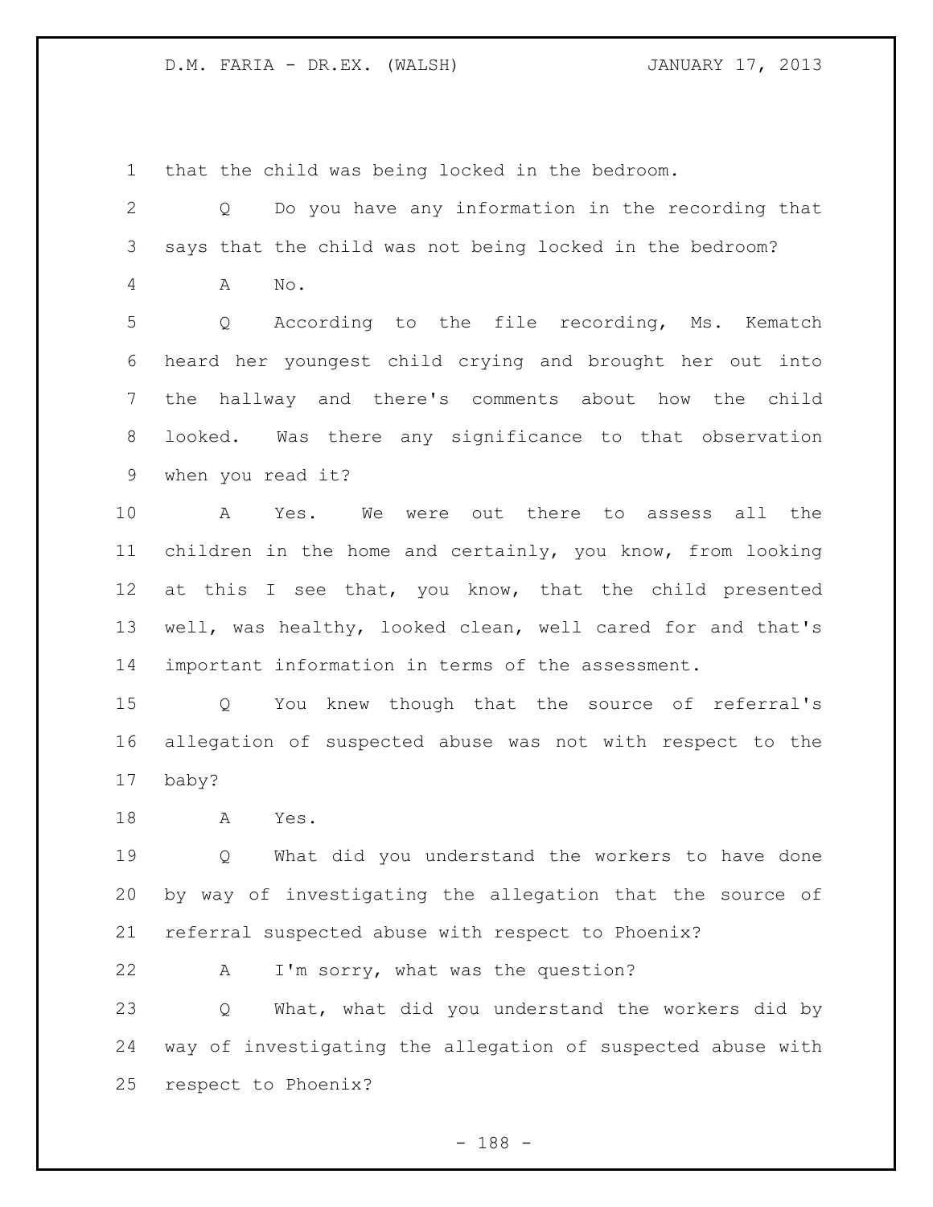that the child was being locked in the bedroom.

Q Do you have any information in the recording that says that the child was not being locked in the bedroom?

A No.

Q According to the file recording, Ms. Kematch heard her youngest child crying and brought her out into the hallway and there's comments about how the child looked. Was there any significance to that observation when you read it?

A Yes. We were out there to assess all the children in the home and certainly, you know, from looking at this I see that, you know, that the child presented well, was healthy, looked clean, well cared for and that's important information in terms of the assessment.

Q You knew though that the source of referral's allegation of suspected abuse was not with respect to the baby?

A Yes.

Q What did you understand the workers to have done by way of investigating the allegation that the source of referral suspected abuse with respect to Phoenix?

A I'm sorry, what was the question?

Q What, what did you understand the workers did by way of investigating the allegation of suspected abuse with respect to Phoenix?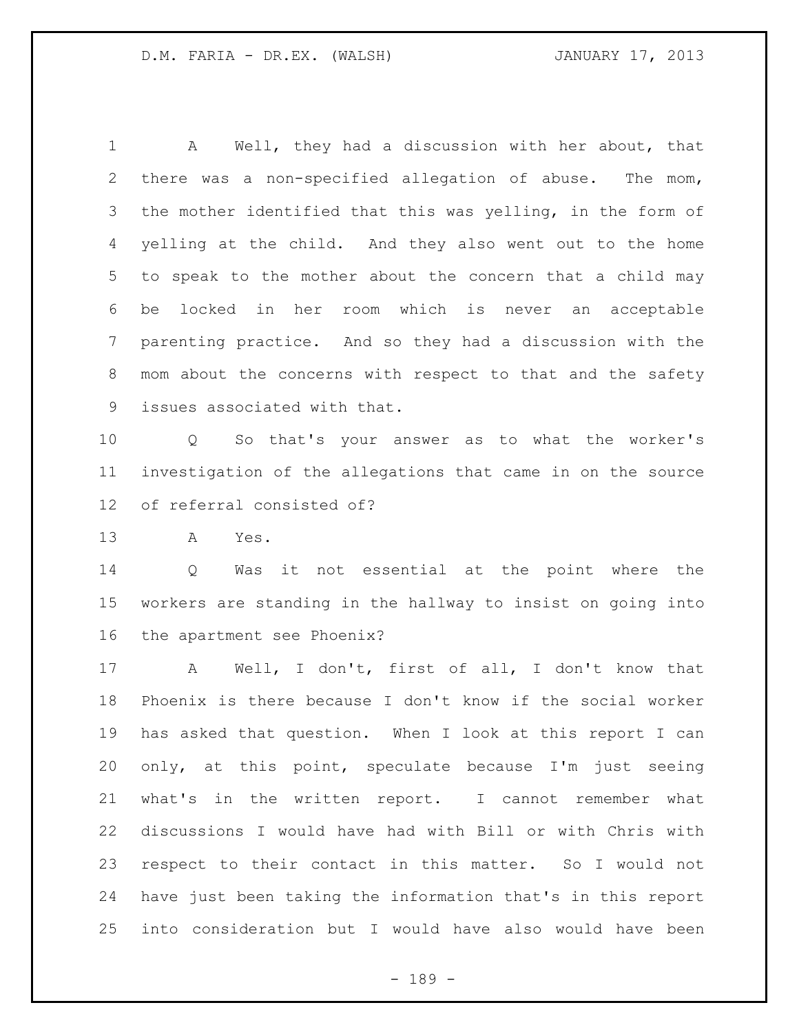A Well, they had a discussion with her about, that there was a non-specified allegation of abuse. The mom, the mother identified that this was yelling, in the form of yelling at the child. And they also went out to the home to speak to the mother about the concern that a child may be locked in her room which is never an acceptable parenting practice. And so they had a discussion with the mom about the concerns with respect to that and the safety issues associated with that.

Q So that's your answer as to what the worker's investigation of the allegations that came in on the source of referral consisted of?

A Yes.

Q Was it not essential at the point where the workers are standing in the hallway to insist on going into the apartment see Phoenix?

A Well, I don't, first of all, I don't know that Phoenix is there because I don't know if the social worker has asked that question. When I look at this report I can only, at this point, speculate because I'm just seeing what's in the written report. I cannot remember what discussions I would have had with Bill or with Chris with respect to their contact in this matter. So I would not have just been taking the information that's in this report into consideration but I would have also would have been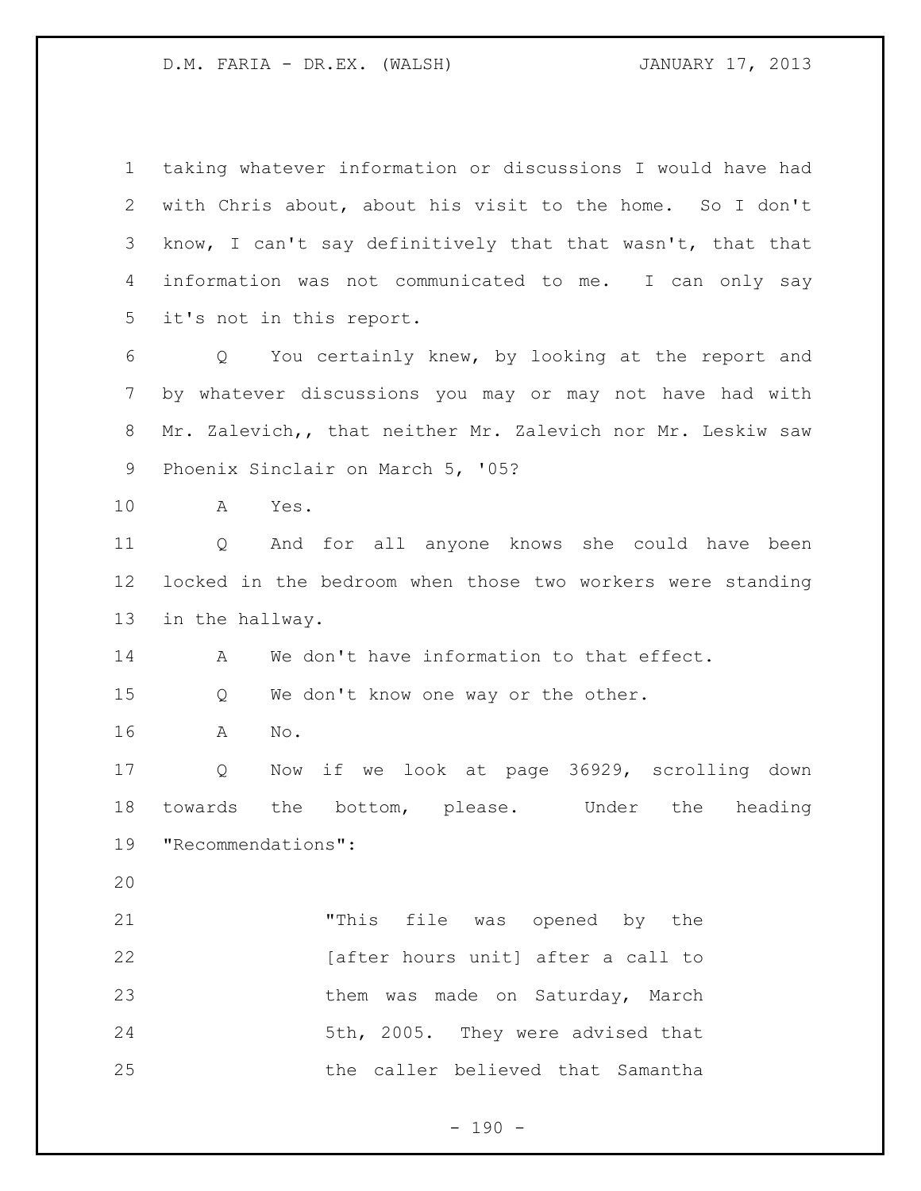taking whatever information or discussions I would have had with Chris about, about his visit to the home. So I don't know, I can't say definitively that that wasn't, that that information was not communicated to me. I can only say it's not in this report.

Q You certainly knew, by looking at the report and by whatever discussions you may or may not have had with Mr. Zalevich,, that neither Mr. Zalevich nor Mr. Leskiw saw Phoenix Sinclair on March 5, '05?

A Yes.

Q And for all anyone knows she could have been locked in the bedroom when those two workers were standing in the hallway.

A We don't have information to that effect.

Q We don't know one way or the other.

A No.

Q Now if we look at page 36929, scrolling down towards the bottom, please. Under the heading "Recommendations":

> "This file was opened by the [after hours unit] after a call to them was made on Saturday, March 5th, 2005. They were advised that the caller believed that Samantha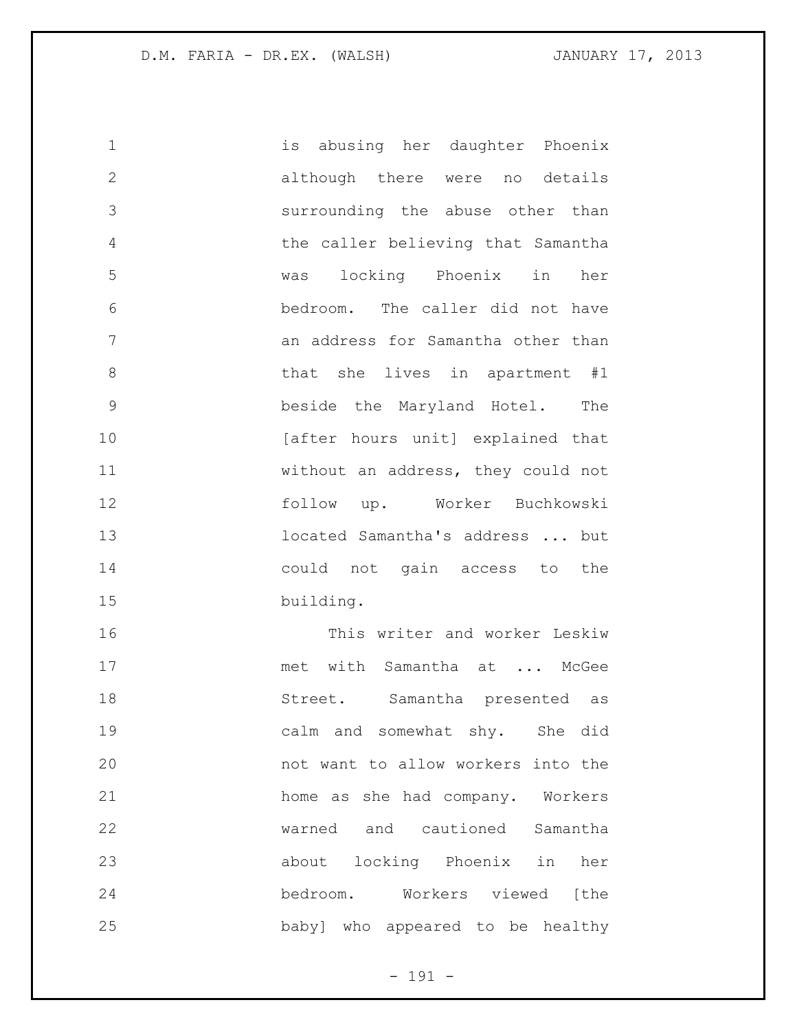is abusing her daughter Phoenix although there were no details surrounding the abuse other than the caller believing that Samantha was locking Phoenix in her bedroom. The caller did not have an address for Samantha other than that she lives in apartment #1 beside the Maryland Hotel. The [after hours unit] explained that without an address, they could not follow up. Worker Buchkowski located Samantha's address ... but could not gain access to the building.

This writer and worker Leskiw met with Samantha at ... McGee Street. Samantha presented as calm and somewhat shy. She did not want to allow workers into the home as she had company. Workers warned and cautioned Samantha about locking Phoenix in her bedroom. Workers viewed [the baby] who appeared to be healthy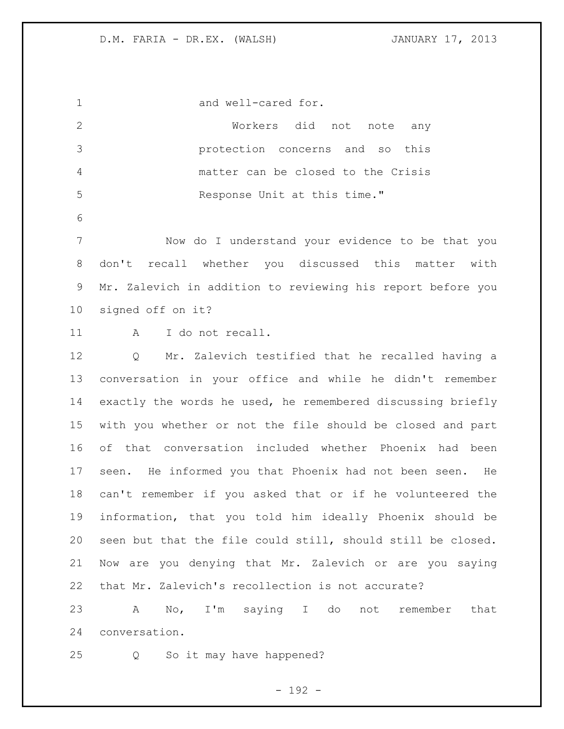and well-cared for.

Workers did not note any protection concerns and so this matter can be closed to the Crisis Response Unit at this time."

Now do I understand your evidence to be that you don't recall whether you discussed this matter with Mr. Zalevich in addition to reviewing his report before you signed off on it?

A I do not recall.

Q Mr. Zalevich testified that he recalled having a conversation in your office and while he didn't remember exactly the words he used, he remembered discussing briefly with you whether or not the file should be closed and part of that conversation included whether Phoenix had been seen. He informed you that Phoenix had not been seen. He can't remember if you asked that or if he volunteered the information, that you told him ideally Phoenix should be seen but that the file could still, should still be closed. Now are you denying that Mr. Zalevich or are you saying that Mr. Zalevich's recollection is not accurate?

A No, I'm saying I do not remember that conversation.

Q So it may have happened?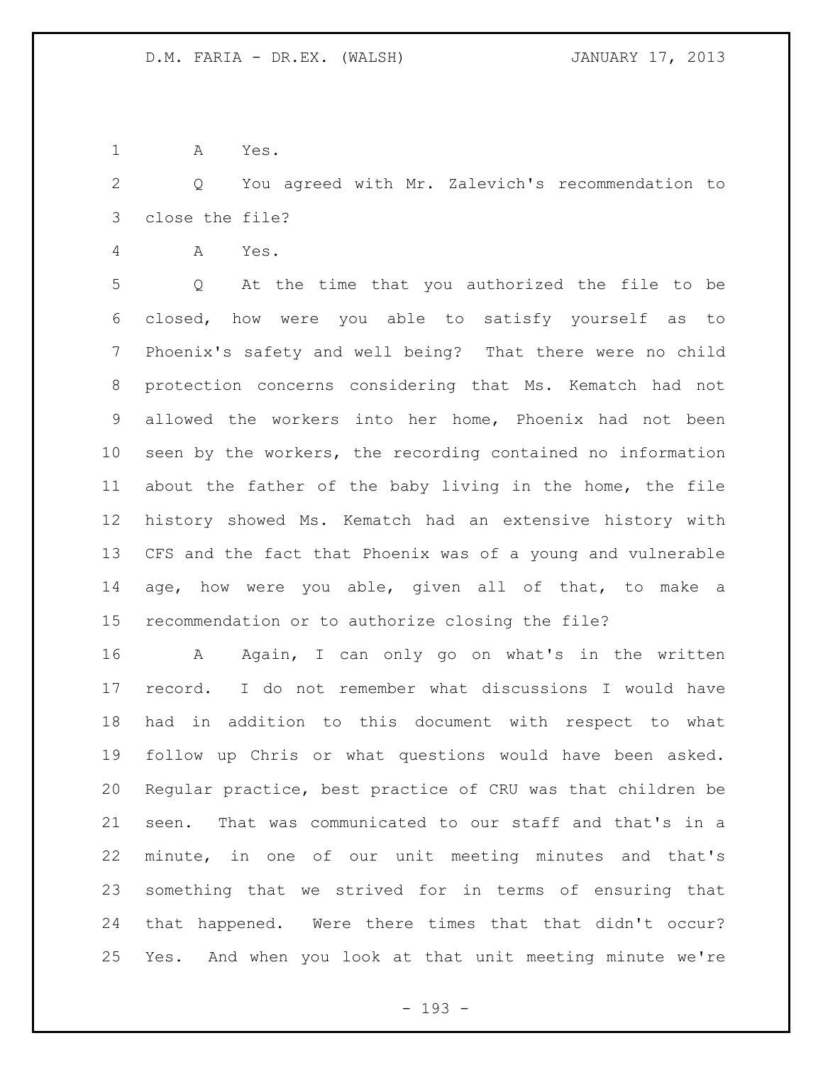A Yes.

Q You agreed with Mr. Zalevich's recommendation to close the file?

A Yes.

Q At the time that you authorized the file to be closed, how were you able to satisfy yourself as to Phoenix's safety and well being? That there were no child protection concerns considering that Ms. Kematch had not allowed the workers into her home, Phoenix had not been seen by the workers, the recording contained no information about the father of the baby living in the home, the file history showed Ms. Kematch had an extensive history with CFS and the fact that Phoenix was of a young and vulnerable age, how were you able, given all of that, to make a recommendation or to authorize closing the file?

A Again, I can only go on what's in the written record. I do not remember what discussions I would have had in addition to this document with respect to what follow up Chris or what questions would have been asked. Regular practice, best practice of CRU was that children be seen. That was communicated to our staff and that's in a minute, in one of our unit meeting minutes and that's something that we strived for in terms of ensuring that that happened. Were there times that that didn't occur? Yes. And when you look at that unit meeting minute we're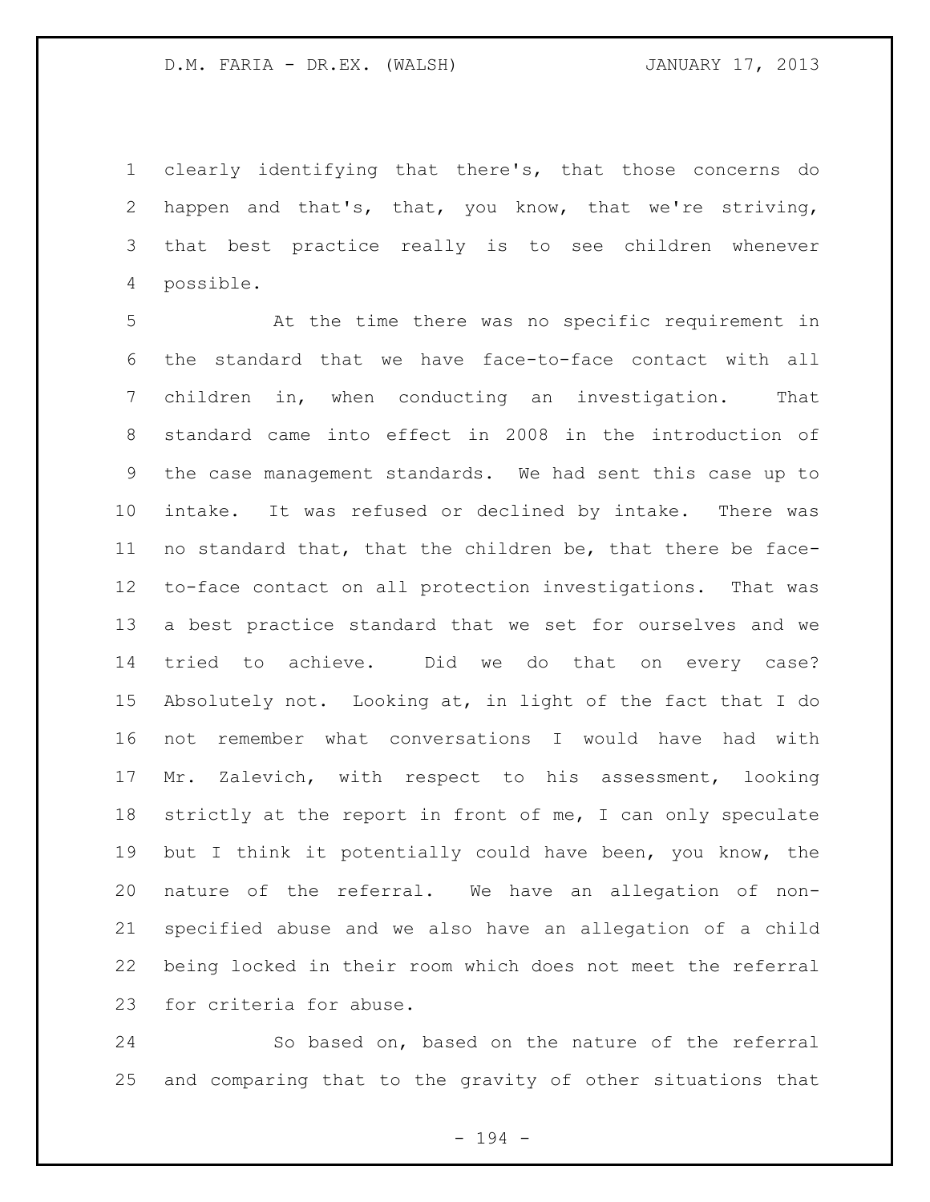clearly identifying that there's, that those concerns do happen and that's, that, you know, that we're striving, that best practice really is to see children whenever possible.

At the time there was no specific requirement in the standard that we have face-to-face contact with all children in, when conducting an investigation. That standard came into effect in 2008 in the introduction of the case management standards. We had sent this case up to intake. It was refused or declined by intake. There was no standard that, that the children be, that there be face-to-face contact on all protection investigations. That was a best practice standard that we set for ourselves and we tried to achieve. Did we do that on every case? Absolutely not. Looking at, in light of the fact that I do not remember what conversations I would have had with Mr. Zalevich, with respect to his assessment, looking strictly at the report in front of me, I can only speculate but I think it potentially could have been, you know, the nature of the referral. We have an allegation of non-specified abuse and we also have an allegation of a child being locked in their room which does not meet the referral for criteria for abuse.

So based on, based on the nature of the referral and comparing that to the gravity of other situations that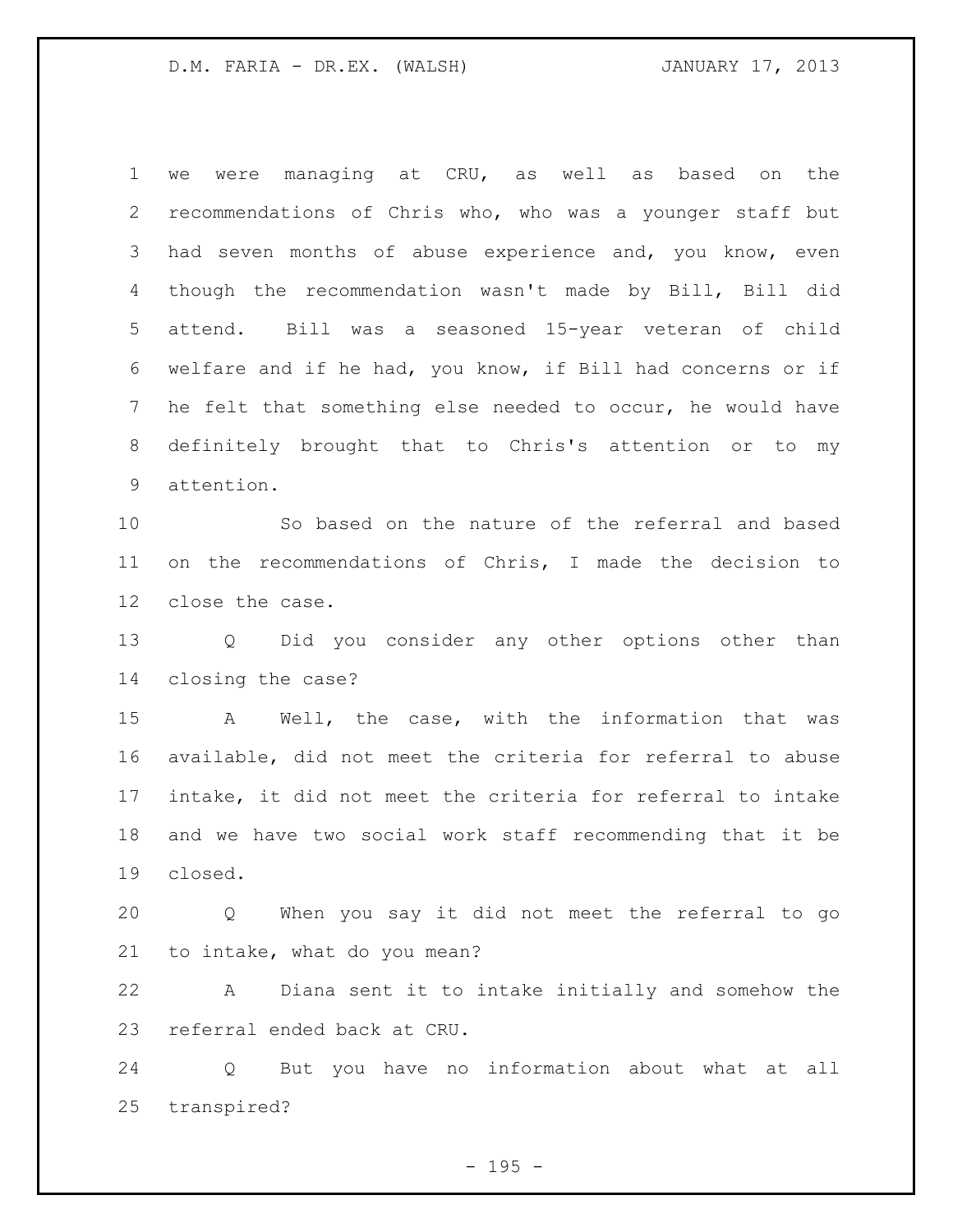we were managing at CRU, as well as based on the recommendations of Chris who, who was a younger staff but had seven months of abuse experience and, you know, even though the recommendation wasn't made by Bill, Bill did attend. Bill was a seasoned 15-year veteran of child welfare and if he had, you know, if Bill had concerns or if he felt that something else needed to occur, he would have definitely brought that to Chris's attention or to my attention.

So based on the nature of the referral and based on the recommendations of Chris, I made the decision to close the case.

Q Did you consider any other options other than closing the case?

A Well, the case, with the information that was available, did not meet the criteria for referral to abuse intake, it did not meet the criteria for referral to intake and we have two social work staff recommending that it be closed.

Q When you say it did not meet the referral to go to intake, what do you mean?

A Diana sent it to intake initially and somehow the referral ended back at CRU.

Q But you have no information about what at all transpired?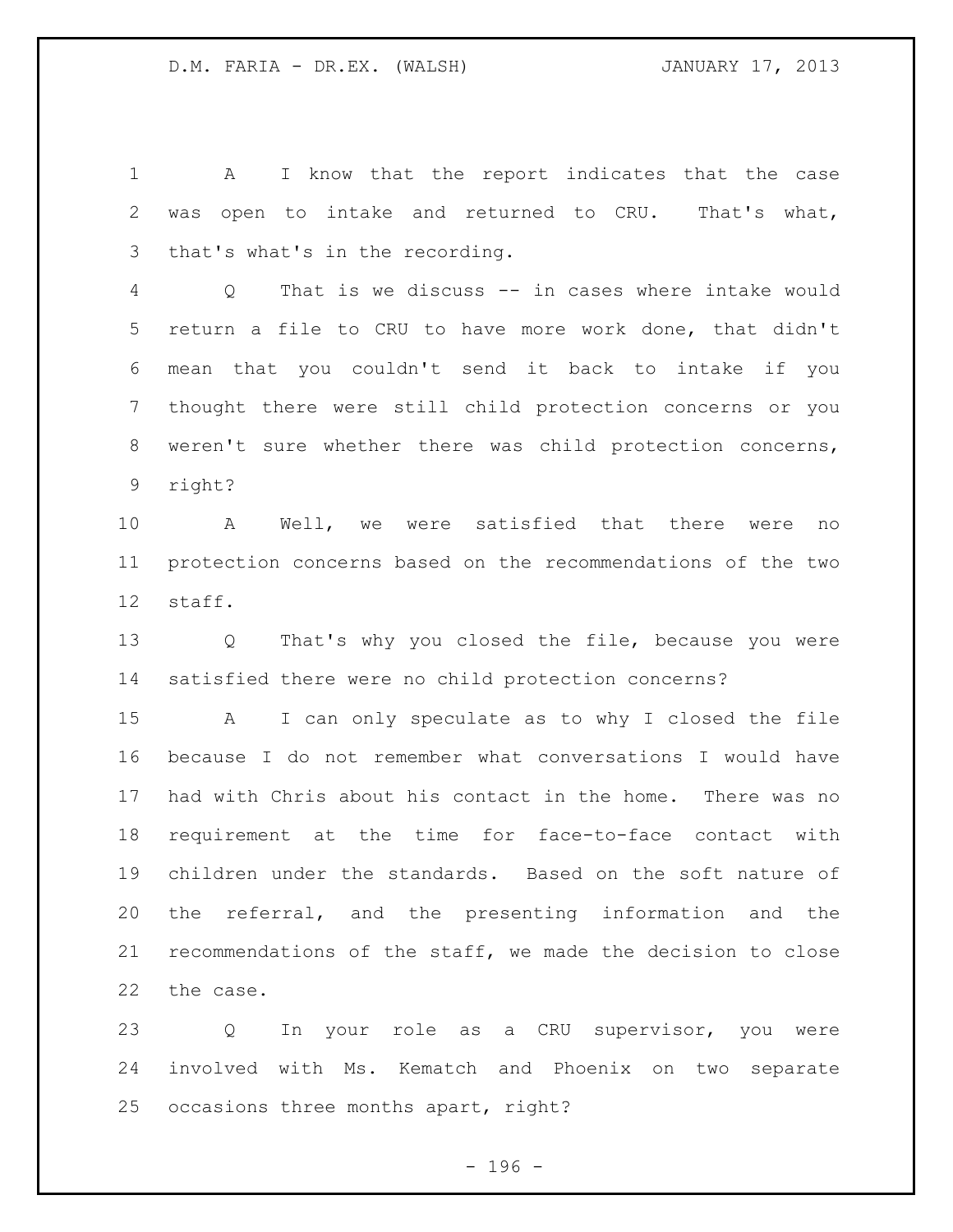A I know that the report indicates that the case was open to intake and returned to CRU. That's what, that's what's in the recording.

Q That is we discuss -- in cases where intake would return a file to CRU to have more work done, that didn't mean that you couldn't send it back to intake if you thought there were still child protection concerns or you weren't sure whether there was child protection concerns, right?

A Well, we were satisfied that there were no protection concerns based on the recommendations of the two staff.

Q That's why you closed the file, because you were satisfied there were no child protection concerns?

A I can only speculate as to why I closed the file because I do not remember what conversations I would have had with Chris about his contact in the home. There was no requirement at the time for face-to-face contact with children under the standards. Based on the soft nature of the referral, and the presenting information and the recommendations of the staff, we made the decision to close the case.

Q In your role as a CRU supervisor, you were involved with Ms. Kematch and Phoenix on two separate occasions three months apart, right?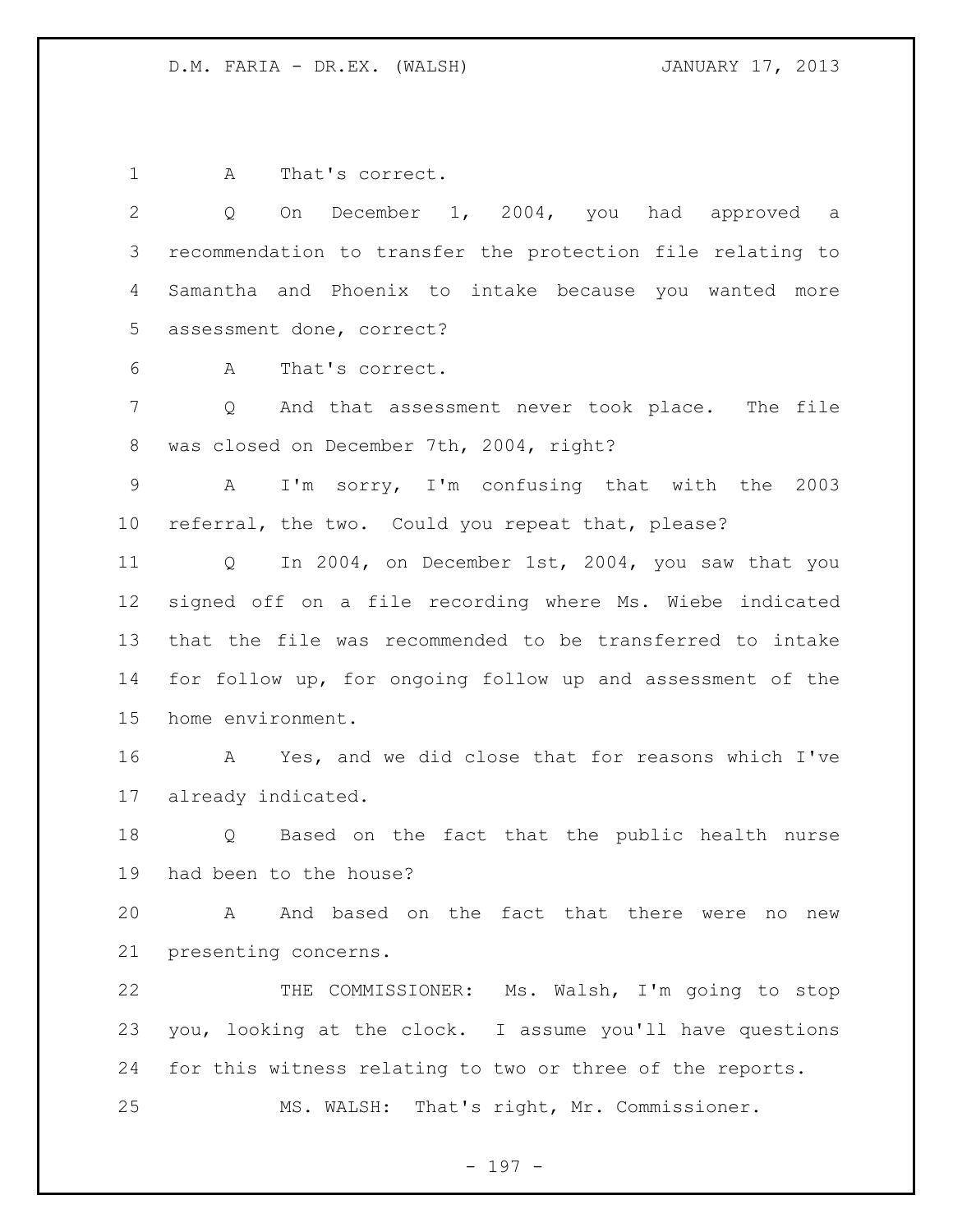A That's correct.

Q On December 1, 2004, you had approved a recommendation to transfer the protection file relating to Samantha and Phoenix to intake because you wanted more assessment done, correct?

A That's correct.

Q And that assessment never took place. The file was closed on December 7th, 2004, right?

A I'm sorry, I'm confusing that with the 2003 referral, the two. Could you repeat that, please?

Q In 2004, on December 1st, 2004, you saw that you signed off on a file recording where Ms. Wiebe indicated that the file was recommended to be transferred to intake for follow up, for ongoing follow up and assessment of the home environment.

A Yes, and we did close that for reasons which I've already indicated.

Q Based on the fact that the public health nurse had been to the house?

A And based on the fact that there were no new presenting concerns.

THE COMMISSIONER: Ms. Walsh, I'm going to stop you, looking at the clock. I assume you'll have questions for this witness relating to two or three of the reports.

MS. WALSH: That's right, Mr. Commissioner.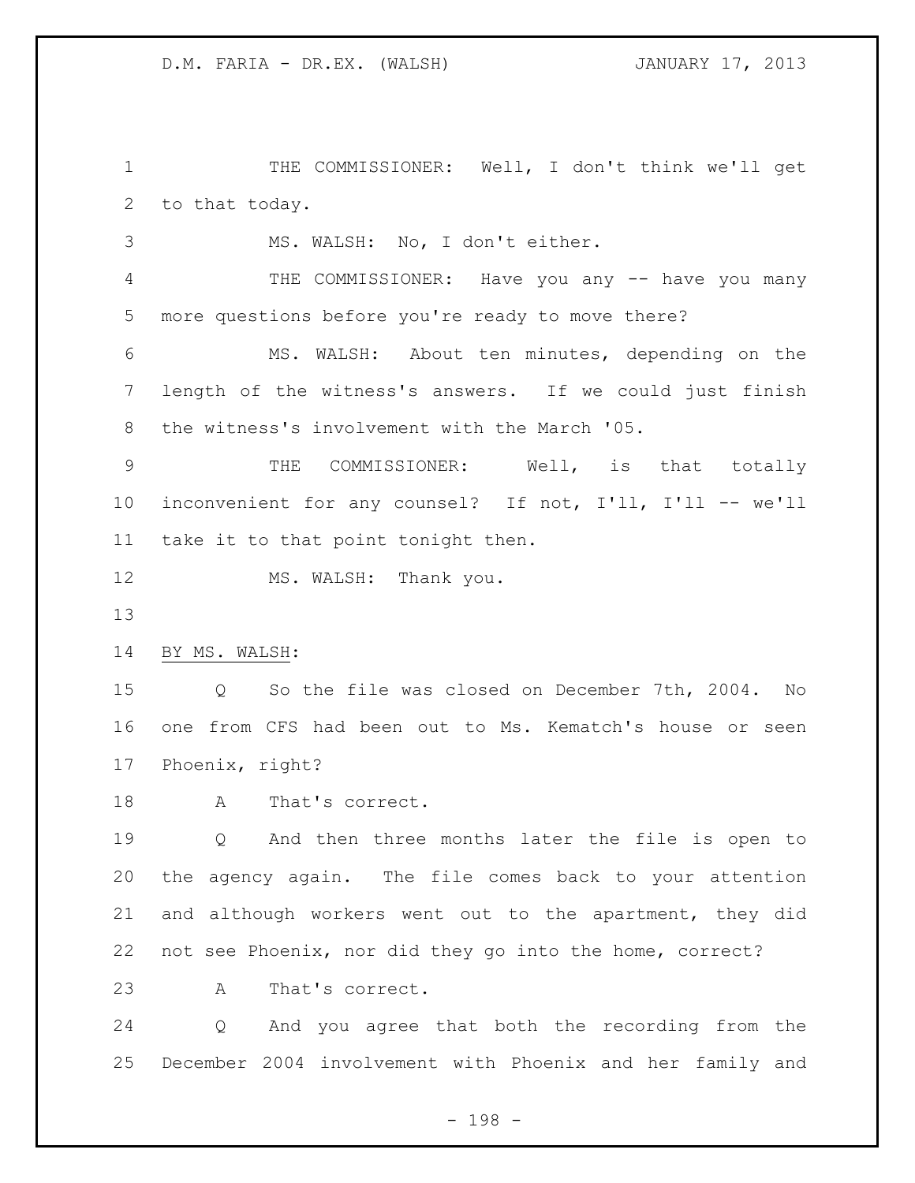THE COMMISSIONER: Well, I don't think we'll get to that today.

MS. WALSH: No, I don't either.

THE COMMISSIONER: Have you any -- have you many more questions before you're ready to move there?

MS. WALSH: About ten minutes, depending on the length of the witness's answers. If we could just finish the witness's involvement with the March '05.

THE COMMISSIONER: Well, is that totally inconvenient for any counsel? If not, I'll, I'll -- we'll take it to that point tonight then.

MS. WALSH: Thank you.

BY MS. WALSH:

Q So the file was closed on December 7th, 2004. No one from CFS had been out to Ms. Kematch's house or seen Phoenix, right?

A That's correct.

Q And then three months later the file is open to the agency again. The file comes back to your attention and although workers went out to the apartment, they did not see Phoenix, nor did they go into the home, correct?

A That's correct.

Q And you agree that both the recording from the December 2004 involvement with Phoenix and her family and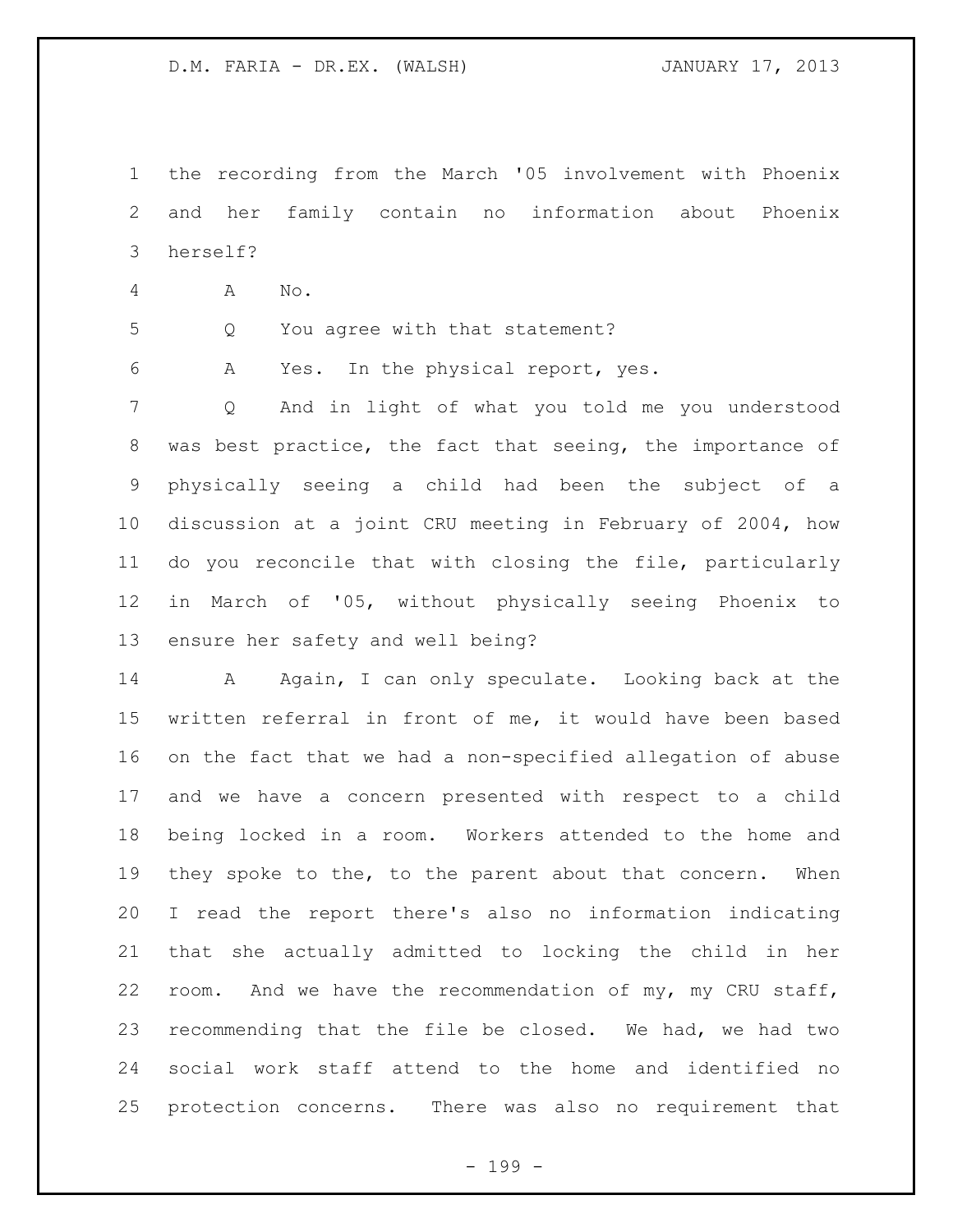the recording from the March '05 involvement with Phoenix and her family contain no information about Phoenix herself?

A No.

Q You agree with that statement?

A Yes. In the physical report, yes.

Q And in light of what you told me you understood was best practice, the fact that seeing, the importance of physically seeing a child had been the subject of a discussion at a joint CRU meeting in February of 2004, how do you reconcile that with closing the file, particularly in March of '05, without physically seeing Phoenix to ensure her safety and well being?

A Again, I can only speculate. Looking back at the written referral in front of me, it would have been based on the fact that we had a non-specified allegation of abuse and we have a concern presented with respect to a child being locked in a room. Workers attended to the home and they spoke to the, to the parent about that concern. When I read the report there's also no information indicating that she actually admitted to locking the child in her room. And we have the recommendation of my, my CRU staff, recommending that the file be closed. We had, we had two social work staff attend to the home and identified no protection concerns. There was also no requirement that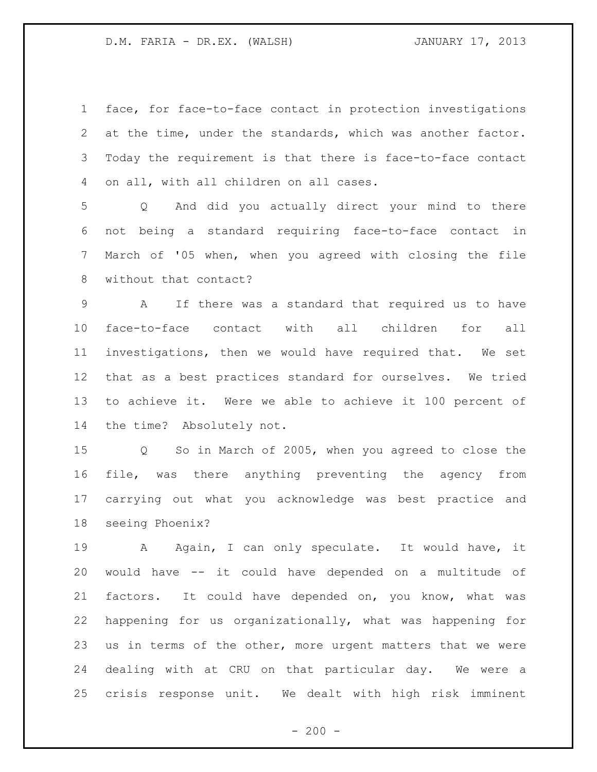face, for face-to-face contact in protection investigations at the time, under the standards, which was another factor. Today the requirement is that there is face-to-face contact on all, with all children on all cases.

Q And did you actually direct your mind to there not being a standard requiring face-to-face contact in March of '05 when, when you agreed with closing the file without that contact?

A If there was a standard that required us to have face-to-face contact with all children for all investigations, then we would have required that. We set that as a best practices standard for ourselves. We tried to achieve it. Were we able to achieve it 100 percent of the time? Absolutely not.

Q So in March of 2005, when you agreed to close the file, was there anything preventing the agency from carrying out what you acknowledge was best practice and seeing Phoenix?

A Again, I can only speculate. It would have, it would have -- it could have depended on a multitude of factors. It could have depended on, you know, what was happening for us organizationally, what was happening for us in terms of the other, more urgent matters that we were dealing with at CRU on that particular day. We were a crisis response unit. We dealt with high risk imminent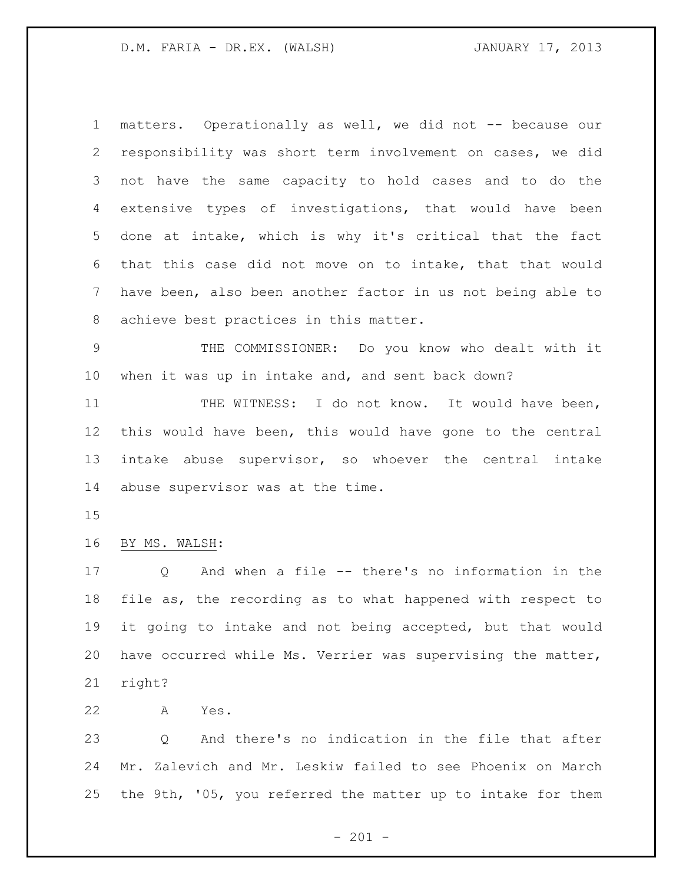matters. Operationally as well, we did not -- because our responsibility was short term involvement on cases, we did not have the same capacity to hold cases and to do the extensive types of investigations, that would have been done at intake, which is why it's critical that the fact that this case did not move on to intake, that that would have been, also been another factor in us not being able to achieve best practices in this matter.

THE COMMISSIONER: Do you know who dealt with it when it was up in intake and, and sent back down?

THE WITNESS: I do not know. It would have been, this would have been, this would have gone to the central intake abuse supervisor, so whoever the central intake abuse supervisor was at the time.

BY MS. WALSH:

Q And when a file -- there's no information in the file as, the recording as to what happened with respect to it going to intake and not being accepted, but that would have occurred while Ms. Verrier was supervising the matter, right?

A Yes.

Q And there's no indication in the file that after Mr. Zalevich and Mr. Leskiw failed to see Phoenix on March the 9th, '05, you referred the matter up to intake for them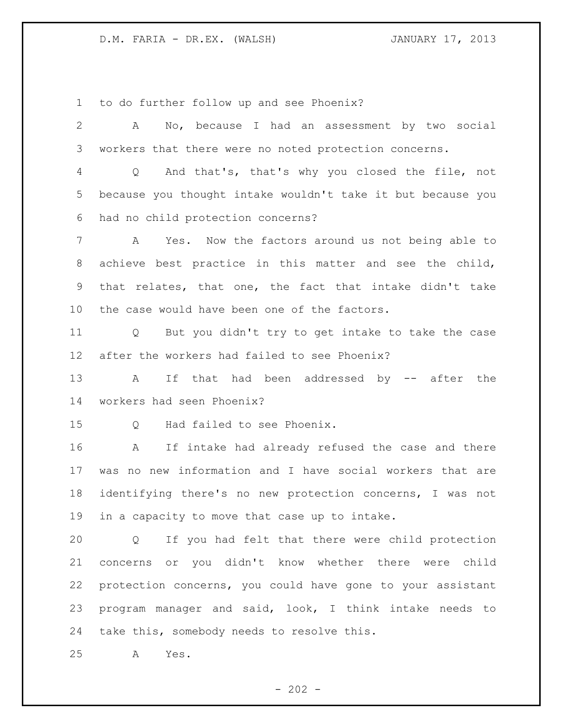to do further follow up and see Phoenix?

A No, because I had an assessment by two social workers that there were no noted protection concerns.

Q And that's, that's why you closed the file, not because you thought intake wouldn't take it but because you had no child protection concerns?

A Yes. Now the factors around us not being able to achieve best practice in this matter and see the child, that relates, that one, the fact that intake didn't take the case would have been one of the factors.

Q But you didn't try to get intake to take the case after the workers had failed to see Phoenix?

A If that had been addressed by -- after the workers had seen Phoenix?

Q Had failed to see Phoenix.

A If intake had already refused the case and there was no new information and I have social workers that are identifying there's no new protection concerns, I was not in a capacity to move that case up to intake.

Q If you had felt that there were child protection concerns or you didn't know whether there were child protection concerns, you could have gone to your assistant program manager and said, look, I think intake needs to take this, somebody needs to resolve this.

A Yes.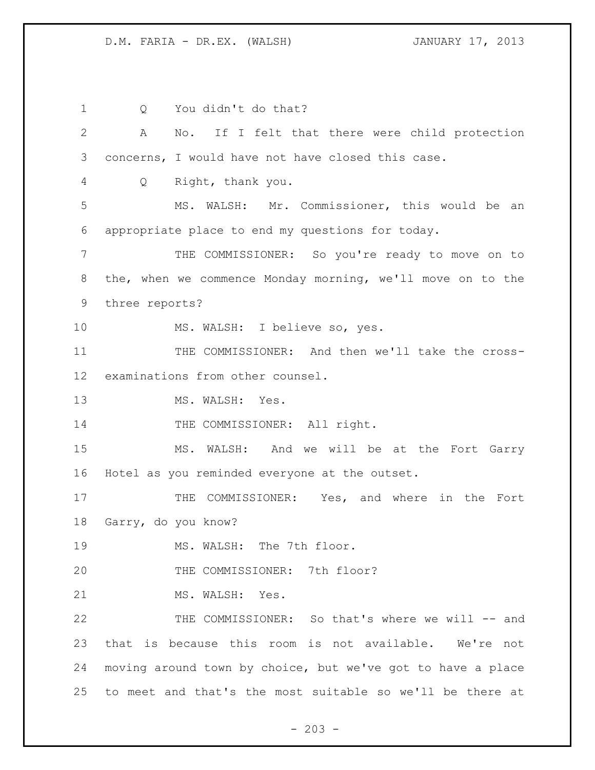Q You didn't do that?

A No. If I felt that there were child protection concerns, I would have not have closed this case.

Q Right, thank you.

MS. WALSH: Mr. Commissioner, this would be an appropriate place to end my questions for today.

THE COMMISSIONER: So you're ready to move on to the, when we commence Monday morning, we'll move on to the three reports?

MS. WALSH: I believe so, yes.

THE COMMISSIONER: And then we'll take the cross-examinations from other counsel.

MS. WALSH: Yes.

THE COMMISSIONER: All right.

MS. WALSH: And we will be at the Fort Garry Hotel as you reminded everyone at the outset.

THE COMMISSIONER: Yes, and where in the Fort Garry, do you know?

MS. WALSH: The 7th floor.

THE COMMISSIONER: 7th floor?

MS. WALSH: Yes.

THE COMMISSIONER: So that's where we will -- and that is because this room is not available. We're not moving around town by choice, but we've got to have a place to meet and that's the most suitable so we'll be there at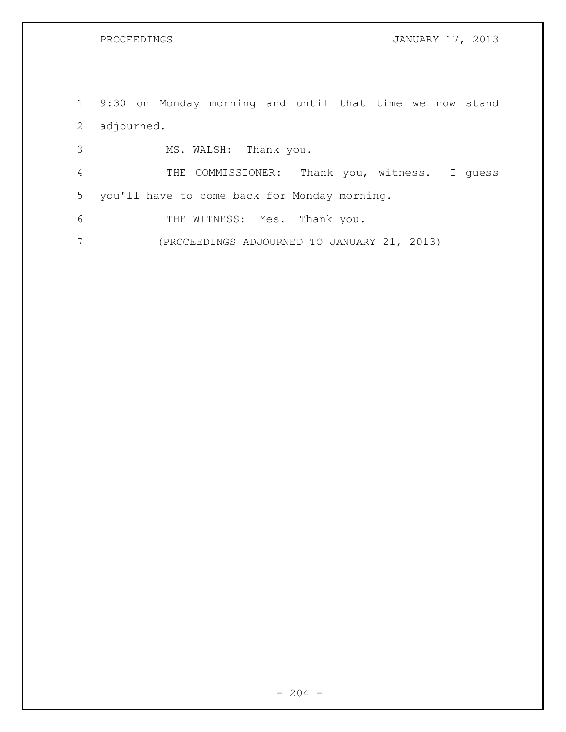9:30 on Monday morning and until that time we now stand adjourned.

MS. WALSH: Thank you.

THE COMMISSIONER: Thank you, witness. I guess you'll have to come back for Monday morning.

THE WITNESS: Yes. Thank you.

(PROCEEDINGS ADJOURNED TO JANUARY 21, 2013)